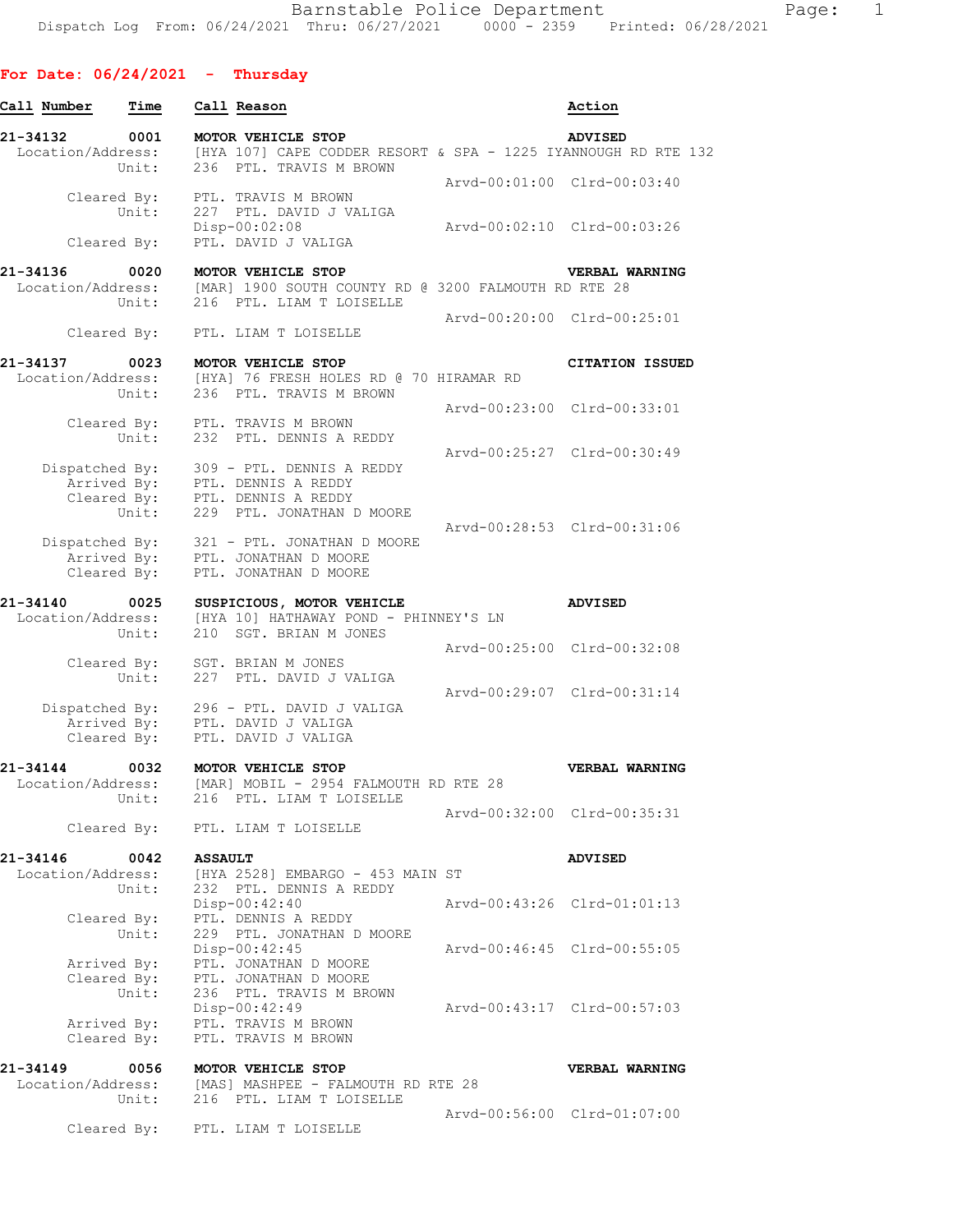## For Date: 06/24/2021 - Thursday

**Call Number** | **Time** | **Call Reason** | **Action**

**21-34132 0001 MOTOR VEHICLE STOP — ADVISED**
```
Location/Address:  [HYA 107] CAPE CODDER RESORT & SPA - 1225 IYANNOUGH RD RTE 132
           Unit:   236  PTL. TRAVIS M BROWN
                                                  Arvd-00:01:00  Clrd-00:03:40
     Cleared By:   PTL. TRAVIS M BROWN
           Unit:   227  PTL. DAVID J VALIGA
                   Disp-00:02:08                  Arvd-00:02:10  Clrd-00:03:26
     Cleared By:   PTL. DAVID J VALIGA
```

**21-34136 0020 MOTOR VEHICLE STOP — VERBAL WARNING**
```
Location/Address:  [MAR] 1900 SOUTH COUNTY RD @ 3200 FALMOUTH RD RTE 28
           Unit:   216  PTL. LIAM T LOISELLE
                                                  Arvd-00:20:00  Clrd-00:25:01
     Cleared By:   PTL. LIAM T LOISELLE
```

**21-34137 0023 MOTOR VEHICLE STOP — CITATION ISSUED**
```
Location/Address:  [HYA] 76 FRESH HOLES RD @ 70 HIRAMAR RD
           Unit:   236  PTL. TRAVIS M BROWN
                                                  Arvd-00:23:00  Clrd-00:33:01
     Cleared By:   PTL. TRAVIS M BROWN
           Unit:   232  PTL. DENNIS A REDDY
                                                  Arvd-00:25:27  Clrd-00:30:49
  Dispatched By:   309 - PTL. DENNIS A REDDY
     Arrived By:   PTL. DENNIS A REDDY
     Cleared By:   PTL. DENNIS A REDDY
           Unit:   229  PTL. JONATHAN D MOORE
                                                  Arvd-00:28:53  Clrd-00:31:06
  Dispatched By:   321 - PTL. JONATHAN D MOORE
     Arrived By:   PTL. JONATHAN D MOORE
     Cleared By:   PTL. JONATHAN D MOORE
```

**21-34140 0025 SUSPICIOUS, MOTOR VEHICLE — ADVISED**
```
Location/Address:  [HYA 10] HATHAWAY POND - PHINNEY'S LN
           Unit:   210  SGT. BRIAN M JONES
                                                  Arvd-00:25:00  Clrd-00:32:08
     Cleared By:   SGT. BRIAN M JONES
           Unit:   227  PTL. DAVID J VALIGA
                                                  Arvd-00:29:07  Clrd-00:31:14
  Dispatched By:   296 - PTL. DAVID J VALIGA
     Arrived By:   PTL. DAVID J VALIGA
     Cleared By:   PTL. DAVID J VALIGA
```

**21-34144 0032 MOTOR VEHICLE STOP — VERBAL WARNING**
```
Location/Address:  [MAR] MOBIL - 2954 FALMOUTH RD RTE 28
           Unit:   216  PTL. LIAM T LOISELLE
                                                  Arvd-00:32:00  Clrd-00:35:31
     Cleared By:   PTL. LIAM T LOISELLE
```

**21-34146 0042 ASSAULT — ADVISED**
```
Location/Address:  [HYA 2528] EMBARGO - 453 MAIN ST
           Unit:   232  PTL. DENNIS A REDDY
                   Disp-00:42:40                  Arvd-00:43:26  Clrd-01:01:13
     Cleared By:   PTL. DENNIS A REDDY
           Unit:   229  PTL. JONATHAN D MOORE
                   Disp-00:42:45                  Arvd-00:46:45  Clrd-00:55:05
     Arrived By:   PTL. JONATHAN D MOORE
     Cleared By:   PTL. JONATHAN D MOORE
           Unit:   236  PTL. TRAVIS M BROWN
                   Disp-00:42:49                  Arvd-00:43:17  Clrd-00:57:03
     Arrived By:   PTL. TRAVIS M BROWN
     Cleared By:   PTL. TRAVIS M BROWN
```

**21-34149 0056 MOTOR VEHICLE STOP — VERBAL WARNING**
```
Location/Address:  [MAS] MASHPEE - FALMOUTH RD RTE 28
           Unit:   216  PTL. LIAM T LOISELLE
                                                  Arvd-00:56:00  Clrd-01:07:00
     Cleared By:   PTL. LIAM T LOISELLE
```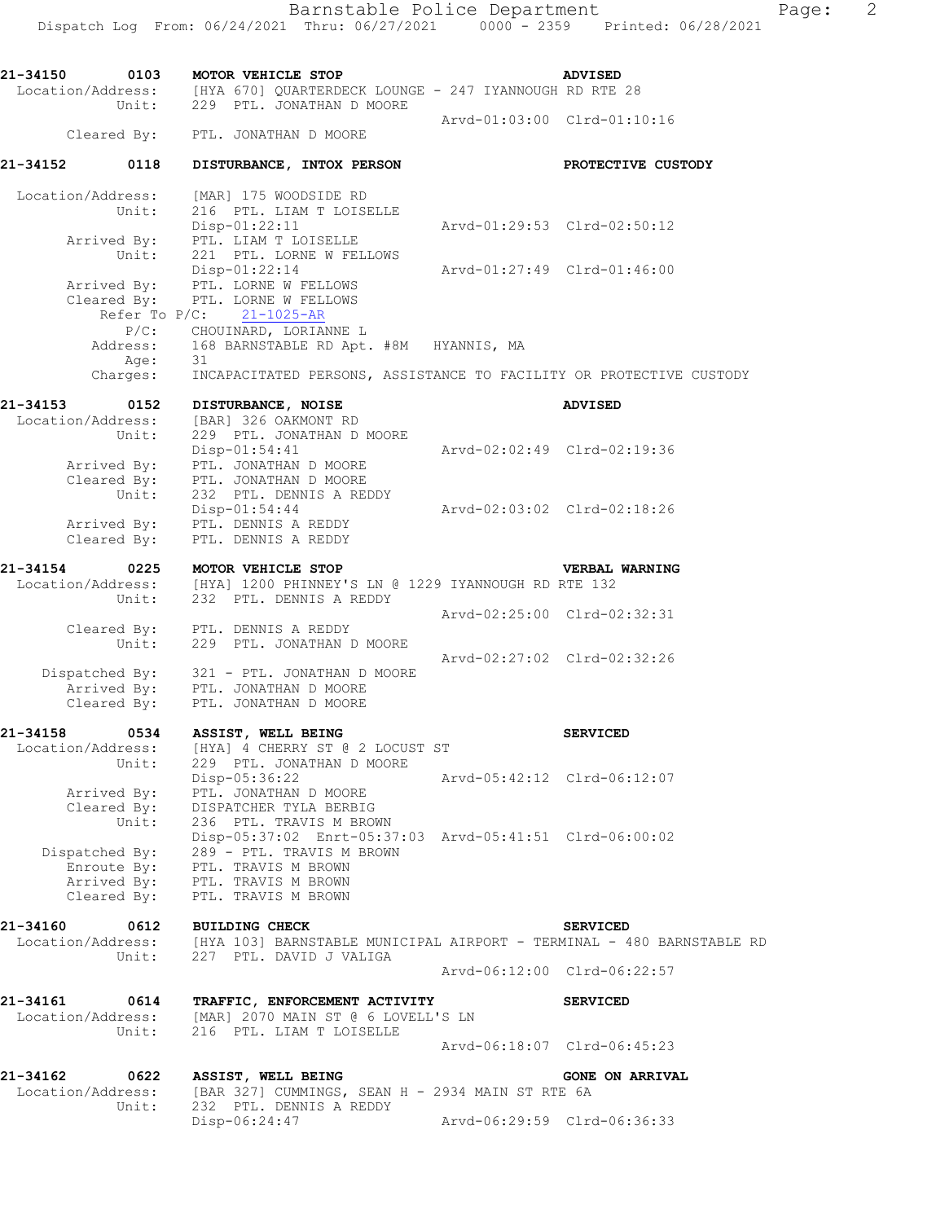**21-34150 0103 MOTOR VEHICLE STOP** **ADVISED**
Location/Address: [HYA 670] QUARTERDECK LOUNGE - 247 IYANNOUGH RD RTE 28
Unit: 229 PTL. JONATHAN D MOORE
Arvd-01:03:00 Clrd-01:10:16
Cleared By: PTL. JONATHAN D MOORE

**21-34152 0118 DISTURBANCE, INTOX PERSON** **PROTECTIVE CUSTODY**

Location/Address: [MAR] 175 WOODSIDE RD
Unit: 216 PTL. LIAM T LOISELLE
Disp-01:22:11 Arvd-01:29:53 Clrd-02:50:12
Arrived By: PTL. LIAM T LOISELLE
Unit: 221 PTL. LORNE W FELLOWS
Disp-01:22:14 Arvd-01:27:49 Clrd-01:46:00
Arrived By: PTL. LORNE W FELLOWS
Cleared By: PTL. LORNE W FELLOWS
Refer To P/C: 21-1025-AR
P/C: CHOUINARD, LORIANNE L
Address: 168 BARNSTABLE RD Apt. #8M HYANNIS, MA
Age: 31
Charges: INCAPACITATED PERSONS, ASSISTANCE TO FACILITY OR PROTECTIVE CUSTODY

**21-34153 0152 DISTURBANCE, NOISE** **ADVISED**
Location/Address: [BAR] 326 OAKMONT RD
Unit: 229 PTL. JONATHAN D MOORE
Disp-01:54:41 Arvd-02:02:49 Clrd-02:19:36
Arrived By: PTL. JONATHAN D MOORE
Cleared By: PTL. JONATHAN D MOORE
Unit: 232 PTL. DENNIS A REDDY
Disp-01:54:44 Arvd-02:03:02 Clrd-02:18:26
Arrived By: PTL. DENNIS A REDDY
Cleared By: PTL. DENNIS A REDDY

**21-34154 0225 MOTOR VEHICLE STOP** **VERBAL WARNING**
Location/Address: [HYA] 1200 PHINNEY'S LN @ 1229 IYANNOUGH RD RTE 132
Unit: 232 PTL. DENNIS A REDDY
Arvd-02:25:00 Clrd-02:32:31
Cleared By: PTL. DENNIS A REDDY
Unit: 229 PTL. JONATHAN D MOORE
Arvd-02:27:02 Clrd-02:32:26
Dispatched By: 321 - PTL. JONATHAN D MOORE
Arrived By: PTL. JONATHAN D MOORE
Cleared By: PTL. JONATHAN D MOORE

**21-34158 0534 ASSIST, WELL BEING** **SERVICED**
Location/Address: [HYA] 4 CHERRY ST @ 2 LOCUST ST
Unit: 229 PTL. JONATHAN D MOORE
Disp-05:36:22 Arvd-05:42:12 Clrd-06:12:07
Arrived By: PTL. JONATHAN D MOORE
Cleared By: DISPATCHER TYLA BERBIG
Unit: 236 PTL. TRAVIS M BROWN
Disp-05:37:02 Enrt-05:37:03 Arvd-05:41:51 Clrd-06:00:02
Dispatched By: 289 - PTL. TRAVIS M BROWN
Enroute By: PTL. TRAVIS M BROWN
Arrived By: PTL. TRAVIS M BROWN
Cleared By: PTL. TRAVIS M BROWN

**21-34160 0612 BUILDING CHECK** **SERVICED**
Location/Address: [HYA 103] BARNSTABLE MUNICIPAL AIRPORT - TERMINAL - 480 BARNSTABLE RD
Unit: 227 PTL. DAVID J VALIGA
Arvd-06:12:00 Clrd-06:22:57

**21-34161 0614 TRAFFIC, ENFORCEMENT ACTIVITY** **SERVICED**
Location/Address: [MAR] 2070 MAIN ST @ 6 LOVELL'S LN
Unit: 216 PTL. LIAM T LOISELLE
Arvd-06:18:07 Clrd-06:45:23

**21-34162 0622 ASSIST, WELL BEING** **GONE ON ARRIVAL**
Location/Address: [BAR 327] CUMMINGS, SEAN H - 2934 MAIN ST RTE 6A
Unit: 232 PTL. DENNIS A REDDY
Disp-06:24:47 Arvd-06:29:59 Clrd-06:36:33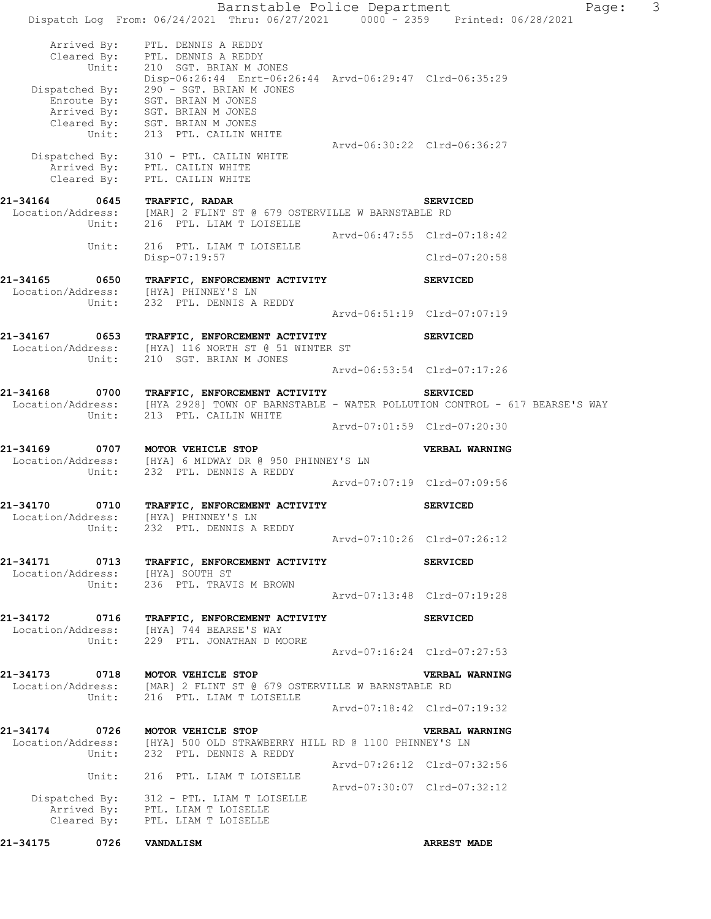```
        Arrived By:    PTL. DENNIS A REDDY
        Cleared By:    PTL. DENNIS A REDDY
             Unit:     210  SGT. BRIAN M JONES
                       Disp-06:26:44  Enrt-06:26:44  Arvd-06:29:47  Clrd-06:35:29
     Dispatched By:    290 - SGT. BRIAN M JONES
        Enroute By:    SGT. BRIAN M JONES
        Arrived By:    SGT. BRIAN M JONES
        Cleared By:    SGT. BRIAN M JONES
             Unit:     213  PTL. CAILIN WHITE
                                                    Arvd-06:30:22  Clrd-06:36:27
     Dispatched By:    310 - PTL. CAILIN WHITE
        Arrived By:    PTL. CAILIN WHITE
        Cleared By:    PTL. CAILIN WHITE
```

**21-34164 0645 TRAFFIC, RADAR** — **SERVICED**

```
 Location/Address:    [MAR] 2 FLINT ST @ 679 OSTERVILLE W BARNSTABLE RD
             Unit:    216  PTL. LIAM T LOISELLE
                                                    Arvd-06:47:55  Clrd-07:18:42
             Unit:    216  PTL. LIAM T LOISELLE
                      Disp-07:19:57                                Clrd-07:20:58
```

**21-34165 0650 TRAFFIC, ENFORCEMENT ACTIVITY** — **SERVICED**

```
 Location/Address:    [HYA] PHINNEY'S LN
             Unit:    232  PTL. DENNIS A REDDY
                                                    Arvd-06:51:19  Clrd-07:07:19
```

**21-34167 0653 TRAFFIC, ENFORCEMENT ACTIVITY** — **SERVICED**

```
 Location/Address:    [HYA] 116 NORTH ST @ 51 WINTER ST
             Unit:    210  SGT. BRIAN M JONES
                                                    Arvd-06:53:54  Clrd-07:17:26
```

**21-34168 0700 TRAFFIC, ENFORCEMENT ACTIVITY** — **SERVICED**

```
 Location/Address:    [HYA 2928] TOWN OF BARNSTABLE - WATER POLLUTION CONTROL - 617 BEARSE'S WAY
             Unit:    213  PTL. CAILIN WHITE
                                                    Arvd-07:01:59  Clrd-07:20:30
```

**21-34169 0707 MOTOR VEHICLE STOP** — **VERBAL WARNING**

```
 Location/Address:    [HYA] 6 MIDWAY DR @ 950 PHINNEY'S LN
             Unit:    232  PTL. DENNIS A REDDY
                                                    Arvd-07:07:19  Clrd-07:09:56
```

**21-34170 0710 TRAFFIC, ENFORCEMENT ACTIVITY** — **SERVICED**

```
 Location/Address:    [HYA] PHINNEY'S LN
             Unit:    232  PTL. DENNIS A REDDY
                                                    Arvd-07:10:26  Clrd-07:26:12
```

**21-34171 0713 TRAFFIC, ENFORCEMENT ACTIVITY** — **SERVICED**

```
 Location/Address:    [HYA] SOUTH ST
             Unit:    236  PTL. TRAVIS M BROWN
                                                    Arvd-07:13:48  Clrd-07:19:28
```

**21-34172 0716 TRAFFIC, ENFORCEMENT ACTIVITY** — **SERVICED**

```
 Location/Address:    [HYA] 744 BEARSE'S WAY
             Unit:    229  PTL. JONATHAN D MOORE
                                                    Arvd-07:16:24  Clrd-07:27:53
```

**21-34173 0718 MOTOR VEHICLE STOP** — **VERBAL WARNING**

```
 Location/Address:    [MAR] 2 FLINT ST @ 679 OSTERVILLE W BARNSTABLE RD
             Unit:    216  PTL. LIAM T LOISELLE
                                                    Arvd-07:18:42  Clrd-07:19:32
```

**21-34174 0726 MOTOR VEHICLE STOP** — **VERBAL WARNING**

```
 Location/Address:    [HYA] 500 OLD STRAWBERRY HILL RD @ 1100 PHINNEY'S LN
             Unit:    232  PTL. DENNIS A REDDY
                                                    Arvd-07:26:12  Clrd-07:32:56
             Unit:    216  PTL. LIAM T LOISELLE
                                                    Arvd-07:30:07  Clrd-07:32:12
     Dispatched By:   312 - PTL. LIAM T LOISELLE
        Arrived By:   PTL. LIAM T LOISELLE
        Cleared By:   PTL. LIAM T LOISELLE
```

**21-34175 0726 VANDALISM** — **ARREST MADE**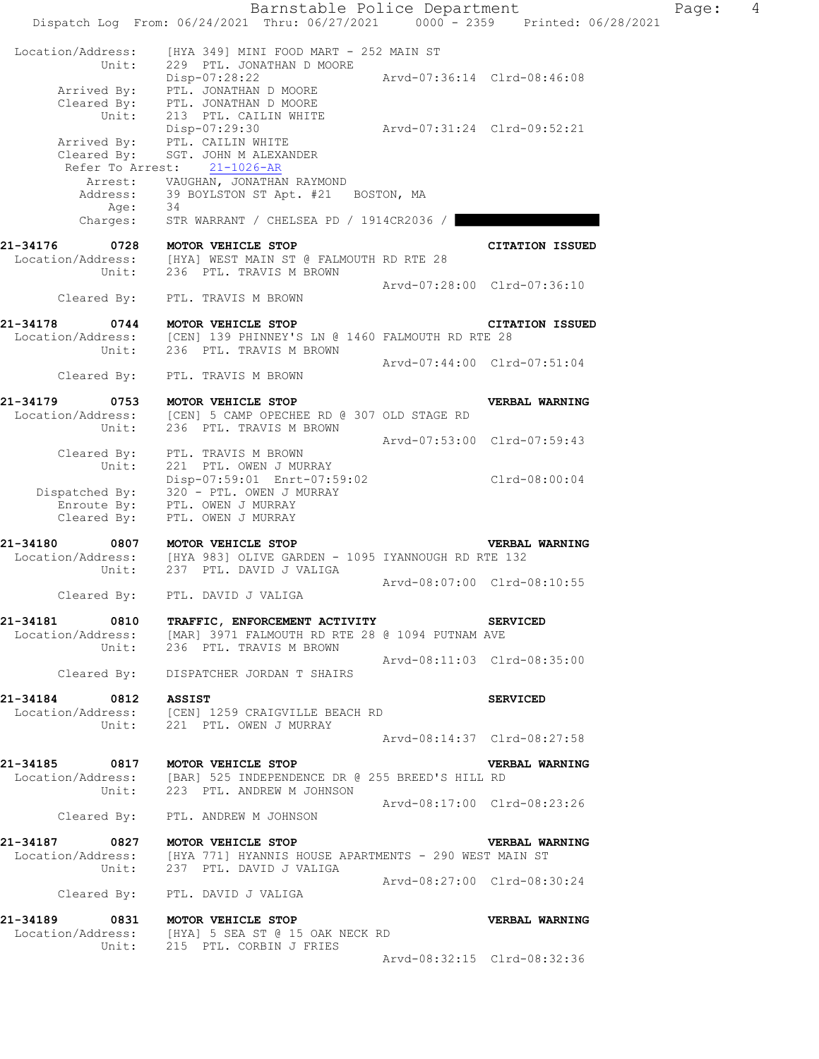Location/Address: [HYA 349] MINI FOOD MART - 252 MAIN ST
Unit: 229 PTL. JONATHAN D MOORE
Disp-07:28:22 Arvd-07:36:14 Clrd-08:46:08
Arrived By: PTL. JONATHAN D MOORE
Cleared By: PTL. JONATHAN D MOORE
Unit: 213 PTL. CAILIN WHITE
Disp-07:29:30 Arvd-07:31:24 Clrd-09:52:21
Arrived By: PTL. CAILIN WHITE
Cleared By: SGT. JOHN M ALEXANDER
Refer To Arrest: 21-1026-AR
Arrest: VAUGHAN, JONATHAN RAYMOND
Address: 39 BOYLSTON ST Apt. #21 BOSTON, MA
Age: 34
Charges: STR WARRANT / CHELSEA PD / 1914CR2036 /

**21-34176 0728 MOTOR VEHICLE STOP CITATION ISSUED**
Location/Address: [HYA] WEST MAIN ST @ FALMOUTH RD RTE 28
Unit: 236 PTL. TRAVIS M BROWN
Arvd-07:28:00 Clrd-07:36:10
Cleared By: PTL. TRAVIS M BROWN

**21-34178 0744 MOTOR VEHICLE STOP CITATION ISSUED**
Location/Address: [CEN] 139 PHINNEY'S LN @ 1460 FALMOUTH RD RTE 28
Unit: 236 PTL. TRAVIS M BROWN
Arvd-07:44:00 Clrd-07:51:04
Cleared By: PTL. TRAVIS M BROWN

**21-34179 0753 MOTOR VEHICLE STOP VERBAL WARNING**
Location/Address: [CEN] 5 CAMP OPECHEE RD @ 307 OLD STAGE RD
Unit: 236 PTL. TRAVIS M BROWN
Arvd-07:53:00 Clrd-07:59:43
Cleared By: PTL. TRAVIS M BROWN
Unit: 221 PTL. OWEN J MURRAY
Disp-07:59:01 Enrt-07:59:02 Clrd-08:00:04
Dispatched By: 320 - PTL. OWEN J MURRAY
Enroute By: PTL. OWEN J MURRAY
Cleared By: PTL. OWEN J MURRAY

**21-34180 0807 MOTOR VEHICLE STOP VERBAL WARNING**
Location/Address: [HYA 983] OLIVE GARDEN - 1095 IYANNOUGH RD RTE 132
Unit: 237 PTL. DAVID J VALIGA
Arvd-08:07:00 Clrd-08:10:55
Cleared By: PTL. DAVID J VALIGA

**21-34181 0810 TRAFFIC, ENFORCEMENT ACTIVITY SERVICED**
Location/Address: [MAR] 3971 FALMOUTH RD RTE 28 @ 1094 PUTNAM AVE
Unit: 236 PTL. TRAVIS M BROWN
Arvd-08:11:03 Clrd-08:35:00
Cleared By: DISPATCHER JORDAN T SHAIRS

**21-34184 0812 ASSIST SERVICED**
Location/Address: [CEN] 1259 CRAIGVILLE BEACH RD
Unit: 221 PTL. OWEN J MURRAY
Arvd-08:14:37 Clrd-08:27:58

**21-34185 0817 MOTOR VEHICLE STOP VERBAL WARNING**
Location/Address: [BAR] 525 INDEPENDENCE DR @ 255 BREED'S HILL RD
Unit: 223 PTL. ANDREW M JOHNSON
Arvd-08:17:00 Clrd-08:23:26
Cleared By: PTL. ANDREW M JOHNSON

**21-34187 0827 MOTOR VEHICLE STOP VERBAL WARNING**
Location/Address: [HYA 771] HYANNIS HOUSE APARTMENTS - 290 WEST MAIN ST
Unit: 237 PTL. DAVID J VALIGA
Arvd-08:27:00 Clrd-08:30:24
Cleared By: PTL. DAVID J VALIGA

**21-34189 0831 MOTOR VEHICLE STOP VERBAL WARNING**
Location/Address: [HYA] 5 SEA ST @ 15 OAK NECK RD
Unit: 215 PTL. CORBIN J FRIES
Arvd-08:32:15 Clrd-08:32:36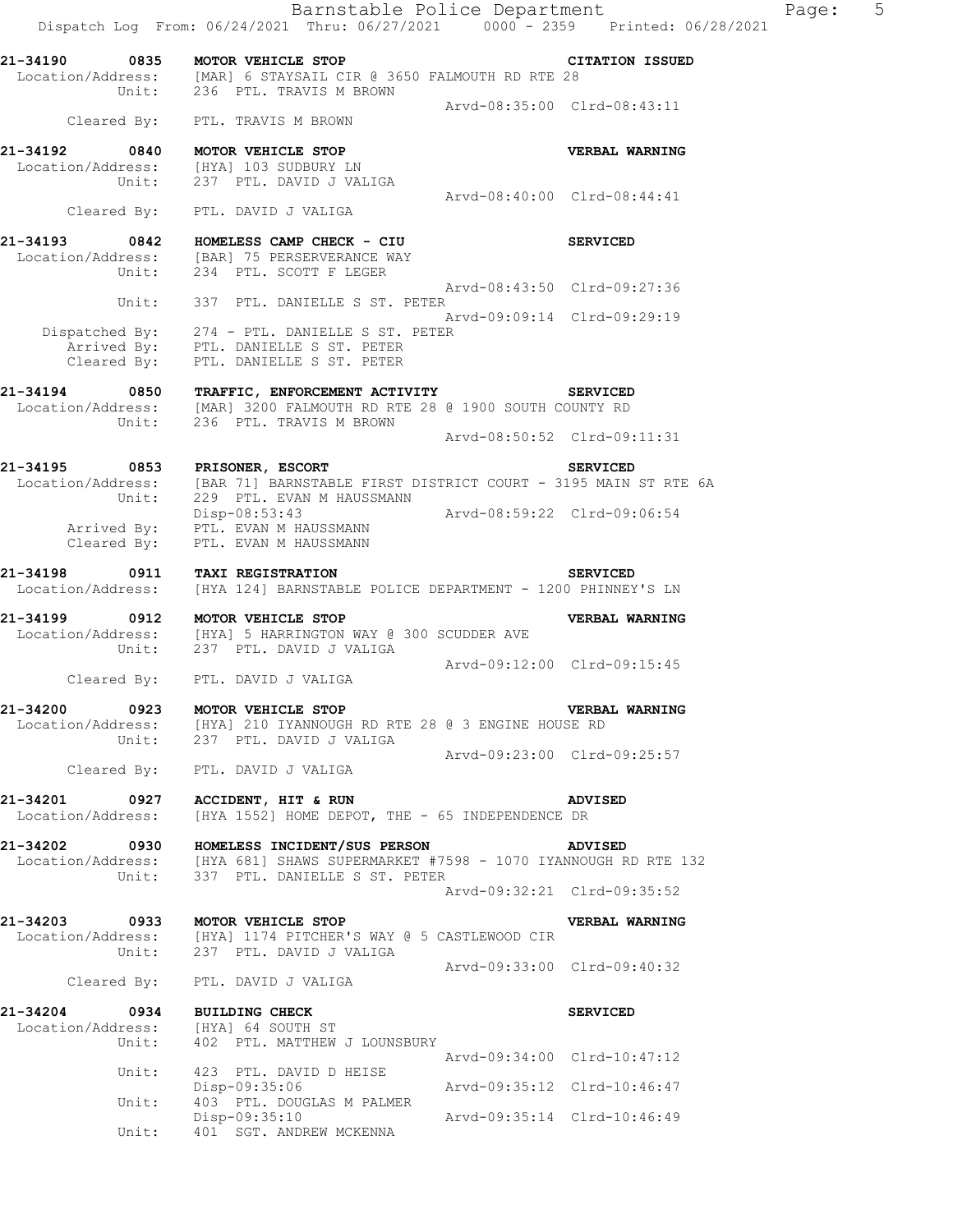**21-34190 0835 MOTOR VEHICLE STOP** — **CITATION ISSUED**
Location/Address: [MAR] 6 STAYSAIL CIR @ 3650 FALMOUTH RD RTE 28
Unit: 236 PTL. TRAVIS M BROWN
Arvd-08:35:00 Clrd-08:43:11
Cleared By: PTL. TRAVIS M BROWN

**21-34192 0840 MOTOR VEHICLE STOP** — **VERBAL WARNING**
Location/Address: [HYA] 103 SUDBURY LN
Unit: 237 PTL. DAVID J VALIGA
Arvd-08:40:00 Clrd-08:44:41
Cleared By: PTL. DAVID J VALIGA

**21-34193 0842 HOMELESS CAMP CHECK - CIU** — **SERVICED**
Location/Address: [BAR] 75 PERSERVERANCE WAY
Unit: 234 PTL. SCOTT F LEGER
Arvd-08:43:50 Clrd-09:27:36
Unit: 337 PTL. DANIELLE S ST. PETER
Arvd-09:09:14 Clrd-09:29:19
Dispatched By: 274 - PTL. DANIELLE S ST. PETER
Arrived By: PTL. DANIELLE S ST. PETER
Cleared By: PTL. DANIELLE S ST. PETER

**21-34194 0850 TRAFFIC, ENFORCEMENT ACTIVITY** — **SERVICED**
Location/Address: [MAR] 3200 FALMOUTH RD RTE 28 @ 1900 SOUTH COUNTY RD
Unit: 236 PTL. TRAVIS M BROWN
Arvd-08:50:52 Clrd-09:11:31

**21-34195 0853 PRISONER, ESCORT** — **SERVICED**
Location/Address: [BAR 71] BARNSTABLE FIRST DISTRICT COURT - 3195 MAIN ST RTE 6A
Unit: 229 PTL. EVAN M HAUSSMANN
Disp-08:53:43 Arvd-08:59:22 Clrd-09:06:54
Arrived By: PTL. EVAN M HAUSSMANN
Cleared By: PTL. EVAN M HAUSSMANN

**21-34198 0911 TAXI REGISTRATION** — **SERVICED**
Location/Address: [HYA 124] BARNSTABLE POLICE DEPARTMENT - 1200 PHINNEY'S LN

**21-34199 0912 MOTOR VEHICLE STOP** — **VERBAL WARNING**
Location/Address: [HYA] 5 HARRINGTON WAY @ 300 SCUDDER AVE
Unit: 237 PTL. DAVID J VALIGA
Arvd-09:12:00 Clrd-09:15:45
Cleared By: PTL. DAVID J VALIGA

**21-34200 0923 MOTOR VEHICLE STOP** — **VERBAL WARNING**
Location/Address: [HYA] 210 IYANNOUGH RD RTE 28 @ 3 ENGINE HOUSE RD
Unit: 237 PTL. DAVID J VALIGA
Arvd-09:23:00 Clrd-09:25:57
Cleared By: PTL. DAVID J VALIGA

**21-34201 0927 ACCIDENT, HIT & RUN** — **ADVISED**
Location/Address: [HYA 1552] HOME DEPOT, THE - 65 INDEPENDENCE DR

**21-34202 0930 HOMELESS INCIDENT/SUS PERSON** — **ADVISED**
Location/Address: [HYA 681] SHAWS SUPERMARKET #7598 - 1070 IYANNOUGH RD RTE 132
Unit: 337 PTL. DANIELLE S ST. PETER
Arvd-09:32:21 Clrd-09:35:52

**21-34203 0933 MOTOR VEHICLE STOP** — **VERBAL WARNING**
Location/Address: [HYA] 1174 PITCHER'S WAY @ 5 CASTLEWOOD CIR
Unit: 237 PTL. DAVID J VALIGA
Arvd-09:33:00 Clrd-09:40:32
Cleared By: PTL. DAVID J VALIGA

**21-34204 0934 BUILDING CHECK** — **SERVICED**
Location/Address: [HYA] 64 SOUTH ST
Unit: 402 PTL. MATTHEW J LOUNSBURY
Arvd-09:34:00 Clrd-10:47:12
Unit: 423 PTL. DAVID D HEISE
Disp-09:35:06 Arvd-09:35:12 Clrd-10:46:47
Unit: 403 PTL. DOUGLAS M PALMER
Disp-09:35:10 Arvd-09:35:14 Clrd-10:46:49
Unit: 401 SGT. ANDREW MCKENNA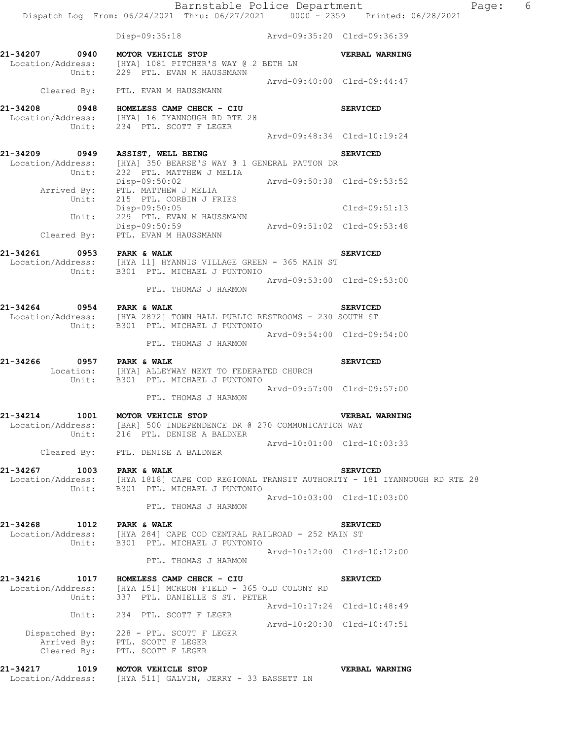Disp-09:35:18 Arvd-09:35:20 Clrd-09:36:39

**21-34207 0940 MOTOR VEHICLE STOP VERBAL WARNING**
Location/Address: [HYA] 1081 PITCHER'S WAY @ 2 BETH LN
Unit: 229 PTL. EVAN M HAUSSMANN
Arvd-09:40:00 Clrd-09:44:47
Cleared By: PTL. EVAN M HAUSSMANN

**21-34208 0948 HOMELESS CAMP CHECK - CIU SERVICED**
Location/Address: [HYA] 16 IYANNOUGH RD RTE 28
Unit: 234 PTL. SCOTT F LEGER
Arvd-09:48:34 Clrd-10:19:24

**21-34209 0949 ASSIST, WELL BEING SERVICED**
Location/Address: [HYA] 350 BEARSE'S WAY @ 1 GENERAL PATTON DR
Unit: 232 PTL. MATTHEW J MELIA
Disp-09:50:02 Arvd-09:50:38 Clrd-09:53:52
Arrived By: PTL. MATTHEW J MELIA
Unit: 215 PTL. CORBIN J FRIES
Disp-09:50:05 Clrd-09:51:13
Unit: 229 PTL. EVAN M HAUSSMANN
Disp-09:50:59 Arvd-09:51:02 Clrd-09:53:48
Cleared By: PTL. EVAN M HAUSSMANN

**21-34261 0953 PARK & WALK SERVICED**
Location/Address: [HYA 11] HYANNIS VILLAGE GREEN - 365 MAIN ST
Unit: B301 PTL. MICHAEL J PUNTONIO
Arvd-09:53:00 Clrd-09:53:00
PTL. THOMAS J HARMON

**21-34264 0954 PARK & WALK SERVICED**
Location/Address: [HYA 2872] TOWN HALL PUBLIC RESTROOMS - 230 SOUTH ST
Unit: B301 PTL. MICHAEL J PUNTONIO
Arvd-09:54:00 Clrd-09:54:00
PTL. THOMAS J HARMON

**21-34266 0957 PARK & WALK SERVICED**
Location: [HYA] ALLEYWAY NEXT TO FEDERATED CHURCH
Unit: B301 PTL. MICHAEL J PUNTONIO
Arvd-09:57:00 Clrd-09:57:00
PTL. THOMAS J HARMON

**21-34214 1001 MOTOR VEHICLE STOP VERBAL WARNING**
Location/Address: [BAR] 500 INDEPENDENCE DR @ 270 COMMUNICATION WAY
Unit: 216 PTL. DENISE A BALDNER
Arvd-10:01:00 Clrd-10:03:33
Cleared By: PTL. DENISE A BALDNER

**21-34267 1003 PARK & WALK SERVICED**
Location/Address: [HYA 1818] CAPE COD REGIONAL TRANSIT AUTHORITY - 181 IYANNOUGH RD RTE 28
Unit: B301 PTL. MICHAEL J PUNTONIO
Arvd-10:03:00 Clrd-10:03:00
PTL. THOMAS J HARMON

**21-34268 1012 PARK & WALK SERVICED**
Location/Address: [HYA 284] CAPE COD CENTRAL RAILROAD - 252 MAIN ST
Unit: B301 PTL. MICHAEL J PUNTONIO
Arvd-10:12:00 Clrd-10:12:00
PTL. THOMAS J HARMON

**21-34216 1017 HOMELESS CAMP CHECK - CIU SERVICED**
Location/Address: [HYA 151] MCKEON FIELD - 365 OLD COLONY RD
Unit: 337 PTL. DANIELLE S ST. PETER
Arvd-10:17:24 Clrd-10:48:49
Unit: 234 PTL. SCOTT F LEGER
Arvd-10:20:30 Clrd-10:47:51
Dispatched By: 228 - PTL. SCOTT F LEGER
Arrived By: PTL. SCOTT F LEGER
Cleared By: PTL. SCOTT F LEGER

**21-34217 1019 MOTOR VEHICLE STOP VERBAL WARNING**
Location/Address: [HYA 511] GALVIN, JERRY - 33 BASSETT LN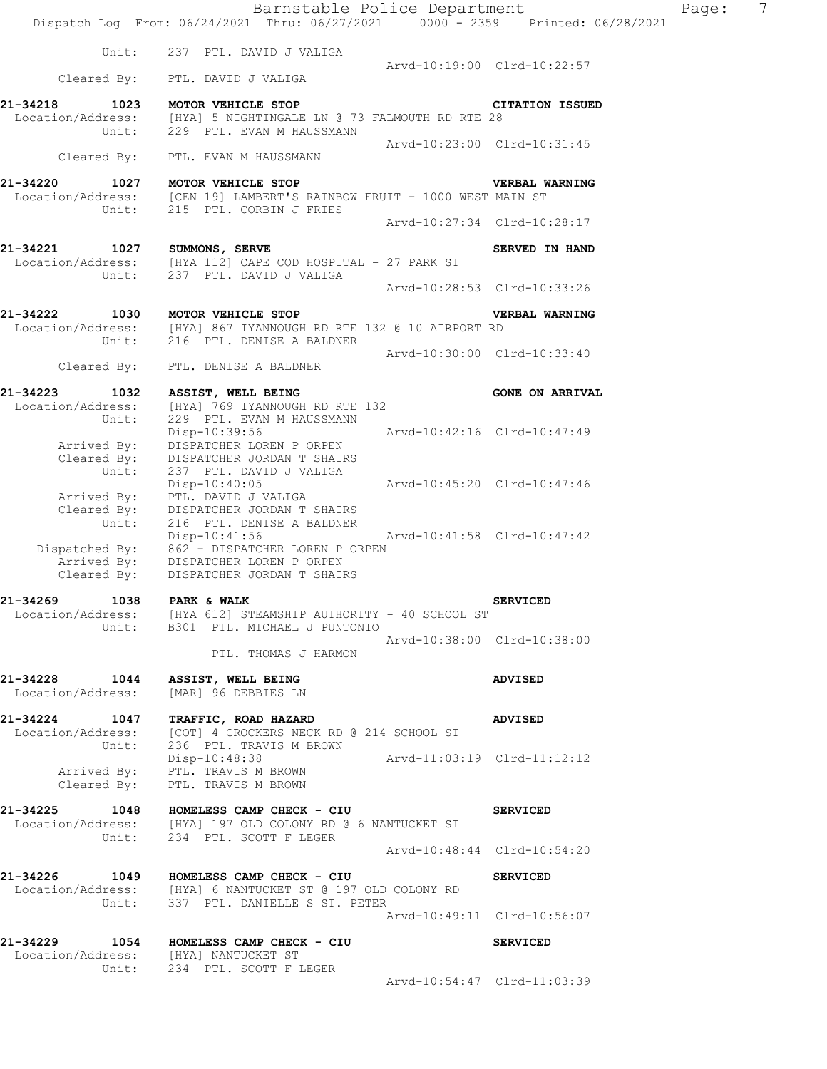```
          Unit:      237  PTL. DAVID J VALIGA
                                                  Arvd-10:19:00  Clrd-10:22:57
     Cleared By:     PTL. DAVID J VALIGA

21-34218      1023   MOTOR VEHICLE STOP                             CITATION ISSUED
 Location/Address:   [HYA] 5 NIGHTINGALE LN @ 73 FALMOUTH RD RTE 28
          Unit:      229  PTL. EVAN M HAUSSMANN
                                                  Arvd-10:23:00  Clrd-10:31:45
     Cleared By:     PTL. EVAN M HAUSSMANN

21-34220      1027   MOTOR VEHICLE STOP                             VERBAL WARNING
 Location/Address:   [CEN 19] LAMBERT'S RAINBOW FRUIT - 1000 WEST MAIN ST
          Unit:      215  PTL. CORBIN J FRIES
                                                  Arvd-10:27:34  Clrd-10:28:17

21-34221      1027   SUMMONS, SERVE                                 SERVED IN HAND
 Location/Address:   [HYA 112] CAPE COD HOSPITAL - 27 PARK ST
          Unit:      237  PTL. DAVID J VALIGA
                                                  Arvd-10:28:53  Clrd-10:33:26

21-34222      1030   MOTOR VEHICLE STOP                             VERBAL WARNING
 Location/Address:   [HYA] 867 IYANNOUGH RD RTE 132 @ 10 AIRPORT RD
          Unit:      216  PTL. DENISE A BALDNER
                                                  Arvd-10:30:00  Clrd-10:33:40
     Cleared By:     PTL. DENISE A BALDNER

21-34223      1032   ASSIST, WELL BEING                             GONE ON ARRIVAL
 Location/Address:   [HYA] 769 IYANNOUGH RD RTE 132
          Unit:      229  PTL. EVAN M HAUSSMANN
                     Disp-10:39:56               Arvd-10:42:16  Clrd-10:47:49
     Arrived By:     DISPATCHER LOREN P ORPEN
     Cleared By:     DISPATCHER JORDAN T SHAIRS
          Unit:      237  PTL. DAVID J VALIGA
                     Disp-10:40:05               Arvd-10:45:20  Clrd-10:47:46
     Arrived By:     PTL. DAVID J VALIGA
     Cleared By:     DISPATCHER JORDAN T SHAIRS
          Unit:      216  PTL. DENISE A BALDNER
                     Disp-10:41:56               Arvd-10:41:58  Clrd-10:47:42
  Dispatched By:     862 - DISPATCHER LOREN P ORPEN
     Arrived By:     DISPATCHER LOREN P ORPEN
     Cleared By:     DISPATCHER JORDAN T SHAIRS

21-34269      1038   PARK & WALK                                    SERVICED
 Location/Address:   [HYA 612] STEAMSHIP AUTHORITY - 40 SCHOOL ST
          Unit:      B301  PTL. MICHAEL J PUNTONIO
                                                  Arvd-10:38:00  Clrd-10:38:00
                           PTL. THOMAS J HARMON

21-34228      1044   ASSIST, WELL BEING                             ADVISED
 Location/Address:   [MAR] 96 DEBBIES LN

21-34224      1047   TRAFFIC, ROAD HAZARD                           ADVISED
 Location/Address:   [COT] 4 CROCKERS NECK RD @ 214 SCHOOL ST
          Unit:      236  PTL. TRAVIS M BROWN
                     Disp-10:48:38               Arvd-11:03:19  Clrd-11:12:12
     Arrived By:     PTL. TRAVIS M BROWN
     Cleared By:     PTL. TRAVIS M BROWN

21-34225      1048   HOMELESS CAMP CHECK - CIU                      SERVICED
 Location/Address:   [HYA] 197 OLD COLONY RD @ 6 NANTUCKET ST
          Unit:      234  PTL. SCOTT F LEGER
                                                  Arvd-10:48:44  Clrd-10:54:20

21-34226      1049   HOMELESS CAMP CHECK - CIU                      SERVICED
 Location/Address:   [HYA] 6 NANTUCKET ST @ 197 OLD COLONY RD
          Unit:      337  PTL. DANIELLE S ST. PETER
                                                  Arvd-10:49:11  Clrd-10:56:07

21-34229      1054   HOMELESS CAMP CHECK - CIU                      SERVICED
 Location/Address:   [HYA] NANTUCKET ST
          Unit:      234  PTL. SCOTT F LEGER
                                                  Arvd-10:54:47  Clrd-11:03:39
```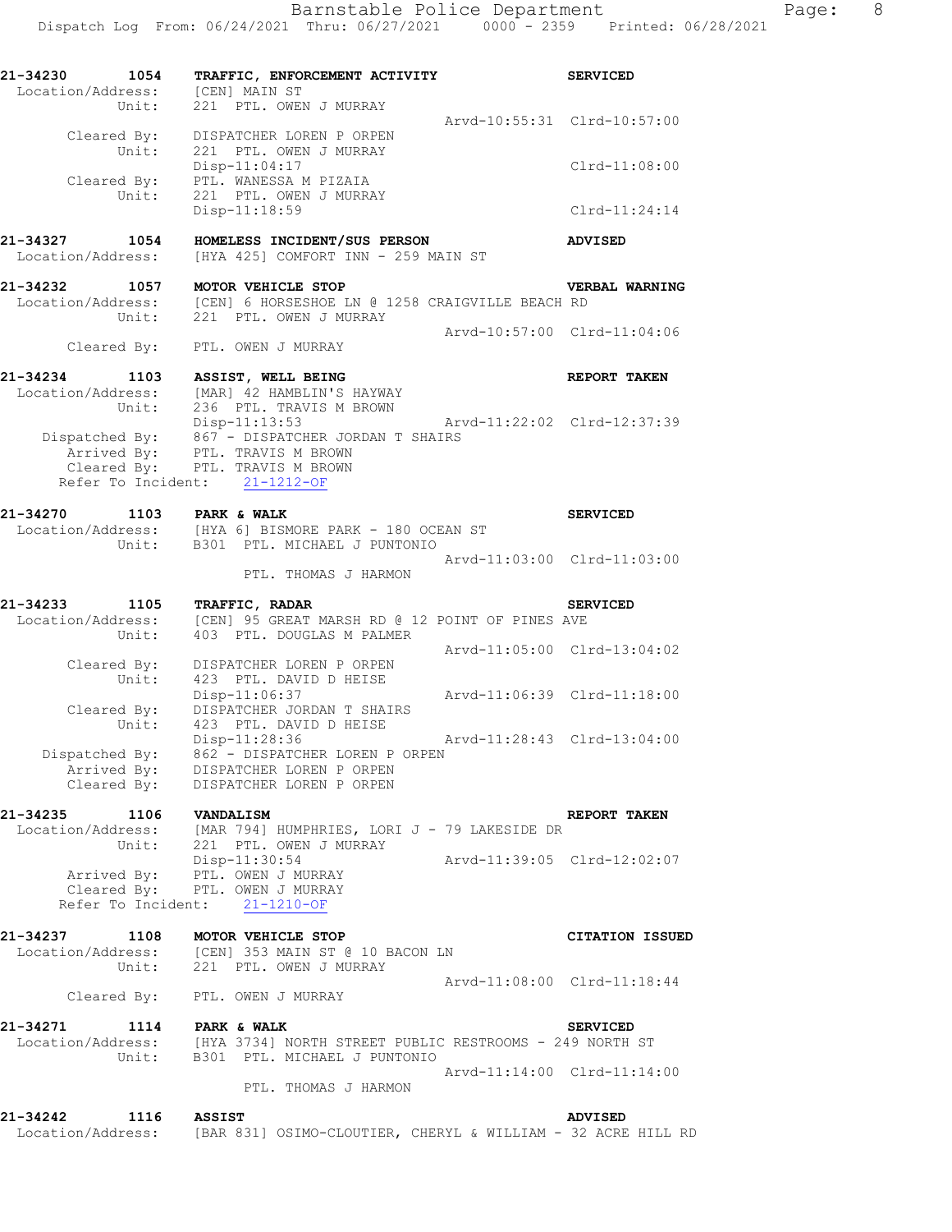**21-34230 1054 TRAFFIC, ENFORCEMENT ACTIVITY SERVICED**

Location/Address: [CEN] MAIN ST
Unit: 221 PTL. OWEN J MURRAY
Arvd-10:55:31 Clrd-10:57:00
Cleared By: DISPATCHER LOREN P ORPEN
Unit: 221 PTL. OWEN J MURRAY
Disp-11:04:17 Clrd-11:08:00
Cleared By: PTL. WANESSA M PIZAIA
Unit: 221 PTL. OWEN J MURRAY
Disp-11:18:59 Clrd-11:24:14

**21-34327 1054 HOMELESS INCIDENT/SUS PERSON ADVISED**

Location/Address: [HYA 425] COMFORT INN - 259 MAIN ST

**21-34232 1057 MOTOR VEHICLE STOP VERBAL WARNING**

Location/Address: [CEN] 6 HORSESHOE LN @ 1258 CRAIGVILLE BEACH RD
Unit: 221 PTL. OWEN J MURRAY
Arvd-10:57:00 Clrd-11:04:06
Cleared By: PTL. OWEN J MURRAY

**21-34234 1103 ASSIST, WELL BEING REPORT TAKEN**

Location/Address: [MAR] 42 HAMBLIN'S HAYWAY
Unit: 236 PTL. TRAVIS M BROWN
Disp-11:13:53 Arvd-11:22:02 Clrd-12:37:39
Dispatched By: 867 - DISPATCHER JORDAN T SHAIRS
Arrived By: PTL. TRAVIS M BROWN
Cleared By: PTL. TRAVIS M BROWN
Refer To Incident: 21-1212-OF

**21-34270 1103 PARK & WALK SERVICED**

Location/Address: [HYA 6] BISMORE PARK - 180 OCEAN ST
Unit: B301 PTL. MICHAEL J PUNTONIO
Arvd-11:03:00 Clrd-11:03:00
PTL. THOMAS J HARMON

**21-34233 1105 TRAFFIC, RADAR SERVICED**

Location/Address: [CEN] 95 GREAT MARSH RD @ 12 POINT OF PINES AVE
Unit: 403 PTL. DOUGLAS M PALMER
Arvd-11:05:00 Clrd-13:04:02
Cleared By: DISPATCHER LOREN P ORPEN
Unit: 423 PTL. DAVID D HEISE
Disp-11:06:37 Arvd-11:06:39 Clrd-11:18:00
Cleared By: DISPATCHER JORDAN T SHAIRS
Unit: 423 PTL. DAVID D HEISE
Disp-11:28:36 Arvd-11:28:43 Clrd-13:04:00
Dispatched By: 862 - DISPATCHER LOREN P ORPEN
Arrived By: DISPATCHER LOREN P ORPEN
Cleared By: DISPATCHER LOREN P ORPEN

**21-34235 1106 VANDALISM REPORT TAKEN**

Location/Address: [MAR 794] HUMPHRIES, LORI J - 79 LAKESIDE DR
Unit: 221 PTL. OWEN J MURRAY
Disp-11:30:54 Arvd-11:39:05 Clrd-12:02:07
Arrived By: PTL. OWEN J MURRAY
Cleared By: PTL. OWEN J MURRAY
Refer To Incident: 21-1210-OF

**21-34237 1108 MOTOR VEHICLE STOP CITATION ISSUED**

Location/Address: [CEN] 353 MAIN ST @ 10 BACON LN
Unit: 221 PTL. OWEN J MURRAY
Arvd-11:08:00 Clrd-11:18:44
Cleared By: PTL. OWEN J MURRAY

**21-34271 1114 PARK & WALK SERVICED**

Location/Address: [HYA 3734] NORTH STREET PUBLIC RESTROOMS - 249 NORTH ST
Unit: B301 PTL. MICHAEL J PUNTONIO
Arvd-11:14:00 Clrd-11:14:00
PTL. THOMAS J HARMON

**21-34242 1116 ASSIST ADVISED**

Location/Address: [BAR 831] OSIMO-CLOUTIER, CHERYL & WILLIAM - 32 ACRE HILL RD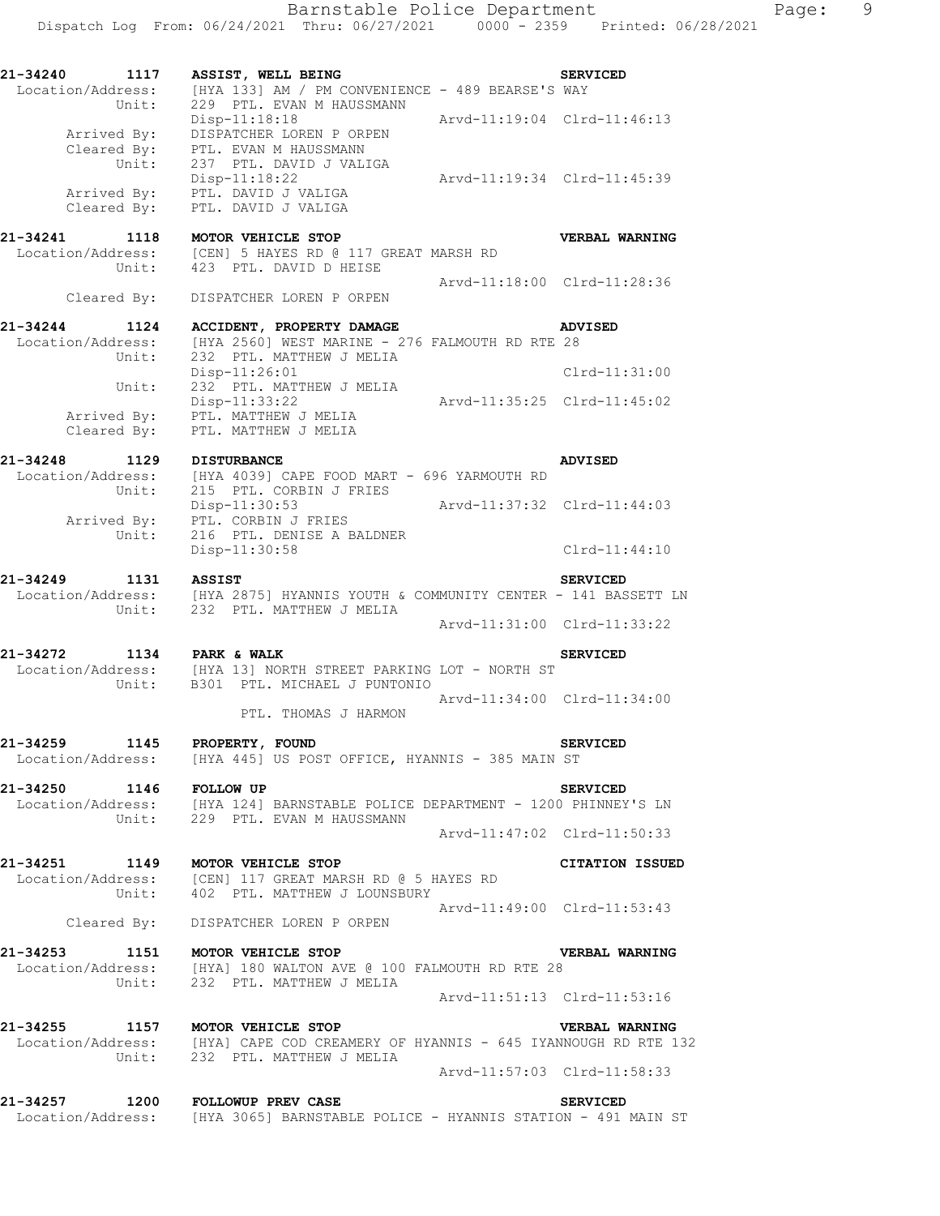```
21-34240        1117   ASSIST, WELL BEING                                   SERVICED
  Location/Address:    [HYA 133] AM / PM CONVENIENCE - 489 BEARSE'S WAY
              Unit:    229  PTL. EVAN M HAUSSMANN
                       Disp-11:18:18                    Arvd-11:19:04  Clrd-11:46:13
       Arrived By:     DISPATCHER LOREN P ORPEN
       Cleared By:     PTL. EVAN M HAUSSMANN
              Unit:    237  PTL. DAVID J VALIGA
                       Disp-11:18:22                    Arvd-11:19:34  Clrd-11:45:39
       Arrived By:     PTL. DAVID J VALIGA
       Cleared By:     PTL. DAVID J VALIGA

21-34241        1118   MOTOR VEHICLE STOP                                   VERBAL WARNING
  Location/Address:    [CEN] 5 HAYES RD @ 117 GREAT MARSH RD
              Unit:    423  PTL. DAVID D HEISE
                                                        Arvd-11:18:00  Clrd-11:28:36
       Cleared By:     DISPATCHER LOREN P ORPEN

21-34244        1124   ACCIDENT, PROPERTY DAMAGE                            ADVISED
  Location/Address:    [HYA 2560] WEST MARINE - 276 FALMOUTH RD RTE 28
              Unit:    232  PTL. MATTHEW J MELIA
                       Disp-11:26:01                                   Clrd-11:31:00
              Unit:    232  PTL. MATTHEW J MELIA
                       Disp-11:33:22                    Arvd-11:35:25  Clrd-11:45:02
       Arrived By:     PTL. MATTHEW J MELIA
       Cleared By:     PTL. MATTHEW J MELIA

21-34248        1129   DISTURBANCE                                          ADVISED
  Location/Address:    [HYA 4039] CAPE FOOD MART - 696 YARMOUTH RD
              Unit:    215  PTL. CORBIN J FRIES
                       Disp-11:30:53                    Arvd-11:37:32  Clrd-11:44:03
       Arrived By:     PTL. CORBIN J FRIES
              Unit:    216  PTL. DENISE A BALDNER
                       Disp-11:30:58                                   Clrd-11:44:10

21-34249        1131   ASSIST                                               SERVICED
  Location/Address:    [HYA 2875] HYANNIS YOUTH & COMMUNITY CENTER - 141 BASSETT LN
              Unit:    232  PTL. MATTHEW J MELIA
                                                        Arvd-11:31:00  Clrd-11:33:22

21-34272        1134   PARK & WALK                                          SERVICED
  Location/Address:    [HYA 13] NORTH STREET PARKING LOT - NORTH ST
              Unit:    B301  PTL. MICHAEL J PUNTONIO
                                                        Arvd-11:34:00  Clrd-11:34:00
                             PTL. THOMAS J HARMON

21-34259        1145   PROPERTY, FOUND                                      SERVICED
  Location/Address:    [HYA 445] US POST OFFICE, HYANNIS - 385 MAIN ST

21-34250        1146   FOLLOW UP                                            SERVICED
  Location/Address:    [HYA 124] BARNSTABLE POLICE DEPARTMENT - 1200 PHINNEY'S LN
              Unit:    229  PTL. EVAN M HAUSSMANN
                                                        Arvd-11:47:02  Clrd-11:50:33

21-34251        1149   MOTOR VEHICLE STOP                                   CITATION ISSUED
  Location/Address:    [CEN] 117 GREAT MARSH RD @ 5 HAYES RD
              Unit:    402  PTL. MATTHEW J LOUNSBURY
                                                        Arvd-11:49:00  Clrd-11:53:43
       Cleared By:     DISPATCHER LOREN P ORPEN

21-34253        1151   MOTOR VEHICLE STOP                                   VERBAL WARNING
  Location/Address:    [HYA] 180 WALTON AVE @ 100 FALMOUTH RD RTE 28
              Unit:    232  PTL. MATTHEW J MELIA
                                                        Arvd-11:51:13  Clrd-11:53:16

21-34255        1157   MOTOR VEHICLE STOP                                   VERBAL WARNING
  Location/Address:    [HYA] CAPE COD CREAMERY OF HYANNIS - 645 IYANNOUGH RD RTE 132
              Unit:    232  PTL. MATTHEW J MELIA
                                                        Arvd-11:57:03  Clrd-11:58:33

21-34257        1200   FOLLOWUP PREV CASE                                   SERVICED
  Location/Address:    [HYA 3065] BARNSTABLE POLICE - HYANNIS STATION - 491 MAIN ST
```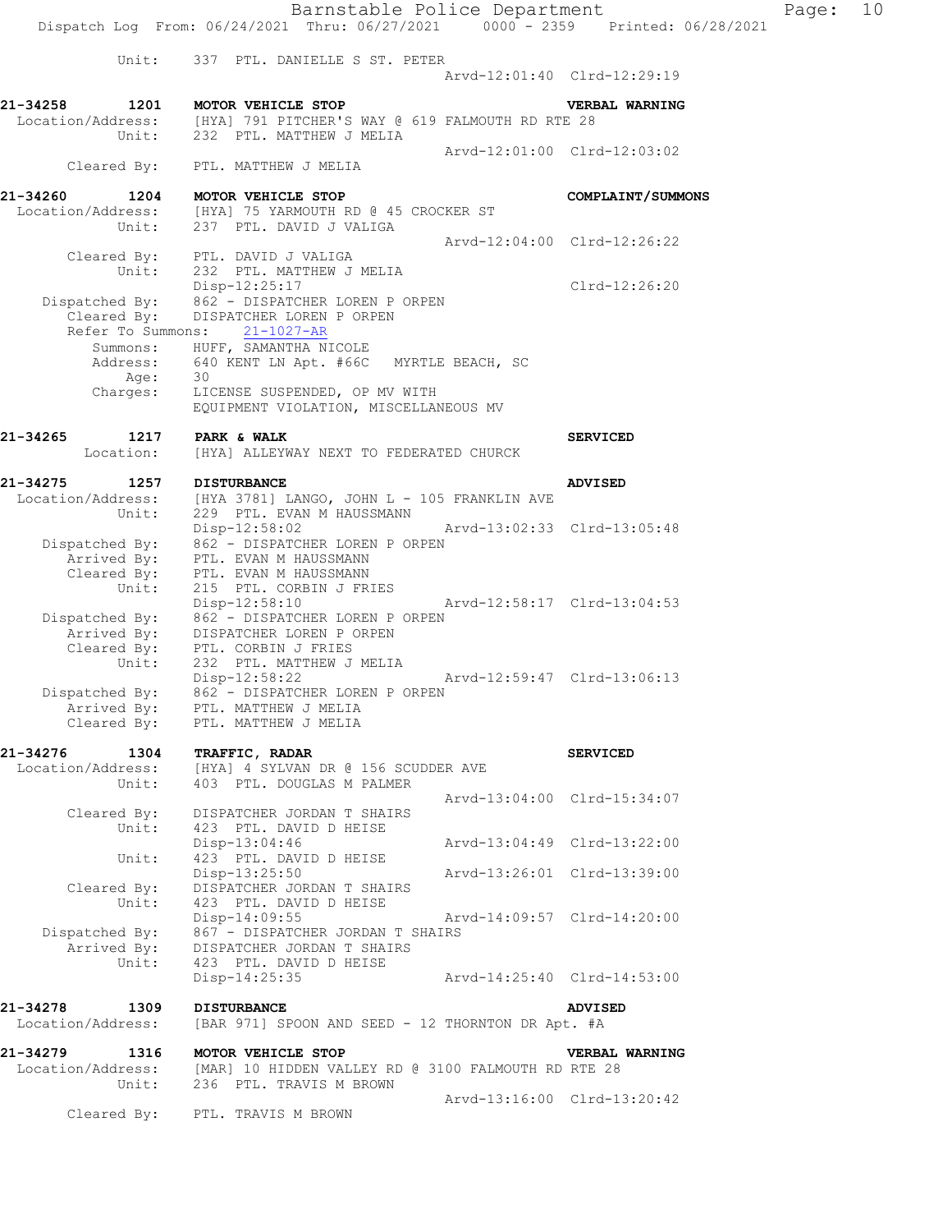Unit: 337 PTL. DANIELLE S ST. PETER
Arvd-12:01:40 Clrd-12:29:19

**21-34258 1201 MOTOR VEHICLE STOP VERBAL WARNING**
Location/Address: [HYA] 791 PITCHER'S WAY @ 619 FALMOUTH RD RTE 28
Unit: 232 PTL. MATTHEW J MELIA
Arvd-12:01:00 Clrd-12:03:02
Cleared By: PTL. MATTHEW J MELIA

**21-34260 1204 MOTOR VEHICLE STOP COMPLAINT/SUMMONS**
Location/Address: [HYA] 75 YARMOUTH RD @ 45 CROCKER ST
Unit: 237 PTL. DAVID J VALIGA
Arvd-12:04:00 Clrd-12:26:22
Cleared By: PTL. DAVID J VALIGA
Unit: 232 PTL. MATTHEW J MELIA
Disp-12:25:17 Clrd-12:26:20
Dispatched By: 862 - DISPATCHER LOREN P ORPEN
Cleared By: DISPATCHER LOREN P ORPEN
Refer To Summons: 21-1027-AR
Summons: HUFF, SAMANTHA NICOLE
Address: 640 KENT LN Apt. #66C MYRTLE BEACH, SC
Age: 30
Charges: LICENSE SUSPENDED, OP MV WITH
EQUIPMENT VIOLATION, MISCELLANEOUS MV

**21-34265 1217 PARK & WALK SERVICED**
Location: [HYA] ALLEYWAY NEXT TO FEDERATED CHURCK

**21-34275 1257 DISTURBANCE ADVISED**
Location/Address: [HYA 3781] LANGO, JOHN L - 105 FRANKLIN AVE
Unit: 229 PTL. EVAN M HAUSSMANN
Disp-12:58:02 Arvd-13:02:33 Clrd-13:05:48
Dispatched By: 862 - DISPATCHER LOREN P ORPEN
Arrived By: PTL. EVAN M HAUSSMANN
Cleared By: PTL. EVAN M HAUSSMANN
Unit: 215 PTL. CORBIN J FRIES
Disp-12:58:10 Arvd-12:58:17 Clrd-13:04:53
Dispatched By: 862 - DISPATCHER LOREN P ORPEN
Arrived By: DISPATCHER LOREN P ORPEN
Cleared By: PTL. CORBIN J FRIES
Unit: 232 PTL. MATTHEW J MELIA
Disp-12:58:22 Arvd-12:59:47 Clrd-13:06:13
Dispatched By: 862 - DISPATCHER LOREN P ORPEN
Arrived By: PTL. MATTHEW J MELIA
Cleared By: PTL. MATTHEW J MELIA

**21-34276 1304 TRAFFIC, RADAR SERVICED**
Location/Address: [HYA] 4 SYLVAN DR @ 156 SCUDDER AVE
Unit: 403 PTL. DOUGLAS M PALMER
Arvd-13:04:00 Clrd-15:34:07
Cleared By: DISPATCHER JORDAN T SHAIRS
Unit: 423 PTL. DAVID D HEISE
Disp-13:04:46 Arvd-13:04:49 Clrd-13:22:00
Unit: 423 PTL. DAVID D HEISE
Disp-13:25:50 Arvd-13:26:01 Clrd-13:39:00
Cleared By: DISPATCHER JORDAN T SHAIRS
Unit: 423 PTL. DAVID D HEISE
Disp-14:09:55 Arvd-14:09:57 Clrd-14:20:00
Dispatched By: 867 - DISPATCHER JORDAN T SHAIRS
Arrived By: DISPATCHER JORDAN T SHAIRS
Unit: 423 PTL. DAVID D HEISE
Disp-14:25:35 Arvd-14:25:40 Clrd-14:53:00

**21-34278 1309 DISTURBANCE ADVISED**
Location/Address: [BAR 971] SPOON AND SEED - 12 THORNTON DR Apt. #A

**21-34279 1316 MOTOR VEHICLE STOP VERBAL WARNING**
Location/Address: [MAR] 10 HIDDEN VALLEY RD @ 3100 FALMOUTH RD RTE 28
Unit: 236 PTL. TRAVIS M BROWN
Arvd-13:16:00 Clrd-13:20:42
Cleared By: PTL. TRAVIS M BROWN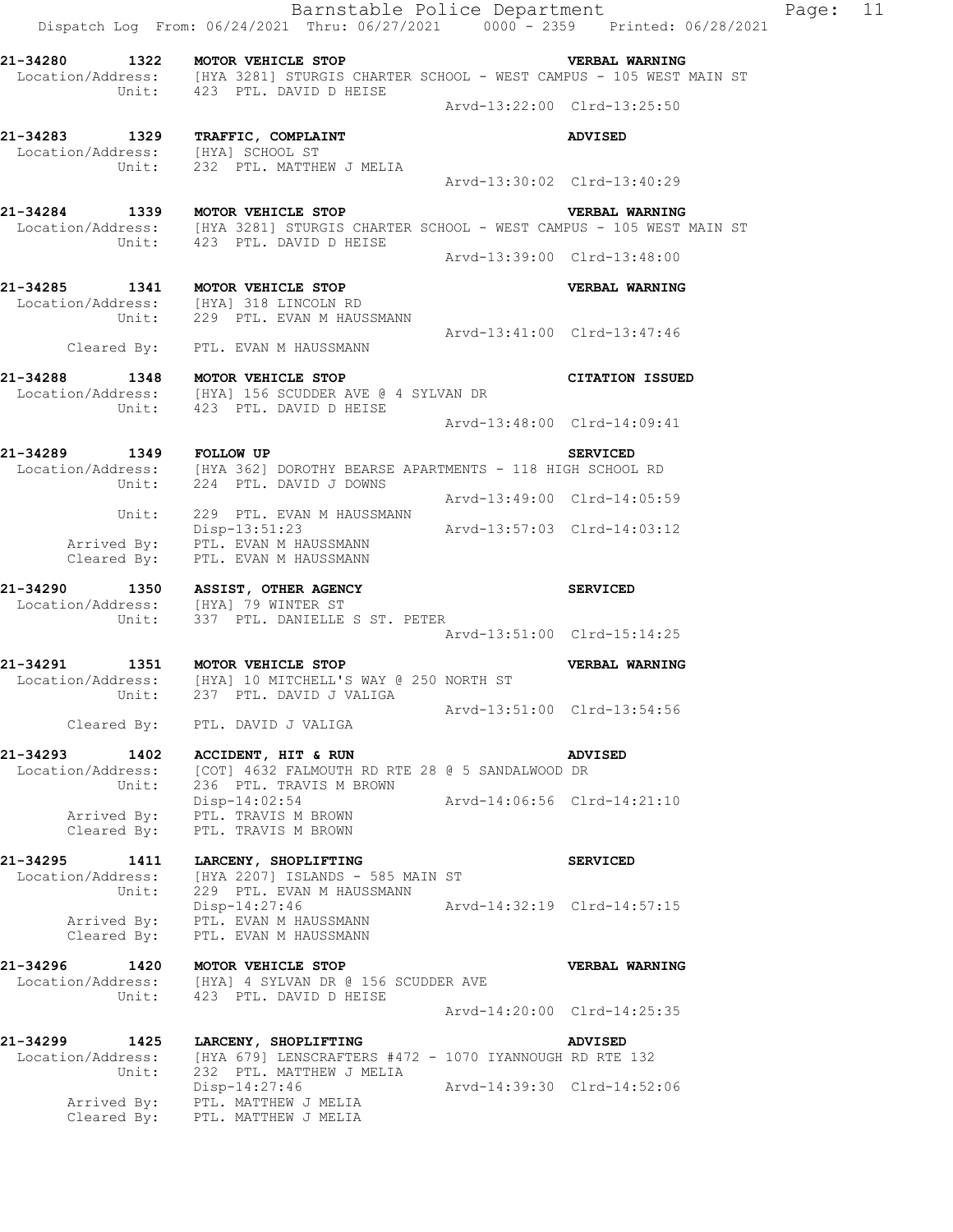**21-34280 1322 MOTOR VEHICLE STOP** — **VERBAL WARNING**
Location/Address: [HYA 3281] STURGIS CHARTER SCHOOL - WEST CAMPUS - 105 WEST MAIN ST
Unit: 423 PTL. DAVID D HEISE
Arvd-13:22:00 Clrd-13:25:50

**21-34283 1329 TRAFFIC, COMPLAINT** — **ADVISED**
Location/Address: [HYA] SCHOOL ST
Unit: 232 PTL. MATTHEW J MELIA
Arvd-13:30:02 Clrd-13:40:29

**21-34284 1339 MOTOR VEHICLE STOP** — **VERBAL WARNING**
Location/Address: [HYA 3281] STURGIS CHARTER SCHOOL - WEST CAMPUS - 105 WEST MAIN ST
Unit: 423 PTL. DAVID D HEISE
Arvd-13:39:00 Clrd-13:48:00

**21-34285 1341 MOTOR VEHICLE STOP** — **VERBAL WARNING**
Location/Address: [HYA] 318 LINCOLN RD
Unit: 229 PTL. EVAN M HAUSSMANN
Arvd-13:41:00 Clrd-13:47:46
Cleared By: PTL. EVAN M HAUSSMANN

**21-34288 1348 MOTOR VEHICLE STOP** — **CITATION ISSUED**
Location/Address: [HYA] 156 SCUDDER AVE @ 4 SYLVAN DR
Unit: 423 PTL. DAVID D HEISE
Arvd-13:48:00 Clrd-14:09:41

**21-34289 1349 FOLLOW UP** — **SERVICED**
Location/Address: [HYA 362] DOROTHY BEARSE APARTMENTS - 118 HIGH SCHOOL RD
Unit: 224 PTL. DAVID J DOWNS
Arvd-13:49:00 Clrd-14:05:59
Unit: 229 PTL. EVAN M HAUSSMANN
Disp-13:51:23 Arvd-13:57:03 Clrd-14:03:12
Arrived By: PTL. EVAN M HAUSSMANN
Cleared By: PTL. EVAN M HAUSSMANN

**21-34290 1350 ASSIST, OTHER AGENCY** — **SERVICED**
Location/Address: [HYA] 79 WINTER ST
Unit: 337 PTL. DANIELLE S ST. PETER
Arvd-13:51:00 Clrd-15:14:25

**21-34291 1351 MOTOR VEHICLE STOP** — **VERBAL WARNING**
Location/Address: [HYA] 10 MITCHELL'S WAY @ 250 NORTH ST
Unit: 237 PTL. DAVID J VALIGA
Arvd-13:51:00 Clrd-13:54:56
Cleared By: PTL. DAVID J VALIGA

**21-34293 1402 ACCIDENT, HIT & RUN** — **ADVISED**
Location/Address: [COT] 4632 FALMOUTH RD RTE 28 @ 5 SANDALWOOD DR
Unit: 236 PTL. TRAVIS M BROWN
Disp-14:02:54 Arvd-14:06:56 Clrd-14:21:10
Arrived By: PTL. TRAVIS M BROWN
Cleared By: PTL. TRAVIS M BROWN

**21-34295 1411 LARCENY, SHOPLIFTING** — **SERVICED**
Location/Address: [HYA 2207] ISLANDS - 585 MAIN ST
Unit: 229 PTL. EVAN M HAUSSMANN
Disp-14:27:46 Arvd-14:32:19 Clrd-14:57:15
Arrived By: PTL. EVAN M HAUSSMANN
Cleared By: PTL. EVAN M HAUSSMANN

**21-34296 1420 MOTOR VEHICLE STOP** — **VERBAL WARNING**
Location/Address: [HYA] 4 SYLVAN DR @ 156 SCUDDER AVE
Unit: 423 PTL. DAVID D HEISE
Arvd-14:20:00 Clrd-14:25:35

**21-34299 1425 LARCENY, SHOPLIFTING** — **ADVISED**
Location/Address: [HYA 679] LENSCRAFTERS #472 - 1070 IYANNOUGH RD RTE 132
Unit: 232 PTL. MATTHEW J MELIA
Disp-14:27:46 Arvd-14:39:30 Clrd-14:52:06
Arrived By: PTL. MATTHEW J MELIA
Cleared By: PTL. MATTHEW J MELIA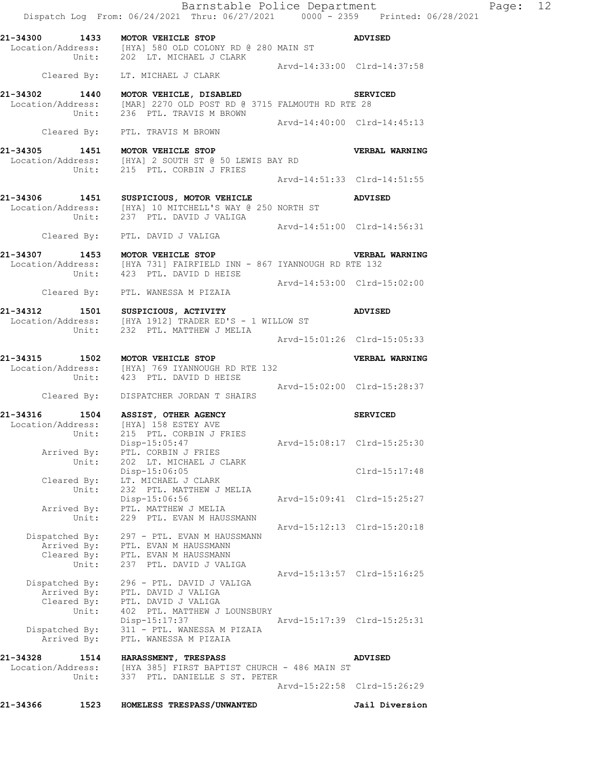**21-34300 1433 MOTOR VEHICLE STOP** — **ADVISED**
Location/Address: [HYA] 580 OLD COLONY RD @ 280 MAIN ST
Unit: 202 LT. MICHAEL J CLARK
Arvd-14:33:00 Clrd-14:37:58
Cleared By: LT. MICHAEL J CLARK

**21-34302 1440 MOTOR VEHICLE, DISABLED** — **SERVICED**
Location/Address: [MAR] 2270 OLD POST RD @ 3715 FALMOUTH RD RTE 28
Unit: 236 PTL. TRAVIS M BROWN
Arvd-14:40:00 Clrd-14:45:13
Cleared By: PTL. TRAVIS M BROWN

**21-34305 1451 MOTOR VEHICLE STOP** — **VERBAL WARNING**
Location/Address: [HYA] 2 SOUTH ST @ 50 LEWIS BAY RD
Unit: 215 PTL. CORBIN J FRIES
Arvd-14:51:33 Clrd-14:51:55

**21-34306 1451 SUSPICIOUS, MOTOR VEHICLE** — **ADVISED**
Location/Address: [HYA] 10 MITCHELL'S WAY @ 250 NORTH ST
Unit: 237 PTL. DAVID J VALIGA
Arvd-14:51:00 Clrd-14:56:31
Cleared By: PTL. DAVID J VALIGA

**21-34307 1453 MOTOR VEHICLE STOP** — **VERBAL WARNING**
Location/Address: [HYA 731] FAIRFIELD INN - 867 IYANNOUGH RD RTE 132
Unit: 423 PTL. DAVID D HEISE
Arvd-14:53:00 Clrd-15:02:00
Cleared By: PTL. WANESSA M PIZAIA

**21-34312 1501 SUSPICIOUS, ACTIVITY** — **ADVISED**
Location/Address: [HYA 1912] TRADER ED'S - 1 WILLOW ST
Unit: 232 PTL. MATTHEW J MELIA
Arvd-15:01:26 Clrd-15:05:33

**21-34315 1502 MOTOR VEHICLE STOP** — **VERBAL WARNING**
Location/Address: [HYA] 769 IYANNOUGH RD RTE 132
Unit: 423 PTL. DAVID D HEISE
Arvd-15:02:00 Clrd-15:28:37
Cleared By: DISPATCHER JORDAN T SHAIRS

**21-34316 1504 ASSIST, OTHER AGENCY** — **SERVICED**
Location/Address: [HYA] 158 ESTEY AVE
Unit: 215 PTL. CORBIN J FRIES
Disp-15:05:47 Arvd-15:08:17 Clrd-15:25:30
Arrived By: PTL. CORBIN J FRIES
Unit: 202 LT. MICHAEL J CLARK
Disp-15:06:05 Clrd-15:17:48
Cleared By: LT. MICHAEL J CLARK
Unit: 232 PTL. MATTHEW J MELIA
Disp-15:06:56 Arvd-15:09:41 Clrd-15:25:27
Arrived By: PTL. MATTHEW J MELIA
Unit: 229 PTL. EVAN M HAUSSMANN
Arvd-15:12:13 Clrd-15:20:18
Dispatched By: 297 - PTL. EVAN M HAUSSMANN
Arrived By: PTL. EVAN M HAUSSMANN
Cleared By: PTL. EVAN M HAUSSMANN
Unit: 237 PTL. DAVID J VALIGA
Arvd-15:13:57 Clrd-15:16:25
Dispatched By: 296 - PTL. DAVID J VALIGA
Arrived By: PTL. DAVID J VALIGA
Cleared By: PTL. DAVID J VALIGA
Unit: 402 PTL. MATTHEW J LOUNSBURY
Disp-15:17:37 Arvd-15:17:39 Clrd-15:25:31
Dispatched By: 311 - PTL. WANESSA M PIZAIA
Arrived By: PTL. WANESSA M PIZAIA

**21-34328 1514 HARASSMENT, TRESPASS** — **ADVISED**
Location/Address: [HYA 385] FIRST BAPTIST CHURCH - 486 MAIN ST
Unit: 337 PTL. DANIELLE S ST. PETER
Arvd-15:22:58 Clrd-15:26:29

**21-34366 1523 HOMELESS TRESPASS/UNWANTED** — **Jail Diversion**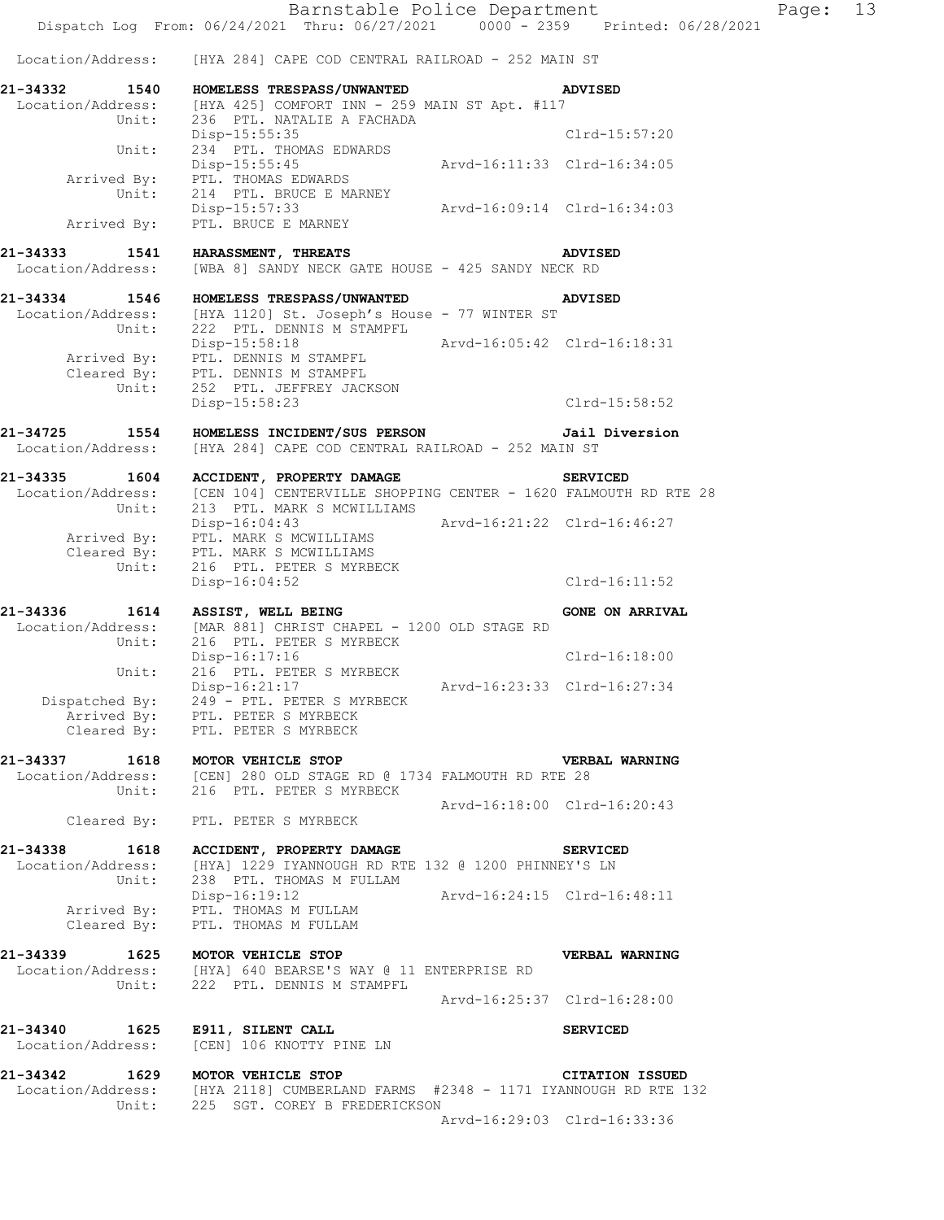Location/Address: [HYA 284] CAPE COD CENTRAL RAILROAD - 252 MAIN ST

```
21-34332      1540   HOMELESS TRESPASS/UNWANTED                        ADVISED
 Location/Address:   [HYA 425] COMFORT INN - 259 MAIN ST Apt. #117
            Unit:    236  PTL. NATALIE A FACHADA
                     Disp-15:55:35                                     Clrd-15:57:20
            Unit:    234  PTL. THOMAS EDWARDS
                     Disp-15:55:45               Arvd-16:11:33  Clrd-16:34:05
      Arrived By:    PTL. THOMAS EDWARDS
            Unit:    214  PTL. BRUCE E MARNEY
                     Disp-15:57:33               Arvd-16:09:14  Clrd-16:34:03
      Arrived By:    PTL. BRUCE E MARNEY

21-34333      1541   HARASSMENT, THREATS                               ADVISED
 Location/Address:   [WBA 8] SANDY NECK GATE HOUSE - 425 SANDY NECK RD

21-34334      1546   HOMELESS TRESPASS/UNWANTED                        ADVISED
 Location/Address:   [HYA 1120] St. Joseph's House - 77 WINTER ST
            Unit:    222  PTL. DENNIS M STAMPFL
                     Disp-15:58:18               Arvd-16:05:42  Clrd-16:18:31
      Arrived By:    PTL. DENNIS M STAMPFL
      Cleared By:    PTL. DENNIS M STAMPFL
            Unit:    252  PTL. JEFFREY JACKSON
                     Disp-15:58:23                                     Clrd-15:58:52

21-34725      1554   HOMELESS INCIDENT/SUS PERSON                      Jail Diversion
 Location/Address:   [HYA 284] CAPE COD CENTRAL RAILROAD - 252 MAIN ST

21-34335      1604   ACCIDENT, PROPERTY DAMAGE                         SERVICED
 Location/Address:   [CEN 104] CENTERVILLE SHOPPING CENTER - 1620 FALMOUTH RD RTE 28
            Unit:    213  PTL. MARK S MCWILLIAMS
                     Disp-16:04:43               Arvd-16:21:22  Clrd-16:46:27
      Arrived By:    PTL. MARK S MCWILLIAMS
      Cleared By:    PTL. MARK S MCWILLIAMS
            Unit:    216  PTL. PETER S MYRBECK
                     Disp-16:04:52                                     Clrd-16:11:52

21-34336      1614   ASSIST, WELL BEING                                GONE ON ARRIVAL
 Location/Address:   [MAR 881] CHRIST CHAPEL - 1200 OLD STAGE RD
            Unit:    216  PTL. PETER S MYRBECK
                     Disp-16:17:16                                     Clrd-16:18:00
            Unit:    216  PTL. PETER S MYRBECK
                     Disp-16:21:17               Arvd-16:23:33  Clrd-16:27:34
   Dispatched By:    249 - PTL. PETER S MYRBECK
      Arrived By:    PTL. PETER S MYRBECK
      Cleared By:    PTL. PETER S MYRBECK

21-34337      1618   MOTOR VEHICLE STOP                                VERBAL WARNING
 Location/Address:   [CEN] 280 OLD STAGE RD @ 1734 FALMOUTH RD RTE 28
            Unit:    216  PTL. PETER S MYRBECK
                                                 Arvd-16:18:00  Clrd-16:20:43
      Cleared By:    PTL. PETER S MYRBECK

21-34338      1618   ACCIDENT, PROPERTY DAMAGE                         SERVICED
 Location/Address:   [HYA] 1229 IYANNOUGH RD RTE 132 @ 1200 PHINNEY'S LN
            Unit:    238  PTL. THOMAS M FULLAM
                     Disp-16:19:12               Arvd-16:24:15  Clrd-16:48:11
      Arrived By:    PTL. THOMAS M FULLAM
      Cleared By:    PTL. THOMAS M FULLAM

21-34339      1625   MOTOR VEHICLE STOP                                VERBAL WARNING
 Location/Address:   [HYA] 640 BEARSE'S WAY @ 11 ENTERPRISE RD
            Unit:    222  PTL. DENNIS M STAMPFL
                                                 Arvd-16:25:37  Clrd-16:28:00

21-34340      1625   E911, SILENT CALL                                 SERVICED
 Location/Address:   [CEN] 106 KNOTTY PINE LN

21-34342      1629   MOTOR VEHICLE STOP                                CITATION ISSUED
 Location/Address:   [HYA 2118] CUMBERLAND FARMS  #2348 - 1171 IYANNOUGH RD RTE 132
            Unit:    225  SGT. COREY B FREDERICKSON
                                                 Arvd-16:29:03  Clrd-16:33:36
```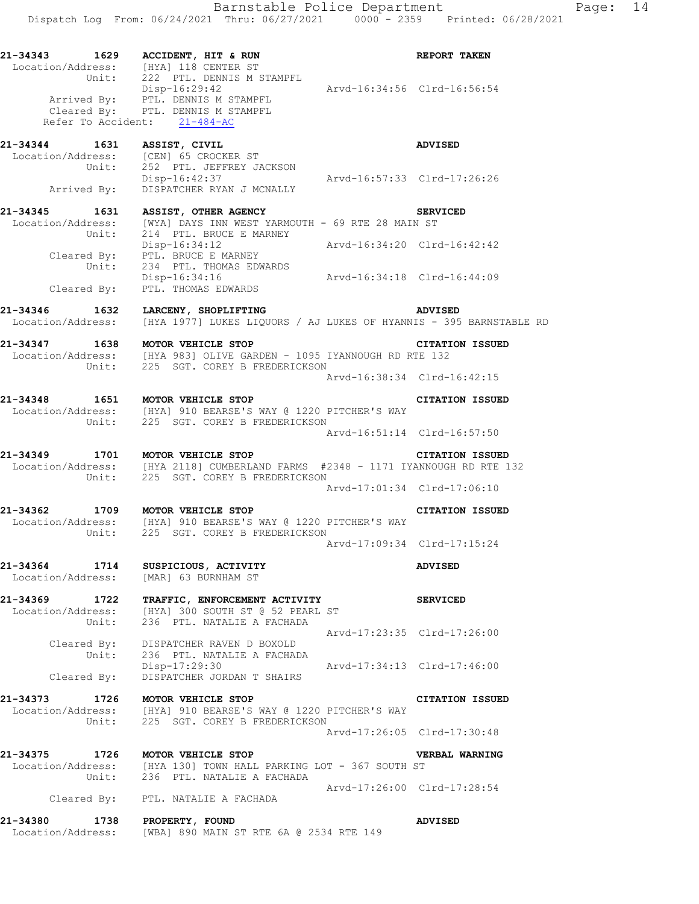**21-34343 1629 ACCIDENT, HIT & RUN** **REPORT TAKEN**
Location/Address: [HYA] 118 CENTER ST
Unit: 222 PTL. DENNIS M STAMPFL
Disp-16:29:42 Arvd-16:34:56 Clrd-16:56:54
Arrived By: PTL. DENNIS M STAMPFL
Cleared By: PTL. DENNIS M STAMPFL
Refer To Accident: 21-484-AC

**21-34344 1631 ASSIST, CIVIL** **ADVISED**
Location/Address: [CEN] 65 CROCKER ST
Unit: 252 PTL. JEFFREY JACKSON
Disp-16:42:37 Arvd-16:57:33 Clrd-17:26:26
Arrived By: DISPATCHER RYAN J MCNALLY

**21-34345 1631 ASSIST, OTHER AGENCY** **SERVICED**
Location/Address: [WYA] DAYS INN WEST YARMOUTH - 69 RTE 28 MAIN ST
Unit: 214 PTL. BRUCE E MARNEY
Disp-16:34:12 Arvd-16:34:20 Clrd-16:42:42
Cleared By: PTL. BRUCE E MARNEY
Unit: 234 PTL. THOMAS EDWARDS
Disp-16:34:16 Arvd-16:34:18 Clrd-16:44:09
Cleared By: PTL. THOMAS EDWARDS

**21-34346 1632 LARCENY, SHOPLIFTING** **ADVISED**
Location/Address: [HYA 1977] LUKES LIQUORS / AJ LUKES OF HYANNIS - 395 BARNSTABLE RD

**21-34347 1638 MOTOR VEHICLE STOP** **CITATION ISSUED**
Location/Address: [HYA 983] OLIVE GARDEN - 1095 IYANNOUGH RD RTE 132
Unit: 225 SGT. COREY B FREDERICKSON
Arvd-16:38:34 Clrd-16:42:15

**21-34348 1651 MOTOR VEHICLE STOP** **CITATION ISSUED**
Location/Address: [HYA] 910 BEARSE'S WAY @ 1220 PITCHER'S WAY
Unit: 225 SGT. COREY B FREDERICKSON
Arvd-16:51:14 Clrd-16:57:50

**21-34349 1701 MOTOR VEHICLE STOP** **CITATION ISSUED**
Location/Address: [HYA 2118] CUMBERLAND FARMS #2348 - 1171 IYANNOUGH RD RTE 132
Unit: 225 SGT. COREY B FREDERICKSON
Arvd-17:01:34 Clrd-17:06:10

**21-34362 1709 MOTOR VEHICLE STOP** **CITATION ISSUED**
Location/Address: [HYA] 910 BEARSE'S WAY @ 1220 PITCHER'S WAY
Unit: 225 SGT. COREY B FREDERICKSON
Arvd-17:09:34 Clrd-17:15:24

**21-34364 1714 SUSPICIOUS, ACTIVITY** **ADVISED**
Location/Address: [MAR] 63 BURNHAM ST

**21-34369 1722 TRAFFIC, ENFORCEMENT ACTIVITY** **SERVICED**
Location/Address: [HYA] 300 SOUTH ST @ 52 PEARL ST
Unit: 236 PTL. NATALIE A FACHADA
Arvd-17:23:35 Clrd-17:26:00
Cleared By: DISPATCHER RAVEN D BOXOLD
Unit: 236 PTL. NATALIE A FACHADA
Disp-17:29:30 Arvd-17:34:13 Clrd-17:46:00
Cleared By: DISPATCHER JORDAN T SHAIRS

**21-34373 1726 MOTOR VEHICLE STOP** **CITATION ISSUED**
Location/Address: [HYA] 910 BEARSE'S WAY @ 1220 PITCHER'S WAY
Unit: 225 SGT. COREY B FREDERICKSON
Arvd-17:26:05 Clrd-17:30:48

**21-34375 1726 MOTOR VEHICLE STOP** **VERBAL WARNING**
Location/Address: [HYA 130] TOWN HALL PARKING LOT - 367 SOUTH ST
Unit: 236 PTL. NATALIE A FACHADA
Arvd-17:26:00 Clrd-17:28:54
Cleared By: PTL. NATALIE A FACHADA

**21-34380 1738 PROPERTY, FOUND** **ADVISED**
Location/Address: [WBA] 890 MAIN ST RTE 6A @ 2534 RTE 149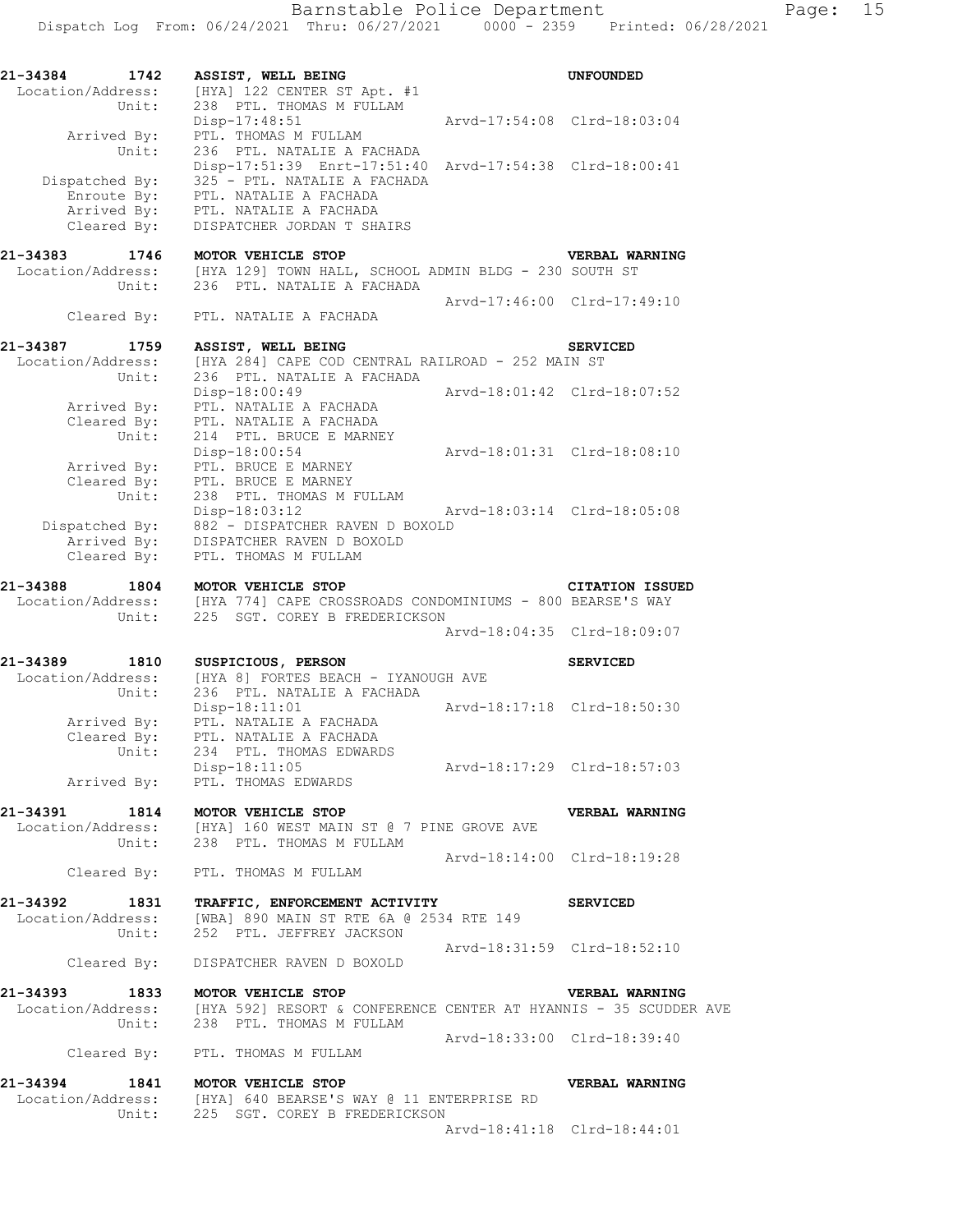```
21-34384   1742   ASSIST, WELL BEING                                   UNFOUNDED
 Location/Address:   [HYA] 122 CENTER ST Apt. #1
            Unit:   238  PTL. THOMAS M FULLAM
                    Disp-17:48:51                    Arvd-17:54:08  Clrd-18:03:04
      Arrived By:   PTL. THOMAS M FULLAM
            Unit:   236  PTL. NATALIE A FACHADA
                    Disp-17:51:39  Enrt-17:51:40  Arvd-17:54:38  Clrd-18:00:41
   Dispatched By:   325 - PTL. NATALIE A FACHADA
      Enroute By:   PTL. NATALIE A FACHADA
      Arrived By:   PTL. NATALIE A FACHADA
      Cleared By:   DISPATCHER JORDAN T SHAIRS

21-34383   1746   MOTOR VEHICLE STOP                                   VERBAL WARNING
 Location/Address:   [HYA 129] TOWN HALL, SCHOOL ADMIN BLDG - 230 SOUTH ST
            Unit:   236  PTL. NATALIE A FACHADA
                                                     Arvd-17:46:00  Clrd-17:49:10
      Cleared By:   PTL. NATALIE A FACHADA

21-34387   1759   ASSIST, WELL BEING                                   SERVICED
 Location/Address:   [HYA 284] CAPE COD CENTRAL RAILROAD - 252 MAIN ST
            Unit:   236  PTL. NATALIE A FACHADA
                    Disp-18:00:49                    Arvd-18:01:42  Clrd-18:07:52
      Arrived By:   PTL. NATALIE A FACHADA
      Cleared By:   PTL. NATALIE A FACHADA
            Unit:   214  PTL. BRUCE E MARNEY
                    Disp-18:00:54                    Arvd-18:01:31  Clrd-18:08:10
      Arrived By:   PTL. BRUCE E MARNEY
      Cleared By:   PTL. BRUCE E MARNEY
            Unit:   238  PTL. THOMAS M FULLAM
                    Disp-18:03:12                    Arvd-18:03:14  Clrd-18:05:08
   Dispatched By:   882 - DISPATCHER RAVEN D BOXOLD
      Arrived By:   DISPATCHER RAVEN D BOXOLD
      Cleared By:   PTL. THOMAS M FULLAM

21-34388   1804   MOTOR VEHICLE STOP                                   CITATION ISSUED
 Location/Address:   [HYA 774] CAPE CROSSROADS CONDOMINIUMS - 800 BEARSE'S WAY
            Unit:   225  SGT. COREY B FREDERICKSON
                                                     Arvd-18:04:35  Clrd-18:09:07

21-34389   1810   SUSPICIOUS, PERSON                                   SERVICED
 Location/Address:   [HYA 8] FORTES BEACH - IYANOUGH AVE
            Unit:   236  PTL. NATALIE A FACHADA
                    Disp-18:11:01                    Arvd-18:17:18  Clrd-18:50:30
      Arrived By:   PTL. NATALIE A FACHADA
      Cleared By:   PTL. NATALIE A FACHADA
            Unit:   234  PTL. THOMAS EDWARDS
                    Disp-18:11:05                    Arvd-18:17:29  Clrd-18:57:03
      Arrived By:   PTL. THOMAS EDWARDS

21-34391   1814   MOTOR VEHICLE STOP                                   VERBAL WARNING
 Location/Address:   [HYA] 160 WEST MAIN ST @ 7 PINE GROVE AVE
            Unit:   238  PTL. THOMAS M FULLAM
                                                     Arvd-18:14:00  Clrd-18:19:28
      Cleared By:   PTL. THOMAS M FULLAM

21-34392   1831   TRAFFIC, ENFORCEMENT ACTIVITY                        SERVICED
 Location/Address:   [WBA] 890 MAIN ST RTE 6A @ 2534 RTE 149
            Unit:   252  PTL. JEFFREY JACKSON
                                                     Arvd-18:31:59  Clrd-18:52:10
      Cleared By:   DISPATCHER RAVEN D BOXOLD

21-34393   1833   MOTOR VEHICLE STOP                                   VERBAL WARNING
 Location/Address:   [HYA 592] RESORT & CONFERENCE CENTER AT HYANNIS - 35 SCUDDER AVE
            Unit:   238  PTL. THOMAS M FULLAM
                                                     Arvd-18:33:00  Clrd-18:39:40
      Cleared By:   PTL. THOMAS M FULLAM

21-34394   1841   MOTOR VEHICLE STOP                                   VERBAL WARNING
 Location/Address:   [HYA] 640 BEARSE'S WAY @ 11 ENTERPRISE RD
            Unit:   225  SGT. COREY B FREDERICKSON
                                                     Arvd-18:41:18  Clrd-18:44:01
```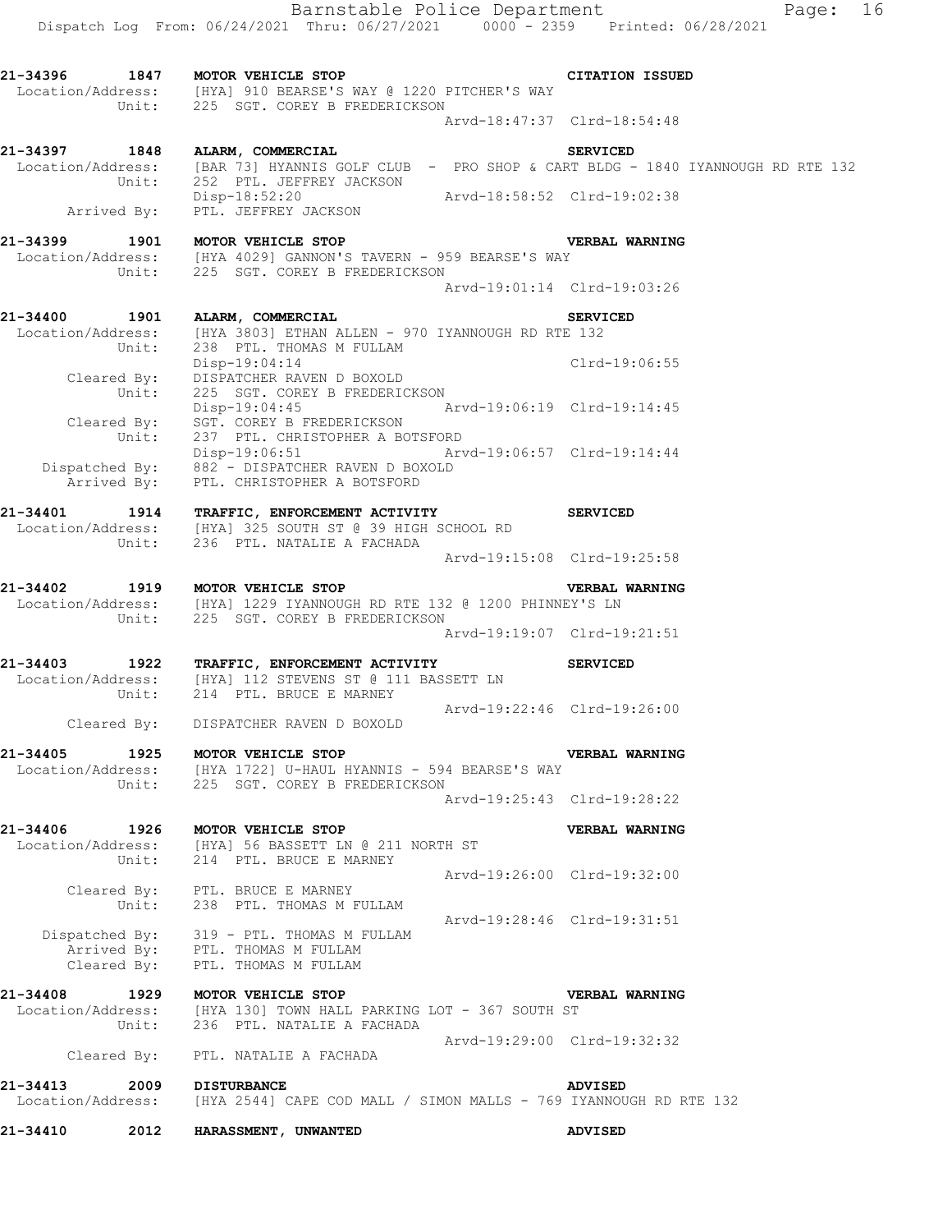**21-34396 1847 MOTOR VEHICLE STOP** **CITATION ISSUED**
Location/Address: [HYA] 910 BEARSE'S WAY @ 1220 PITCHER'S WAY
Unit: 225 SGT. COREY B FREDERICKSON
Arvd-18:47:37 Clrd-18:54:48

**21-34397 1848 ALARM, COMMERCIAL** **SERVICED**
Location/Address: [BAR 73] HYANNIS GOLF CLUB - PRO SHOP & CART BLDG - 1840 IYANNOUGH RD RTE 132
Unit: 252 PTL. JEFFREY JACKSON
Disp-18:52:20 Arvd-18:58:52 Clrd-19:02:38
Arrived By: PTL. JEFFREY JACKSON

**21-34399 1901 MOTOR VEHICLE STOP** **VERBAL WARNING**
Location/Address: [HYA 4029] GANNON'S TAVERN - 959 BEARSE'S WAY
Unit: 225 SGT. COREY B FREDERICKSON
Arvd-19:01:14 Clrd-19:03:26

**21-34400 1901 ALARM, COMMERCIAL** **SERVICED**
Location/Address: [HYA 3803] ETHAN ALLEN - 970 IYANNOUGH RD RTE 132
Unit: 238 PTL. THOMAS M FULLAM
Disp-19:04:14 Clrd-19:06:55
Cleared By: DISPATCHER RAVEN D BOXOLD
Unit: 225 SGT. COREY B FREDERICKSON
Disp-19:04:45 Arvd-19:06:19 Clrd-19:14:45
Cleared By: SGT. COREY B FREDERICKSON
Unit: 237 PTL. CHRISTOPHER A BOTSFORD
Disp-19:06:51 Arvd-19:06:57 Clrd-19:14:44
Dispatched By: 882 - DISPATCHER RAVEN D BOXOLD
Arrived By: PTL. CHRISTOPHER A BOTSFORD

**21-34401 1914 TRAFFIC, ENFORCEMENT ACTIVITY** **SERVICED**
Location/Address: [HYA] 325 SOUTH ST @ 39 HIGH SCHOOL RD
Unit: 236 PTL. NATALIE A FACHADA
Arvd-19:15:08 Clrd-19:25:58

**21-34402 1919 MOTOR VEHICLE STOP** **VERBAL WARNING**
Location/Address: [HYA] 1229 IYANNOUGH RD RTE 132 @ 1200 PHINNEY'S LN
Unit: 225 SGT. COREY B FREDERICKSON
Arvd-19:19:07 Clrd-19:21:51

**21-34403 1922 TRAFFIC, ENFORCEMENT ACTIVITY** **SERVICED**
Location/Address: [HYA] 112 STEVENS ST @ 111 BASSETT LN
Unit: 214 PTL. BRUCE E MARNEY
Arvd-19:22:46 Clrd-19:26:00
Cleared By: DISPATCHER RAVEN D BOXOLD

**21-34405 1925 MOTOR VEHICLE STOP** **VERBAL WARNING**
Location/Address: [HYA 1722] U-HAUL HYANNIS - 594 BEARSE'S WAY
Unit: 225 SGT. COREY B FREDERICKSON
Arvd-19:25:43 Clrd-19:28:22

**21-34406 1926 MOTOR VEHICLE STOP** **VERBAL WARNING**
Location/Address: [HYA] 56 BASSETT LN @ 211 NORTH ST
Unit: 214 PTL. BRUCE E MARNEY
Arvd-19:26:00 Clrd-19:32:00
Cleared By: PTL. BRUCE E MARNEY
Unit: 238 PTL. THOMAS M FULLAM
Arvd-19:28:46 Clrd-19:31:51
Dispatched By: 319 - PTL. THOMAS M FULLAM
Arrived By: PTL. THOMAS M FULLAM
Cleared By: PTL. THOMAS M FULLAM

**21-34408 1929 MOTOR VEHICLE STOP** **VERBAL WARNING**
Location/Address: [HYA 130] TOWN HALL PARKING LOT - 367 SOUTH ST
Unit: 236 PTL. NATALIE A FACHADA
Arvd-19:29:00 Clrd-19:32:32
Cleared By: PTL. NATALIE A FACHADA

**21-34413 2009 DISTURBANCE** **ADVISED**
Location/Address: [HYA 2544] CAPE COD MALL / SIMON MALLS - 769 IYANNOUGH RD RTE 132

**21-34410 2012 HARASSMENT, UNWANTED** **ADVISED**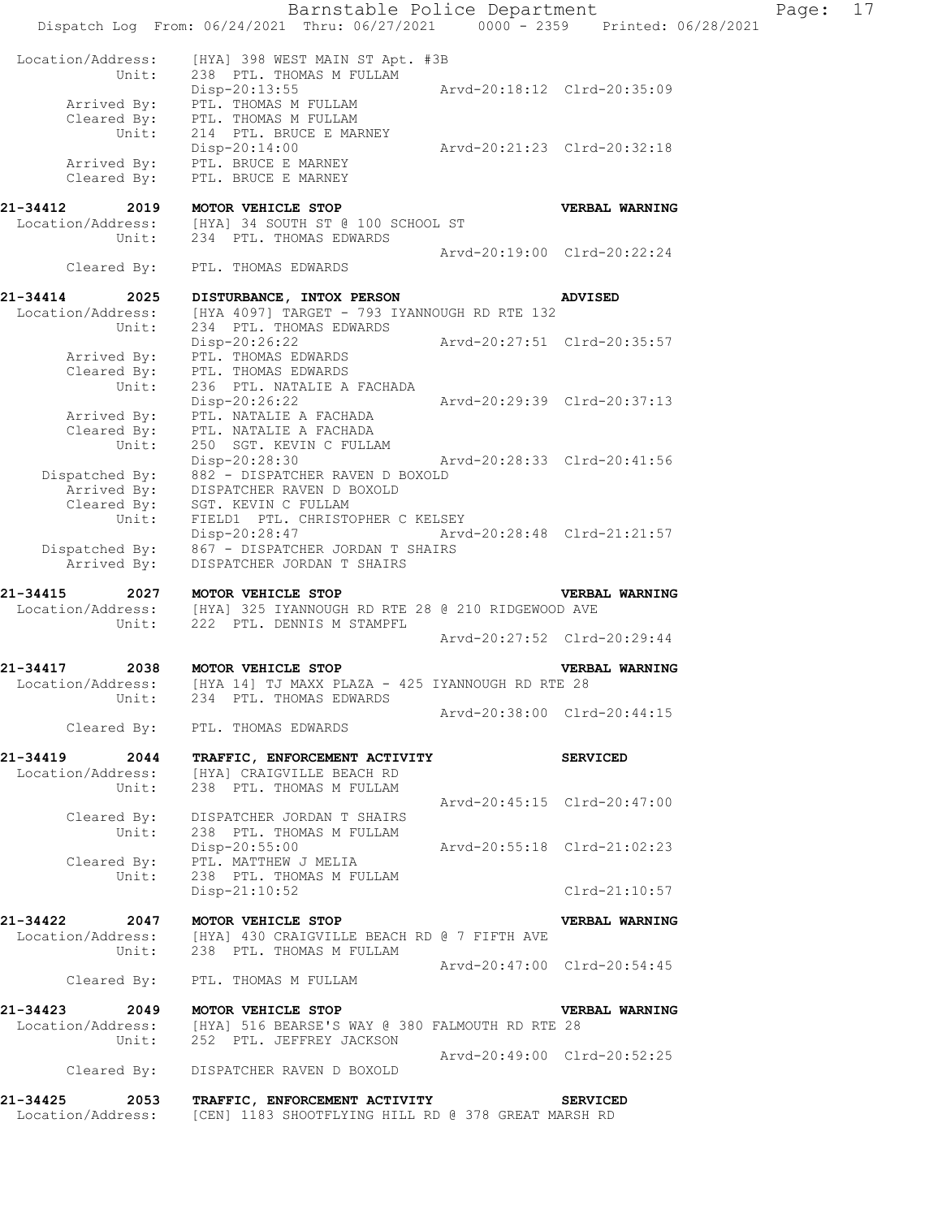```
Location/Address:    [HYA] 398 WEST MAIN ST Apt. #3B
           Unit:    238  PTL. THOMAS M FULLAM
                    Disp-20:13:55                 Arvd-20:18:12  Clrd-20:35:09
     Arrived By:    PTL. THOMAS M FULLAM
     Cleared By:    PTL. THOMAS M FULLAM
           Unit:    214  PTL. BRUCE E MARNEY
                    Disp-20:14:00                 Arvd-20:21:23  Clrd-20:32:18
     Arrived By:    PTL. BRUCE E MARNEY
     Cleared By:    PTL. BRUCE E MARNEY

21-34412    2019    MOTOR VEHICLE STOP                            VERBAL WARNING
Location/Address:    [HYA] 34 SOUTH ST @ 100 SCHOOL ST
           Unit:    234  PTL. THOMAS EDWARDS
                                                  Arvd-20:19:00  Clrd-20:22:24
     Cleared By:    PTL. THOMAS EDWARDS

21-34414    2025    DISTURBANCE, INTOX PERSON                     ADVISED
Location/Address:    [HYA 4097] TARGET - 793 IYANNOUGH RD RTE 132
           Unit:    234  PTL. THOMAS EDWARDS
                    Disp-20:26:22                 Arvd-20:27:51  Clrd-20:35:57
     Arrived By:    PTL. THOMAS EDWARDS
     Cleared By:    PTL. THOMAS EDWARDS
           Unit:    236  PTL. NATALIE A FACHADA
                    Disp-20:26:22                 Arvd-20:29:39  Clrd-20:37:13
     Arrived By:    PTL. NATALIE A FACHADA
     Cleared By:    PTL. NATALIE A FACHADA
           Unit:    250  SGT. KEVIN C FULLAM
                    Disp-20:28:30                 Arvd-20:28:33  Clrd-20:41:56
  Dispatched By:    882 - DISPATCHER RAVEN D BOXOLD
     Arrived By:    DISPATCHER RAVEN D BOXOLD
     Cleared By:    SGT. KEVIN C FULLAM
           Unit:    FIELD1  PTL. CHRISTOPHER C KELSEY
                    Disp-20:28:47                 Arvd-20:28:48  Clrd-21:21:57
  Dispatched By:    867 - DISPATCHER JORDAN T SHAIRS
     Arrived By:    DISPATCHER JORDAN T SHAIRS

21-34415    2027    MOTOR VEHICLE STOP                            VERBAL WARNING
Location/Address:    [HYA] 325 IYANNOUGH RD RTE 28 @ 210 RIDGEWOOD AVE
           Unit:    222  PTL. DENNIS M STAMPFL
                                                  Arvd-20:27:52  Clrd-20:29:44

21-34417    2038    MOTOR VEHICLE STOP                            VERBAL WARNING
Location/Address:    [HYA 14] TJ MAXX PLAZA - 425 IYANNOUGH RD RTE 28
           Unit:    234  PTL. THOMAS EDWARDS
                                                  Arvd-20:38:00  Clrd-20:44:15
     Cleared By:    PTL. THOMAS EDWARDS

21-34419    2044    TRAFFIC, ENFORCEMENT ACTIVITY                 SERVICED
Location/Address:    [HYA] CRAIGVILLE BEACH RD
           Unit:    238  PTL. THOMAS M FULLAM
                                                  Arvd-20:45:15  Clrd-20:47:00
     Cleared By:    DISPATCHER JORDAN T SHAIRS
           Unit:    238  PTL. THOMAS M FULLAM
                    Disp-20:55:00                 Arvd-20:55:18  Clrd-21:02:23
     Cleared By:    PTL. MATTHEW J MELIA
           Unit:    238  PTL. THOMAS M FULLAM
                    Disp-21:10:52                                Clrd-21:10:57

21-34422    2047    MOTOR VEHICLE STOP                            VERBAL WARNING
Location/Address:    [HYA] 430 CRAIGVILLE BEACH RD @ 7 FIFTH AVE
           Unit:    238  PTL. THOMAS M FULLAM
                                                  Arvd-20:47:00  Clrd-20:54:45
     Cleared By:    PTL. THOMAS M FULLAM

21-34423    2049    MOTOR VEHICLE STOP                            VERBAL WARNING
Location/Address:    [HYA] 516 BEARSE'S WAY @ 380 FALMOUTH RD RTE 28
           Unit:    252  PTL. JEFFREY JACKSON
                                                  Arvd-20:49:00  Clrd-20:52:25
     Cleared By:    DISPATCHER RAVEN D BOXOLD

21-34425    2053    TRAFFIC, ENFORCEMENT ACTIVITY                 SERVICED
Location/Address:    [CEN] 1183 SHOOTFLYING HILL RD @ 378 GREAT MARSH RD
```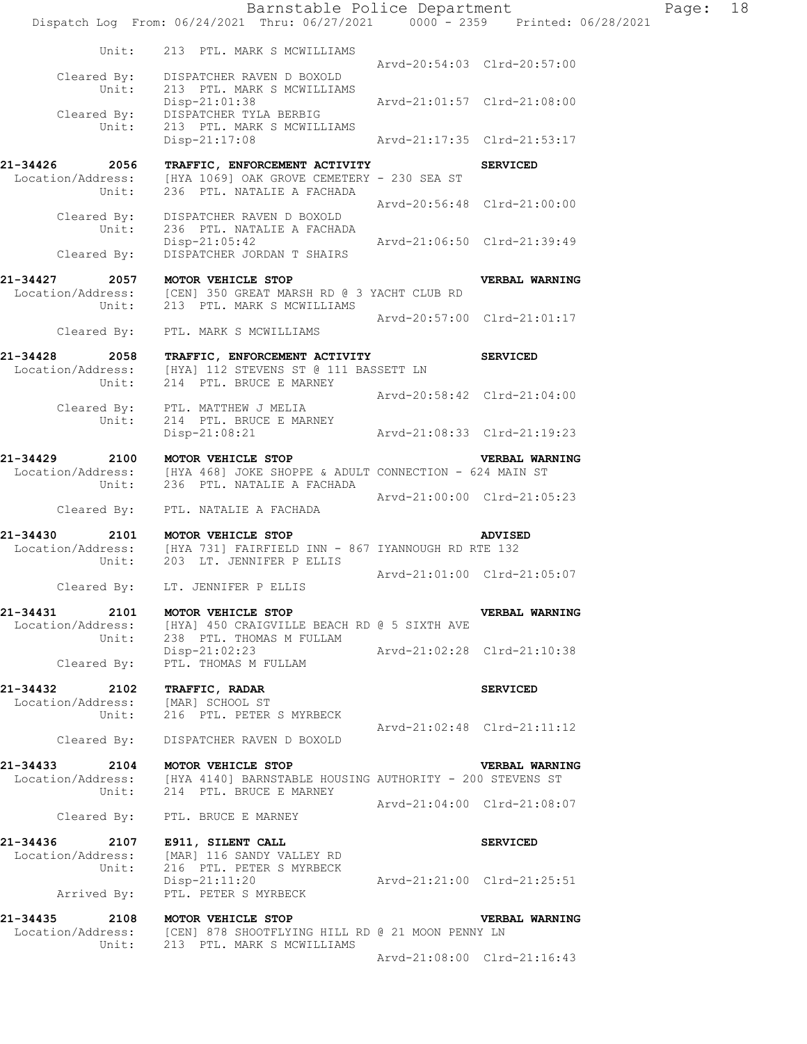```
          Unit:    213  PTL. MARK S MCWILLIAMS
                                                  Arvd-20:54:03  Clrd-20:57:00
     Cleared By:   DISPATCHER RAVEN D BOXOLD
          Unit:    213  PTL. MARK S MCWILLIAMS
                   Disp-21:01:38                  Arvd-21:01:57  Clrd-21:08:00
     Cleared By:   DISPATCHER TYLA BERBIG
          Unit:    213  PTL. MARK S MCWILLIAMS
                   Disp-21:17:08                  Arvd-21:17:35  Clrd-21:53:17

21-34426    2056   TRAFFIC, ENFORCEMENT ACTIVITY                 SERVICED
 Location/Address: [HYA 1069] OAK GROVE CEMETERY - 230 SEA ST
          Unit:    236  PTL. NATALIE A FACHADA
                                                  Arvd-20:56:48  Clrd-21:00:00
     Cleared By:   DISPATCHER RAVEN D BOXOLD
          Unit:    236  PTL. NATALIE A FACHADA
                   Disp-21:05:42                  Arvd-21:06:50  Clrd-21:39:49
     Cleared By:   DISPATCHER JORDAN T SHAIRS

21-34427    2057   MOTOR VEHICLE STOP                            VERBAL WARNING
 Location/Address: [CEN] 350 GREAT MARSH RD @ 3 YACHT CLUB RD
          Unit:    213  PTL. MARK S MCWILLIAMS
                                                  Arvd-20:57:00  Clrd-21:01:17
     Cleared By:   PTL. MARK S MCWILLIAMS

21-34428    2058   TRAFFIC, ENFORCEMENT ACTIVITY                 SERVICED
 Location/Address: [HYA] 112 STEVENS ST @ 111 BASSETT LN
          Unit:    214  PTL. BRUCE E MARNEY
                                                  Arvd-20:58:42  Clrd-21:04:00
     Cleared By:   PTL. MATTHEW J MELIA
          Unit:    214  PTL. BRUCE E MARNEY
                   Disp-21:08:21                  Arvd-21:08:33  Clrd-21:19:23

21-34429    2100   MOTOR VEHICLE STOP                            VERBAL WARNING
 Location/Address: [HYA 468] JOKE SHOPPE & ADULT CONNECTION - 624 MAIN ST
          Unit:    236  PTL. NATALIE A FACHADA
                                                  Arvd-21:00:00  Clrd-21:05:23
     Cleared By:   PTL. NATALIE A FACHADA

21-34430    2101   MOTOR VEHICLE STOP                            ADVISED
 Location/Address: [HYA 731] FAIRFIELD INN - 867 IYANNOUGH RD RTE 132
          Unit:    203  LT. JENNIFER P ELLIS
                                                  Arvd-21:01:00  Clrd-21:05:07
     Cleared By:   LT. JENNIFER P ELLIS

21-34431    2101   MOTOR VEHICLE STOP                            VERBAL WARNING
 Location/Address: [HYA] 450 CRAIGVILLE BEACH RD @ 5 SIXTH AVE
          Unit:    238  PTL. THOMAS M FULLAM
                   Disp-21:02:23                  Arvd-21:02:28  Clrd-21:10:38
     Cleared By:   PTL. THOMAS M FULLAM

21-34432    2102   TRAFFIC, RADAR                                SERVICED
 Location/Address: [MAR] SCHOOL ST
          Unit:    216  PTL. PETER S MYRBECK
                                                  Arvd-21:02:48  Clrd-21:11:12
     Cleared By:   DISPATCHER RAVEN D BOXOLD

21-34433    2104   MOTOR VEHICLE STOP                            VERBAL WARNING
 Location/Address: [HYA 4140] BARNSTABLE HOUSING AUTHORITY - 200 STEVENS ST
          Unit:    214  PTL. BRUCE E MARNEY
                                                  Arvd-21:04:00  Clrd-21:08:07
     Cleared By:   PTL. BRUCE E MARNEY

21-34436    2107   E911, SILENT CALL                             SERVICED
 Location/Address: [MAR] 116 SANDY VALLEY RD
          Unit:    216  PTL. PETER S MYRBECK
                   Disp-21:11:20                  Arvd-21:21:00  Clrd-21:25:51
     Arrived By:   PTL. PETER S MYRBECK

21-34435    2108   MOTOR VEHICLE STOP                            VERBAL WARNING
 Location/Address: [CEN] 878 SHOOTFLYING HILL RD @ 21 MOON PENNY LN
          Unit:    213  PTL. MARK S MCWILLIAMS
                                                  Arvd-21:08:00  Clrd-21:16:43
```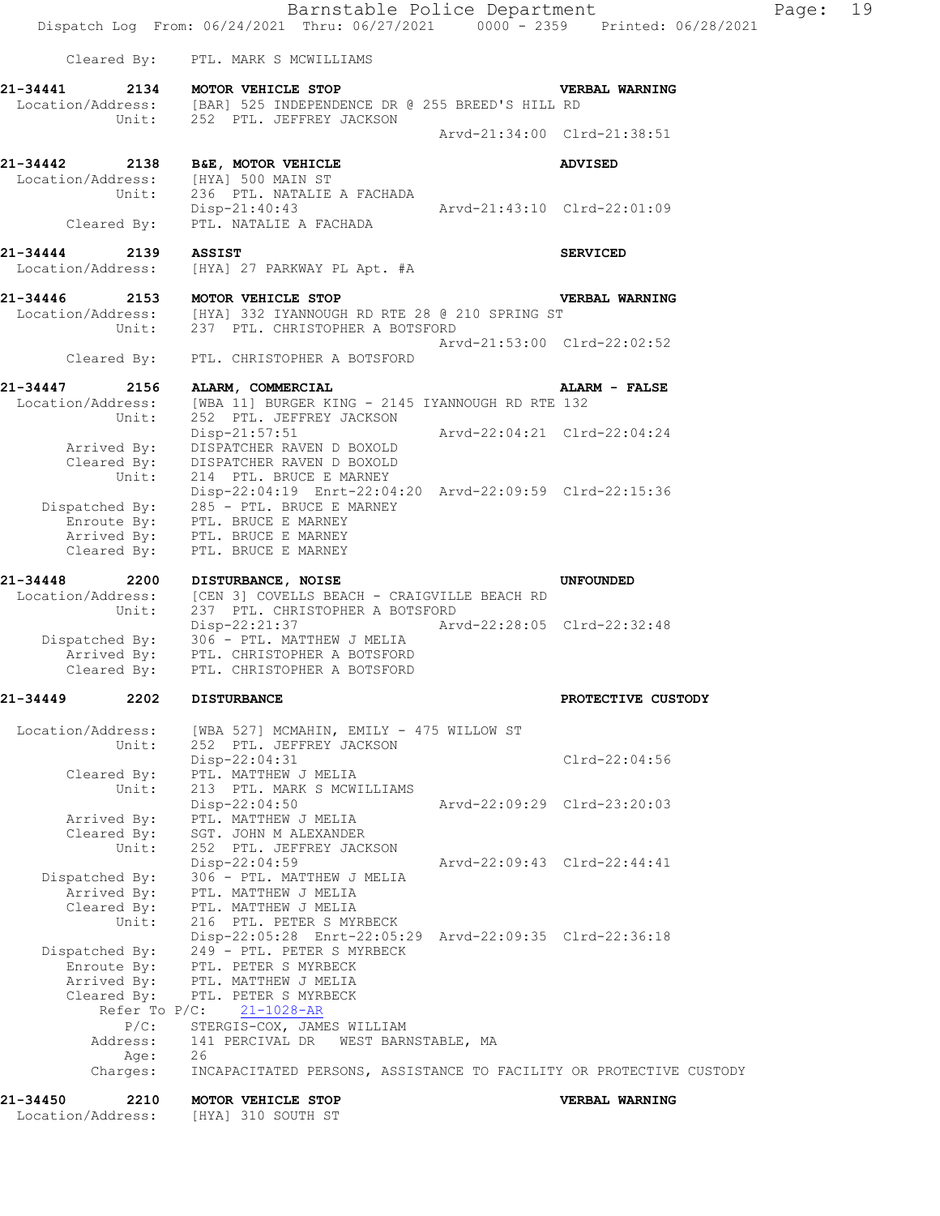Cleared By: PTL. MARK S MCWILLIAMS

**21-34441 2134 MOTOR VEHICLE STOP — VERBAL WARNING**
Location/Address: [BAR] 525 INDEPENDENCE DR @ 255 BREED'S HILL RD
Unit: 252 PTL. JEFFREY JACKSON
Arvd-21:34:00 Clrd-21:38:51

**21-34442 2138 B&E, MOTOR VEHICLE — ADVISED**
Location/Address: [HYA] 500 MAIN ST
Unit: 236 PTL. NATALIE A FACHADA
Disp-21:40:43 Arvd-21:43:10 Clrd-22:01:09
Cleared By: PTL. NATALIE A FACHADA

**21-34444 2139 ASSIST — SERVICED**
Location/Address: [HYA] 27 PARKWAY PL Apt. #A

**21-34446 2153 MOTOR VEHICLE STOP — VERBAL WARNING**
Location/Address: [HYA] 332 IYANNOUGH RD RTE 28 @ 210 SPRING ST
Unit: 237 PTL. CHRISTOPHER A BOTSFORD
Arvd-21:53:00 Clrd-22:02:52
Cleared By: PTL. CHRISTOPHER A BOTSFORD

**21-34447 2156 ALARM, COMMERCIAL — ALARM - FALSE**
Location/Address: [WBA 11] BURGER KING - 2145 IYANNOUGH RD RTE 132
Unit: 252 PTL. JEFFREY JACKSON
Disp-21:57:51 Arvd-22:04:21 Clrd-22:04:24
Arrived By: DISPATCHER RAVEN D BOXOLD
Cleared By: DISPATCHER RAVEN D BOXOLD
Unit: 214 PTL. BRUCE E MARNEY
Disp-22:04:19 Enrt-22:04:20 Arvd-22:09:59 Clrd-22:15:36
Dispatched By: 285 - PTL. BRUCE E MARNEY
Enroute By: PTL. BRUCE E MARNEY
Arrived By: PTL. BRUCE E MARNEY
Cleared By: PTL. BRUCE E MARNEY

**21-34448 2200 DISTURBANCE, NOISE — UNFOUNDED**
Location/Address: [CEN 3] COVELLS BEACH - CRAIGVILLE BEACH RD
Unit: 237 PTL. CHRISTOPHER A BOTSFORD
Disp-22:21:37 Arvd-22:28:05 Clrd-22:32:48
Dispatched By: 306 - PTL. MATTHEW J MELIA
Arrived By: PTL. CHRISTOPHER A BOTSFORD
Cleared By: PTL. CHRISTOPHER A BOTSFORD

**21-34449 2202 DISTURBANCE — PROTECTIVE CUSTODY**
Location/Address: [WBA 527] MCMAHIN, EMILY - 475 WILLOW ST
Unit: 252 PTL. JEFFREY JACKSON
Disp-22:04:31 Clrd-22:04:56
Cleared By: PTL. MATTHEW J MELIA
Unit: 213 PTL. MARK S MCWILLIAMS
Disp-22:04:50 Arvd-22:09:29 Clrd-23:20:03
Arrived By: PTL. MATTHEW J MELIA
Cleared By: SGT. JOHN M ALEXANDER
Unit: 252 PTL. JEFFREY JACKSON
Disp-22:04:59 Arvd-22:09:43 Clrd-22:44:41
Dispatched By: 306 - PTL. MATTHEW J MELIA
Arrived By: PTL. MATTHEW J MELIA
Cleared By: PTL. MATTHEW J MELIA
Unit: 216 PTL. PETER S MYRBECK
Disp-22:05:28 Enrt-22:05:29 Arvd-22:09:35 Clrd-22:36:18
Dispatched By: 249 - PTL. PETER S MYRBECK
Enroute By: PTL. PETER S MYRBECK
Arrived By: PTL. MATTHEW J MELIA
Cleared By: PTL. PETER S MYRBECK
Refer To P/C: 21-1028-AR
P/C: STERGIS-COX, JAMES WILLIAM
Address: 141 PERCIVAL DR WEST BARNSTABLE, MA
Age: 26
Charges: INCAPACITATED PERSONS, ASSISTANCE TO FACILITY OR PROTECTIVE CUSTODY

**21-34450 2210 MOTOR VEHICLE STOP — VERBAL WARNING**
Location/Address: [HYA] 310 SOUTH ST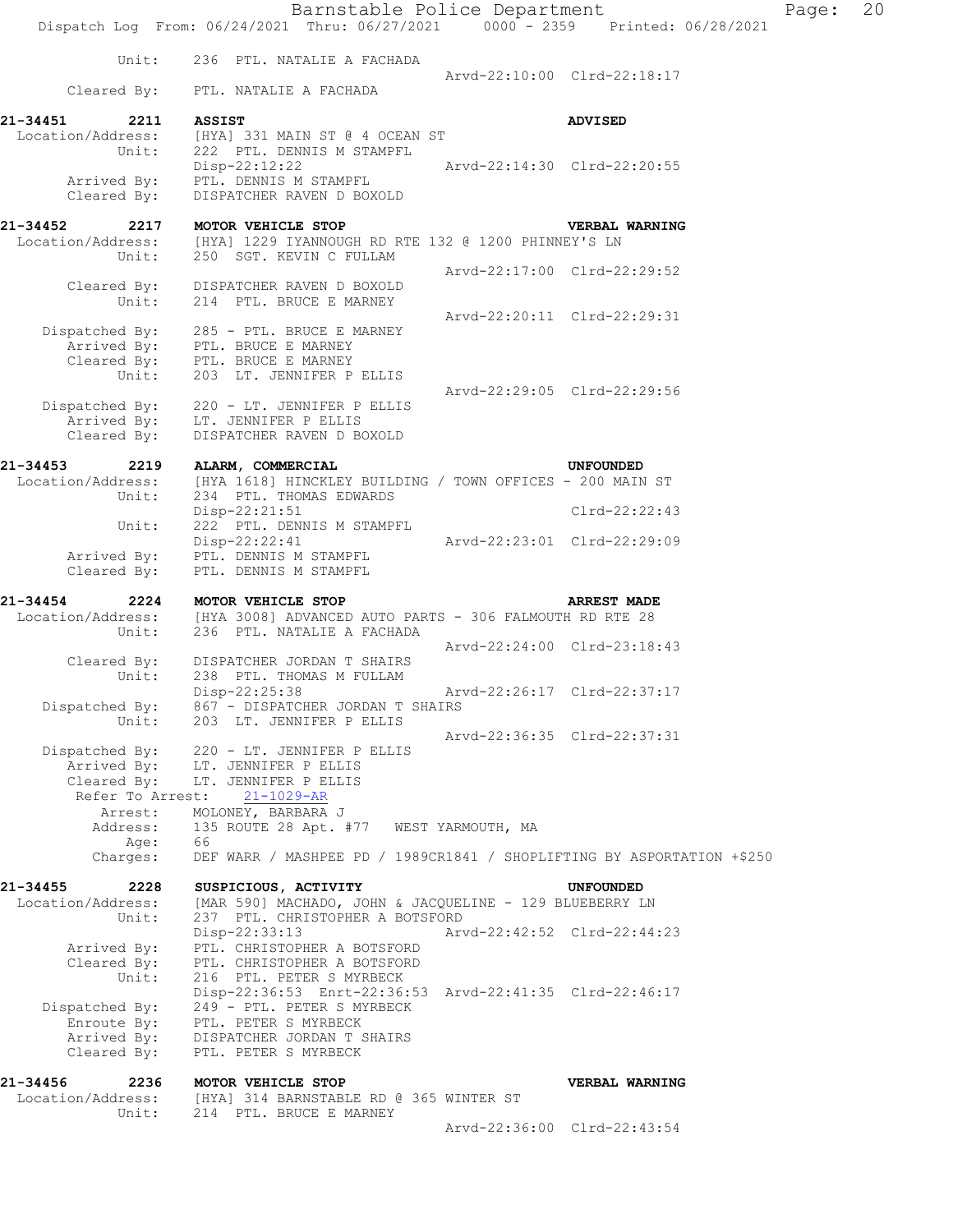```
          Unit:     236  PTL. NATALIE A FACHADA
                                                    Arvd-22:10:00  Clrd-22:18:17
     Cleared By:    PTL. NATALIE A FACHADA

21-34451     2211   ASSIST                                           ADVISED
 Location/Address:  [HYA] 331 MAIN ST @ 4 OCEAN ST
          Unit:     222  PTL. DENNIS M STAMPFL
                    Disp-22:12:22                   Arvd-22:14:30  Clrd-22:20:55
     Arrived By:    PTL. DENNIS M STAMPFL
     Cleared By:    DISPATCHER RAVEN D BOXOLD

21-34452     2217   MOTOR VEHICLE STOP                               VERBAL WARNING
 Location/Address:  [HYA] 1229 IYANNOUGH RD RTE 132 @ 1200 PHINNEY'S LN
          Unit:     250  SGT. KEVIN C FULLAM
                                                    Arvd-22:17:00  Clrd-22:29:52
     Cleared By:    DISPATCHER RAVEN D BOXOLD
          Unit:     214  PTL. BRUCE E MARNEY
                                                    Arvd-22:20:11  Clrd-22:29:31
  Dispatched By:    285 - PTL. BRUCE E MARNEY
     Arrived By:    PTL. BRUCE E MARNEY
     Cleared By:    PTL. BRUCE E MARNEY
          Unit:     203  LT. JENNIFER P ELLIS
                                                    Arvd-22:29:05  Clrd-22:29:56
  Dispatched By:    220 - LT. JENNIFER P ELLIS
     Arrived By:    LT. JENNIFER P ELLIS
     Cleared By:    DISPATCHER RAVEN D BOXOLD

21-34453     2219   ALARM, COMMERCIAL                                UNFOUNDED
 Location/Address:  [HYA 1618] HINCKLEY BUILDING / TOWN OFFICES - 200 MAIN ST
          Unit:     234  PTL. THOMAS EDWARDS
                    Disp-22:21:51                                  Clrd-22:22:43
          Unit:     222  PTL. DENNIS M STAMPFL
                    Disp-22:22:41                   Arvd-22:23:01  Clrd-22:29:09
     Arrived By:    PTL. DENNIS M STAMPFL
     Cleared By:    PTL. DENNIS M STAMPFL

21-34454     2224   MOTOR VEHICLE STOP                               ARREST MADE
 Location/Address:  [HYA 3008] ADVANCED AUTO PARTS - 306 FALMOUTH RD RTE 28
          Unit:     236  PTL. NATALIE A FACHADA
                                                    Arvd-22:24:00  Clrd-23:18:43
     Cleared By:    DISPATCHER JORDAN T SHAIRS
          Unit:     238  PTL. THOMAS M FULLAM
                    Disp-22:25:38                   Arvd-22:26:17  Clrd-22:37:17
  Dispatched By:    867 - DISPATCHER JORDAN T SHAIRS
          Unit:     203  LT. JENNIFER P ELLIS
                                                    Arvd-22:36:35  Clrd-22:37:31
  Dispatched By:    220 - LT. JENNIFER P ELLIS
     Arrived By:    LT. JENNIFER P ELLIS
     Cleared By:    LT. JENNIFER P ELLIS
   Refer To Arrest:    21-1029-AR
         Arrest:    MOLONEY, BARBARA J
        Address:    135 ROUTE 28 Apt. #77   WEST YARMOUTH, MA
            Age:    66
        Charges:    DEF WARR / MASHPEE PD / 1989CR1841 / SHOPLIFTING BY ASPORTATION +$250

21-34455     2228   SUSPICIOUS, ACTIVITY                             UNFOUNDED
 Location/Address:  [MAR 590] MACHADO, JOHN & JACQUELINE - 129 BLUEBERRY LN
          Unit:     237  PTL. CHRISTOPHER A BOTSFORD
                    Disp-22:33:13                   Arvd-22:42:52  Clrd-22:44:23
     Arrived By:    PTL. CHRISTOPHER A BOTSFORD
     Cleared By:    PTL. CHRISTOPHER A BOTSFORD
          Unit:     216  PTL. PETER S MYRBECK
                    Disp-22:36:53  Enrt-22:36:53  Arvd-22:41:35  Clrd-22:46:17
  Dispatched By:    249 - PTL. PETER S MYRBECK
     Enroute By:    PTL. PETER S MYRBECK
     Arrived By:    DISPATCHER JORDAN T SHAIRS
     Cleared By:    PTL. PETER S MYRBECK

21-34456     2236   MOTOR VEHICLE STOP                               VERBAL WARNING
 Location/Address:  [HYA] 314 BARNSTABLE RD @ 365 WINTER ST
          Unit:     214  PTL. BRUCE E MARNEY
                                                    Arvd-22:36:00  Clrd-22:43:54
```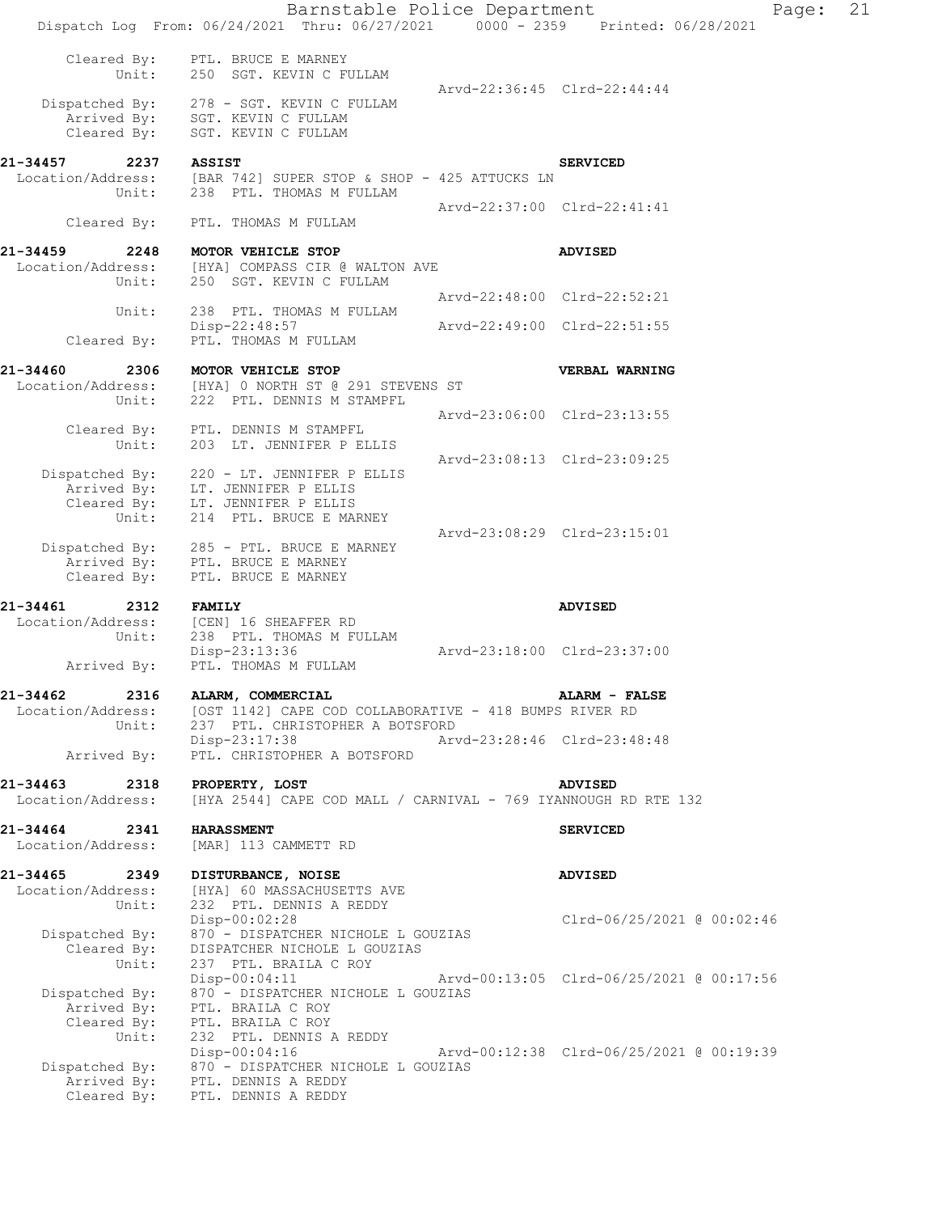```
        Cleared By:    PTL. BRUCE E MARNEY
             Unit:    250  SGT. KEVIN C FULLAM
                                                     Arvd-22:36:45  Clrd-22:44:44
     Dispatched By:    278 - SGT. KEVIN C FULLAM
        Arrived By:    SGT. KEVIN C FULLAM
        Cleared By:    SGT. KEVIN C FULLAM

21-34457      2237   ASSIST                                        SERVICED
  Location/Address:    [BAR 742] SUPER STOP & SHOP - 425 ATTUCKS LN
             Unit:    238  PTL. THOMAS M FULLAM
                                                     Arvd-22:37:00  Clrd-22:41:41
        Cleared By:    PTL. THOMAS M FULLAM

21-34459      2248   MOTOR VEHICLE STOP                            ADVISED
  Location/Address:    [HYA] COMPASS CIR @ WALTON AVE
             Unit:    250  SGT. KEVIN C FULLAM
                                                     Arvd-22:48:00  Clrd-22:52:21
             Unit:    238  PTL. THOMAS M FULLAM
                      Disp-22:48:57                  Arvd-22:49:00  Clrd-22:51:55
        Cleared By:    PTL. THOMAS M FULLAM

21-34460      2306   MOTOR VEHICLE STOP                            VERBAL WARNING
  Location/Address:    [HYA] 0 NORTH ST @ 291 STEVENS ST
             Unit:    222  PTL. DENNIS M STAMPFL
                                                     Arvd-23:06:00  Clrd-23:13:55
        Cleared By:    PTL. DENNIS M STAMPFL
             Unit:    203  LT. JENNIFER P ELLIS
                                                     Arvd-23:08:13  Clrd-23:09:25
     Dispatched By:    220 - LT. JENNIFER P ELLIS
        Arrived By:    LT. JENNIFER P ELLIS
        Cleared By:    LT. JENNIFER P ELLIS
             Unit:    214  PTL. BRUCE E MARNEY
                                                     Arvd-23:08:29  Clrd-23:15:01
     Dispatched By:    285 - PTL. BRUCE E MARNEY
        Arrived By:    PTL. BRUCE E MARNEY
        Cleared By:    PTL. BRUCE E MARNEY

21-34461      2312   FAMILY                                        ADVISED
  Location/Address:    [CEN] 16 SHEAFFER RD
             Unit:    238  PTL. THOMAS M FULLAM
                      Disp-23:13:36                  Arvd-23:18:00  Clrd-23:37:00
        Arrived By:    PTL. THOMAS M FULLAM

21-34462      2316   ALARM, COMMERCIAL                             ALARM - FALSE
  Location/Address:    [OST 1142] CAPE COD COLLABORATIVE - 418 BUMPS RIVER RD
             Unit:    237  PTL. CHRISTOPHER A BOTSFORD
                      Disp-23:17:38                  Arvd-23:28:46  Clrd-23:48:48
        Arrived By:    PTL. CHRISTOPHER A BOTSFORD

21-34463      2318   PROPERTY, LOST                                ADVISED
  Location/Address:    [HYA 2544] CAPE COD MALL / CARNIVAL - 769 IYANNOUGH RD RTE 132

21-34464      2341   HARASSMENT                                    SERVICED
  Location/Address:    [MAR] 113 CAMMETT RD

21-34465      2349   DISTURBANCE, NOISE                            ADVISED
  Location/Address:    [HYA] 60 MASSACHUSETTS AVE
             Unit:    232  PTL. DENNIS A REDDY
                      Disp-00:02:28                                 Clrd-06/25/2021 @ 00:02:46
     Dispatched By:    870 - DISPATCHER NICHOLE L GOUZIAS
        Cleared By:    DISPATCHER NICHOLE L GOUZIAS
             Unit:    237  PTL. BRAILA C ROY
                      Disp-00:04:11                  Arvd-00:13:05  Clrd-06/25/2021 @ 00:17:56
     Dispatched By:    870 - DISPATCHER NICHOLE L GOUZIAS
        Arrived By:    PTL. BRAILA C ROY
        Cleared By:    PTL. BRAILA C ROY
             Unit:    232  PTL. DENNIS A REDDY
                      Disp-00:04:16                  Arvd-00:12:38  Clrd-06/25/2021 @ 00:19:39
     Dispatched By:    870 - DISPATCHER NICHOLE L GOUZIAS
        Arrived By:    PTL. DENNIS A REDDY
        Cleared By:    PTL. DENNIS A REDDY
```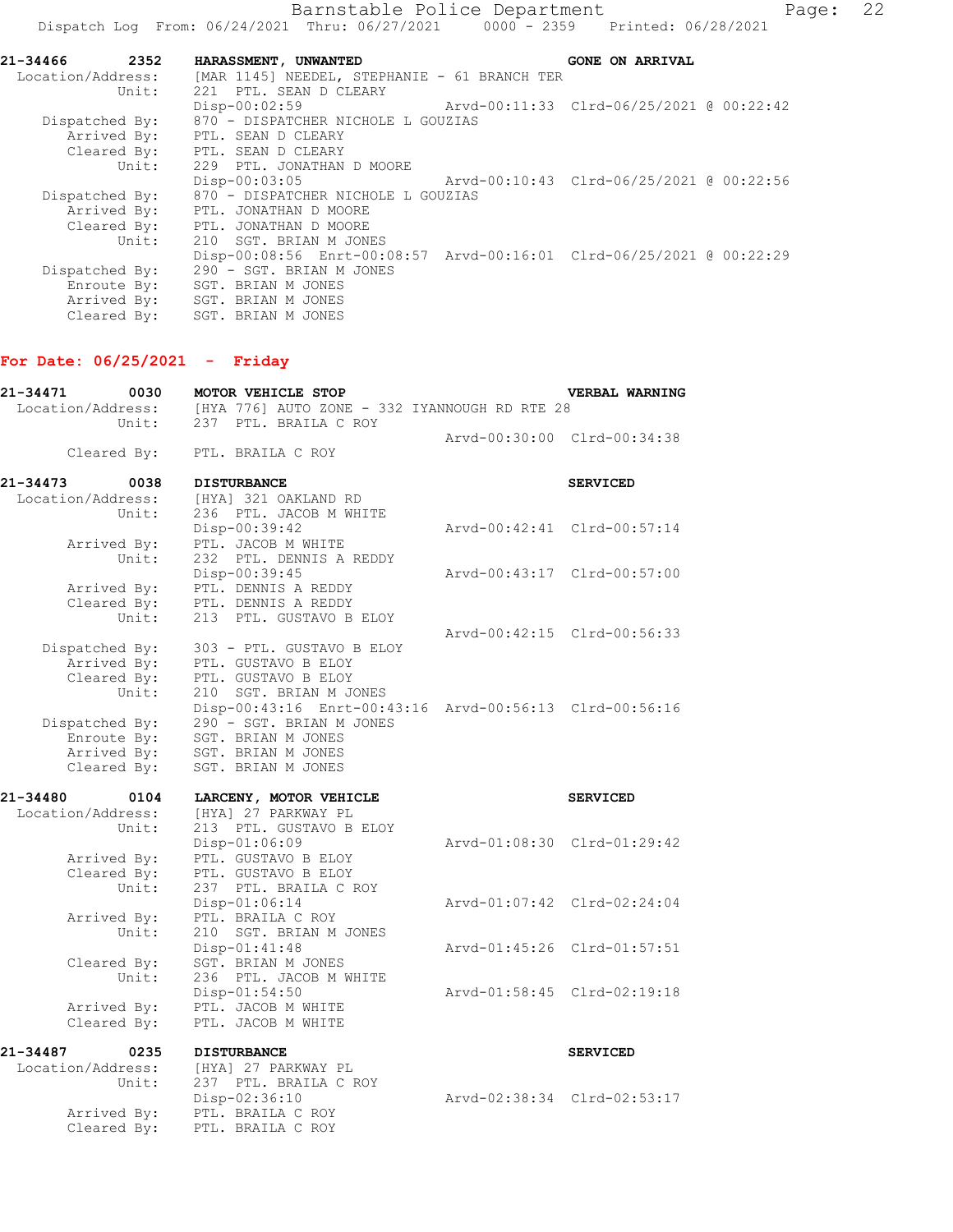```
21-34466      2352    HARASSMENT, UNWANTED                              GONE ON ARRIVAL
  Location/Address:   [MAR 1145] NEEDEL, STEPHANIE - 61 BRANCH TER
             Unit:    221  PTL. SEAN D CLEARY
                      Disp-00:02:59                  Arvd-00:11:33  Clrd-06/25/2021 @ 00:22:42
     Dispatched By:   870 - DISPATCHER NICHOLE L GOUZIAS
        Arrived By:   PTL. SEAN D CLEARY
        Cleared By:   PTL. SEAN D CLEARY
             Unit:    229  PTL. JONATHAN D MOORE
                      Disp-00:03:05                  Arvd-00:10:43  Clrd-06/25/2021 @ 00:22:56
     Dispatched By:   870 - DISPATCHER NICHOLE L GOUZIAS
        Arrived By:   PTL. JONATHAN D MOORE
        Cleared By:   PTL. JONATHAN D MOORE
             Unit:    210  SGT. BRIAN M JONES
                      Disp-00:08:56  Enrt-00:08:57  Arvd-00:16:01  Clrd-06/25/2021 @ 00:22:29
     Dispatched By:   290 - SGT. BRIAN M JONES
        Enroute By:   SGT. BRIAN M JONES
        Arrived By:   SGT. BRIAN M JONES
        Cleared By:   SGT. BRIAN M JONES
```

## For Date: 06/25/2021 - Friday

```
21-34471      0030    MOTOR VEHICLE STOP                                VERBAL WARNING
  Location/Address:   [HYA 776] AUTO ZONE - 332 IYANNOUGH RD RTE 28
             Unit:    237  PTL. BRAILA C ROY
                                                     Arvd-00:30:00  Clrd-00:34:38
        Cleared By:   PTL. BRAILA C ROY

21-34473      0038    DISTURBANCE                                       SERVICED
  Location/Address:   [HYA] 321 OAKLAND RD
             Unit:    236  PTL. JACOB M WHITE
                      Disp-00:39:42                  Arvd-00:42:41  Clrd-00:57:14
        Arrived By:   PTL. JACOB M WHITE
             Unit:    232  PTL. DENNIS A REDDY
                      Disp-00:39:45                  Arvd-00:43:17  Clrd-00:57:00
        Arrived By:   PTL. DENNIS A REDDY
        Cleared By:   PTL. DENNIS A REDDY
             Unit:    213  PTL. GUSTAVO B ELOY
                                                     Arvd-00:42:15  Clrd-00:56:33
     Dispatched By:   303 - PTL. GUSTAVO B ELOY
        Arrived By:   PTL. GUSTAVO B ELOY
        Cleared By:   PTL. GUSTAVO B ELOY
             Unit:    210  SGT. BRIAN M JONES
                      Disp-00:43:16  Enrt-00:43:16  Arvd-00:56:13  Clrd-00:56:16
     Dispatched By:   290 - SGT. BRIAN M JONES
        Enroute By:   SGT. BRIAN M JONES
        Arrived By:   SGT. BRIAN M JONES
        Cleared By:   SGT. BRIAN M JONES

21-34480      0104    LARCENY, MOTOR VEHICLE                            SERVICED
  Location/Address:   [HYA] 27 PARKWAY PL
             Unit:    213  PTL. GUSTAVO B ELOY
                      Disp-01:06:09                  Arvd-01:08:30  Clrd-01:29:42
        Arrived By:   PTL. GUSTAVO B ELOY
        Cleared By:   PTL. GUSTAVO B ELOY
             Unit:    237  PTL. BRAILA C ROY
                      Disp-01:06:14                  Arvd-01:07:42  Clrd-02:24:04
        Arrived By:   PTL. BRAILA C ROY
             Unit:    210  SGT. BRIAN M JONES
                      Disp-01:41:48                  Arvd-01:45:26  Clrd-01:57:51
        Cleared By:   SGT. BRIAN M JONES
             Unit:    236  PTL. JACOB M WHITE
                      Disp-01:54:50                  Arvd-01:58:45  Clrd-02:19:18
        Arrived By:   PTL. JACOB M WHITE
        Cleared By:   PTL. JACOB M WHITE

21-34487      0235    DISTURBANCE                                       SERVICED
  Location/Address:   [HYA] 27 PARKWAY PL
             Unit:    237  PTL. BRAILA C ROY
                      Disp-02:36:10                  Arvd-02:38:34  Clrd-02:53:17
        Arrived By:   PTL. BRAILA C ROY
        Cleared By:   PTL. BRAILA C ROY
```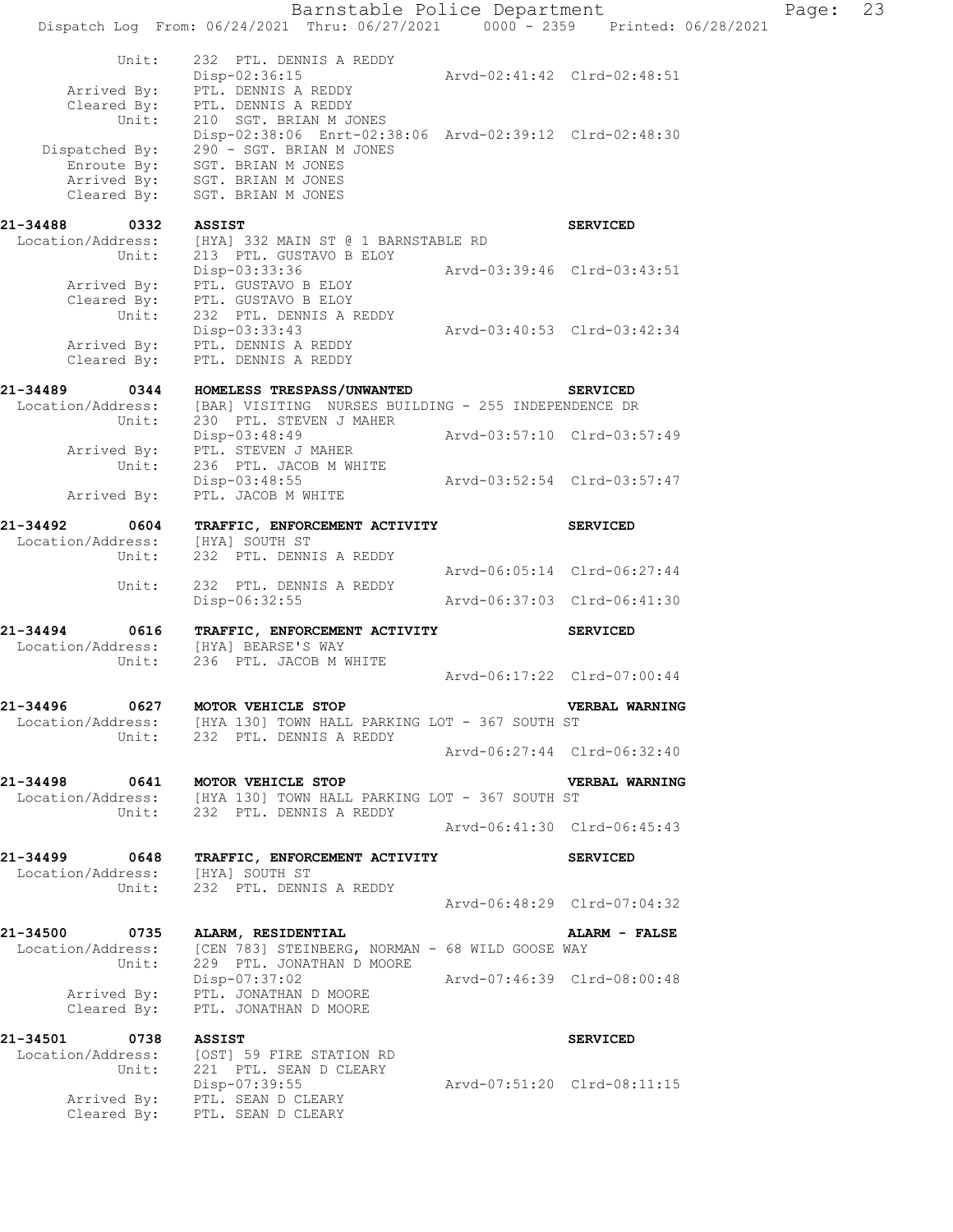```
          Unit:     232  PTL. DENNIS A REDDY
                    Disp-02:36:15                 Arvd-02:41:42  Clrd-02:48:51
    Arrived By:     PTL. DENNIS A REDDY
    Cleared By:     PTL. DENNIS A REDDY
          Unit:     210  SGT. BRIAN M JONES
                    Disp-02:38:06  Enrt-02:38:06  Arvd-02:39:12  Clrd-02:48:30
 Dispatched By:     290 - SGT. BRIAN M JONES
    Enroute By:     SGT. BRIAN M JONES
    Arrived By:     SGT. BRIAN M JONES
    Cleared By:     SGT. BRIAN M JONES

21-34488      0332   ASSIST                                          SERVICED
 Location/Address:   [HYA] 332 MAIN ST @ 1 BARNSTABLE RD
            Unit:    213  PTL. GUSTAVO B ELOY
                     Disp-03:33:36                 Arvd-03:39:46  Clrd-03:43:51
      Arrived By:    PTL. GUSTAVO B ELOY
      Cleared By:    PTL. GUSTAVO B ELOY
            Unit:    232  PTL. DENNIS A REDDY
                     Disp-03:33:43                 Arvd-03:40:53  Clrd-03:42:34
      Arrived By:    PTL. DENNIS A REDDY
      Cleared By:    PTL. DENNIS A REDDY

21-34489      0344   HOMELESS TRESPASS/UNWANTED                      SERVICED
 Location/Address:   [BAR] VISITING  NURSES BUILDING - 255 INDEPENDENCE DR
            Unit:    230  PTL. STEVEN J MAHER
                     Disp-03:48:49                 Arvd-03:57:10  Clrd-03:57:49
      Arrived By:    PTL. STEVEN J MAHER
            Unit:    236  PTL. JACOB M WHITE
                     Disp-03:48:55                 Arvd-03:52:54  Clrd-03:57:47
      Arrived By:    PTL. JACOB M WHITE

21-34492      0604   TRAFFIC, ENFORCEMENT ACTIVITY                   SERVICED
 Location/Address:   [HYA] SOUTH ST
            Unit:    232  PTL. DENNIS A REDDY
                                                   Arvd-06:05:14  Clrd-06:27:44
            Unit:    232  PTL. DENNIS A REDDY
                     Disp-06:32:55                 Arvd-06:37:03  Clrd-06:41:30

21-34494      0616   TRAFFIC, ENFORCEMENT ACTIVITY                   SERVICED
 Location/Address:   [HYA] BEARSE'S WAY
            Unit:    236  PTL. JACOB M WHITE
                                                   Arvd-06:17:22  Clrd-07:00:44

21-34496      0627   MOTOR VEHICLE STOP                              VERBAL WARNING
 Location/Address:   [HYA 130] TOWN HALL PARKING LOT - 367 SOUTH ST
            Unit:    232  PTL. DENNIS A REDDY
                                                   Arvd-06:27:44  Clrd-06:32:40

21-34498      0641   MOTOR VEHICLE STOP                              VERBAL WARNING
 Location/Address:   [HYA 130] TOWN HALL PARKING LOT - 367 SOUTH ST
            Unit:    232  PTL. DENNIS A REDDY
                                                   Arvd-06:41:30  Clrd-06:45:43

21-34499      0648   TRAFFIC, ENFORCEMENT ACTIVITY                   SERVICED
 Location/Address:   [HYA] SOUTH ST
            Unit:    232  PTL. DENNIS A REDDY
                                                   Arvd-06:48:29  Clrd-07:04:32

21-34500      0735   ALARM, RESIDENTIAL                              ALARM - FALSE
 Location/Address:   [CEN 783] STEINBERG, NORMAN - 68 WILD GOOSE WAY
            Unit:    229  PTL. JONATHAN D MOORE
                     Disp-07:37:02                 Arvd-07:46:39  Clrd-08:00:48
      Arrived By:    PTL. JONATHAN D MOORE
      Cleared By:    PTL. JONATHAN D MOORE

21-34501      0738   ASSIST                                          SERVICED
 Location/Address:   [OST] 59 FIRE STATION RD
            Unit:    221  PTL. SEAN D CLEARY
                     Disp-07:39:55                 Arvd-07:51:20  Clrd-08:11:15
      Arrived By:    PTL. SEAN D CLEARY
      Cleared By:    PTL. SEAN D CLEARY
```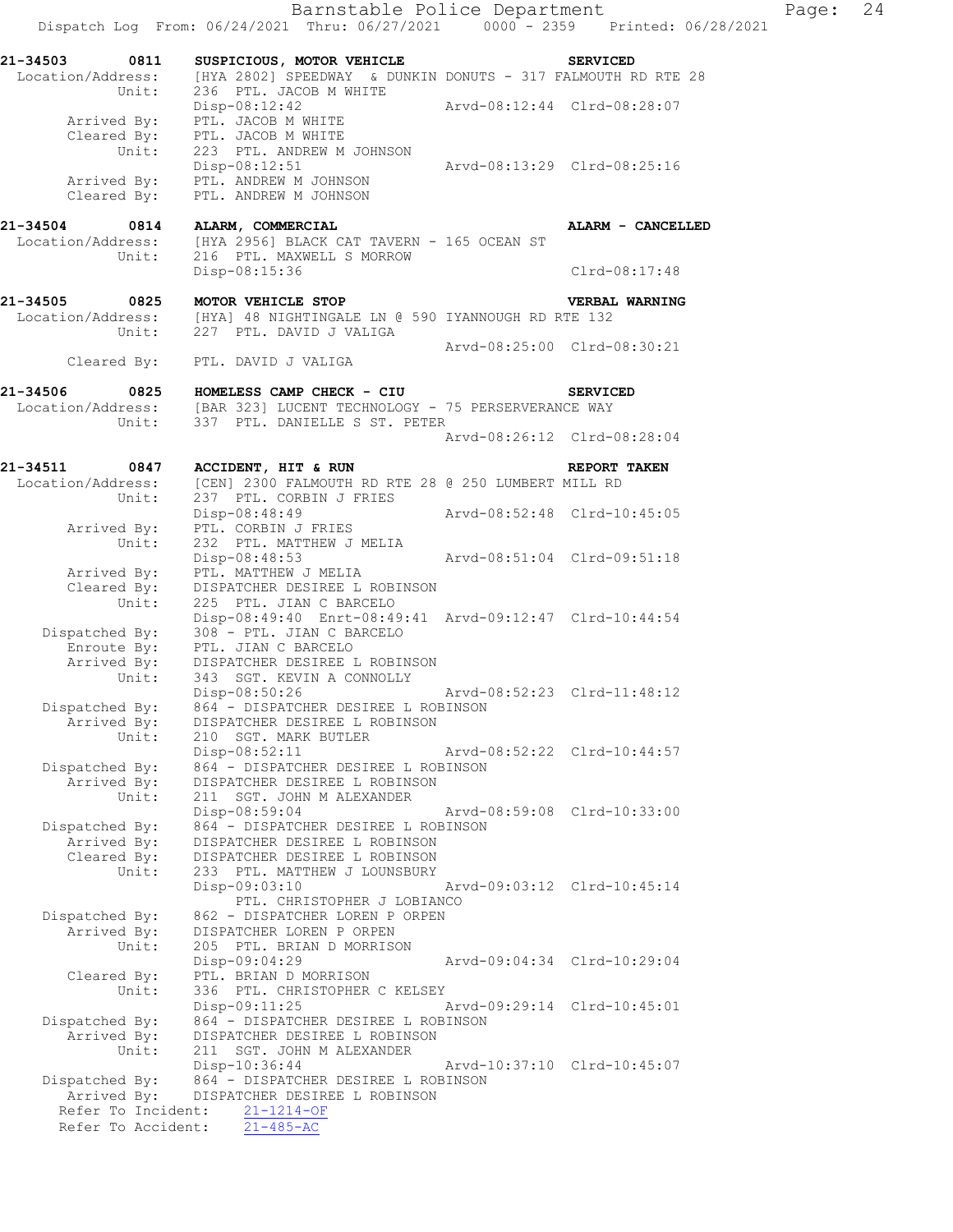```
21-34503      0811    SUSPICIOUS, MOTOR VEHICLE                        SERVICED
 Location/Address:    [HYA 2802] SPEEDWAY  & DUNKIN DONUTS - 317 FALMOUTH RD RTE 28
            Unit:     236  PTL. JACOB M WHITE
                      Disp-08:12:42                 Arvd-08:12:44  Clrd-08:28:07
       Arrived By:    PTL. JACOB M WHITE
       Cleared By:    PTL. JACOB M WHITE
            Unit:     223  PTL. ANDREW M JOHNSON
                      Disp-08:12:51                 Arvd-08:13:29  Clrd-08:25:16
       Arrived By:    PTL. ANDREW M JOHNSON
       Cleared By:    PTL. ANDREW M JOHNSON

21-34504      0814    ALARM, COMMERCIAL                                ALARM - CANCELLED
 Location/Address:    [HYA 2956] BLACK CAT TAVERN - 165 OCEAN ST
            Unit:     216  PTL. MAXWELL S MORROW
                      Disp-08:15:36                                Clrd-08:17:48

21-34505      0825    MOTOR VEHICLE STOP                               VERBAL WARNING
 Location/Address:    [HYA] 48 NIGHTINGALE LN @ 590 IYANNOUGH RD RTE 132
            Unit:     227  PTL. DAVID J VALIGA
                                                    Arvd-08:25:00  Clrd-08:30:21
       Cleared By:    PTL. DAVID J VALIGA

21-34506      0825    HOMELESS CAMP CHECK - CIU                        SERVICED
 Location/Address:    [BAR 323] LUCENT TECHNOLOGY - 75 PERSERVERANCE WAY
            Unit:     337  PTL. DANIELLE S ST. PETER
                                                    Arvd-08:26:12  Clrd-08:28:04

21-34511      0847    ACCIDENT, HIT & RUN                              REPORT TAKEN
 Location/Address:    [CEN] 2300 FALMOUTH RD RTE 28 @ 250 LUMBERT MILL RD
            Unit:     237  PTL. CORBIN J FRIES
                      Disp-08:48:49                 Arvd-08:52:48  Clrd-10:45:05
       Arrived By:    PTL. CORBIN J FRIES
            Unit:     232  PTL. MATTHEW J MELIA
                      Disp-08:48:53                 Arvd-08:51:04  Clrd-09:51:18
       Arrived By:    PTL. MATTHEW J MELIA
       Cleared By:    DISPATCHER DESIREE L ROBINSON
            Unit:     225  PTL. JIAN C BARCELO
                      Disp-08:49:40  Enrt-08:49:41  Arvd-09:12:47  Clrd-10:44:54
    Dispatched By:    308 - PTL. JIAN C BARCELO
       Enroute By:    PTL. JIAN C BARCELO
       Arrived By:    DISPATCHER DESIREE L ROBINSON
            Unit:     343  SGT. KEVIN A CONNOLLY
                      Disp-08:50:26                 Arvd-08:52:23  Clrd-11:48:12
    Dispatched By:    864 - DISPATCHER DESIREE L ROBINSON
       Arrived By:    DISPATCHER DESIREE L ROBINSON
            Unit:     210  SGT. MARK BUTLER
                      Disp-08:52:11                 Arvd-08:52:22  Clrd-10:44:57
    Dispatched By:    864 - DISPATCHER DESIREE L ROBINSON
       Arrived By:    DISPATCHER DESIREE L ROBINSON
            Unit:     211  SGT. JOHN M ALEXANDER
                      Disp-08:59:04                 Arvd-08:59:08  Clrd-10:33:00
    Dispatched By:    864 - DISPATCHER DESIREE L ROBINSON
       Arrived By:    DISPATCHER DESIREE L ROBINSON
       Cleared By:    DISPATCHER DESIREE L ROBINSON
            Unit:     233  PTL. MATTHEW J LOUNSBURY
                      Disp-09:03:10                 Arvd-09:03:12  Clrd-10:45:14
                        PTL. CHRISTOPHER J LOBIANCO
    Dispatched By:    862 - DISPATCHER LOREN P ORPEN
       Arrived By:    DISPATCHER LOREN P ORPEN
            Unit:     205  PTL. BRIAN D MORRISON
                      Disp-09:04:29                 Arvd-09:04:34  Clrd-10:29:04
       Cleared By:    PTL. BRIAN D MORRISON
            Unit:     336  PTL. CHRISTOPHER C KELSEY
                      Disp-09:11:25                 Arvd-09:29:14  Clrd-10:45:01
    Dispatched By:    864 - DISPATCHER DESIREE L ROBINSON
       Arrived By:    DISPATCHER DESIREE L ROBINSON
            Unit:     211  SGT. JOHN M ALEXANDER
                      Disp-10:36:44                 Arvd-10:37:10  Clrd-10:45:07
    Dispatched By:    864 - DISPATCHER DESIREE L ROBINSON
       Arrived By:    DISPATCHER DESIREE L ROBINSON
   Refer To Incident:    21-1214-OF
   Refer To Accident:    21-485-AC
```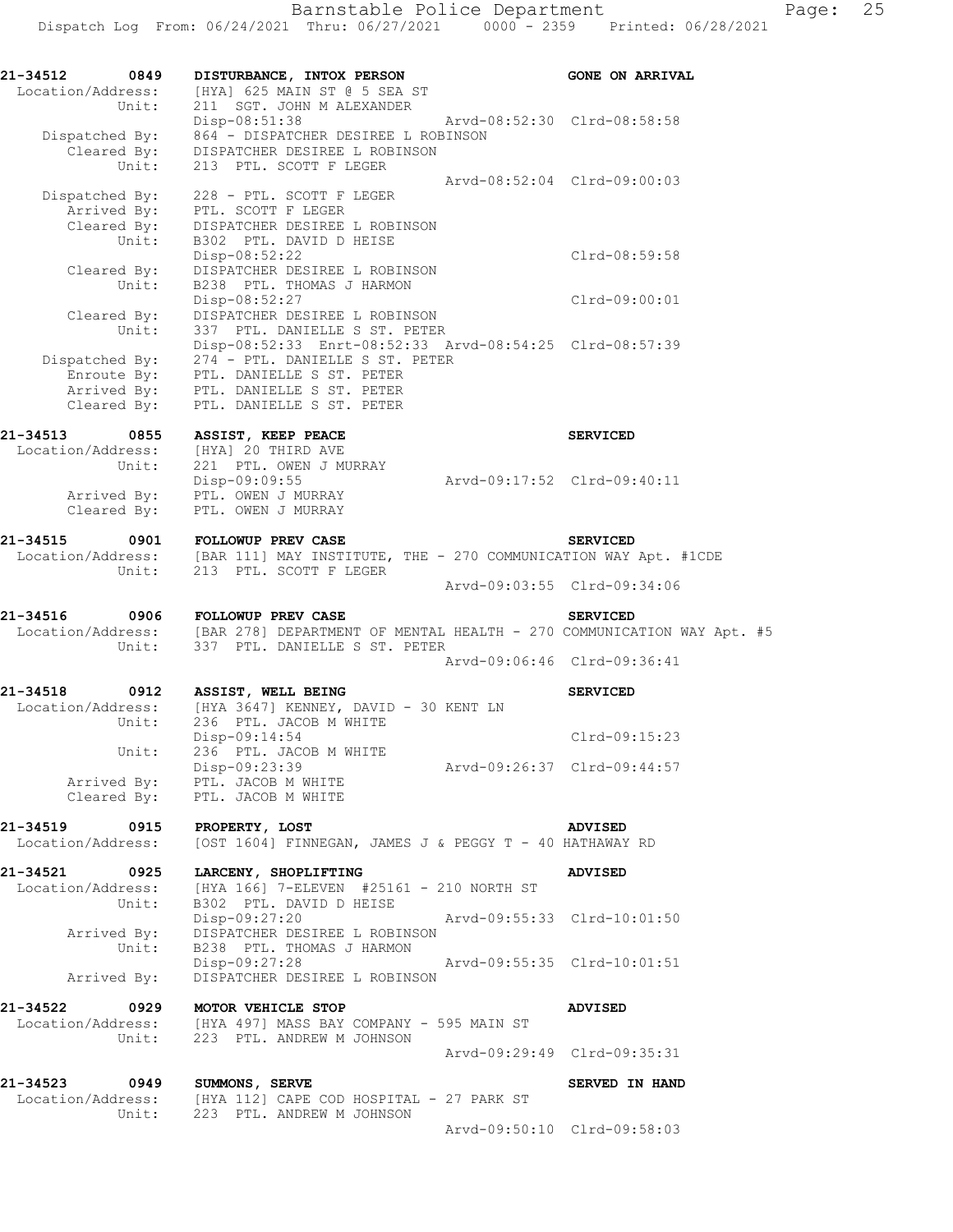Barnstable Police Department
Dispatch Log From: 06/24/2021 Thru: 06/27/2021 0000 - 2359 Printed: 06/28/2021

```
21-34512      0849    DISTURBANCE, INTOX PERSON                          GONE ON ARRIVAL
 Location/Address:    [HYA] 625 MAIN ST @ 5 SEA ST
            Unit:     211  SGT. JOHN M ALEXANDER
                      Disp-08:51:38                  Arvd-08:52:30  Clrd-08:58:58
   Dispatched By:     864 - DISPATCHER DESIREE L ROBINSON
      Cleared By:     DISPATCHER DESIREE L ROBINSON
            Unit:     213  PTL. SCOTT F LEGER
                                                     Arvd-08:52:04  Clrd-09:00:03
   Dispatched By:     228 - PTL. SCOTT F LEGER
      Arrived By:     PTL. SCOTT F LEGER
      Cleared By:     DISPATCHER DESIREE L ROBINSON
            Unit:     B302  PTL. DAVID D HEISE
                      Disp-08:52:22                                 Clrd-08:59:58
      Cleared By:     DISPATCHER DESIREE L ROBINSON
            Unit:     B238  PTL. THOMAS J HARMON
                      Disp-08:52:27                                 Clrd-09:00:01
      Cleared By:     DISPATCHER DESIREE L ROBINSON
            Unit:     337  PTL. DANIELLE S ST. PETER
                      Disp-08:52:33  Enrt-08:52:33  Arvd-08:54:25  Clrd-08:57:39
   Dispatched By:     274 - PTL. DANIELLE S ST. PETER
      Enroute By:     PTL. DANIELLE S ST. PETER
      Arrived By:     PTL. DANIELLE S ST. PETER
      Cleared By:     PTL. DANIELLE S ST. PETER

21-34513      0855    ASSIST, KEEP PEACE                                 SERVICED
 Location/Address:    [HYA] 20 THIRD AVE
            Unit:     221  PTL. OWEN J MURRAY
                      Disp-09:09:55                  Arvd-09:17:52  Clrd-09:40:11
      Arrived By:     PTL. OWEN J MURRAY
      Cleared By:     PTL. OWEN J MURRAY

21-34515      0901    FOLLOWUP PREV CASE                                 SERVICED
 Location/Address:    [BAR 111] MAY INSTITUTE, THE - 270 COMMUNICATION WAY Apt. #1CDE
            Unit:     213  PTL. SCOTT F LEGER
                                                     Arvd-09:03:55  Clrd-09:34:06

21-34516      0906    FOLLOWUP PREV CASE                                 SERVICED
 Location/Address:    [BAR 278] DEPARTMENT OF MENTAL HEALTH - 270 COMMUNICATION WAY Apt. #5
            Unit:     337  PTL. DANIELLE S ST. PETER
                                                     Arvd-09:06:46  Clrd-09:36:41

21-34518      0912    ASSIST, WELL BEING                                 SERVICED
 Location/Address:    [HYA 3647] KENNEY, DAVID - 30 KENT LN
            Unit:     236  PTL. JACOB M WHITE
                      Disp-09:14:54                                 Clrd-09:15:23
            Unit:     236  PTL. JACOB M WHITE
                      Disp-09:23:39                  Arvd-09:26:37  Clrd-09:44:57
      Arrived By:     PTL. JACOB M WHITE
      Cleared By:     PTL. JACOB M WHITE

21-34519      0915    PROPERTY, LOST                                     ADVISED
 Location/Address:    [OST 1604] FINNEGAN, JAMES J & PEGGY T - 40 HATHAWAY RD

21-34521      0925    LARCENY, SHOPLIFTING                               ADVISED
 Location/Address:    [HYA 166] 7-ELEVEN  #25161 - 210 NORTH ST
            Unit:     B302  PTL. DAVID D HEISE
                      Disp-09:27:20                  Arvd-09:55:33  Clrd-10:01:50
      Arrived By:     DISPATCHER DESIREE L ROBINSON
            Unit:     B238  PTL. THOMAS J HARMON
                      Disp-09:27:28                  Arvd-09:55:35  Clrd-10:01:51
      Arrived By:     DISPATCHER DESIREE L ROBINSON

21-34522      0929    MOTOR VEHICLE STOP                                 ADVISED
 Location/Address:    [HYA 497] MASS BAY COMPANY - 595 MAIN ST
            Unit:     223  PTL. ANDREW M JOHNSON
                                                     Arvd-09:29:49  Clrd-09:35:31

21-34523      0949    SUMMONS, SERVE                                     SERVED IN HAND
 Location/Address:    [HYA 112] CAPE COD HOSPITAL - 27 PARK ST
            Unit:     223  PTL. ANDREW M JOHNSON
                                                     Arvd-09:50:10  Clrd-09:58:03
```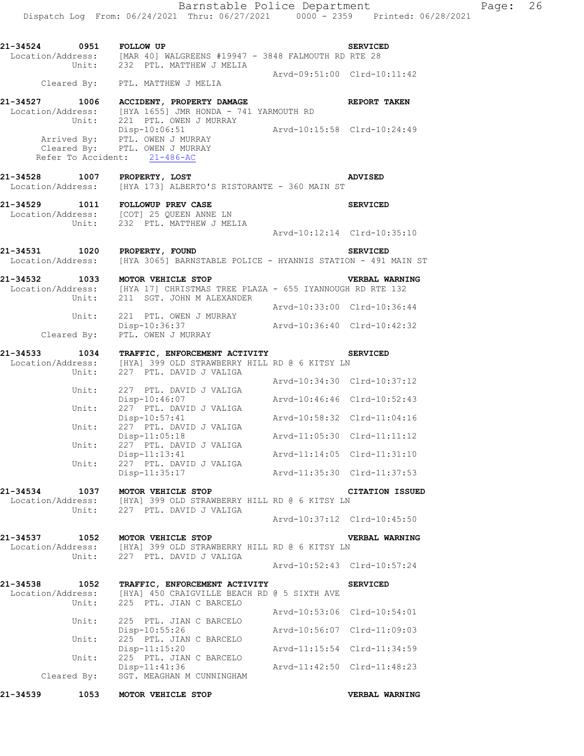**21-34524 0951 FOLLOW UP** **SERVICED**
Location/Address: [MAR 40] WALGREENS #19947 - 3848 FALMOUTH RD RTE 28
Unit: 232 PTL. MATTHEW J MELIA
Arvd-09:51:00 Clrd-10:11:42
Cleared By: PTL. MATTHEW J MELIA

**21-34527 1006 ACCIDENT, PROPERTY DAMAGE** **REPORT TAKEN**
Location/Address: [HYA 1655] JMR HONDA - 741 YARMOUTH RD
Unit: 221 PTL. OWEN J MURRAY
Disp-10:06:51 Arvd-10:15:58 Clrd-10:24:49
Arrived By: PTL. OWEN J MURRAY
Cleared By: PTL. OWEN J MURRAY
Refer To Accident: 21-486-AC

**21-34528 1007 PROPERTY, LOST** **ADVISED**
Location/Address: [HYA 173] ALBERTO'S RISTORANTE - 360 MAIN ST

**21-34529 1011 FOLLOWUP PREV CASE** **SERVICED**
Location/Address: [COT] 25 QUEEN ANNE LN
Unit: 232 PTL. MATTHEW J MELIA
Arvd-10:12:14 Clrd-10:35:10

**21-34531 1020 PROPERTY, FOUND** **SERVICED**
Location/Address: [HYA 3065] BARNSTABLE POLICE - HYANNIS STATION - 491 MAIN ST

**21-34532 1033 MOTOR VEHICLE STOP** **VERBAL WARNING**
Location/Address: [HYA 17] CHRISTMAS TREE PLAZA - 655 IYANNOUGH RD RTE 132
Unit: 211 SGT. JOHN M ALEXANDER
Arvd-10:33:00 Clrd-10:36:44
Unit: 221 PTL. OWEN J MURRAY
Disp-10:36:37 Arvd-10:36:40 Clrd-10:42:32
Cleared By: PTL. OWEN J MURRAY

**21-34533 1034 TRAFFIC, ENFORCEMENT ACTIVITY** **SERVICED**
Location/Address: [HYA] 399 OLD STRAWBERRY HILL RD @ 6 KITSY LN
Unit: 227 PTL. DAVID J VALIGA
Arvd-10:34:30 Clrd-10:37:12
Unit: 227 PTL. DAVID J VALIGA
Disp-10:46:07 Arvd-10:46:46 Clrd-10:52:43
Unit: 227 PTL. DAVID J VALIGA
Disp-10:57:41 Arvd-10:58:32 Clrd-11:04:16
Unit: 227 PTL. DAVID J VALIGA
Disp-11:05:18 Arvd-11:05:30 Clrd-11:11:12
Unit: 227 PTL. DAVID J VALIGA
Disp-11:13:41 Arvd-11:14:05 Clrd-11:31:10
Unit: 227 PTL. DAVID J VALIGA
Disp-11:35:17 Arvd-11:35:30 Clrd-11:37:53

**21-34534 1037 MOTOR VEHICLE STOP** **CITATION ISSUED**
Location/Address: [HYA] 399 OLD STRAWBERRY HILL RD @ 6 KITSY LN
Unit: 227 PTL. DAVID J VALIGA
Arvd-10:37:12 Clrd-10:45:50

**21-34537 1052 MOTOR VEHICLE STOP** **VERBAL WARNING**
Location/Address: [HYA] 399 OLD STRAWBERRY HILL RD @ 6 KITSY LN
Unit: 227 PTL. DAVID J VALIGA
Arvd-10:52:43 Clrd-10:57:24

**21-34538 1052 TRAFFIC, ENFORCEMENT ACTIVITY** **SERVICED**
Location/Address: [HYA] 450 CRAIGVILLE BEACH RD @ 5 SIXTH AVE
Unit: 225 PTL. JIAN C BARCELO
Arvd-10:53:06 Clrd-10:54:01
Unit: 225 PTL. JIAN C BARCELO
Disp-10:55:26 Arvd-10:56:07 Clrd-11:09:03
Unit: 225 PTL. JIAN C BARCELO
Disp-11:15:20 Arvd-11:15:54 Clrd-11:34:59
Unit: 225 PTL. JIAN C BARCELO
Disp-11:41:36 Arvd-11:42:50 Clrd-11:48:23
Cleared By: SGT. MEAGHAN M CUNNINGHAM

**21-34539 1053 MOTOR VEHICLE STOP** **VERBAL WARNING**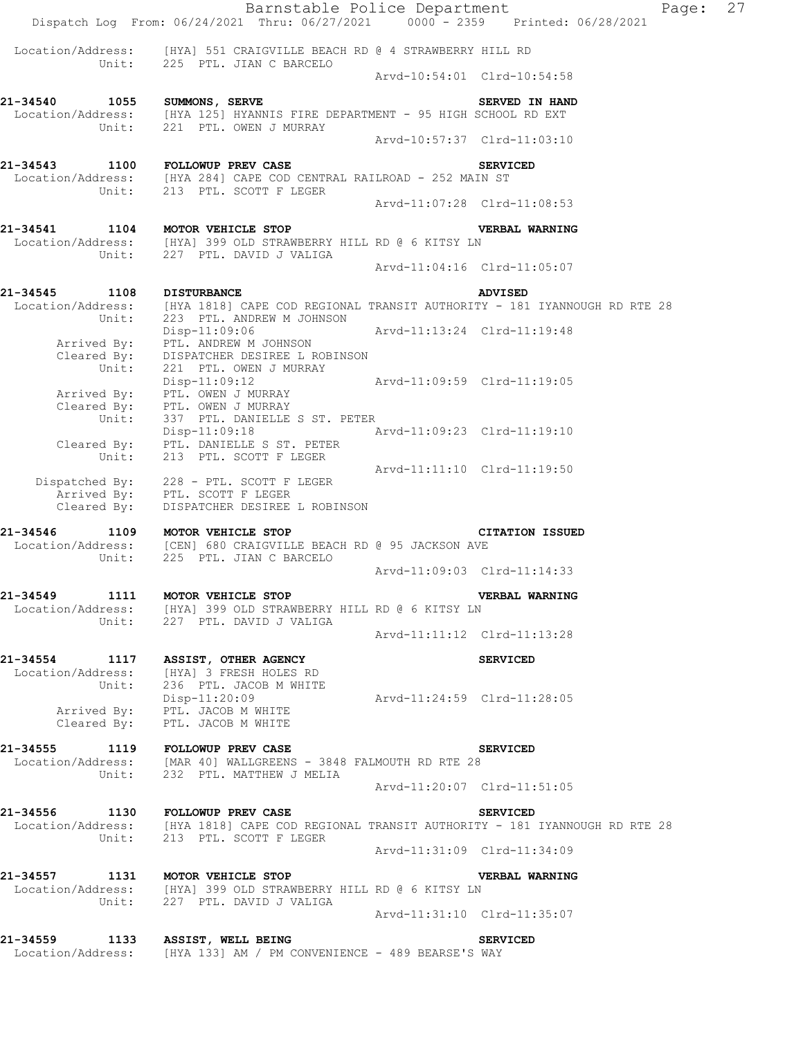Location/Address: [HYA] 551 CRAIGVILLE BEACH RD @ 4 STRAWBERRY HILL RD
Unit: 225 PTL. JIAN C BARCELO
Arvd-10:54:01 Clrd-10:54:58

**21-34540 1055 SUMMONS, SERVE SERVED IN HAND**
Location/Address: [HYA 125] HYANNIS FIRE DEPARTMENT - 95 HIGH SCHOOL RD EXT
Unit: 221 PTL. OWEN J MURRAY
Arvd-10:57:37 Clrd-11:03:10

**21-34543 1100 FOLLOWUP PREV CASE SERVICED**
Location/Address: [HYA 284] CAPE COD CENTRAL RAILROAD - 252 MAIN ST
Unit: 213 PTL. SCOTT F LEGER
Arvd-11:07:28 Clrd-11:08:53

**21-34541 1104 MOTOR VEHICLE STOP VERBAL WARNING**
Location/Address: [HYA] 399 OLD STRAWBERRY HILL RD @ 6 KITSY LN
Unit: 227 PTL. DAVID J VALIGA
Arvd-11:04:16 Clrd-11:05:07

**21-34545 1108 DISTURBANCE ADVISED**
Location/Address: [HYA 1818] CAPE COD REGIONAL TRANSIT AUTHORITY - 181 IYANNOUGH RD RTE 28
Unit: 223 PTL. ANDREW M JOHNSON
Disp-11:09:06 Arvd-11:13:24 Clrd-11:19:48
Arrived By: PTL. ANDREW M JOHNSON
Cleared By: DISPATCHER DESIREE L ROBINSON
Unit: 221 PTL. OWEN J MURRAY
Disp-11:09:12 Arvd-11:09:59 Clrd-11:19:05
Arrived By: PTL. OWEN J MURRAY
Cleared By: PTL. OWEN J MURRAY
Unit: 337 PTL. DANIELLE S ST. PETER
Disp-11:09:18 Arvd-11:09:23 Clrd-11:19:10
Cleared By: PTL. DANIELLE S ST. PETER
Unit: 213 PTL. SCOTT F LEGER
Arvd-11:11:10 Clrd-11:19:50
Dispatched By: 228 - PTL. SCOTT F LEGER
Arrived By: PTL. SCOTT F LEGER
Cleared By: DISPATCHER DESIREE L ROBINSON

**21-34546 1109 MOTOR VEHICLE STOP CITATION ISSUED**
Location/Address: [CEN] 680 CRAIGVILLE BEACH RD @ 95 JACKSON AVE
Unit: 225 PTL. JIAN C BARCELO
Arvd-11:09:03 Clrd-11:14:33

**21-34549 1111 MOTOR VEHICLE STOP VERBAL WARNING**
Location/Address: [HYA] 399 OLD STRAWBERRY HILL RD @ 6 KITSY LN
Unit: 227 PTL. DAVID J VALIGA
Arvd-11:11:12 Clrd-11:13:28

**21-34554 1117 ASSIST, OTHER AGENCY SERVICED**
Location/Address: [HYA] 3 FRESH HOLES RD
Unit: 236 PTL. JACOB M WHITE
Disp-11:20:09 Arvd-11:24:59 Clrd-11:28:05
Arrived By: PTL. JACOB M WHITE
Cleared By: PTL. JACOB M WHITE

**21-34555 1119 FOLLOWUP PREV CASE SERVICED**
Location/Address: [MAR 40] WALLGREENS - 3848 FALMOUTH RD RTE 28
Unit: 232 PTL. MATTHEW J MELIA
Arvd-11:20:07 Clrd-11:51:05

**21-34556 1130 FOLLOWUP PREV CASE SERVICED**
Location/Address: [HYA 1818] CAPE COD REGIONAL TRANSIT AUTHORITY - 181 IYANNOUGH RD RTE 28
Unit: 213 PTL. SCOTT F LEGER
Arvd-11:31:09 Clrd-11:34:09

**21-34557 1131 MOTOR VEHICLE STOP VERBAL WARNING**
Location/Address: [HYA] 399 OLD STRAWBERRY HILL RD @ 6 KITSY LN
Unit: 227 PTL. DAVID J VALIGA
Arvd-11:31:10 Clrd-11:35:07

**21-34559 1133 ASSIST, WELL BEING SERVICED**
Location/Address: [HYA 133] AM / PM CONVENIENCE - 489 BEARSE'S WAY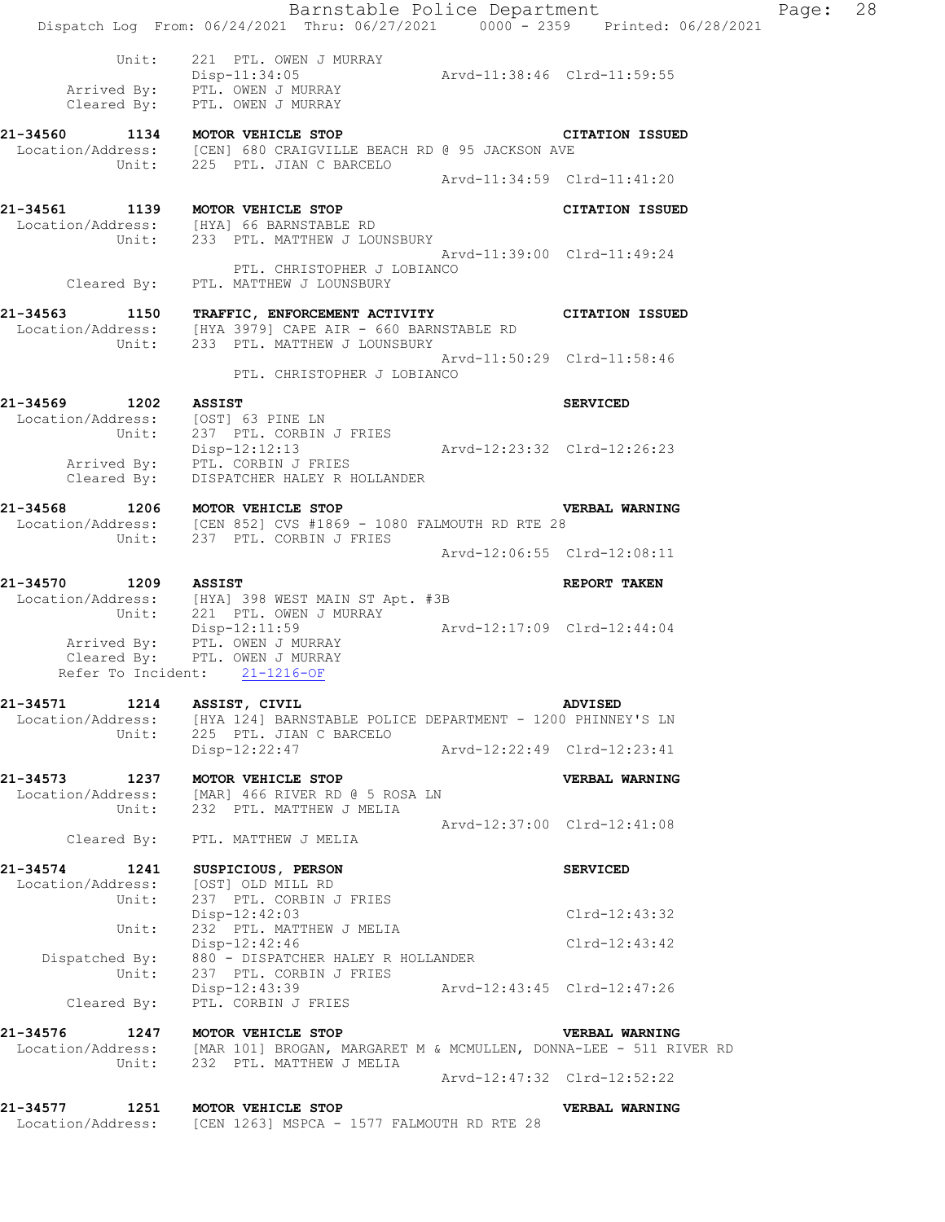```
           Unit:    221  PTL. OWEN J MURRAY
                    Disp-11:34:05                Arvd-11:38:46  Clrd-11:59:55
      Arrived By:   PTL. OWEN J MURRAY
      Cleared By:   PTL. OWEN J MURRAY

21-34560      1134   MOTOR VEHICLE STOP                          CITATION ISSUED
  Location/Address:   [CEN] 680 CRAIGVILLE BEACH RD @ 95 JACKSON AVE
           Unit:    225  PTL. JIAN C BARCELO
                                                 Arvd-11:34:59  Clrd-11:41:20

21-34561      1139   MOTOR VEHICLE STOP                          CITATION ISSUED
  Location/Address:   [HYA] 66 BARNSTABLE RD
           Unit:    233  PTL. MATTHEW J LOUNSBURY
                                                 Arvd-11:39:00  Clrd-11:49:24
                         PTL. CHRISTOPHER J LOBIANCO
      Cleared By:   PTL. MATTHEW J LOUNSBURY

21-34563      1150   TRAFFIC, ENFORCEMENT ACTIVITY               CITATION ISSUED
  Location/Address:   [HYA 3979] CAPE AIR - 660 BARNSTABLE RD
           Unit:    233  PTL. MATTHEW J LOUNSBURY
                                                 Arvd-11:50:29  Clrd-11:58:46
                         PTL. CHRISTOPHER J LOBIANCO

21-34569      1202   ASSIST                                      SERVICED
  Location/Address:   [OST] 63 PINE LN
           Unit:    237  PTL. CORBIN J FRIES
                    Disp-12:12:13                Arvd-12:23:32  Clrd-12:26:23
      Arrived By:   PTL. CORBIN J FRIES
      Cleared By:   DISPATCHER HALEY R HOLLANDER

21-34568      1206   MOTOR VEHICLE STOP                          VERBAL WARNING
  Location/Address:   [CEN 852] CVS #1869 - 1080 FALMOUTH RD RTE 28
           Unit:    237  PTL. CORBIN J FRIES
                                                 Arvd-12:06:55  Clrd-12:08:11

21-34570      1209   ASSIST                                      REPORT TAKEN
  Location/Address:   [HYA] 398 WEST MAIN ST Apt. #3B
           Unit:    221  PTL. OWEN J MURRAY
                    Disp-12:11:59                Arvd-12:17:09  Clrd-12:44:04
      Arrived By:   PTL. OWEN J MURRAY
      Cleared By:   PTL. OWEN J MURRAY
    Refer To Incident:   21-1216-OF

21-34571      1214   ASSIST, CIVIL                               ADVISED
  Location/Address:   [HYA 124] BARNSTABLE POLICE DEPARTMENT - 1200 PHINNEY'S LN
           Unit:    225  PTL. JIAN C BARCELO
                    Disp-12:22:47                Arvd-12:22:49  Clrd-12:23:41

21-34573      1237   MOTOR VEHICLE STOP                          VERBAL WARNING
  Location/Address:   [MAR] 466 RIVER RD @ 5 ROSA LN
           Unit:    232  PTL. MATTHEW J MELIA
                                                 Arvd-12:37:00  Clrd-12:41:08
      Cleared By:   PTL. MATTHEW J MELIA

21-34574      1241   SUSPICIOUS, PERSON                          SERVICED
  Location/Address:   [OST] OLD MILL RD
           Unit:    237  PTL. CORBIN J FRIES
                    Disp-12:42:03                               Clrd-12:43:32
           Unit:    232  PTL. MATTHEW J MELIA
                    Disp-12:42:46                               Clrd-12:43:42
   Dispatched By:   880 - DISPATCHER HALEY R HOLLANDER
           Unit:    237  PTL. CORBIN J FRIES
                    Disp-12:43:39                Arvd-12:43:45  Clrd-12:47:26
      Cleared By:   PTL. CORBIN J FRIES

21-34576      1247   MOTOR VEHICLE STOP                          VERBAL WARNING
  Location/Address:   [MAR 101] BROGAN, MARGARET M & MCMULLEN, DONNA-LEE - 511 RIVER RD
           Unit:    232  PTL. MATTHEW J MELIA
                                                 Arvd-12:47:32  Clrd-12:52:22

21-34577      1251   MOTOR VEHICLE STOP                          VERBAL WARNING
  Location/Address:   [CEN 1263] MSPCA - 1577 FALMOUTH RD RTE 28
```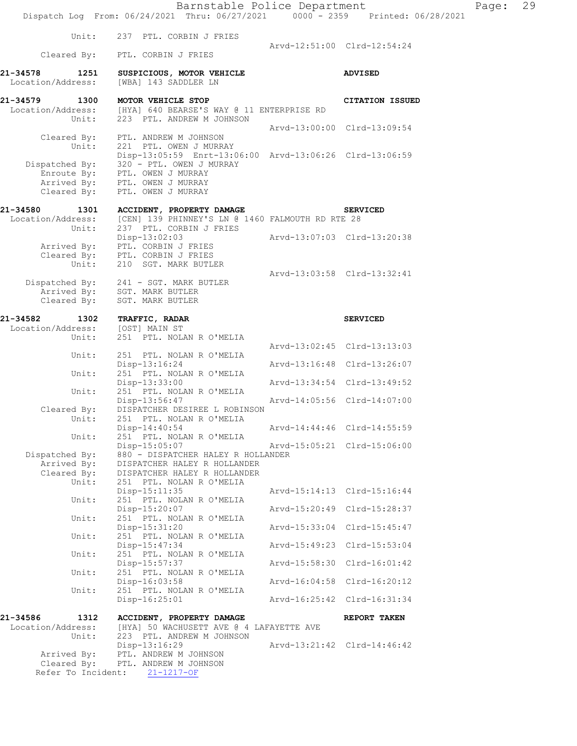```
        Unit:      237  PTL. CORBIN J FRIES
                                                Arvd-12:51:00  Clrd-12:54:24
  Cleared By:      PTL. CORBIN J FRIES

21-34578      1251    SUSPICIOUS, MOTOR VEHICLE                          ADVISED
 Location/Address:    [WBA] 143 SADDLER LN

21-34579      1300    MOTOR VEHICLE STOP                                 CITATION ISSUED
 Location/Address:    [HYA] 640 BEARSE'S WAY @ 11 ENTERPRISE RD
           Unit:      223  PTL. ANDREW M JOHNSON
                                                Arvd-13:00:00  Clrd-13:09:54
     Cleared By:      PTL. ANDREW M JOHNSON
           Unit:      221  PTL. OWEN J MURRAY
                      Disp-13:05:59  Enrt-13:06:00  Arvd-13:06:26  Clrd-13:06:59
  Dispatched By:      320 - PTL. OWEN J MURRAY
     Enroute By:      PTL. OWEN J MURRAY
     Arrived By:      PTL. OWEN J MURRAY
     Cleared By:      PTL. OWEN J MURRAY

21-34580      1301    ACCIDENT, PROPERTY DAMAGE                          SERVICED
 Location/Address:    [CEN] 139 PHINNEY'S LN @ 1460 FALMOUTH RD RTE 28
           Unit:      237  PTL. CORBIN J FRIES
                      Disp-13:02:03                 Arvd-13:07:03  Clrd-13:20:38
     Arrived By:      PTL. CORBIN J FRIES
     Cleared By:      PTL. CORBIN J FRIES
           Unit:      210  SGT. MARK BUTLER
                                                Arvd-13:03:58  Clrd-13:32:41
  Dispatched By:      241 - SGT. MARK BUTLER
     Arrived By:      SGT. MARK BUTLER
     Cleared By:      SGT. MARK BUTLER

21-34582      1302    TRAFFIC, RADAR                                     SERVICED
 Location/Address:    [OST] MAIN ST
           Unit:      251  PTL. NOLAN R O'MELIA
                                                Arvd-13:02:45  Clrd-13:13:03
           Unit:      251  PTL. NOLAN R O'MELIA
                      Disp-13:16:24                 Arvd-13:16:48  Clrd-13:26:07
           Unit:      251  PTL. NOLAN R O'MELIA
                      Disp-13:33:00                 Arvd-13:34:54  Clrd-13:49:52
           Unit:      251  PTL. NOLAN R O'MELIA
                      Disp-13:56:47                 Arvd-14:05:56  Clrd-14:07:00
     Cleared By:      DISPATCHER DESIREE L ROBINSON
           Unit:      251  PTL. NOLAN R O'MELIA
                      Disp-14:40:54                 Arvd-14:44:46  Clrd-14:55:59
           Unit:      251  PTL. NOLAN R O'MELIA
                      Disp-15:05:07                 Arvd-15:05:21  Clrd-15:06:00
  Dispatched By:      880 - DISPATCHER HALEY R HOLLANDER
     Arrived By:      DISPATCHER HALEY R HOLLANDER
     Cleared By:      DISPATCHER HALEY R HOLLANDER
           Unit:      251  PTL. NOLAN R O'MELIA
                      Disp-15:11:35                 Arvd-15:14:13  Clrd-15:16:44
           Unit:      251  PTL. NOLAN R O'MELIA
                      Disp-15:20:07                 Arvd-15:20:49  Clrd-15:28:37
           Unit:      251  PTL. NOLAN R O'MELIA
                      Disp-15:31:20                 Arvd-15:33:04  Clrd-15:45:47
           Unit:      251  PTL. NOLAN R O'MELIA
                      Disp-15:47:34                 Arvd-15:49:23  Clrd-15:53:04
           Unit:      251  PTL. NOLAN R O'MELIA
                      Disp-15:57:37                 Arvd-15:58:30  Clrd-16:01:42
           Unit:      251  PTL. NOLAN R O'MELIA
                      Disp-16:03:58                 Arvd-16:04:58  Clrd-16:20:12
           Unit:      251  PTL. NOLAN R O'MELIA
                      Disp-16:25:01                 Arvd-16:25:42  Clrd-16:31:34

21-34586      1312    ACCIDENT, PROPERTY DAMAGE                          REPORT TAKEN
 Location/Address:    [HYA] 50 WACHUSETT AVE @ 4 LAFAYETTE AVE
           Unit:      223  PTL. ANDREW M JOHNSON
                      Disp-13:16:29                 Arvd-13:21:42  Clrd-14:46:42
     Arrived By:      PTL. ANDREW M JOHNSON
     Cleared By:      PTL. ANDREW M JOHNSON
 Refer To Incident:    21-1217-OF
```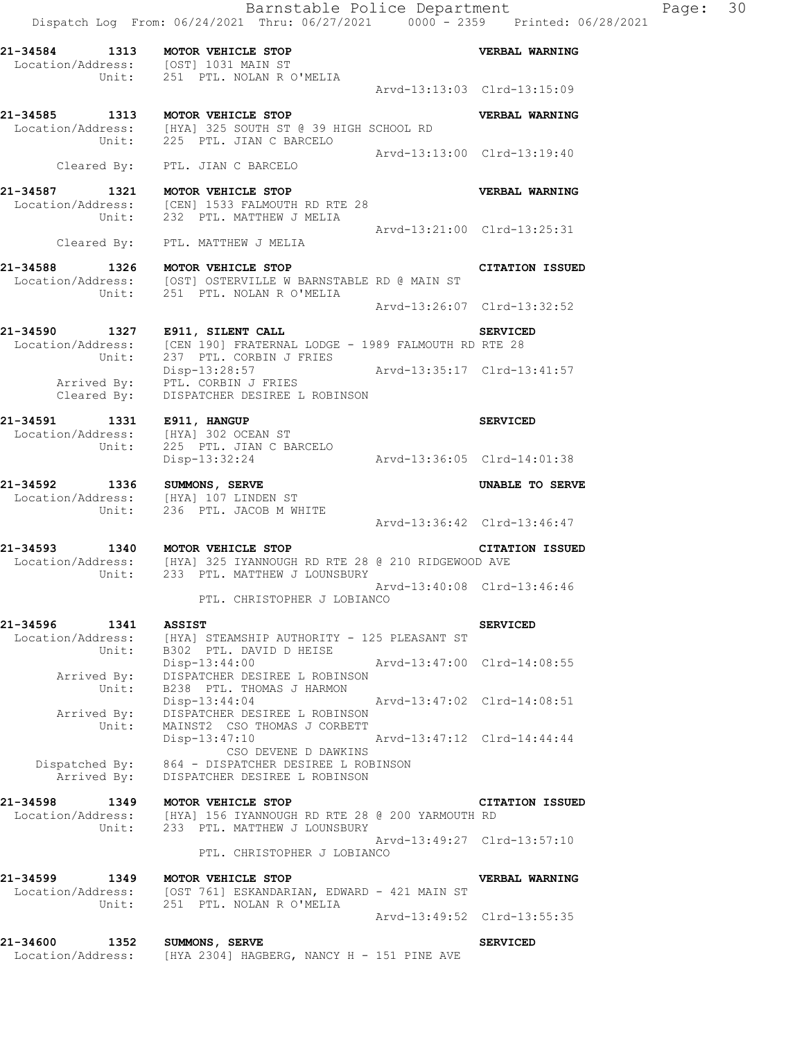```
21-34584      1313   MOTOR VEHICLE STOP                                      VERBAL WARNING
 Location/Address:   [OST] 1031 MAIN ST
            Unit:    251  PTL. NOLAN R O'MELIA
                                                          Arvd-13:13:03  Clrd-13:15:09

21-34585      1313   MOTOR VEHICLE STOP                                      VERBAL WARNING
 Location/Address:   [HYA] 325 SOUTH ST @ 39 HIGH SCHOOL RD
            Unit:    225  PTL. JIAN C BARCELO
                                                          Arvd-13:13:00  Clrd-13:19:40
      Cleared By:    PTL. JIAN C BARCELO

21-34587      1321   MOTOR VEHICLE STOP                                      VERBAL WARNING
 Location/Address:   [CEN] 1533 FALMOUTH RD RTE 28
            Unit:    232  PTL. MATTHEW J MELIA
                                                          Arvd-13:21:00  Clrd-13:25:31
      Cleared By:    PTL. MATTHEW J MELIA

21-34588      1326   MOTOR VEHICLE STOP                                      CITATION ISSUED
 Location/Address:   [OST] OSTERVILLE W BARNSTABLE RD @ MAIN ST
            Unit:    251  PTL. NOLAN R O'MELIA
                                                          Arvd-13:26:07  Clrd-13:32:52

21-34590      1327   E911, SILENT CALL                                       SERVICED
 Location/Address:   [CEN 190] FRATERNAL LODGE - 1989 FALMOUTH RD RTE 28
            Unit:    237  PTL. CORBIN J FRIES
                     Disp-13:28:57                        Arvd-13:35:17  Clrd-13:41:57
      Arrived By:    PTL. CORBIN J FRIES
      Cleared By:    DISPATCHER DESIREE L ROBINSON

21-34591      1331   E911, HANGUP                                            SERVICED
 Location/Address:   [HYA] 302 OCEAN ST
            Unit:    225  PTL. JIAN C BARCELO
                     Disp-13:32:24                        Arvd-13:36:05  Clrd-14:01:38

21-34592      1336   SUMMONS, SERVE                                          UNABLE TO SERVE
 Location/Address:   [HYA] 107 LINDEN ST
            Unit:    236  PTL. JACOB M WHITE
                                                          Arvd-13:36:42  Clrd-13:46:47

21-34593      1340   MOTOR VEHICLE STOP                                      CITATION ISSUED
 Location/Address:   [HYA] 325 IYANNOUGH RD RTE 28 @ 210 RIDGEWOOD AVE
            Unit:    233  PTL. MATTHEW J LOUNSBURY
                                                          Arvd-13:40:08  Clrd-13:46:46
                          PTL. CHRISTOPHER J LOBIANCO

21-34596      1341   ASSIST                                                  SERVICED
 Location/Address:   [HYA] STEAMSHIP AUTHORITY - 125 PLEASANT ST
            Unit:    B302  PTL. DAVID D HEISE
                     Disp-13:44:00                        Arvd-13:47:00  Clrd-14:08:55
      Arrived By:    DISPATCHER DESIREE L ROBINSON
            Unit:    B238  PTL. THOMAS J HARMON
                     Disp-13:44:04                        Arvd-13:47:02  Clrd-14:08:51
      Arrived By:    DISPATCHER DESIREE L ROBINSON
            Unit:    MAINST2  CSO THOMAS J CORBETT
                     Disp-13:47:10                        Arvd-13:47:12  Clrd-14:44:44
                          CSO DEVENE D DAWKINS
   Dispatched By:    864 - DISPATCHER DESIREE L ROBINSON
      Arrived By:    DISPATCHER DESIREE L ROBINSON

21-34598      1349   MOTOR VEHICLE STOP                                      CITATION ISSUED
 Location/Address:   [HYA] 156 IYANNOUGH RD RTE 28 @ 200 YARMOUTH RD
            Unit:    233  PTL. MATTHEW J LOUNSBURY
                                                          Arvd-13:49:27  Clrd-13:57:10
                          PTL. CHRISTOPHER J LOBIANCO

21-34599      1349   MOTOR VEHICLE STOP                                      VERBAL WARNING
 Location/Address:   [OST 761] ESKANDARIAN, EDWARD - 421 MAIN ST
            Unit:    251  PTL. NOLAN R O'MELIA
                                                          Arvd-13:49:52  Clrd-13:55:35

21-34600      1352   SUMMONS, SERVE                                          SERVICED
 Location/Address:   [HYA 2304] HAGBERG, NANCY H - 151 PINE AVE
```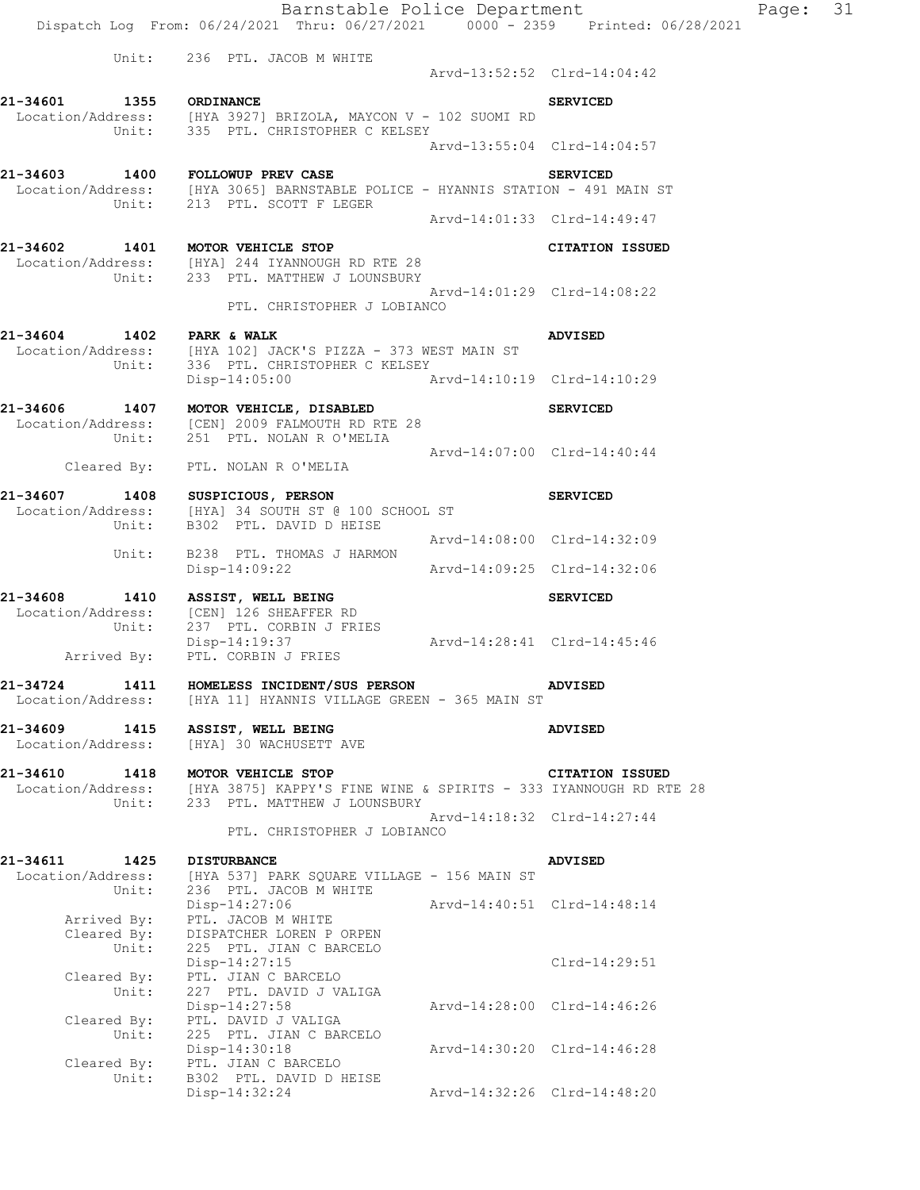Unit: 236 PTL. JACOB M WHITE
Arvd-13:52:52 Clrd-14:04:42

**21-34601 1355 ORDINANCE** **SERVICED**
Location/Address: [HYA 3927] BRIZOLA, MAYCON V - 102 SUOMI RD
Unit: 335 PTL. CHRISTOPHER C KELSEY
Arvd-13:55:04 Clrd-14:04:57

**21-34603 1400 FOLLOWUP PREV CASE** **SERVICED**
Location/Address: [HYA 3065] BARNSTABLE POLICE - HYANNIS STATION - 491 MAIN ST
Unit: 213 PTL. SCOTT F LEGER
Arvd-14:01:33 Clrd-14:49:47

**21-34602 1401 MOTOR VEHICLE STOP** **CITATION ISSUED**
Location/Address: [HYA] 244 IYANNOUGH RD RTE 28
Unit: 233 PTL. MATTHEW J LOUNSBURY
Arvd-14:01:29 Clrd-14:08:22
PTL. CHRISTOPHER J LOBIANCO

**21-34604 1402 PARK & WALK** **ADVISED**
Location/Address: [HYA 102] JACK'S PIZZA - 373 WEST MAIN ST
Unit: 336 PTL. CHRISTOPHER C KELSEY
Disp-14:05:00 Arvd-14:10:19 Clrd-14:10:29

**21-34606 1407 MOTOR VEHICLE, DISABLED** **SERVICED**
Location/Address: [CEN] 2009 FALMOUTH RD RTE 28
Unit: 251 PTL. NOLAN R O'MELIA
Arvd-14:07:00 Clrd-14:40:44
Cleared By: PTL. NOLAN R O'MELIA

**21-34607 1408 SUSPICIOUS, PERSON** **SERVICED**
Location/Address: [HYA] 34 SOUTH ST @ 100 SCHOOL ST
Unit: B302 PTL. DAVID D HEISE
Arvd-14:08:00 Clrd-14:32:09
Unit: B238 PTL. THOMAS J HARMON
Disp-14:09:22 Arvd-14:09:25 Clrd-14:32:06

**21-34608 1410 ASSIST, WELL BEING** **SERVICED**
Location/Address: [CEN] 126 SHEAFFER RD
Unit: 237 PTL. CORBIN J FRIES
Disp-14:19:37 Arvd-14:28:41 Clrd-14:45:46
Arrived By: PTL. CORBIN J FRIES

**21-34724 1411 HOMELESS INCIDENT/SUS PERSON** **ADVISED**
Location/Address: [HYA 11] HYANNIS VILLAGE GREEN - 365 MAIN ST

**21-34609 1415 ASSIST, WELL BEING** **ADVISED**
Location/Address: [HYA] 30 WACHUSETT AVE

**21-34610 1418 MOTOR VEHICLE STOP** **CITATION ISSUED**
Location/Address: [HYA 3875] KAPPY'S FINE WINE & SPIRITS - 333 IYANNOUGH RD RTE 28
Unit: 233 PTL. MATTHEW J LOUNSBURY
Arvd-14:18:32 Clrd-14:27:44
PTL. CHRISTOPHER J LOBIANCO

**21-34611 1425 DISTURBANCE** **ADVISED**
Location/Address: [HYA 537] PARK SQUARE VILLAGE - 156 MAIN ST
Unit: 236 PTL. JACOB M WHITE
Disp-14:27:06 Arvd-14:40:51 Clrd-14:48:14
Arrived By: PTL. JACOB M WHITE
Cleared By: DISPATCHER LOREN P ORPEN
Unit: 225 PTL. JIAN C BARCELO
Disp-14:27:15 Clrd-14:29:51
Cleared By: PTL. JIAN C BARCELO
Unit: 227 PTL. DAVID J VALIGA
Disp-14:27:58 Arvd-14:28:00 Clrd-14:46:26
Cleared By: PTL. DAVID J VALIGA
Unit: 225 PTL. JIAN C BARCELO
Disp-14:30:18 Arvd-14:30:20 Clrd-14:46:28
Cleared By: PTL. JIAN C BARCELO
Unit: B302 PTL. DAVID D HEISE
Disp-14:32:24 Arvd-14:32:26 Clrd-14:48:20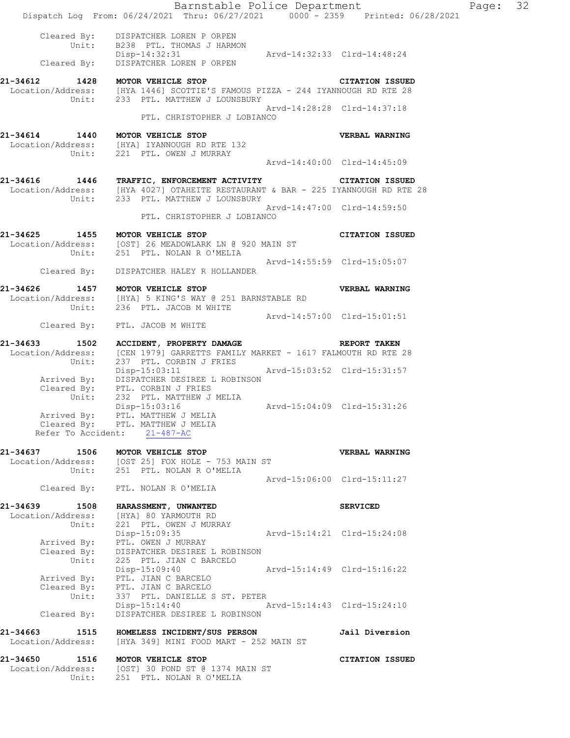```
        Cleared By:    DISPATCHER LOREN P ORPEN
              Unit:    B238  PTL. THOMAS J HARMON
                       Disp-14:32:31              Arvd-14:32:33  Clrd-14:48:24
        Cleared By:    DISPATCHER LOREN P ORPEN

21-34612       1428    MOTOR VEHICLE STOP                            CITATION ISSUED
  Location/Address:    [HYA 1446] SCOTTIE'S FAMOUS PIZZA - 244 IYANNOUGH RD RTE 28
              Unit:    233  PTL. MATTHEW J LOUNSBURY
                                                  Arvd-14:28:28  Clrd-14:37:18
                            PTL. CHRISTOPHER J LOBIANCO

21-34614       1440    MOTOR VEHICLE STOP                            VERBAL WARNING
  Location/Address:    [HYA] IYANNOUGH RD RTE 132
              Unit:    221  PTL. OWEN J MURRAY
                                                  Arvd-14:40:00  Clrd-14:45:09

21-34616       1446    TRAFFIC, ENFORCEMENT ACTIVITY                 CITATION ISSUED
  Location/Address:    [HYA 4027] OTAHEITE RESTAURANT & BAR - 225 IYANNOUGH RD RTE 28
              Unit:    233  PTL. MATTHEW J LOUNSBURY
                                                  Arvd-14:47:00  Clrd-14:59:50
                            PTL. CHRISTOPHER J LOBIANCO

21-34625       1455    MOTOR VEHICLE STOP                            CITATION ISSUED
  Location/Address:    [OST] 26 MEADOWLARK LN @ 920 MAIN ST
              Unit:    251  PTL. NOLAN R O'MELIA
                                                  Arvd-14:55:59  Clrd-15:05:07
        Cleared By:    DISPATCHER HALEY R HOLLANDER

21-34626       1457    MOTOR VEHICLE STOP                            VERBAL WARNING
  Location/Address:    [HYA] 5 KING'S WAY @ 251 BARNSTABLE RD
              Unit:    236  PTL. JACOB M WHITE
                                                  Arvd-14:57:00  Clrd-15:01:51
        Cleared By:    PTL. JACOB M WHITE

21-34633       1502    ACCIDENT, PROPERTY DAMAGE                     REPORT TAKEN
  Location/Address:    [CEN 1979] GARRETTS FAMILY MARKET - 1617 FALMOUTH RD RTE 28
              Unit:    237  PTL. CORBIN J FRIES
                       Disp-15:03:11              Arvd-15:03:52  Clrd-15:31:57
        Arrived By:    DISPATCHER DESIREE L ROBINSON
        Cleared By:    PTL. CORBIN J FRIES
              Unit:    232  PTL. MATTHEW J MELIA
                       Disp-15:03:16              Arvd-15:04:09  Clrd-15:31:26
        Arrived By:    PTL. MATTHEW J MELIA
        Cleared By:    PTL. MATTHEW J MELIA
      Refer To Accident:    21-487-AC

21-34637       1506    MOTOR VEHICLE STOP                            VERBAL WARNING
  Location/Address:    [OST 25] FOX HOLE - 753 MAIN ST
              Unit:    251  PTL. NOLAN R O'MELIA
                                                  Arvd-15:06:00  Clrd-15:11:27
        Cleared By:    PTL. NOLAN R O'MELIA

21-34639       1508    HARASSMENT, UNWANTED                          SERVICED
  Location/Address:    [HYA] 80 YARMOUTH RD
              Unit:    221  PTL. OWEN J MURRAY
                       Disp-15:09:35              Arvd-15:14:21  Clrd-15:24:08
        Arrived By:    PTL. OWEN J MURRAY
        Cleared By:    DISPATCHER DESIREE L ROBINSON
              Unit:    225  PTL. JIAN C BARCELO
                       Disp-15:09:40              Arvd-15:14:49  Clrd-15:16:22
        Arrived By:    PTL. JIAN C BARCELO
        Cleared By:    PTL. JIAN C BARCELO
              Unit:    337  PTL. DANIELLE S ST. PETER
                       Disp-15:14:40              Arvd-15:14:43  Clrd-15:24:10
        Cleared By:    DISPATCHER DESIREE L ROBINSON

21-34663       1515    HOMELESS INCIDENT/SUS PERSON                  Jail Diversion
  Location/Address:    [HYA 349] MINI FOOD MART - 252 MAIN ST

21-34650       1516    MOTOR VEHICLE STOP                            CITATION ISSUED
  Location/Address:    [OST] 30 POND ST @ 1374 MAIN ST
              Unit:    251  PTL. NOLAN R O'MELIA
```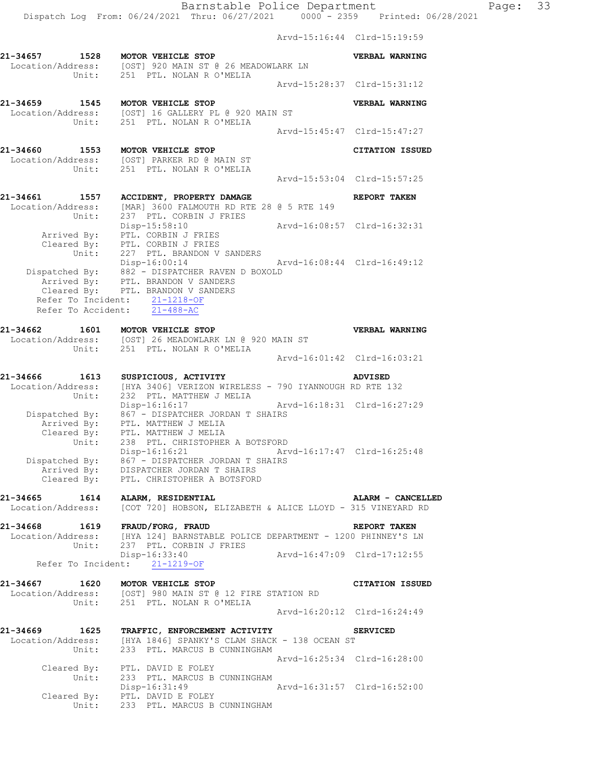Arvd-15:16:44 Clrd-15:19:59

**21-34657 1528 MOTOR VEHICLE STOP** — **VERBAL WARNING**
Location/Address: [OST] 920 MAIN ST @ 26 MEADOWLARK LN
Unit: 251 PTL. NOLAN R O'MELIA
Arvd-15:28:37 Clrd-15:31:12

**21-34659 1545 MOTOR VEHICLE STOP** — **VERBAL WARNING**
Location/Address: [OST] 16 GALLERY PL @ 920 MAIN ST
Unit: 251 PTL. NOLAN R O'MELIA
Arvd-15:45:47 Clrd-15:47:27

**21-34660 1553 MOTOR VEHICLE STOP** — **CITATION ISSUED**
Location/Address: [OST] PARKER RD @ MAIN ST
Unit: 251 PTL. NOLAN R O'MELIA
Arvd-15:53:04 Clrd-15:57:25

**21-34661 1557 ACCIDENT, PROPERTY DAMAGE** — **REPORT TAKEN**
Location/Address: [MAR] 3600 FALMOUTH RD RTE 28 @ 5 RTE 149
Unit: 237 PTL. CORBIN J FRIES
Disp-15:58:10 Arvd-16:08:57 Clrd-16:32:31
Arrived By: PTL. CORBIN J FRIES
Cleared By: PTL. CORBIN J FRIES
Unit: 227 PTL. BRANDON V SANDERS
Disp-16:00:14 Arvd-16:08:44 Clrd-16:49:12
Dispatched By: 882 - DISPATCHER RAVEN D BOXOLD
Arrived By: PTL. BRANDON V SANDERS
Cleared By: PTL. BRANDON V SANDERS
Refer To Incident: 21-1218-OF
Refer To Accident: 21-488-AC

**21-34662 1601 MOTOR VEHICLE STOP** — **VERBAL WARNING**
Location/Address: [OST] 26 MEADOWLARK LN @ 920 MAIN ST
Unit: 251 PTL. NOLAN R O'MELIA
Arvd-16:01:42 Clrd-16:03:21

**21-34666 1613 SUSPICIOUS, ACTIVITY** — **ADVISED**
Location/Address: [HYA 3406] VERIZON WIRELESS - 790 IYANNOUGH RD RTE 132
Unit: 232 PTL. MATTHEW J MELIA
Disp-16:16:17 Arvd-16:18:31 Clrd-16:27:29
Dispatched By: 867 - DISPATCHER JORDAN T SHAIRS
Arrived By: PTL. MATTHEW J MELIA
Cleared By: PTL. MATTHEW J MELIA
Unit: 238 PTL. CHRISTOPHER A BOTSFORD
Disp-16:16:21 Arvd-16:17:47 Clrd-16:25:48
Dispatched By: 867 - DISPATCHER JORDAN T SHAIRS
Arrived By: DISPATCHER JORDAN T SHAIRS
Cleared By: PTL. CHRISTOPHER A BOTSFORD

**21-34665 1614 ALARM, RESIDENTIAL** — **ALARM - CANCELLED**
Location/Address: [COT 720] HOBSON, ELIZABETH & ALICE LLOYD - 315 VINEYARD RD

**21-34668 1619 FRAUD/FORG, FRAUD** — **REPORT TAKEN**
Location/Address: [HYA 124] BARNSTABLE POLICE DEPARTMENT - 1200 PHINNEY'S LN
Unit: 237 PTL. CORBIN J FRIES
Disp-16:33:40 Arvd-16:47:09 Clrd-17:12:55
Refer To Incident: 21-1219-OF

**21-34667 1620 MOTOR VEHICLE STOP** — **CITATION ISSUED**
Location/Address: [OST] 980 MAIN ST @ 12 FIRE STATION RD
Unit: 251 PTL. NOLAN R O'MELIA
Arvd-16:20:12 Clrd-16:24:49

**21-34669 1625 TRAFFIC, ENFORCEMENT ACTIVITY** — **SERVICED**
Location/Address: [HYA 1846] SPANKY'S CLAM SHACK - 138 OCEAN ST
Unit: 233 PTL. MARCUS B CUNNINGHAM
Arvd-16:25:34 Clrd-16:28:00
Cleared By: PTL. DAVID E FOLEY
Unit: 233 PTL. MARCUS B CUNNINGHAM
Disp-16:31:49 Arvd-16:31:57 Clrd-16:52:00
Cleared By: PTL. DAVID E FOLEY
Unit: 233 PTL. MARCUS B CUNNINGHAM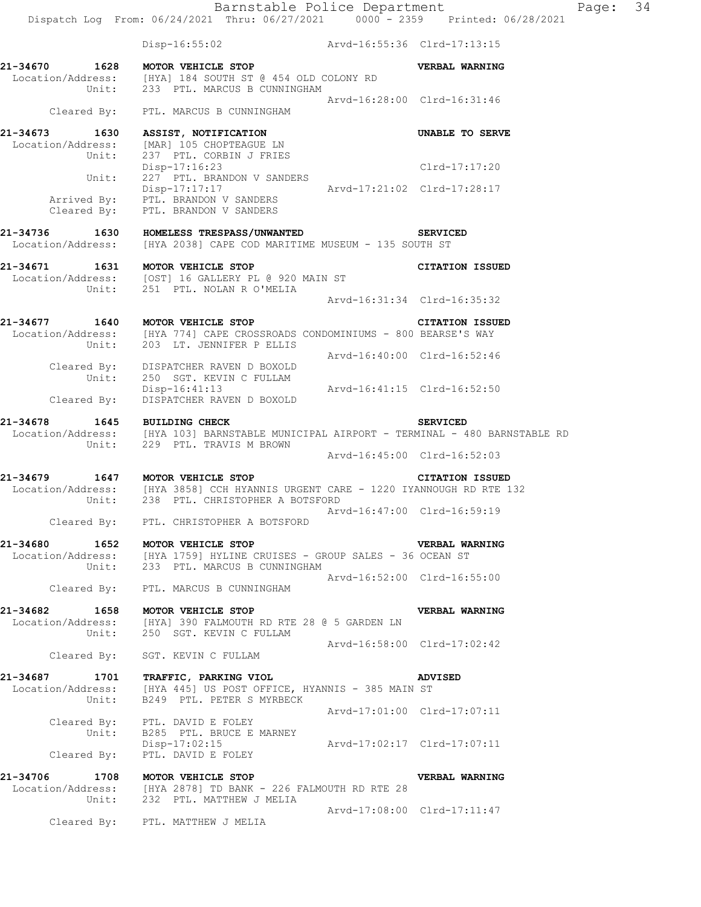Disp-16:55:02 Arvd-16:55:36 Clrd-17:13:15

**21-34670 1628 MOTOR VEHICLE STOP — VERBAL WARNING**
Location/Address: [HYA] 184 SOUTH ST @ 454 OLD COLONY RD
Unit: 233 PTL. MARCUS B CUNNINGHAM
Arvd-16:28:00 Clrd-16:31:46
Cleared By: PTL. MARCUS B CUNNINGHAM

**21-34673 1630 ASSIST, NOTIFICATION — UNABLE TO SERVE**
Location/Address: [MAR] 105 CHOPTEAGUE LN
Unit: 237 PTL. CORBIN J FRIES
Disp-17:16:23 Clrd-17:17:20
Unit: 227 PTL. BRANDON V SANDERS
Disp-17:17:17 Arvd-17:21:02 Clrd-17:28:17
Arrived By: PTL. BRANDON V SANDERS
Cleared By: PTL. BRANDON V SANDERS

**21-34736 1630 HOMELESS TRESPASS/UNWANTED — SERVICED**
Location/Address: [HYA 2038] CAPE COD MARITIME MUSEUM - 135 SOUTH ST

**21-34671 1631 MOTOR VEHICLE STOP — CITATION ISSUED**
Location/Address: [OST] 16 GALLERY PL @ 920 MAIN ST
Unit: 251 PTL. NOLAN R O'MELIA
Arvd-16:31:34 Clrd-16:35:32

**21-34677 1640 MOTOR VEHICLE STOP — CITATION ISSUED**
Location/Address: [HYA 774] CAPE CROSSROADS CONDOMINIUMS - 800 BEARSE'S WAY
Unit: 203 LT. JENNIFER P ELLIS
Arvd-16:40:00 Clrd-16:52:46
Cleared By: DISPATCHER RAVEN D BOXOLD
Unit: 250 SGT. KEVIN C FULLAM
Disp-16:41:13 Arvd-16:41:15 Clrd-16:52:50
Cleared By: DISPATCHER RAVEN D BOXOLD

**21-34678 1645 BUILDING CHECK — SERVICED**
Location/Address: [HYA 103] BARNSTABLE MUNICIPAL AIRPORT - TERMINAL - 480 BARNSTABLE RD
Unit: 229 PTL. TRAVIS M BROWN
Arvd-16:45:00 Clrd-16:52:03

**21-34679 1647 MOTOR VEHICLE STOP — CITATION ISSUED**
Location/Address: [HYA 3858] CCH HYANNIS URGENT CARE - 1220 IYANNOUGH RD RTE 132
Unit: 238 PTL. CHRISTOPHER A BOTSFORD
Arvd-16:47:00 Clrd-16:59:19
Cleared By: PTL. CHRISTOPHER A BOTSFORD

**21-34680 1652 MOTOR VEHICLE STOP — VERBAL WARNING**
Location/Address: [HYA 1759] HYLINE CRUISES - GROUP SALES - 36 OCEAN ST
Unit: 233 PTL. MARCUS B CUNNINGHAM
Arvd-16:52:00 Clrd-16:55:00
Cleared By: PTL. MARCUS B CUNNINGHAM

**21-34682 1658 MOTOR VEHICLE STOP — VERBAL WARNING**
Location/Address: [HYA] 390 FALMOUTH RD RTE 28 @ 5 GARDEN LN
Unit: 250 SGT. KEVIN C FULLAM
Arvd-16:58:00 Clrd-17:02:42
Cleared By: SGT. KEVIN C FULLAM

**21-34687 1701 TRAFFIC, PARKING VIOL — ADVISED**
Location/Address: [HYA 445] US POST OFFICE, HYANNIS - 385 MAIN ST
Unit: B249 PTL. PETER S MYRBECK
Arvd-17:01:00 Clrd-17:07:11
Cleared By: PTL. DAVID E FOLEY
Unit: B285 PTL. BRUCE E MARNEY
Disp-17:02:15 Arvd-17:02:17 Clrd-17:07:11
Cleared By: PTL. DAVID E FOLEY

**21-34706 1708 MOTOR VEHICLE STOP — VERBAL WARNING**
Location/Address: [HYA 2878] TD BANK - 226 FALMOUTH RD RTE 28
Unit: 232 PTL. MATTHEW J MELIA
Arvd-17:08:00 Clrd-17:11:47
Cleared By: PTL. MATTHEW J MELIA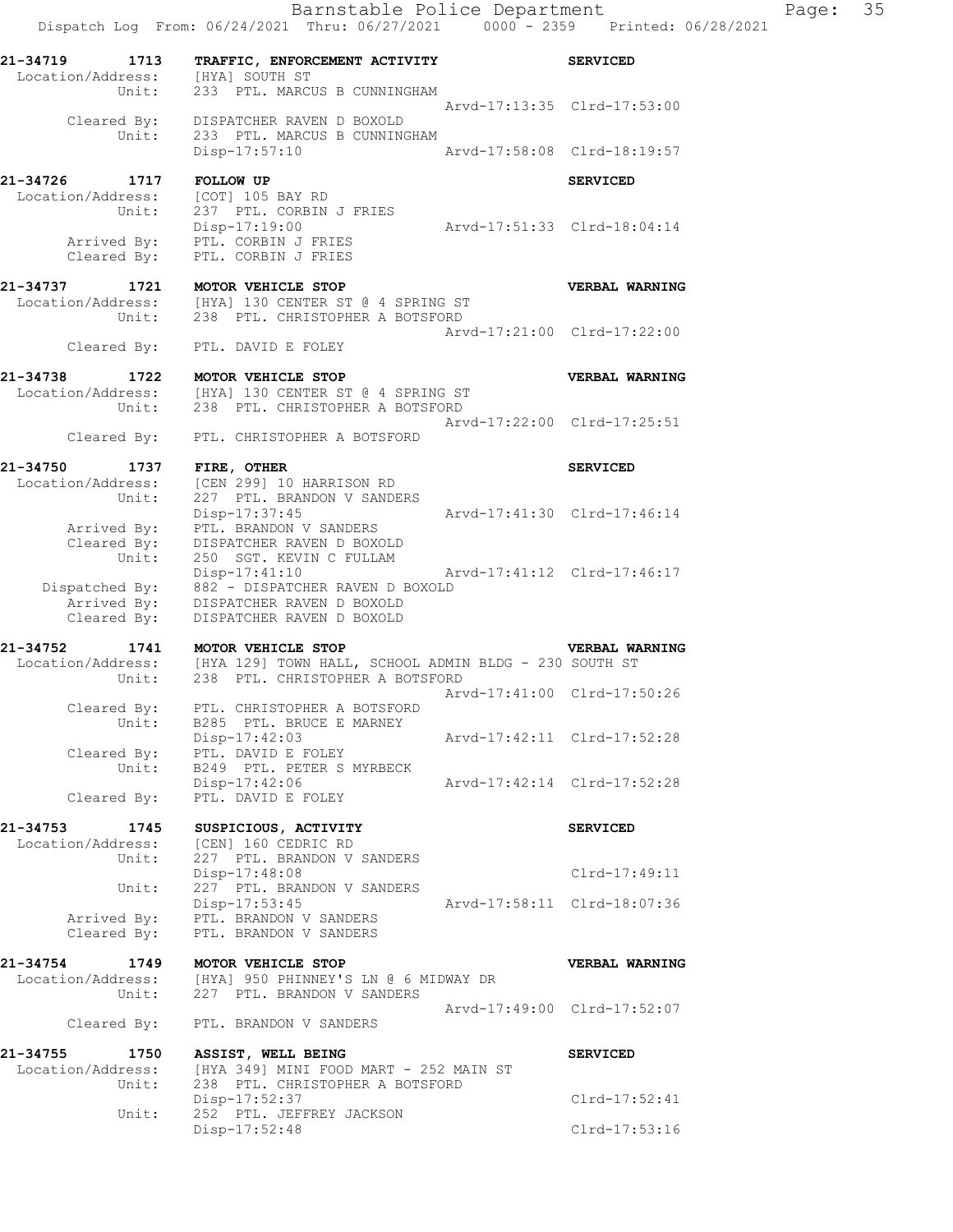Barnstable Police Department

Dispatch Log From: 06/24/2021 Thru: 06/27/2021 0000 - 2359 Printed: 06/28/2021

```
21-34719    1713   TRAFFIC, ENFORCEMENT ACTIVITY                    SERVICED
 Location/Address:   [HYA] SOUTH ST
            Unit:    233  PTL. MARCUS B CUNNINGHAM
                                                    Arvd-17:13:35  Clrd-17:53:00
      Cleared By:    DISPATCHER RAVEN D BOXOLD
            Unit:    233  PTL. MARCUS B CUNNINGHAM
                     Disp-17:57:10                  Arvd-17:58:08  Clrd-18:19:57

21-34726    1717   FOLLOW UP                                        SERVICED
 Location/Address:   [COT] 105 BAY RD
            Unit:    237  PTL. CORBIN J FRIES
                     Disp-17:19:00                  Arvd-17:51:33  Clrd-18:04:14
      Arrived By:    PTL. CORBIN J FRIES
      Cleared By:    PTL. CORBIN J FRIES

21-34737    1721   MOTOR VEHICLE STOP                               VERBAL WARNING
 Location/Address:   [HYA] 130 CENTER ST @ 4 SPRING ST
            Unit:    238  PTL. CHRISTOPHER A BOTSFORD
                                                    Arvd-17:21:00  Clrd-17:22:00
      Cleared By:    PTL. DAVID E FOLEY

21-34738    1722   MOTOR VEHICLE STOP                               VERBAL WARNING
 Location/Address:   [HYA] 130 CENTER ST @ 4 SPRING ST
            Unit:    238  PTL. CHRISTOPHER A BOTSFORD
                                                    Arvd-17:22:00  Clrd-17:25:51
      Cleared By:    PTL. CHRISTOPHER A BOTSFORD

21-34750    1737   FIRE, OTHER                                      SERVICED
 Location/Address:   [CEN 299] 10 HARRISON RD
            Unit:    227  PTL. BRANDON V SANDERS
                     Disp-17:37:45                  Arvd-17:41:30  Clrd-17:46:14
      Arrived By:    PTL. BRANDON V SANDERS
      Cleared By:    DISPATCHER RAVEN D BOXOLD
            Unit:    250  SGT. KEVIN C FULLAM
                     Disp-17:41:10                  Arvd-17:41:12  Clrd-17:46:17
   Dispatched By:    882 - DISPATCHER RAVEN D BOXOLD
      Arrived By:    DISPATCHER RAVEN D BOXOLD
      Cleared By:    DISPATCHER RAVEN D BOXOLD

21-34752    1741   MOTOR VEHICLE STOP                               VERBAL WARNING
 Location/Address:   [HYA 129] TOWN HALL, SCHOOL ADMIN BLDG - 230 SOUTH ST
            Unit:    238  PTL. CHRISTOPHER A BOTSFORD
                                                    Arvd-17:41:00  Clrd-17:50:26
      Cleared By:    PTL. CHRISTOPHER A BOTSFORD
            Unit:    B285  PTL. BRUCE E MARNEY
                     Disp-17:42:03                  Arvd-17:42:11  Clrd-17:52:28
      Cleared By:    PTL. DAVID E FOLEY
            Unit:    B249  PTL. PETER S MYRBECK
                     Disp-17:42:06                  Arvd-17:42:14  Clrd-17:52:28
      Cleared By:    PTL. DAVID E FOLEY

21-34753    1745   SUSPICIOUS, ACTIVITY                             SERVICED
 Location/Address:   [CEN] 160 CEDRIC RD
            Unit:    227  PTL. BRANDON V SANDERS
                     Disp-17:48:08                                 Clrd-17:49:11
            Unit:    227  PTL. BRANDON V SANDERS
                     Disp-17:53:45                  Arvd-17:58:11  Clrd-18:07:36
      Arrived By:    PTL. BRANDON V SANDERS
      Cleared By:    PTL. BRANDON V SANDERS

21-34754    1749   MOTOR VEHICLE STOP                               VERBAL WARNING
 Location/Address:   [HYA] 950 PHINNEY'S LN @ 6 MIDWAY DR
            Unit:    227  PTL. BRANDON V SANDERS
                                                    Arvd-17:49:00  Clrd-17:52:07
      Cleared By:    PTL. BRANDON V SANDERS

21-34755    1750   ASSIST, WELL BEING                               SERVICED
 Location/Address:   [HYA 349] MINI FOOD MART - 252 MAIN ST
            Unit:    238  PTL. CHRISTOPHER A BOTSFORD
                     Disp-17:52:37                                 Clrd-17:52:41
            Unit:    252  PTL. JEFFREY JACKSON
                     Disp-17:52:48                                 Clrd-17:53:16
```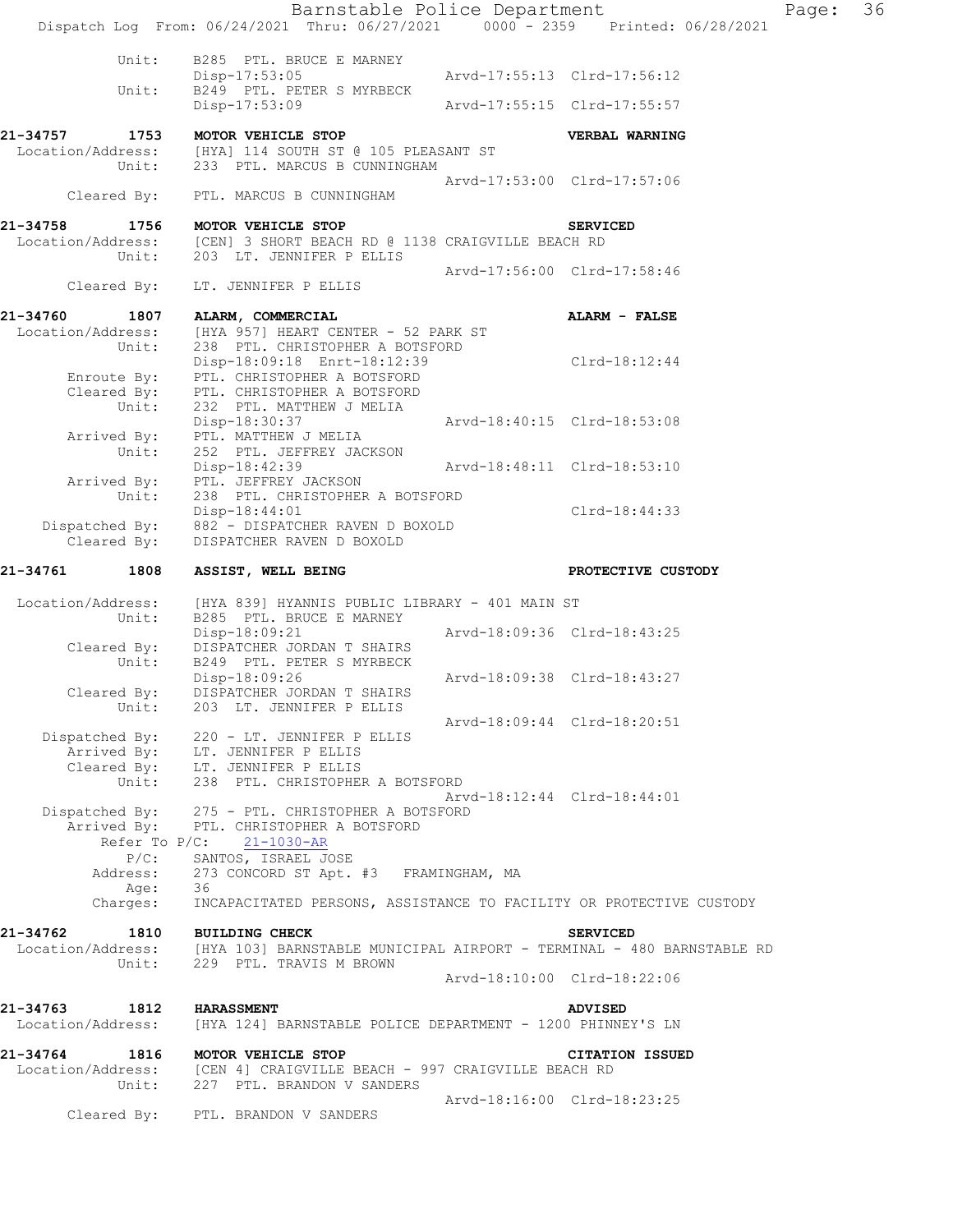```
           Unit:    B285  PTL. BRUCE E MARNEY
                    Disp-17:53:05              Arvd-17:55:13  Clrd-17:56:12
           Unit:    B249  PTL. PETER S MYRBECK
                    Disp-17:53:09              Arvd-17:55:15  Clrd-17:55:57

21-34757      1753  MOTOR VEHICLE STOP                        VERBAL WARNING
 Location/Address:  [HYA] 114 SOUTH ST @ 105 PLEASANT ST
           Unit:    233  PTL. MARCUS B CUNNINGHAM
                                               Arvd-17:53:00  Clrd-17:57:06
      Cleared By:   PTL. MARCUS B CUNNINGHAM

21-34758      1756  MOTOR VEHICLE STOP                        SERVICED
 Location/Address:  [CEN] 3 SHORT BEACH RD @ 1138 CRAIGVILLE BEACH RD
           Unit:    203  LT. JENNIFER P ELLIS
                                               Arvd-17:56:00  Clrd-17:58:46
      Cleared By:   LT. JENNIFER P ELLIS

21-34760      1807  ALARM, COMMERCIAL                         ALARM - FALSE
 Location/Address:  [HYA 957] HEART CENTER - 52 PARK ST
           Unit:    238  PTL. CHRISTOPHER A BOTSFORD
                    Disp-18:09:18  Enrt-18:12:39              Clrd-18:12:44
      Enroute By:   PTL. CHRISTOPHER A BOTSFORD
      Cleared By:   PTL. CHRISTOPHER A BOTSFORD
           Unit:    232  PTL. MATTHEW J MELIA
                    Disp-18:30:37              Arvd-18:40:15  Clrd-18:53:08
      Arrived By:   PTL. MATTHEW J MELIA
           Unit:    252  PTL. JEFFREY JACKSON
                    Disp-18:42:39              Arvd-18:48:11  Clrd-18:53:10
      Arrived By:   PTL. JEFFREY JACKSON
           Unit:    238  PTL. CHRISTOPHER A BOTSFORD
                    Disp-18:44:01                             Clrd-18:44:33
   Dispatched By:   882 - DISPATCHER RAVEN D BOXOLD
      Cleared By:   DISPATCHER RAVEN D BOXOLD

21-34761      1808  ASSIST, WELL BEING                        PROTECTIVE CUSTODY

 Location/Address:  [HYA 839] HYANNIS PUBLIC LIBRARY - 401 MAIN ST
           Unit:    B285  PTL. BRUCE E MARNEY
                    Disp-18:09:21              Arvd-18:09:36  Clrd-18:43:25
      Cleared By:   DISPATCHER JORDAN T SHAIRS
           Unit:    B249  PTL. PETER S MYRBECK
                    Disp-18:09:26              Arvd-18:09:38  Clrd-18:43:27
      Cleared By:   DISPATCHER JORDAN T SHAIRS
           Unit:    203  LT. JENNIFER P ELLIS
                                               Arvd-18:09:44  Clrd-18:20:51
   Dispatched By:   220 - LT. JENNIFER P ELLIS
      Arrived By:   LT. JENNIFER P ELLIS
      Cleared By:   LT. JENNIFER P ELLIS
           Unit:    238  PTL. CHRISTOPHER A BOTSFORD
                                               Arvd-18:12:44  Clrd-18:44:01
   Dispatched By:   275 - PTL. CHRISTOPHER A BOTSFORD
      Arrived By:   PTL. CHRISTOPHER A BOTSFORD
        Refer To P/C:   21-1030-AR
            P/C:    SANTOS, ISRAEL JOSE
        Address:    273 CONCORD ST Apt. #3   FRAMINGHAM, MA
            Age:    36
        Charges:    INCAPACITATED PERSONS, ASSISTANCE TO FACILITY OR PROTECTIVE CUSTODY

21-34762      1810  BUILDING CHECK                            SERVICED
 Location/Address:  [HYA 103] BARNSTABLE MUNICIPAL AIRPORT - TERMINAL - 480 BARNSTABLE RD
           Unit:    229  PTL. TRAVIS M BROWN
                                               Arvd-18:10:00  Clrd-18:22:06

21-34763      1812  HARASSMENT                                ADVISED
 Location/Address:  [HYA 124] BARNSTABLE POLICE DEPARTMENT - 1200 PHINNEY'S LN

21-34764      1816  MOTOR VEHICLE STOP                        CITATION ISSUED
 Location/Address:  [CEN 4] CRAIGVILLE BEACH - 997 CRAIGVILLE BEACH RD
           Unit:    227  PTL. BRANDON V SANDERS
                                               Arvd-18:16:00  Clrd-18:23:25
      Cleared By:   PTL. BRANDON V SANDERS
```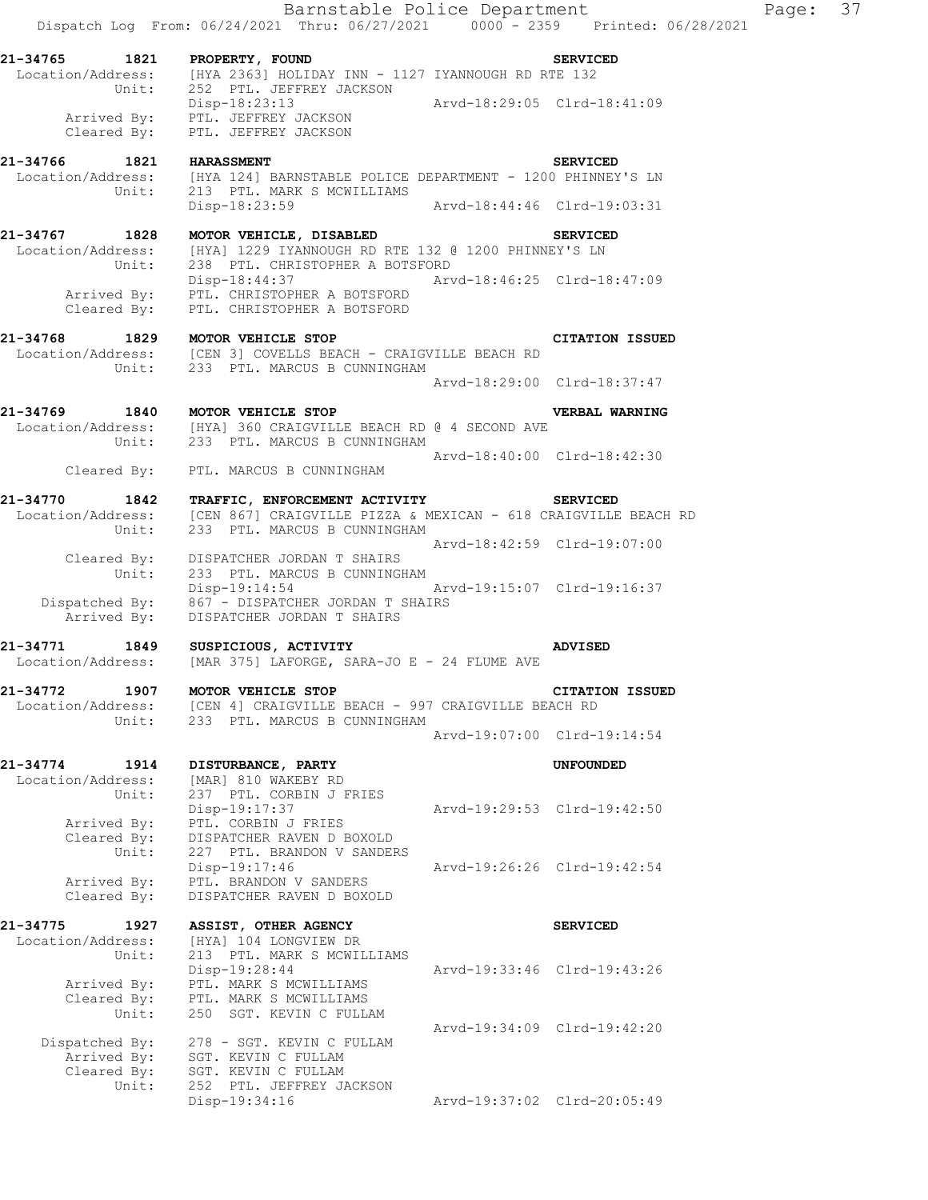**21-34765 1821 PROPERTY, FOUND SERVICED**
Location/Address: [HYA 2363] HOLIDAY INN - 1127 IYANNOUGH RD RTE 132
Unit: 252 PTL. JEFFREY JACKSON
Disp-18:23:13 Arvd-18:29:05 Clrd-18:41:09
Arrived By: PTL. JEFFREY JACKSON
Cleared By: PTL. JEFFREY JACKSON

**21-34766 1821 HARASSMENT SERVICED**
Location/Address: [HYA 124] BARNSTABLE POLICE DEPARTMENT - 1200 PHINNEY'S LN
Unit: 213 PTL. MARK S MCWILLIAMS
Disp-18:23:59 Arvd-18:44:46 Clrd-19:03:31

**21-34767 1828 MOTOR VEHICLE, DISABLED SERVICED**
Location/Address: [HYA] 1229 IYANNOUGH RD RTE 132 @ 1200 PHINNEY'S LN
Unit: 238 PTL. CHRISTOPHER A BOTSFORD
Disp-18:44:37 Arvd-18:46:25 Clrd-18:47:09
Arrived By: PTL. CHRISTOPHER A BOTSFORD
Cleared By: PTL. CHRISTOPHER A BOTSFORD

**21-34768 1829 MOTOR VEHICLE STOP CITATION ISSUED**
Location/Address: [CEN 3] COVELLS BEACH - CRAIGVILLE BEACH RD
Unit: 233 PTL. MARCUS B CUNNINGHAM
Arvd-18:29:00 Clrd-18:37:47

**21-34769 1840 MOTOR VEHICLE STOP VERBAL WARNING**
Location/Address: [HYA] 360 CRAIGVILLE BEACH RD @ 4 SECOND AVE
Unit: 233 PTL. MARCUS B CUNNINGHAM
Arvd-18:40:00 Clrd-18:42:30
Cleared By: PTL. MARCUS B CUNNINGHAM

**21-34770 1842 TRAFFIC, ENFORCEMENT ACTIVITY SERVICED**
Location/Address: [CEN 867] CRAIGVILLE PIZZA & MEXICAN - 618 CRAIGVILLE BEACH RD
Unit: 233 PTL. MARCUS B CUNNINGHAM
Arvd-18:42:59 Clrd-19:07:00
Cleared By: DISPATCHER JORDAN T SHAIRS
Unit: 233 PTL. MARCUS B CUNNINGHAM
Disp-19:14:54 Arvd-19:15:07 Clrd-19:16:37
Dispatched By: 867 - DISPATCHER JORDAN T SHAIRS
Arrived By: DISPATCHER JORDAN T SHAIRS

**21-34771 1849 SUSPICIOUS, ACTIVITY ADVISED**
Location/Address: [MAR 375] LAFORGE, SARA-JO E - 24 FLUME AVE

**21-34772 1907 MOTOR VEHICLE STOP CITATION ISSUED**
Location/Address: [CEN 4] CRAIGVILLE BEACH - 997 CRAIGVILLE BEACH RD
Unit: 233 PTL. MARCUS B CUNNINGHAM
Arvd-19:07:00 Clrd-19:14:54

**21-34774 1914 DISTURBANCE, PARTY UNFOUNDED**
Location/Address: [MAR] 810 WAKEBY RD
Unit: 237 PTL. CORBIN J FRIES
Disp-19:17:37 Arvd-19:29:53 Clrd-19:42:50
Arrived By: PTL. CORBIN J FRIES
Cleared By: DISPATCHER RAVEN D BOXOLD
Unit: 227 PTL. BRANDON V SANDERS
Disp-19:17:46 Arvd-19:26:26 Clrd-19:42:54
Arrived By: PTL. BRANDON V SANDERS
Cleared By: DISPATCHER RAVEN D BOXOLD

**21-34775 1927 ASSIST, OTHER AGENCY SERVICED**
Location/Address: [HYA] 104 LONGVIEW DR
Unit: 213 PTL. MARK S MCWILLIAMS
Disp-19:28:44 Arvd-19:33:46 Clrd-19:43:26
Arrived By: PTL. MARK S MCWILLIAMS
Cleared By: PTL. MARK S MCWILLIAMS
Unit: 250 SGT. KEVIN C FULLAM
Arvd-19:34:09 Clrd-19:42:20
Dispatched By: 278 - SGT. KEVIN C FULLAM
Arrived By: SGT. KEVIN C FULLAM
Cleared By: SGT. KEVIN C FULLAM
Unit: 252 PTL. JEFFREY JACKSON
Disp-19:34:16 Arvd-19:37:02 Clrd-20:05:49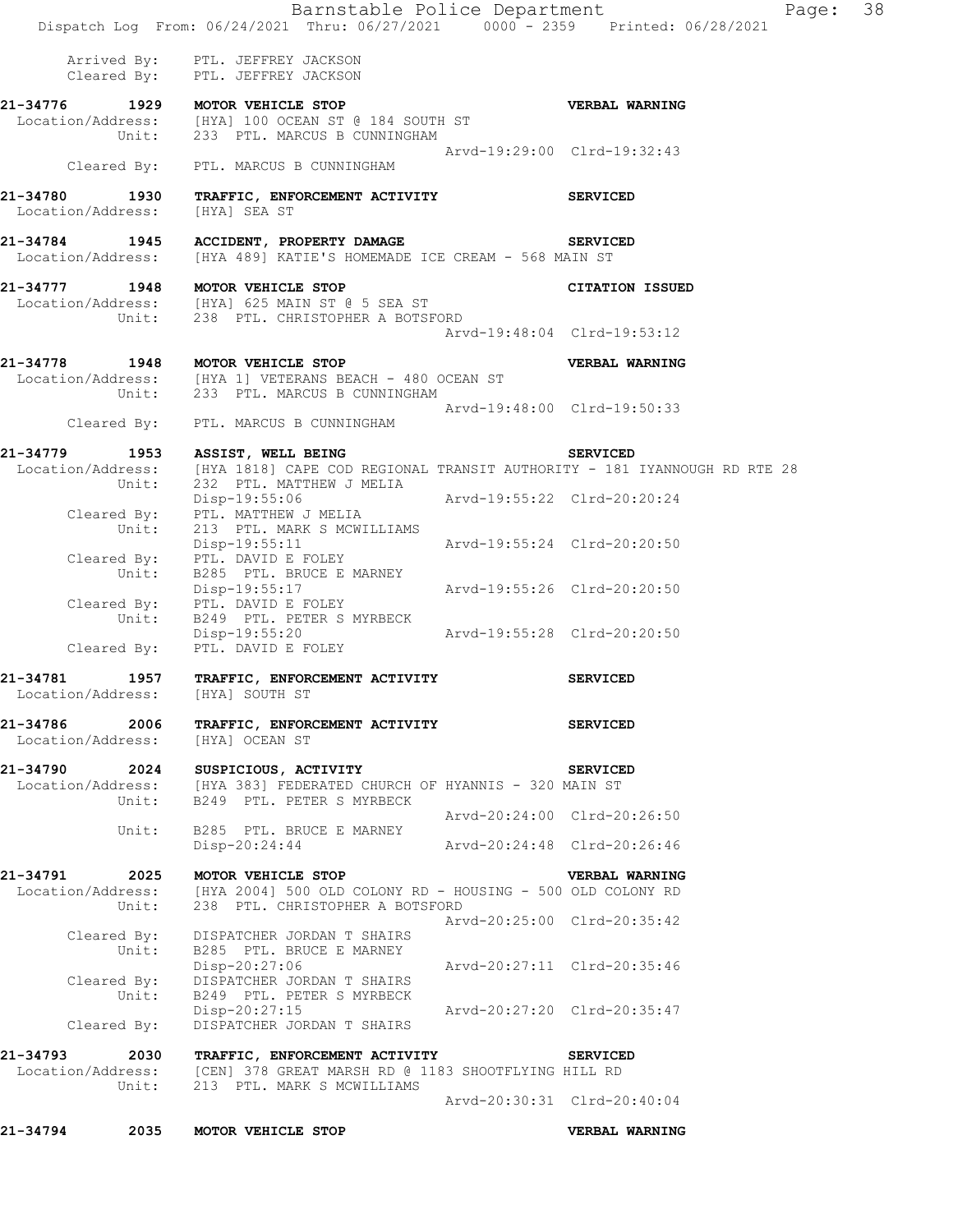Arrived By: PTL. JEFFREY JACKSON
Cleared By: PTL. JEFFREY JACKSON

**21-34776 1929 MOTOR VEHICLE STOP** **VERBAL WARNING**
Location/Address: [HYA] 100 OCEAN ST @ 184 SOUTH ST
Unit: 233 PTL. MARCUS B CUNNINGHAM
Arvd-19:29:00 Clrd-19:32:43
Cleared By: PTL. MARCUS B CUNNINGHAM

**21-34780 1930 TRAFFIC, ENFORCEMENT ACTIVITY** **SERVICED**
Location/Address: [HYA] SEA ST

**21-34784 1945 ACCIDENT, PROPERTY DAMAGE** **SERVICED**
Location/Address: [HYA 489] KATIE'S HOMEMADE ICE CREAM - 568 MAIN ST

**21-34777 1948 MOTOR VEHICLE STOP** **CITATION ISSUED**
Location/Address: [HYA] 625 MAIN ST @ 5 SEA ST
Unit: 238 PTL. CHRISTOPHER A BOTSFORD
Arvd-19:48:04 Clrd-19:53:12

**21-34778 1948 MOTOR VEHICLE STOP** **VERBAL WARNING**
Location/Address: [HYA 1] VETERANS BEACH - 480 OCEAN ST
Unit: 233 PTL. MARCUS B CUNNINGHAM
Arvd-19:48:00 Clrd-19:50:33
Cleared By: PTL. MARCUS B CUNNINGHAM

**21-34779 1953 ASSIST, WELL BEING** **SERVICED**
Location/Address: [HYA 1818] CAPE COD REGIONAL TRANSIT AUTHORITY - 181 IYANNOUGH RD RTE 28
Unit: 232 PTL. MATTHEW J MELIA
Disp-19:55:06 Arvd-19:55:22 Clrd-20:20:24
Cleared By: PTL. MATTHEW J MELIA
Unit: 213 PTL. MARK S MCWILLIAMS
Disp-19:55:11 Arvd-19:55:24 Clrd-20:20:50
Cleared By: PTL. DAVID E FOLEY
Unit: B285 PTL. BRUCE E MARNEY
Disp-19:55:17 Arvd-19:55:26 Clrd-20:20:50
Cleared By: PTL. DAVID E FOLEY
Unit: B249 PTL. PETER S MYRBECK
Disp-19:55:20 Arvd-19:55:28 Clrd-20:20:50
Cleared By: PTL. DAVID E FOLEY

**21-34781 1957 TRAFFIC, ENFORCEMENT ACTIVITY** **SERVICED**
Location/Address: [HYA] SOUTH ST

**21-34786 2006 TRAFFIC, ENFORCEMENT ACTIVITY** **SERVICED**
Location/Address: [HYA] OCEAN ST

**21-34790 2024 SUSPICIOUS, ACTIVITY** **SERVICED**
Location/Address: [HYA 383] FEDERATED CHURCH OF HYANNIS - 320 MAIN ST
Unit: B249 PTL. PETER S MYRBECK
Arvd-20:24:00 Clrd-20:26:50
Unit: B285 PTL. BRUCE E MARNEY
Disp-20:24:44 Arvd-20:24:48 Clrd-20:26:46

**21-34791 2025 MOTOR VEHICLE STOP** **VERBAL WARNING**
Location/Address: [HYA 2004] 500 OLD COLONY RD - HOUSING - 500 OLD COLONY RD
Unit: 238 PTL. CHRISTOPHER A BOTSFORD
Arvd-20:25:00 Clrd-20:35:42
Cleared By: DISPATCHER JORDAN T SHAIRS
Unit: B285 PTL. BRUCE E MARNEY
Disp-20:27:06 Arvd-20:27:11 Clrd-20:35:46
Cleared By: DISPATCHER JORDAN T SHAIRS
Unit: B249 PTL. PETER S MYRBECK
Disp-20:27:15 Arvd-20:27:20 Clrd-20:35:47
Cleared By: DISPATCHER JORDAN T SHAIRS

**21-34793 2030 TRAFFIC, ENFORCEMENT ACTIVITY** **SERVICED**
Location/Address: [CEN] 378 GREAT MARSH RD @ 1183 SHOOTFLYING HILL RD
Unit: 213 PTL. MARK S MCWILLIAMS
Arvd-20:30:31 Clrd-20:40:04

**21-34794 2035 MOTOR VEHICLE STOP** **VERBAL WARNING**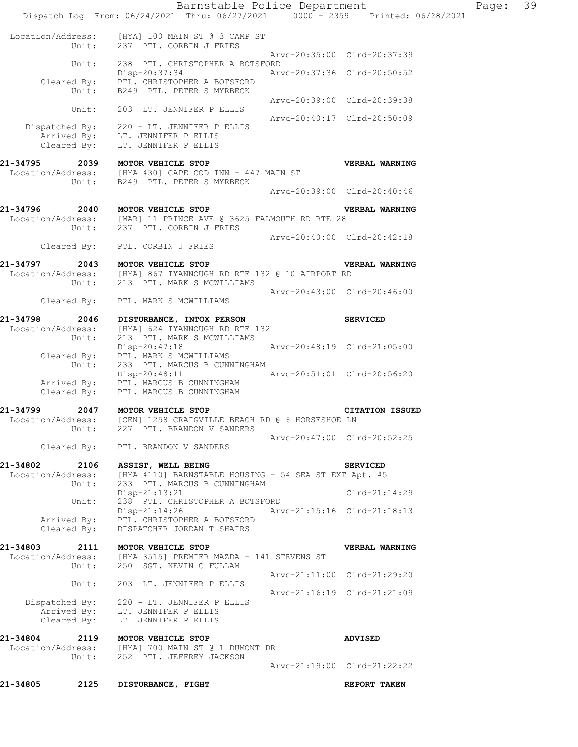Location/Address: [HYA] 100 MAIN ST @ 3 CAMP ST
Unit: 237 PTL. CORBIN J FRIES
Arvd-20:35:00 Clrd-20:37:39
Unit: 238 PTL. CHRISTOPHER A BOTSFORD
Disp-20:37:34 Arvd-20:37:36 Clrd-20:50:52
Cleared By: PTL. CHRISTOPHER A BOTSFORD
Unit: B249 PTL. PETER S MYRBECK
Arvd-20:39:00 Clrd-20:39:38
Unit: 203 LT. JENNIFER P ELLIS
Arvd-20:40:17 Clrd-20:50:09
Dispatched By: 220 - LT. JENNIFER P ELLIS
Arrived By: LT. JENNIFER P ELLIS
Cleared By: LT. JENNIFER P ELLIS

**21-34795 2039 MOTOR VEHICLE STOP VERBAL WARNING**
Location/Address: [HYA 430] CAPE COD INN - 447 MAIN ST
Unit: B249 PTL. PETER S MYRBECK
Arvd-20:39:00 Clrd-20:40:46

**21-34796 2040 MOTOR VEHICLE STOP VERBAL WARNING**
Location/Address: [MAR] 11 PRINCE AVE @ 3625 FALMOUTH RD RTE 28
Unit: 237 PTL. CORBIN J FRIES
Arvd-20:40:00 Clrd-20:42:18
Cleared By: PTL. CORBIN J FRIES

**21-34797 2043 MOTOR VEHICLE STOP VERBAL WARNING**
Location/Address: [HYA] 867 IYANNOUGH RD RTE 132 @ 10 AIRPORT RD
Unit: 213 PTL. MARK S MCWILLIAMS
Arvd-20:43:00 Clrd-20:46:00
Cleared By: PTL. MARK S MCWILLIAMS

**21-34798 2046 DISTURBANCE, INTOX PERSON SERVICED**
Location/Address: [HYA] 624 IYANNOUGH RD RTE 132
Unit: 213 PTL. MARK S MCWILLIAMS
Disp-20:47:18 Arvd-20:48:19 Clrd-21:05:00
Cleared By: PTL. MARK S MCWILLIAMS
Unit: 233 PTL. MARCUS B CUNNINGHAM
Disp-20:48:11 Arvd-20:51:01 Clrd-20:56:20
Arrived By: PTL. MARCUS B CUNNINGHAM
Cleared By: PTL. MARCUS B CUNNINGHAM

**21-34799 2047 MOTOR VEHICLE STOP CITATION ISSUED**
Location/Address: [CEN] 1258 CRAIGVILLE BEACH RD @ 6 HORSESHOE LN
Unit: 227 PTL. BRANDON V SANDERS
Arvd-20:47:00 Clrd-20:52:25
Cleared By: PTL. BRANDON V SANDERS

**21-34802 2106 ASSIST, WELL BEING SERVICED**
Location/Address: [HYA 4110] BARNSTABLE HOUSING - 54 SEA ST EXT Apt. #5
Unit: 233 PTL. MARCUS B CUNNINGHAM
Disp-21:13:21 Clrd-21:14:29
Unit: 238 PTL. CHRISTOPHER A BOTSFORD
Disp-21:14:26 Arvd-21:15:16 Clrd-21:18:13
Arrived By: PTL. CHRISTOPHER A BOTSFORD
Cleared By: DISPATCHER JORDAN T SHAIRS

**21-34803 2111 MOTOR VEHICLE STOP VERBAL WARNING**
Location/Address: [HYA 3515] PREMIER MAZDA - 141 STEVENS ST
Unit: 250 SGT. KEVIN C FULLAM
Arvd-21:11:00 Clrd-21:29:20
Unit: 203 LT. JENNIFER P ELLIS
Arvd-21:16:19 Clrd-21:21:09
Dispatched By: 220 - LT. JENNIFER P ELLIS
Arrived By: LT. JENNIFER P ELLIS
Cleared By: LT. JENNIFER P ELLIS

**21-34804 2119 MOTOR VEHICLE STOP ADVISED**
Location/Address: [HYA] 700 MAIN ST @ 1 DUMONT DR
Unit: 252 PTL. JEFFREY JACKSON
Arvd-21:19:00 Clrd-21:22:22

**21-34805 2125 DISTURBANCE, FIGHT REPORT TAKEN**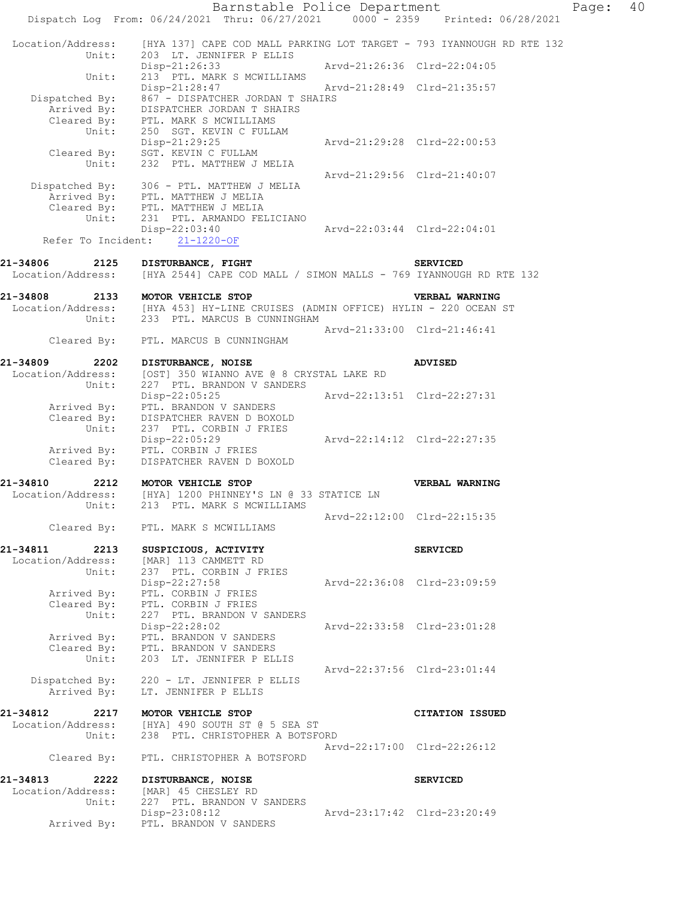Location/Address: [HYA 137] CAPE COD MALL PARKING LOT TARGET - 793 IYANNOUGH RD RTE 132
Unit: 203 LT. JENNIFER P ELLIS
Disp-21:26:33 Arvd-21:26:36 Clrd-22:04:05
Unit: 213 PTL. MARK S MCWILLIAMS
Disp-21:28:47 Arvd-21:28:49 Clrd-21:35:57
Dispatched By: 867 - DISPATCHER JORDAN T SHAIRS
Arrived By: DISPATCHER JORDAN T SHAIRS
Cleared By: PTL. MARK S MCWILLIAMS
Unit: 250 SGT. KEVIN C FULLAM
Disp-21:29:25 Arvd-21:29:28 Clrd-22:00:53
Cleared By: SGT. KEVIN C FULLAM
Unit: 232 PTL. MATTHEW J MELIA
Arvd-21:29:56 Clrd-21:40:07
Dispatched By: 306 - PTL. MATTHEW J MELIA
Arrived By: PTL. MATTHEW J MELIA
Cleared By: PTL. MATTHEW J MELIA
Unit: 231 PTL. ARMANDO FELICIANO
Disp-22:03:40 Arvd-22:03:44 Clrd-22:04:01
Refer To Incident: 21-1220-OF

**21-34806 2125 DISTURBANCE, FIGHT** **SERVICED**
Location/Address: [HYA 2544] CAPE COD MALL / SIMON MALLS - 769 IYANNOUGH RD RTE 132

**21-34808 2133 MOTOR VEHICLE STOP** **VERBAL WARNING**
Location/Address: [HYA 453] HY-LINE CRUISES (ADMIN OFFICE) HYLIN - 220 OCEAN ST
Unit: 233 PTL. MARCUS B CUNNINGHAM
Arvd-21:33:00 Clrd-21:46:41
Cleared By: PTL. MARCUS B CUNNINGHAM

**21-34809 2202 DISTURBANCE, NOISE** **ADVISED**
Location/Address: [OST] 350 WIANNO AVE @ 8 CRYSTAL LAKE RD
Unit: 227 PTL. BRANDON V SANDERS
Disp-22:05:25 Arvd-22:13:51 Clrd-22:27:31
Arrived By: PTL. BRANDON V SANDERS
Cleared By: DISPATCHER RAVEN D BOXOLD
Unit: 237 PTL. CORBIN J FRIES
Disp-22:05:29 Arvd-22:14:12 Clrd-22:27:35
Arrived By: PTL. CORBIN J FRIES
Cleared By: DISPATCHER RAVEN D BOXOLD

**21-34810 2212 MOTOR VEHICLE STOP** **VERBAL WARNING**
Location/Address: [HYA] 1200 PHINNEY'S LN @ 33 STATICE LN
Unit: 213 PTL. MARK S MCWILLIAMS
Arvd-22:12:00 Clrd-22:15:35
Cleared By: PTL. MARK S MCWILLIAMS

**21-34811 2213 SUSPICIOUS, ACTIVITY** **SERVICED**
Location/Address: [MAR] 113 CAMMETT RD
Unit: 237 PTL. CORBIN J FRIES
Disp-22:27:58 Arvd-22:36:08 Clrd-23:09:59
Arrived By: PTL. CORBIN J FRIES
Cleared By: PTL. CORBIN J FRIES
Unit: 227 PTL. BRANDON V SANDERS
Disp-22:28:02 Arvd-22:33:58 Clrd-23:01:28
Arrived By: PTL. BRANDON V SANDERS
Cleared By: PTL. BRANDON V SANDERS
Unit: 203 LT. JENNIFER P ELLIS
Arvd-22:37:56 Clrd-23:01:44
Dispatched By: 220 - LT. JENNIFER P ELLIS
Arrived By: LT. JENNIFER P ELLIS

**21-34812 2217 MOTOR VEHICLE STOP** **CITATION ISSUED**
Location/Address: [HYA] 490 SOUTH ST @ 5 SEA ST
Unit: 238 PTL. CHRISTOPHER A BOTSFORD
Arvd-22:17:00 Clrd-22:26:12
Cleared By: PTL. CHRISTOPHER A BOTSFORD

**21-34813 2222 DISTURBANCE, NOISE** **SERVICED**
Location/Address: [MAR] 45 CHESLEY RD
Unit: 227 PTL. BRANDON V SANDERS
Disp-23:08:12 Arvd-23:17:42 Clrd-23:20:49
Arrived By: PTL. BRANDON V SANDERS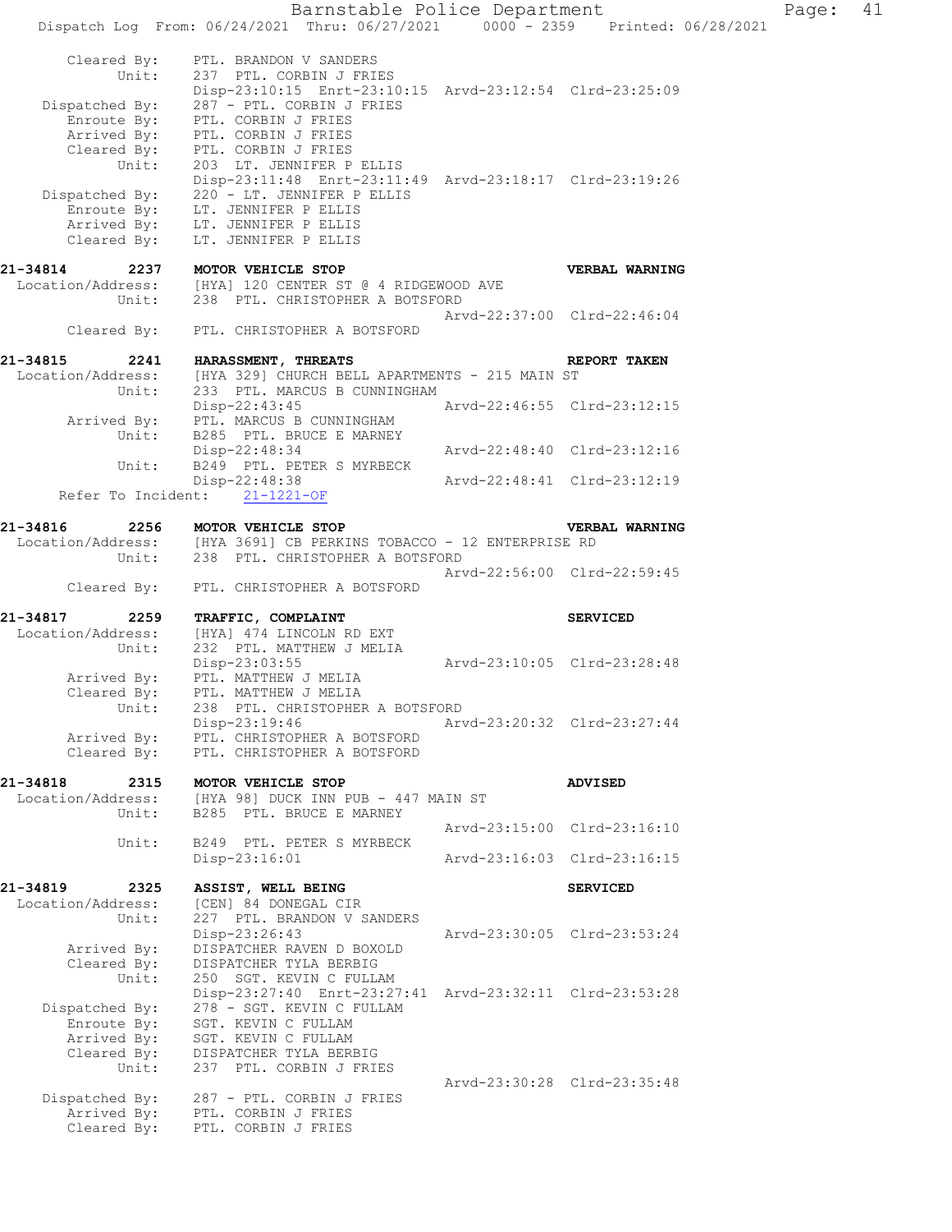```
        Cleared By:    PTL. BRANDON V SANDERS
              Unit:    237  PTL. CORBIN J FRIES
                       Disp-23:10:15  Enrt-23:10:15  Arvd-23:12:54  Clrd-23:25:09
     Dispatched By:    287 - PTL. CORBIN J FRIES
        Enroute By:    PTL. CORBIN J FRIES
        Arrived By:    PTL. CORBIN J FRIES
        Cleared By:    PTL. CORBIN J FRIES
              Unit:    203  LT. JENNIFER P ELLIS
                       Disp-23:11:48  Enrt-23:11:49  Arvd-23:18:17  Clrd-23:19:26
     Dispatched By:    220 - LT. JENNIFER P ELLIS
        Enroute By:    LT. JENNIFER P ELLIS
        Arrived By:    LT. JENNIFER P ELLIS
        Cleared By:    LT. JENNIFER P ELLIS

21-34814      2237    MOTOR VEHICLE STOP                                 VERBAL WARNING
  Location/Address:    [HYA] 120 CENTER ST @ 4 RIDGEWOOD AVE
              Unit:    238  PTL. CHRISTOPHER A BOTSFORD
                                                     Arvd-22:37:00  Clrd-22:46:04
        Cleared By:    PTL. CHRISTOPHER A BOTSFORD

21-34815      2241    HARASSMENT, THREATS                                REPORT TAKEN
  Location/Address:    [HYA 329] CHURCH BELL APARTMENTS - 215 MAIN ST
              Unit:    233  PTL. MARCUS B CUNNINGHAM
                       Disp-22:43:45                 Arvd-22:46:55  Clrd-23:12:15
        Arrived By:    PTL. MARCUS B CUNNINGHAM
              Unit:    B285  PTL. BRUCE E MARNEY
                       Disp-22:48:34                 Arvd-22:48:40  Clrd-23:12:16
              Unit:    B249  PTL. PETER S MYRBECK
                       Disp-22:48:38                 Arvd-22:48:41  Clrd-23:12:19
     Refer To Incident:   21-1221-OF

21-34816      2256    MOTOR VEHICLE STOP                                 VERBAL WARNING
  Location/Address:    [HYA 3691] CB PERKINS TOBACCO - 12 ENTERPRISE RD
              Unit:    238  PTL. CHRISTOPHER A BOTSFORD
                                                     Arvd-22:56:00  Clrd-22:59:45
        Cleared By:    PTL. CHRISTOPHER A BOTSFORD

21-34817      2259    TRAFFIC, COMPLAINT                                 SERVICED
  Location/Address:    [HYA] 474 LINCOLN RD EXT
              Unit:    232  PTL. MATTHEW J MELIA
                       Disp-23:03:55                 Arvd-23:10:05  Clrd-23:28:48
        Arrived By:    PTL. MATTHEW J MELIA
        Cleared By:    PTL. MATTHEW J MELIA
              Unit:    238  PTL. CHRISTOPHER A BOTSFORD
                       Disp-23:19:46                 Arvd-23:20:32  Clrd-23:27:44
        Arrived By:    PTL. CHRISTOPHER A BOTSFORD
        Cleared By:    PTL. CHRISTOPHER A BOTSFORD

21-34818      2315    MOTOR VEHICLE STOP                                 ADVISED
  Location/Address:    [HYA 98] DUCK INN PUB - 447 MAIN ST
              Unit:    B285  PTL. BRUCE E MARNEY
                                                     Arvd-23:15:00  Clrd-23:16:10
              Unit:    B249  PTL. PETER S MYRBECK
                       Disp-23:16:01                 Arvd-23:16:03  Clrd-23:16:15

21-34819      2325    ASSIST, WELL BEING                                 SERVICED
  Location/Address:    [CEN] 84 DONEGAL CIR
              Unit:    227  PTL. BRANDON V SANDERS
                       Disp-23:26:43                 Arvd-23:30:05  Clrd-23:53:24
        Arrived By:    DISPATCHER RAVEN D BOXOLD
        Cleared By:    DISPATCHER TYLA BERBIG
              Unit:    250  SGT. KEVIN C FULLAM
                       Disp-23:27:40  Enrt-23:27:41  Arvd-23:32:11  Clrd-23:53:28
     Dispatched By:    278 - SGT. KEVIN C FULLAM
        Enroute By:    SGT. KEVIN C FULLAM
        Arrived By:    SGT. KEVIN C FULLAM
        Cleared By:    DISPATCHER TYLA BERBIG
              Unit:    237  PTL. CORBIN J FRIES
                                                     Arvd-23:30:28  Clrd-23:35:48
     Dispatched By:    287 - PTL. CORBIN J FRIES
        Arrived By:    PTL. CORBIN J FRIES
        Cleared By:    PTL. CORBIN J FRIES
```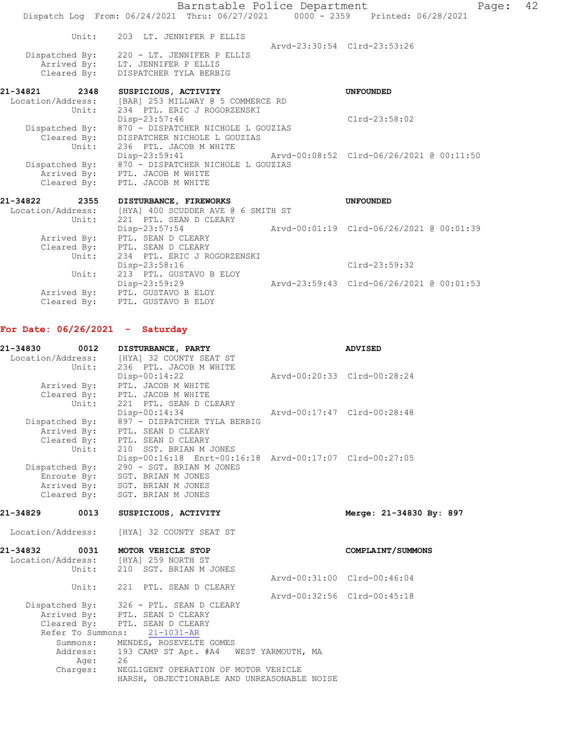```
          Unit:     203  LT. JENNIFER P ELLIS
                                                  Arvd-23:30:54  Clrd-23:53:26
  Dispatched By:    220 - LT. JENNIFER P ELLIS
     Arrived By:    LT. JENNIFER P ELLIS
     Cleared By:    DISPATCHER TYLA BERBIG

21-34821     2348   SUSPICIOUS, ACTIVITY                             UNFOUNDED
 Location/Address:  [BAR] 253 MILLWAY @ 5 COMMERCE RD
          Unit:     234  PTL. ERIC J ROGORZENSKI
                    Disp-23:57:46                                    Clrd-23:58:02
  Dispatched By:    870 - DISPATCHER NICHOLE L GOUZIAS
     Cleared By:    DISPATCHER NICHOLE L GOUZIAS
          Unit:     236  PTL. JACOB M WHITE
                    Disp-23:59:41                 Arvd-00:08:52  Clrd-06/26/2021 @ 00:11:50
  Dispatched By:    870 - DISPATCHER NICHOLE L GOUZIAS
     Arrived By:    PTL. JACOB M WHITE
     Cleared By:    PTL. JACOB M WHITE

21-34822     2355   DISTURBANCE, FIREWORKS                           UNFOUNDED
 Location/Address:  [HYA] 400 SCUDDER AVE @ 6 SMITH ST
          Unit:     221  PTL. SEAN D CLEARY
                    Disp-23:57:54                 Arvd-00:01:19  Clrd-06/26/2021 @ 00:01:39
     Arrived By:    PTL. SEAN D CLEARY
     Cleared By:    PTL. SEAN D CLEARY
          Unit:     234  PTL. ERIC J ROGORZENSKI
                    Disp-23:58:16                                    Clrd-23:59:32
          Unit:     213  PTL. GUSTAVO B ELOY
                    Disp-23:59:29                 Arvd-23:59:43  Clrd-06/26/2021 @ 00:01:53
     Arrived By:    PTL. GUSTAVO B ELOY
     Cleared By:    PTL. GUSTAVO B ELOY
```

## For Date: 06/26/2021 - Saturday

```
21-34830     0012   DISTURBANCE, PARTY                               ADVISED
 Location/Address:  [HYA] 32 COUNTY SEAT ST
          Unit:     236  PTL. JACOB M WHITE
                    Disp-00:14:22                 Arvd-00:20:33  Clrd-00:28:24
     Arrived By:    PTL. JACOB M WHITE
     Cleared By:    PTL. JACOB M WHITE
          Unit:     221  PTL. SEAN D CLEARY
                    Disp-00:14:34                 Arvd-00:17:47  Clrd-00:28:48
  Dispatched By:    897 - DISPATCHER TYLA BERBIG
     Arrived By:    PTL. SEAN D CLEARY
     Cleared By:    PTL. SEAN D CLEARY
          Unit:     210  SGT. BRIAN M JONES
                    Disp-00:16:18  Enrt-00:16:18  Arvd-00:17:07  Clrd-00:27:05
  Dispatched By:    290 - SGT. BRIAN M JONES
     Enroute By:    SGT. BRIAN M JONES
     Arrived By:    SGT. BRIAN M JONES
     Cleared By:    SGT. BRIAN M JONES

21-34829     0013   SUSPICIOUS, ACTIVITY                             Merge: 21-34830 By: 897

 Location/Address:  [HYA] 32 COUNTY SEAT ST

21-34832     0031   MOTOR VEHICLE STOP                               COMPLAINT/SUMMONS
 Location/Address:  [HYA] 259 NORTH ST
          Unit:     210  SGT. BRIAN M JONES
                                                  Arvd-00:31:00  Clrd-00:46:04
          Unit:     221  PTL. SEAN D CLEARY
                                                  Arvd-00:32:56  Clrd-00:45:18
  Dispatched By:    326 - PTL. SEAN D CLEARY
     Arrived By:    PTL. SEAN D CLEARY
     Cleared By:    PTL. SEAN D CLEARY
  Refer To Summons:    21-1031-AR
        Summons:    MENDES, ROSEVELTE GOMES
        Address:    193 CAMP ST Apt. #A4   WEST YARMOUTH, MA
            Age:    26
        Charges:    NEGLIGENT OPERATION OF MOTOR VEHICLE
                    HARSH, OBJECTIONABLE AND UNREASONABLE NOISE
```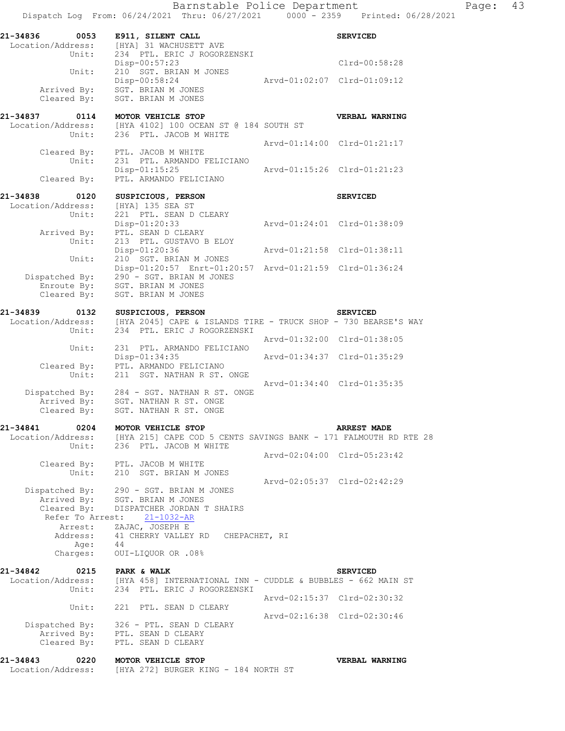**21-34836 0053 E911, SILENT CALL** SERVICED
Location/Address: [HYA] 31 WACHUSETT AVE
Unit: 234 PTL. ERIC J ROGORZENSKI
Disp-00:57:23 Clrd-00:58:28
Unit: 210 SGT. BRIAN M JONES
Disp-00:58:24 Arvd-01:02:07 Clrd-01:09:12
Arrived By: SGT. BRIAN M JONES
Cleared By: SGT. BRIAN M JONES

**21-34837 0114 MOTOR VEHICLE STOP** VERBAL WARNING
Location/Address: [HYA 4102] 100 OCEAN ST @ 184 SOUTH ST
Unit: 236 PTL. JACOB M WHITE
Arvd-01:14:00 Clrd-01:21:17
Cleared By: PTL. JACOB M WHITE
Unit: 231 PTL. ARMANDO FELICIANO
Disp-01:15:25 Arvd-01:15:26 Clrd-01:21:23
Cleared By: PTL. ARMANDO FELICIANO

**21-34838 0120 SUSPICIOUS, PERSON** SERVICED
Location/Address: [HYA] 135 SEA ST
Unit: 221 PTL. SEAN D CLEARY
Disp-01:20:33 Arvd-01:24:01 Clrd-01:38:09
Arrived By: PTL. SEAN D CLEARY
Unit: 213 PTL. GUSTAVO B ELOY
Disp-01:20:36 Arvd-01:21:58 Clrd-01:38:11
Unit: 210 SGT. BRIAN M JONES
Disp-01:20:57 Enrt-01:20:57 Arvd-01:21:59 Clrd-01:36:24
Dispatched By: 290 - SGT. BRIAN M JONES
Enroute By: SGT. BRIAN M JONES
Cleared By: SGT. BRIAN M JONES

**21-34839 0132 SUSPICIOUS, PERSON** SERVICED
Location/Address: [HYA 2045] CAPE & ISLANDS TIRE - TRUCK SHOP - 730 BEARSE'S WAY
Unit: 234 PTL. ERIC J ROGORZENSKI
Arvd-01:32:00 Clrd-01:38:05
Unit: 231 PTL. ARMANDO FELICIANO
Disp-01:34:35 Arvd-01:34:37 Clrd-01:35:29
Cleared By: PTL. ARMANDO FELICIANO
Unit: 211 SGT. NATHAN R ST. ONGE
Arvd-01:34:40 Clrd-01:35:35
Dispatched By: 284 - SGT. NATHAN R ST. ONGE
Arrived By: SGT. NATHAN R ST. ONGE
Cleared By: SGT. NATHAN R ST. ONGE

**21-34841 0204 MOTOR VEHICLE STOP** ARREST MADE
Location/Address: [HYA 215] CAPE COD 5 CENTS SAVINGS BANK - 171 FALMOUTH RD RTE 28
Unit: 236 PTL. JACOB M WHITE
Arvd-02:04:00 Clrd-05:23:42
Cleared By: PTL. JACOB M WHITE
Unit: 210 SGT. BRIAN M JONES
Arvd-02:05:37 Clrd-02:42:29
Dispatched By: 290 - SGT. BRIAN M JONES
Arrived By: SGT. BRIAN M JONES
Cleared By: DISPATCHER JORDAN T SHAIRS
Refer To Arrest: 21-1032-AR
Arrest: ZAJAC, JOSEPH E
Address: 41 CHERRY VALLEY RD CHEPACHET, RI
Age: 44
Charges: OUI-LIQUOR OR .08%

**21-34842 0215 PARK & WALK** SERVICED
Location/Address: [HYA 458] INTERNATIONAL INN - CUDDLE & BUBBLES - 662 MAIN ST
Unit: 234 PTL. ERIC J ROGORZENSKI
Arvd-02:15:37 Clrd-02:30:32
Unit: 221 PTL. SEAN D CLEARY
Arvd-02:16:38 Clrd-02:30:46
Dispatched By: 326 - PTL. SEAN D CLEARY
Arrived By: PTL. SEAN D CLEARY
Cleared By: PTL. SEAN D CLEARY

**21-34843 0220 MOTOR VEHICLE STOP** VERBAL WARNING
Location/Address: [HYA 272] BURGER KING - 184 NORTH ST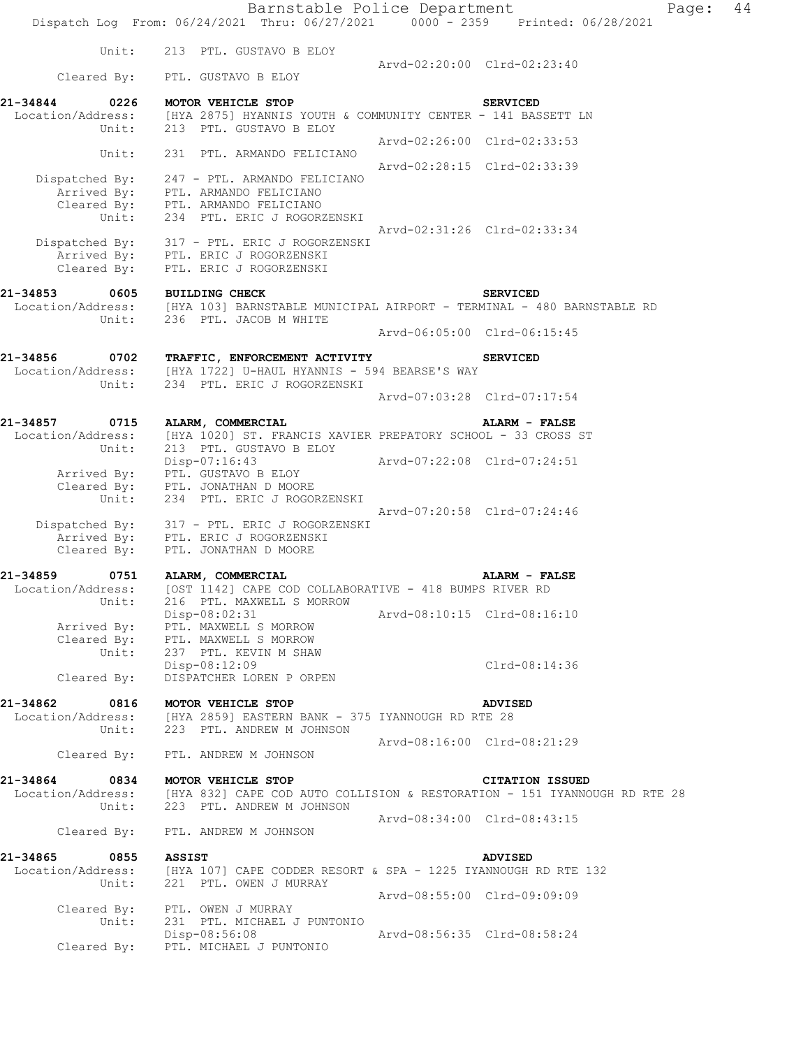Unit: 213 PTL. GUSTAVO B ELOY
Arvd-02:20:00 Clrd-02:23:40
Cleared By: PTL. GUSTAVO B ELOY

**21-34844 0226 MOTOR VEHICLE STOP SERVICED**
Location/Address: [HYA 2875] HYANNIS YOUTH & COMMUNITY CENTER - 141 BASSETT LN
Unit: 213 PTL. GUSTAVO B ELOY
Arvd-02:26:00 Clrd-02:33:53
Unit: 231 PTL. ARMANDO FELICIANO
Arvd-02:28:15 Clrd-02:33:39
Dispatched By: 247 - PTL. ARMANDO FELICIANO
Arrived By: PTL. ARMANDO FELICIANO
Cleared By: PTL. ARMANDO FELICIANO
Unit: 234 PTL. ERIC J ROGORZENSKI
Arvd-02:31:26 Clrd-02:33:34
Dispatched By: 317 - PTL. ERIC J ROGORZENSKI
Arrived By: PTL. ERIC J ROGORZENSKI
Cleared By: PTL. ERIC J ROGORZENSKI

**21-34853 0605 BUILDING CHECK SERVICED**
Location/Address: [HYA 103] BARNSTABLE MUNICIPAL AIRPORT - TERMINAL - 480 BARNSTABLE RD
Unit: 236 PTL. JACOB M WHITE
Arvd-06:05:00 Clrd-06:15:45

**21-34856 0702 TRAFFIC, ENFORCEMENT ACTIVITY SERVICED**
Location/Address: [HYA 1722] U-HAUL HYANNIS - 594 BEARSE'S WAY
Unit: 234 PTL. ERIC J ROGORZENSKI
Arvd-07:03:28 Clrd-07:17:54

**21-34857 0715 ALARM, COMMERCIAL ALARM - FALSE**
Location/Address: [HYA 1020] ST. FRANCIS XAVIER PREPATORY SCHOOL - 33 CROSS ST
Unit: 213 PTL. GUSTAVO B ELOY
Disp-07:16:43 Arvd-07:22:08 Clrd-07:24:51
Arrived By: PTL. GUSTAVO B ELOY
Cleared By: PTL. JONATHAN D MOORE
Unit: 234 PTL. ERIC J ROGORZENSKI
Arvd-07:20:58 Clrd-07:24:46
Dispatched By: 317 - PTL. ERIC J ROGORZENSKI
Arrived By: PTL. ERIC J ROGORZENSKI
Cleared By: PTL. JONATHAN D MOORE

**21-34859 0751 ALARM, COMMERCIAL ALARM - FALSE**
Location/Address: [OST 1142] CAPE COD COLLABORATIVE - 418 BUMPS RIVER RD
Unit: 216 PTL. MAXWELL S MORROW
Disp-08:02:31 Arvd-08:10:15 Clrd-08:16:10
Arrived By: PTL. MAXWELL S MORROW
Cleared By: PTL. MAXWELL S MORROW
Unit: 237 PTL. KEVIN M SHAW
Disp-08:12:09 Clrd-08:14:36
Cleared By: DISPATCHER LOREN P ORPEN

**21-34862 0816 MOTOR VEHICLE STOP ADVISED**
Location/Address: [HYA 2859] EASTERN BANK - 375 IYANNOUGH RD RTE 28
Unit: 223 PTL. ANDREW M JOHNSON
Arvd-08:16:00 Clrd-08:21:29
Cleared By: PTL. ANDREW M JOHNSON

**21-34864 0834 MOTOR VEHICLE STOP CITATION ISSUED**
Location/Address: [HYA 832] CAPE COD AUTO COLLISION & RESTORATION - 151 IYANNOUGH RD RTE 28
Unit: 223 PTL. ANDREW M JOHNSON
Arvd-08:34:00 Clrd-08:43:15
Cleared By: PTL. ANDREW M JOHNSON

**21-34865 0855 ASSIST ADVISED**
Location/Address: [HYA 107] CAPE CODDER RESORT & SPA - 1225 IYANNOUGH RD RTE 132
Unit: 221 PTL. OWEN J MURRAY
Arvd-08:55:00 Clrd-09:09:09
Cleared By: PTL. OWEN J MURRAY
Unit: 231 PTL. MICHAEL J PUNTONIO
Disp-08:56:08 Arvd-08:56:35 Clrd-08:58:24
Cleared By: PTL. MICHAEL J PUNTONIO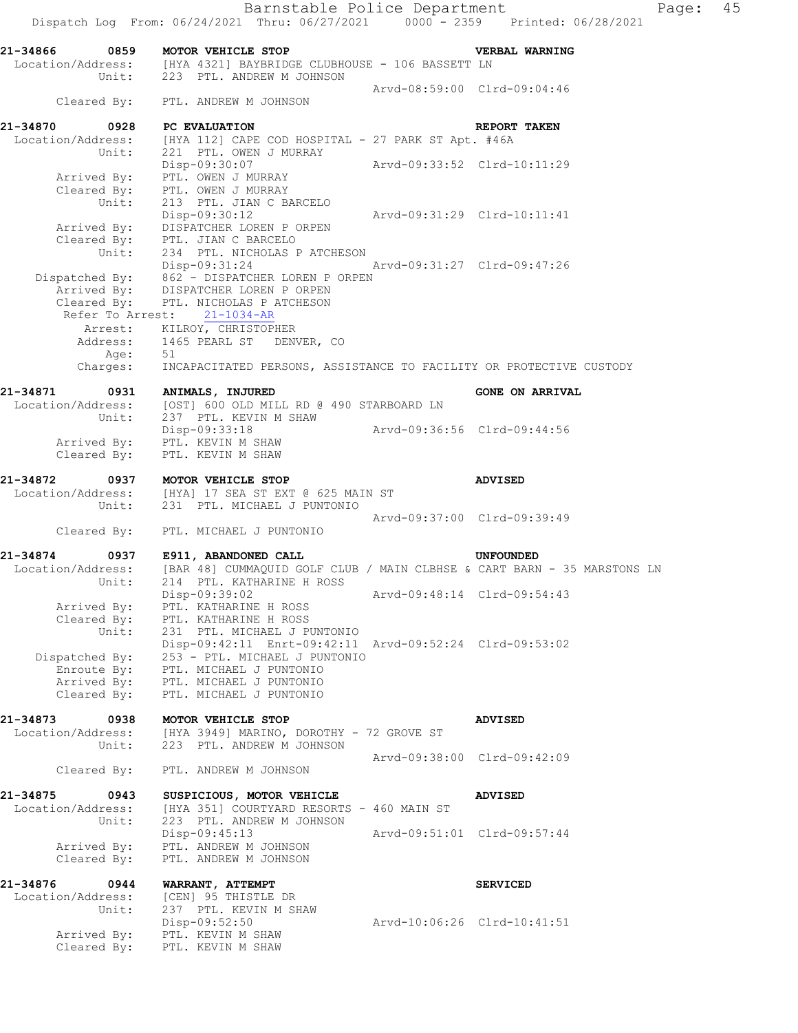**21-34866 0859 MOTOR VEHICLE STOP — VERBAL WARNING**

```
Location/Address:  [HYA 4321] BAYBRIDGE CLUBHOUSE - 106 BASSETT LN
            Unit:  223  PTL. ANDREW M JOHNSON
                                                Arvd-08:59:00  Clrd-09:04:46
     Cleared By:   PTL. ANDREW M JOHNSON
```

**21-34870 0928 PC EVALUATION — REPORT TAKEN**

```
Location/Address:  [HYA 112] CAPE COD HOSPITAL - 27 PARK ST Apt. #46A
            Unit:  221  PTL. OWEN J MURRAY
                   Disp-09:30:07                Arvd-09:33:52  Clrd-10:11:29
      Arrived By:  PTL. OWEN J MURRAY
      Cleared By:  PTL. OWEN J MURRAY
            Unit:  213  PTL. JIAN C BARCELO
                   Disp-09:30:12                Arvd-09:31:29  Clrd-10:11:41
      Arrived By:  DISPATCHER LOREN P ORPEN
      Cleared By:  PTL. JIAN C BARCELO
            Unit:  234  PTL. NICHOLAS P ATCHESON
                   Disp-09:31:24                Arvd-09:31:27  Clrd-09:47:26
   Dispatched By:  862 - DISPATCHER LOREN P ORPEN
      Arrived By:  DISPATCHER LOREN P ORPEN
      Cleared By:  PTL. NICHOLAS P ATCHESON
 Refer To Arrest:  21-1034-AR
          Arrest:  KILROY, CHRISTOPHER
         Address:  1465 PEARL ST   DENVER, CO
             Age:  51
         Charges:  INCAPACITATED PERSONS, ASSISTANCE TO FACILITY OR PROTECTIVE CUSTODY
```

**21-34871 0931 ANIMALS, INJURED — GONE ON ARRIVAL**

```
Location/Address:  [OST] 600 OLD MILL RD @ 490 STARBOARD LN
            Unit:  237  PTL. KEVIN M SHAW
                   Disp-09:33:18                Arvd-09:36:56  Clrd-09:44:56
      Arrived By:  PTL. KEVIN M SHAW
      Cleared By:  PTL. KEVIN M SHAW
```

**21-34872 0937 MOTOR VEHICLE STOP — ADVISED**

```
Location/Address:  [HYA] 17 SEA ST EXT @ 625 MAIN ST
            Unit:  231  PTL. MICHAEL J PUNTONIO
                                                Arvd-09:37:00  Clrd-09:39:49
      Cleared By:  PTL. MICHAEL J PUNTONIO
```

**21-34874 0937 E911, ABANDONED CALL — UNFOUNDED**

```
Location/Address:  [BAR 48] CUMMAQUID GOLF CLUB / MAIN CLBHSE & CART BARN - 35 MARSTONS LN
            Unit:  214  PTL. KATHARINE H ROSS
                   Disp-09:39:02                Arvd-09:48:14  Clrd-09:54:43
      Arrived By:  PTL. KATHARINE H ROSS
      Cleared By:  PTL. KATHARINE H ROSS
            Unit:  231  PTL. MICHAEL J PUNTONIO
                   Disp-09:42:11  Enrt-09:42:11  Arvd-09:52:24  Clrd-09:53:02
   Dispatched By:  253 - PTL. MICHAEL J PUNTONIO
       Enroute By: PTL. MICHAEL J PUNTONIO
      Arrived By:  PTL. MICHAEL J PUNTONIO
      Cleared By:  PTL. MICHAEL J PUNTONIO
```

**21-34873 0938 MOTOR VEHICLE STOP — ADVISED**

```
Location/Address:  [HYA 3949] MARINO, DOROTHY - 72 GROVE ST
            Unit:  223  PTL. ANDREW M JOHNSON
                                                Arvd-09:38:00  Clrd-09:42:09
      Cleared By:  PTL. ANDREW M JOHNSON
```

**21-34875 0943 SUSPICIOUS, MOTOR VEHICLE — ADVISED**

```
Location/Address:  [HYA 351] COURTYARD RESORTS - 460 MAIN ST
            Unit:  223  PTL. ANDREW M JOHNSON
                   Disp-09:45:13                Arvd-09:51:01  Clrd-09:57:44
      Arrived By:  PTL. ANDREW M JOHNSON
      Cleared By:  PTL. ANDREW M JOHNSON
```

**21-34876 0944 WARRANT, ATTEMPT — SERVICED**

```
Location/Address:  [CEN] 95 THISTLE DR
            Unit:  237  PTL. KEVIN M SHAW
                   Disp-09:52:50                Arvd-10:06:26  Clrd-10:41:51
      Arrived By:  PTL. KEVIN M SHAW
      Cleared By:  PTL. KEVIN M SHAW
```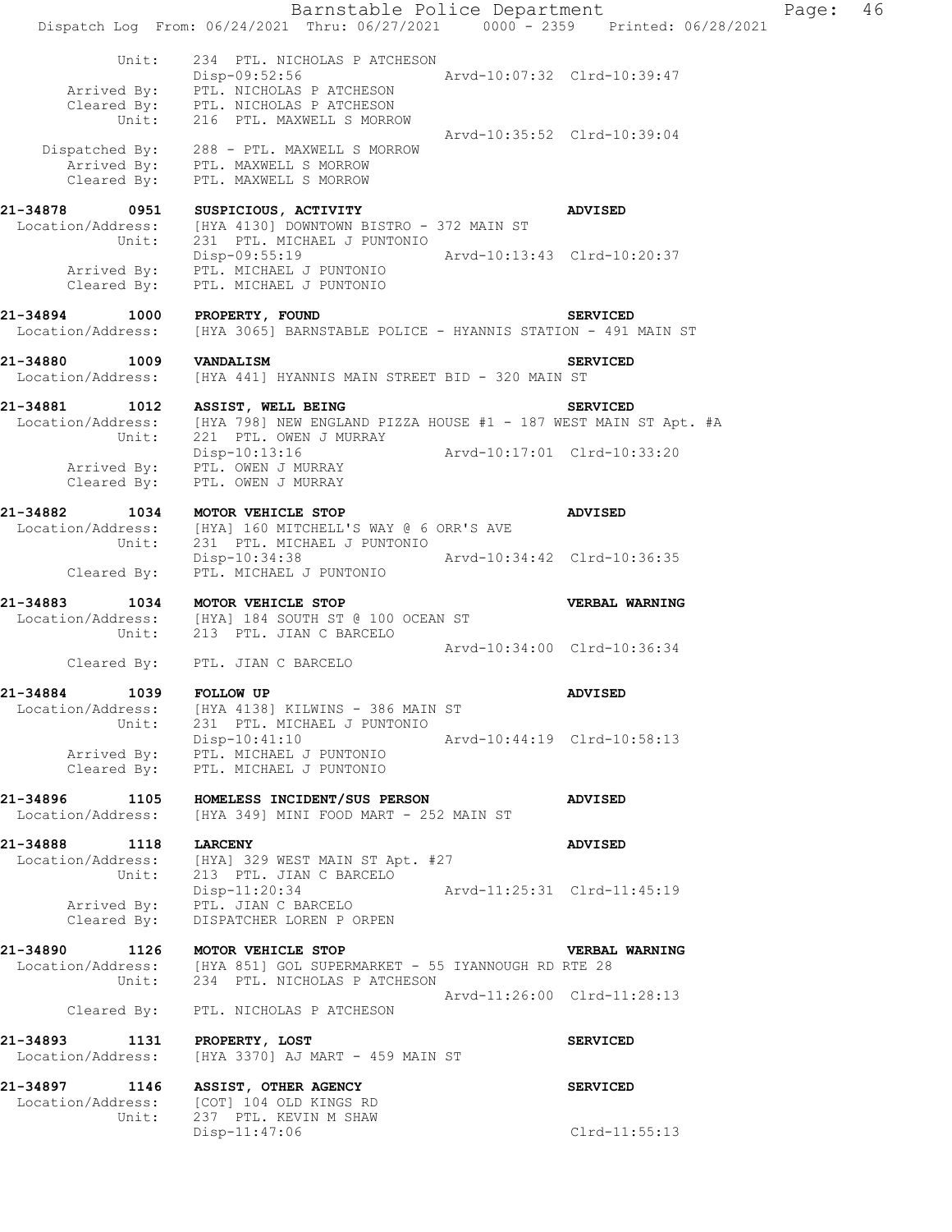```
          Unit:    234  PTL. NICHOLAS P ATCHESON
                   Disp-09:52:56                 Arvd-10:07:32  Clrd-10:39:47
    Arrived By:    PTL. NICHOLAS P ATCHESON
    Cleared By:    PTL. NICHOLAS P ATCHESON
          Unit:    216  PTL. MAXWELL S MORROW
                                                 Arvd-10:35:52  Clrd-10:39:04
 Dispatched By:    288 - PTL. MAXWELL S MORROW
    Arrived By:    PTL. MAXWELL S MORROW
    Cleared By:    PTL. MAXWELL S MORROW

21-34878    0951   SUSPICIOUS, ACTIVITY                          ADVISED
 Location/Address:   [HYA 4130] DOWNTOWN BISTRO - 372 MAIN ST
          Unit:    231  PTL. MICHAEL J PUNTONIO
                   Disp-09:55:19                 Arvd-10:13:43  Clrd-10:20:37
    Arrived By:    PTL. MICHAEL J PUNTONIO
    Cleared By:    PTL. MICHAEL J PUNTONIO

21-34894    1000   PROPERTY, FOUND                               SERVICED
 Location/Address:   [HYA 3065] BARNSTABLE POLICE - HYANNIS STATION - 491 MAIN ST

21-34880    1009   VANDALISM                                     SERVICED
 Location/Address:   [HYA 441] HYANNIS MAIN STREET BID - 320 MAIN ST

21-34881    1012   ASSIST, WELL BEING                            SERVICED
 Location/Address:   [HYA 798] NEW ENGLAND PIZZA HOUSE #1 - 187 WEST MAIN ST Apt. #A
          Unit:    221  PTL. OWEN J MURRAY
                   Disp-10:13:16                 Arvd-10:17:01  Clrd-10:33:20
    Arrived By:    PTL. OWEN J MURRAY
    Cleared By:    PTL. OWEN J MURRAY

21-34882    1034   MOTOR VEHICLE STOP                            ADVISED
 Location/Address:   [HYA] 160 MITCHELL'S WAY @ 6 ORR'S AVE
          Unit:    231  PTL. MICHAEL J PUNTONIO
                   Disp-10:34:38                 Arvd-10:34:42  Clrd-10:36:35
    Cleared By:    PTL. MICHAEL J PUNTONIO

21-34883    1034   MOTOR VEHICLE STOP                            VERBAL WARNING
 Location/Address:   [HYA] 184 SOUTH ST @ 100 OCEAN ST
          Unit:    213  PTL. JIAN C BARCELO
                                                 Arvd-10:34:00  Clrd-10:36:34
    Cleared By:    PTL. JIAN C BARCELO

21-34884    1039   FOLLOW UP                                     ADVISED
 Location/Address:   [HYA 4138] KILWINS - 386 MAIN ST
          Unit:    231  PTL. MICHAEL J PUNTONIO
                   Disp-10:41:10                 Arvd-10:44:19  Clrd-10:58:13
    Arrived By:    PTL. MICHAEL J PUNTONIO
    Cleared By:    PTL. MICHAEL J PUNTONIO

21-34896    1105   HOMELESS INCIDENT/SUS PERSON                  ADVISED
 Location/Address:   [HYA 349] MINI FOOD MART - 252 MAIN ST

21-34888    1118   LARCENY                                       ADVISED
 Location/Address:   [HYA] 329 WEST MAIN ST Apt. #27
          Unit:    213  PTL. JIAN C BARCELO
                   Disp-11:20:34                 Arvd-11:25:31  Clrd-11:45:19
    Arrived By:    PTL. JIAN C BARCELO
    Cleared By:    DISPATCHER LOREN P ORPEN

21-34890    1126   MOTOR VEHICLE STOP                            VERBAL WARNING
 Location/Address:   [HYA 851] GOL SUPERMARKET - 55 IYANNOUGH RD RTE 28
          Unit:    234  PTL. NICHOLAS P ATCHESON
                                                 Arvd-11:26:00  Clrd-11:28:13
    Cleared By:    PTL. NICHOLAS P ATCHESON

21-34893    1131   PROPERTY, LOST                                SERVICED
 Location/Address:   [HYA 3370] AJ MART - 459 MAIN ST

21-34897    1146   ASSIST, OTHER AGENCY                          SERVICED
 Location/Address:   [COT] 104 OLD KINGS RD
          Unit:    237  PTL. KEVIN M SHAW
                   Disp-11:47:06                                Clrd-11:55:13
```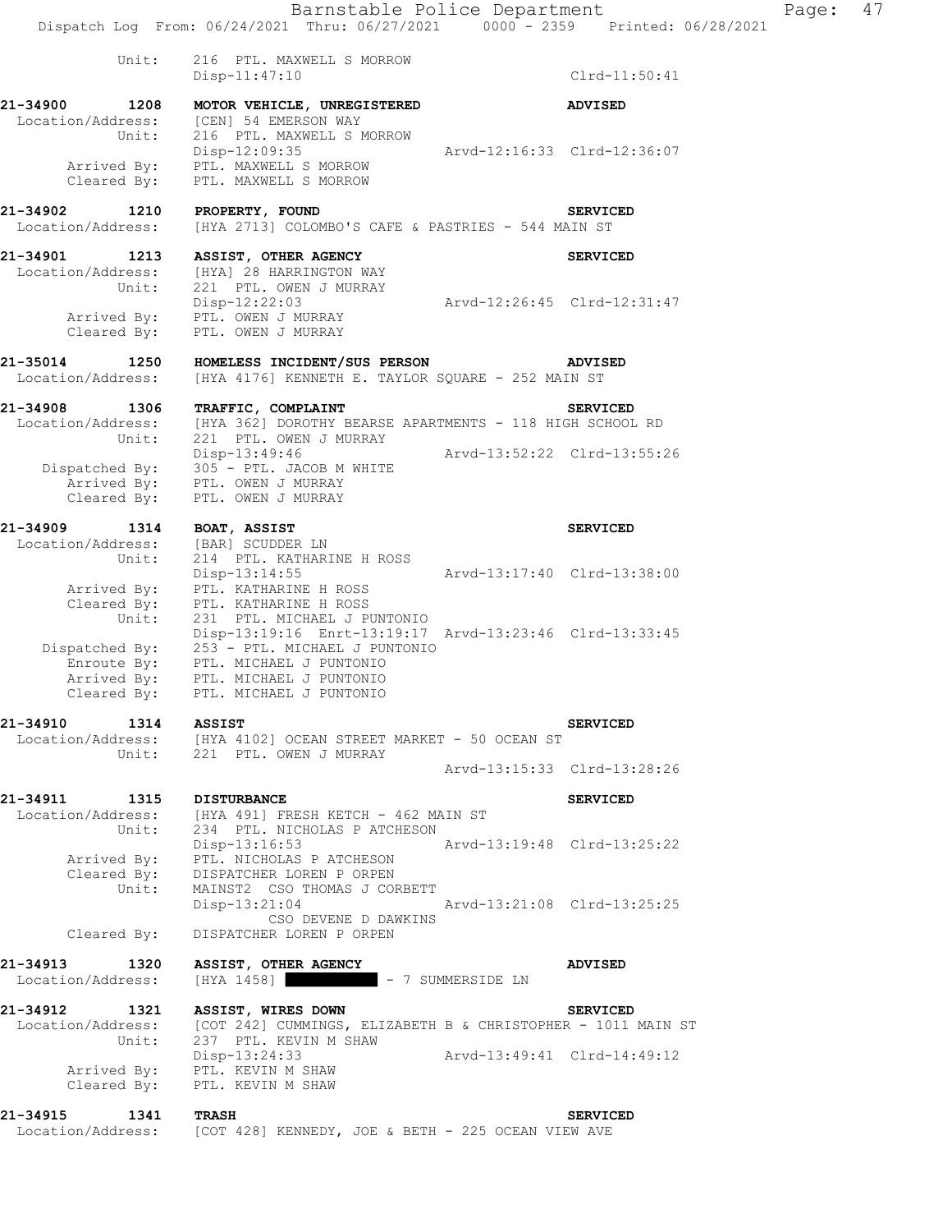```
          Unit:     216  PTL. MAXWELL S MORROW
                    Disp-11:47:10                                   Clrd-11:50:41

21-34900      1208  MOTOR VEHICLE, UNREGISTERED                     ADVISED
 Location/Address:  [CEN] 54 EMERSON WAY
             Unit:  216  PTL. MAXWELL S MORROW
                    Disp-12:09:35                 Arvd-12:16:33  Clrd-12:36:07
      Arrived By:   PTL. MAXWELL S MORROW
      Cleared By:   PTL. MAXWELL S MORROW

21-34902      1210  PROPERTY, FOUND                                 SERVICED
 Location/Address:  [HYA 2713] COLOMBO'S CAFE & PASTRIES - 544 MAIN ST

21-34901      1213  ASSIST, OTHER AGENCY                            SERVICED
 Location/Address:  [HYA] 28 HARRINGTON WAY
             Unit:  221  PTL. OWEN J MURRAY
                    Disp-12:22:03                 Arvd-12:26:45  Clrd-12:31:47
      Arrived By:   PTL. OWEN J MURRAY
      Cleared By:   PTL. OWEN J MURRAY

21-35014      1250  HOMELESS INCIDENT/SUS PERSON                    ADVISED
 Location/Address:  [HYA 4176] KENNETH E. TAYLOR SQUARE - 252 MAIN ST

21-34908      1306  TRAFFIC, COMPLAINT                              SERVICED
 Location/Address:  [HYA 362] DOROTHY BEARSE APARTMENTS - 118 HIGH SCHOOL RD
             Unit:  221  PTL. OWEN J MURRAY
                    Disp-13:49:46                 Arvd-13:52:22  Clrd-13:55:26
   Dispatched By:   305 - PTL. JACOB M WHITE
      Arrived By:   PTL. OWEN J MURRAY
      Cleared By:   PTL. OWEN J MURRAY

21-34909      1314  BOAT, ASSIST                                    SERVICED
 Location/Address:  [BAR] SCUDDER LN
             Unit:  214  PTL. KATHARINE H ROSS
                    Disp-13:14:55                 Arvd-13:17:40  Clrd-13:38:00
      Arrived By:   PTL. KATHARINE H ROSS
      Cleared By:   PTL. KATHARINE H ROSS
             Unit:  231  PTL. MICHAEL J PUNTONIO
                    Disp-13:19:16  Enrt-13:19:17  Arvd-13:23:46  Clrd-13:33:45
   Dispatched By:   253 - PTL. MICHAEL J PUNTONIO
      Enroute By:   PTL. MICHAEL J PUNTONIO
      Arrived By:   PTL. MICHAEL J PUNTONIO
      Cleared By:   PTL. MICHAEL J PUNTONIO

21-34910      1314  ASSIST                                          SERVICED
 Location/Address:  [HYA 4102] OCEAN STREET MARKET - 50 OCEAN ST
             Unit:  221  PTL. OWEN J MURRAY
                                                  Arvd-13:15:33  Clrd-13:28:26

21-34911      1315  DISTURBANCE                                     SERVICED
 Location/Address:  [HYA 491] FRESH KETCH - 462 MAIN ST
             Unit:  234  PTL. NICHOLAS P ATCHESON
                    Disp-13:16:53                 Arvd-13:19:48  Clrd-13:25:22
      Arrived By:   PTL. NICHOLAS P ATCHESON
      Cleared By:   DISPATCHER LOREN P ORPEN
             Unit:  MAINST2  CSO THOMAS J CORBETT
                    Disp-13:21:04                 Arvd-13:21:08  Clrd-13:25:25
                             CSO DEVENE D DAWKINS
      Cleared By:   DISPATCHER LOREN P ORPEN

21-34913      1320  ASSIST, OTHER AGENCY                            ADVISED
 Location/Address:  [HYA 1458] ██████████ - 7 SUMMERSIDE LN

21-34912      1321  ASSIST, WIRES DOWN                              SERVICED
 Location/Address:  [COT 242] CUMMINGS, ELIZABETH B & CHRISTOPHER - 1011 MAIN ST
             Unit:  237  PTL. KEVIN M SHAW
                    Disp-13:24:33                 Arvd-13:49:41  Clrd-14:49:12
      Arrived By:   PTL. KEVIN M SHAW
      Cleared By:   PTL. KEVIN M SHAW

21-34915      1341  TRASH                                           SERVICED
 Location/Address:  [COT 428] KENNEDY, JOE & BETH - 225 OCEAN VIEW AVE
```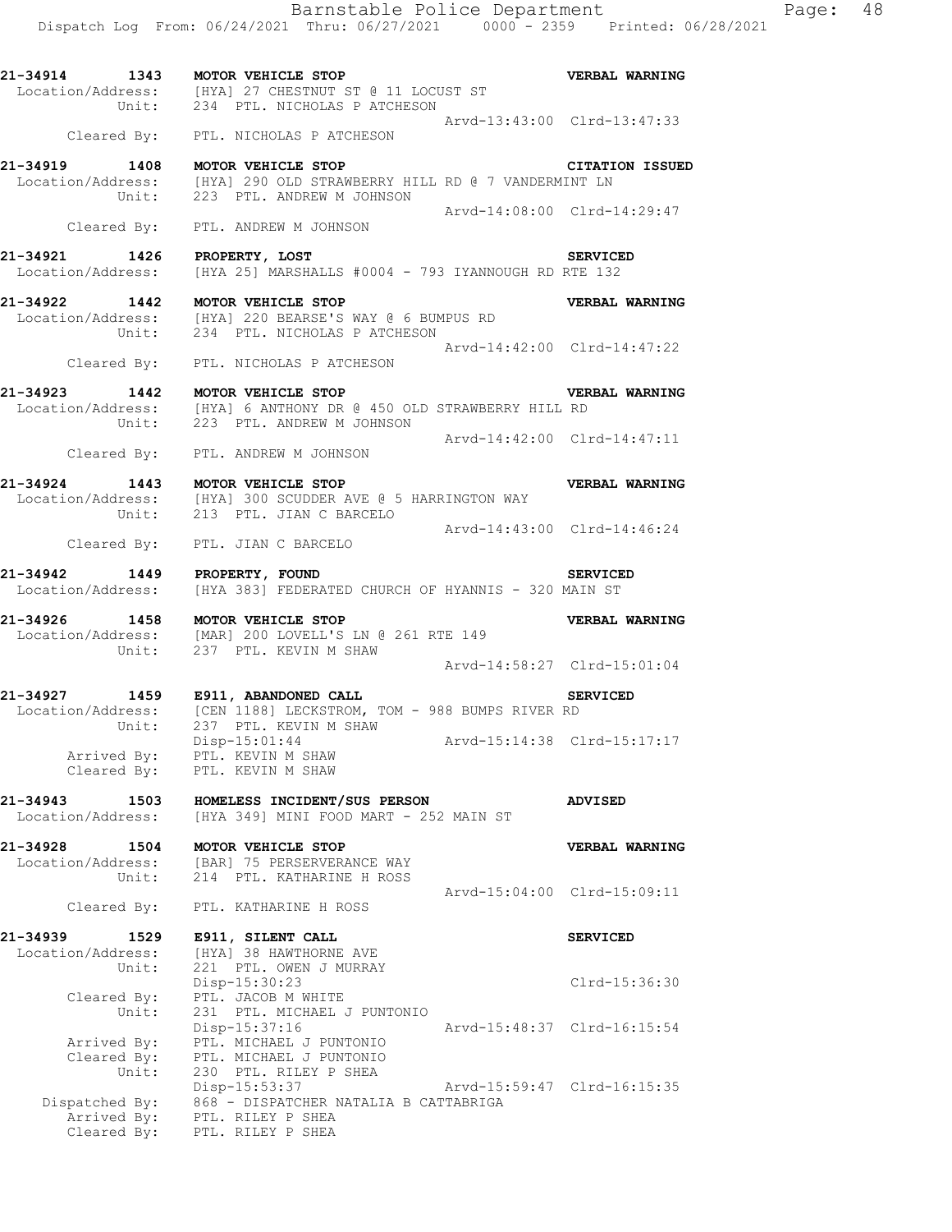```
21-34914     1343   MOTOR VEHICLE STOP                                   VERBAL WARNING
 Location/Address:   [HYA] 27 CHESTNUT ST @ 11 LOCUST ST
           Unit:     234  PTL. NICHOLAS P ATCHESON
                                                      Arvd-13:43:00  Clrd-13:47:33
      Cleared By:    PTL. NICHOLAS P ATCHESON

21-34919     1408   MOTOR VEHICLE STOP                                   CITATION ISSUED
 Location/Address:   [HYA] 290 OLD STRAWBERRY HILL RD @ 7 VANDERMINT LN
           Unit:     223  PTL. ANDREW M JOHNSON
                                                      Arvd-14:08:00  Clrd-14:29:47
      Cleared By:    PTL. ANDREW M JOHNSON

21-34921     1426   PROPERTY, LOST                                       SERVICED
 Location/Address:   [HYA 25] MARSHALLS #0004 - 793 IYANNOUGH RD RTE 132

21-34922     1442   MOTOR VEHICLE STOP                                   VERBAL WARNING
 Location/Address:   [HYA] 220 BEARSE'S WAY @ 6 BUMPUS RD
           Unit:     234  PTL. NICHOLAS P ATCHESON
                                                      Arvd-14:42:00  Clrd-14:47:22
      Cleared By:    PTL. NICHOLAS P ATCHESON

21-34923     1442   MOTOR VEHICLE STOP                                   VERBAL WARNING
 Location/Address:   [HYA] 6 ANTHONY DR @ 450 OLD STRAWBERRY HILL RD
           Unit:     223  PTL. ANDREW M JOHNSON
                                                      Arvd-14:42:00  Clrd-14:47:11
      Cleared By:    PTL. ANDREW M JOHNSON

21-34924     1443   MOTOR VEHICLE STOP                                   VERBAL WARNING
 Location/Address:   [HYA] 300 SCUDDER AVE @ 5 HARRINGTON WAY
           Unit:     213  PTL. JIAN C BARCELO
                                                      Arvd-14:43:00  Clrd-14:46:24
      Cleared By:    PTL. JIAN C BARCELO

21-34942     1449   PROPERTY, FOUND                                      SERVICED
 Location/Address:   [HYA 383] FEDERATED CHURCH OF HYANNIS - 320 MAIN ST

21-34926     1458   MOTOR VEHICLE STOP                                   VERBAL WARNING
 Location/Address:   [MAR] 200 LOVELL'S LN @ 261 RTE 149
           Unit:     237  PTL. KEVIN M SHAW
                                                      Arvd-14:58:27  Clrd-15:01:04

21-34927     1459   E911, ABANDONED CALL                                 SERVICED
 Location/Address:   [CEN 1188] LECKSTROM, TOM - 988 BUMPS RIVER RD
           Unit:     237  PTL. KEVIN M SHAW
                     Disp-15:01:44                    Arvd-15:14:38  Clrd-15:17:17
      Arrived By:    PTL. KEVIN M SHAW
      Cleared By:    PTL. KEVIN M SHAW

21-34943     1503   HOMELESS INCIDENT/SUS PERSON                         ADVISED
 Location/Address:   [HYA 349] MINI FOOD MART - 252 MAIN ST

21-34928     1504   MOTOR VEHICLE STOP                                   VERBAL WARNING
 Location/Address:   [BAR] 75 PERSERVERANCE WAY
           Unit:     214  PTL. KATHARINE H ROSS
                                                      Arvd-15:04:00  Clrd-15:09:11
      Cleared By:    PTL. KATHARINE H ROSS

21-34939     1529   E911, SILENT CALL                                    SERVICED
 Location/Address:   [HYA] 38 HAWTHORNE AVE
           Unit:     221  PTL. OWEN J MURRAY
                     Disp-15:30:23                                   Clrd-15:36:30
      Cleared By:    PTL. JACOB M WHITE
           Unit:     231  PTL. MICHAEL J PUNTONIO
                     Disp-15:37:16                    Arvd-15:48:37  Clrd-16:15:54
      Arrived By:    PTL. MICHAEL J PUNTONIO
      Cleared By:    PTL. MICHAEL J PUNTONIO
           Unit:     230  PTL. RILEY P SHEA
                     Disp-15:53:37                    Arvd-15:59:47  Clrd-16:15:35
   Dispatched By:    868 - DISPATCHER NATALIA B CATTABRIGA
      Arrived By:    PTL. RILEY P SHEA
      Cleared By:    PTL. RILEY P SHEA
```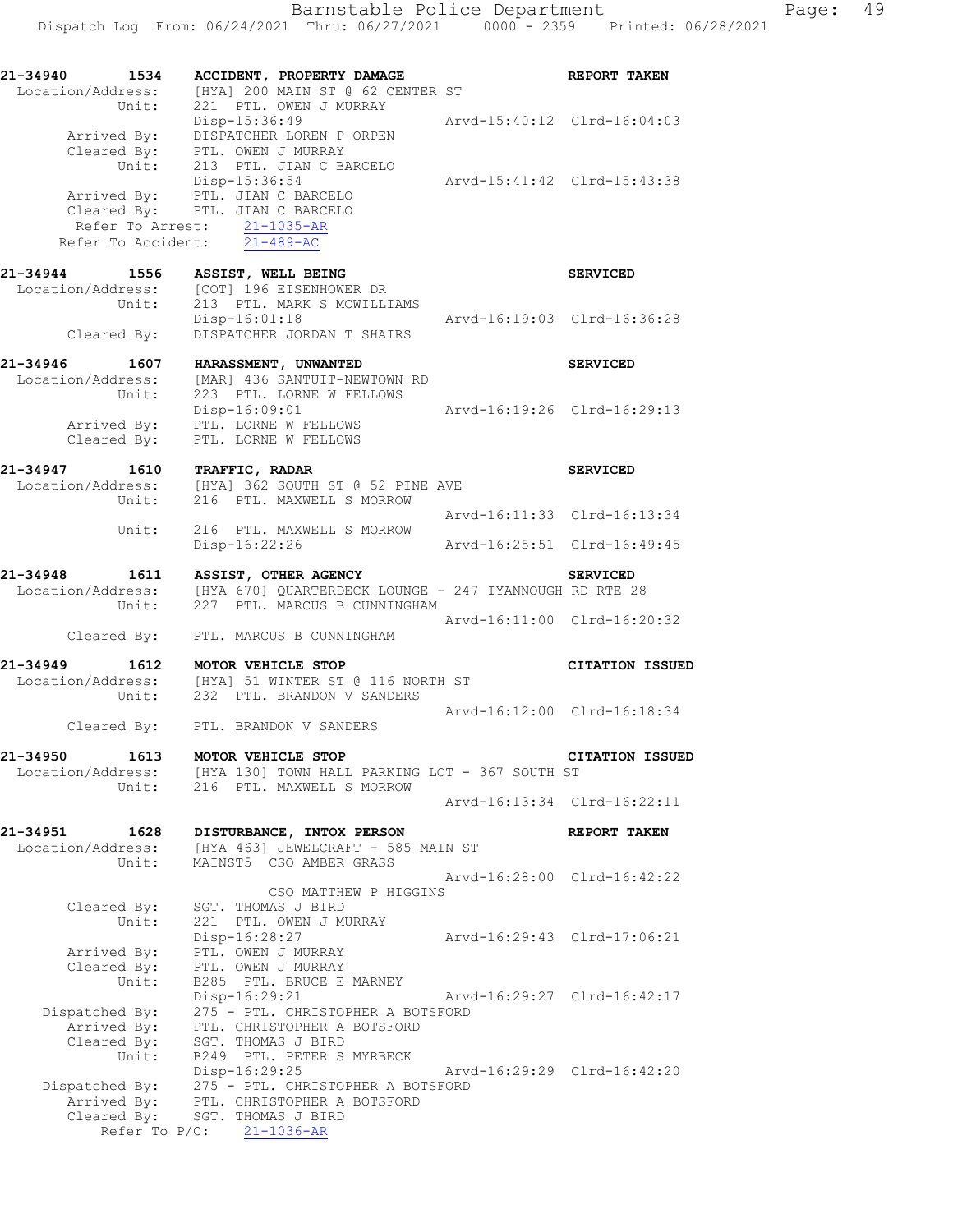```
21-34940       1534    ACCIDENT, PROPERTY DAMAGE                        REPORT TAKEN
  Location/Address:    [HYA] 200 MAIN ST @ 62 CENTER ST
             Unit:     221  PTL. OWEN J MURRAY
                       Disp-15:36:49                  Arvd-15:40:12  Clrd-16:04:03
       Arrived By:     DISPATCHER LOREN P ORPEN
       Cleared By:     PTL. OWEN J MURRAY
             Unit:     213  PTL. JIAN C BARCELO
                       Disp-15:36:54                  Arvd-15:41:42  Clrd-15:43:38
       Arrived By:     PTL. JIAN C BARCELO
       Cleared By:     PTL. JIAN C BARCELO
     Refer To Arrest:     21-1035-AR
   Refer To Accident:     21-489-AC

21-34944       1556    ASSIST, WELL BEING                               SERVICED
  Location/Address:    [COT] 196 EISENHOWER DR
             Unit:     213  PTL. MARK S MCWILLIAMS
                       Disp-16:01:18                  Arvd-16:19:03  Clrd-16:36:28
       Cleared By:     DISPATCHER JORDAN T SHAIRS

21-34946       1607    HARASSMENT, UNWANTED                             SERVICED
  Location/Address:    [MAR] 436 SANTUIT-NEWTOWN RD
             Unit:     223  PTL. LORNE W FELLOWS
                       Disp-16:09:01                  Arvd-16:19:26  Clrd-16:29:13
       Arrived By:     PTL. LORNE W FELLOWS
       Cleared By:     PTL. LORNE W FELLOWS

21-34947       1610    TRAFFIC, RADAR                                   SERVICED
  Location/Address:    [HYA] 362 SOUTH ST @ 52 PINE AVE
             Unit:     216  PTL. MAXWELL S MORROW
                                                      Arvd-16:11:33  Clrd-16:13:34
             Unit:     216  PTL. MAXWELL S MORROW
                       Disp-16:22:26                  Arvd-16:25:51  Clrd-16:49:45

21-34948       1611    ASSIST, OTHER AGENCY                             SERVICED
  Location/Address:    [HYA 670] QUARTERDECK LOUNGE - 247 IYANNOUGH RD RTE 28
             Unit:     227  PTL. MARCUS B CUNNINGHAM
                                                      Arvd-16:11:00  Clrd-16:20:32
       Cleared By:     PTL. MARCUS B CUNNINGHAM

21-34949       1612    MOTOR VEHICLE STOP                               CITATION ISSUED
  Location/Address:    [HYA] 51 WINTER ST @ 116 NORTH ST
             Unit:     232  PTL. BRANDON V SANDERS
                                                      Arvd-16:12:00  Clrd-16:18:34
       Cleared By:     PTL. BRANDON V SANDERS

21-34950       1613    MOTOR VEHICLE STOP                               CITATION ISSUED
  Location/Address:    [HYA 130] TOWN HALL PARKING LOT - 367 SOUTH ST
             Unit:     216  PTL. MAXWELL S MORROW
                                                      Arvd-16:13:34  Clrd-16:22:11

21-34951       1628    DISTURBANCE, INTOX PERSON                        REPORT TAKEN
  Location/Address:    [HYA 463] JEWELCRAFT - 585 MAIN ST
             Unit:     MAINST5  CSO AMBER GRASS
                                                      Arvd-16:28:00  Clrd-16:42:22
                                CSO MATTHEW P HIGGINS
       Cleared By:     SGT. THOMAS J BIRD
             Unit:     221  PTL. OWEN J MURRAY
                       Disp-16:28:27                  Arvd-16:29:43  Clrd-17:06:21
       Arrived By:     PTL. OWEN J MURRAY
       Cleared By:     PTL. OWEN J MURRAY
             Unit:     B285  PTL. BRUCE E MARNEY
                       Disp-16:29:21                  Arvd-16:29:27  Clrd-16:42:17
    Dispatched By:     275 - PTL. CHRISTOPHER A BOTSFORD
       Arrived By:     PTL. CHRISTOPHER A BOTSFORD
       Cleared By:     SGT. THOMAS J BIRD
             Unit:     B249  PTL. PETER S MYRBECK
                       Disp-16:29:25                  Arvd-16:29:29  Clrd-16:42:20
    Dispatched By:     275 - PTL. CHRISTOPHER A BOTSFORD
       Arrived By:     PTL. CHRISTOPHER A BOTSFORD
       Cleared By:     SGT. THOMAS J BIRD
        Refer To P/C:     21-1036-AR
```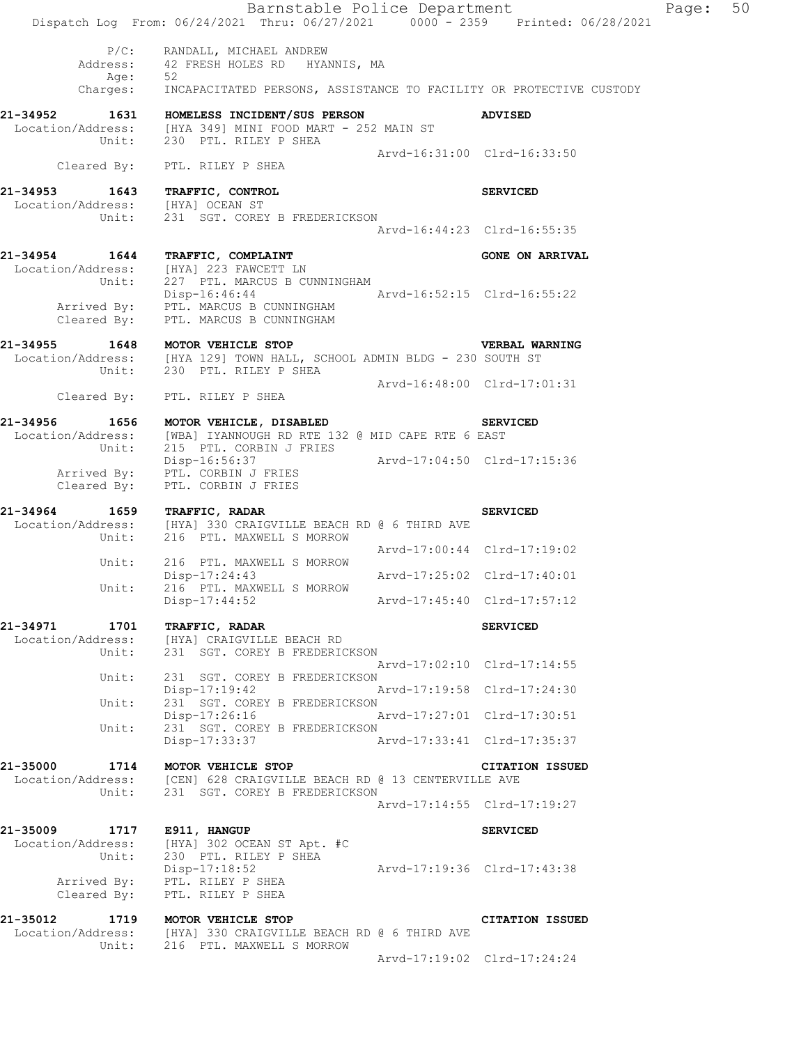```
         P/C:    RANDALL, MICHAEL ANDREW
     Address:    42 FRESH HOLES RD   HYANNIS, MA
         Age:    52
     Charges:    INCAPACITATED PERSONS, ASSISTANCE TO FACILITY OR PROTECTIVE CUSTODY

21-34952      1631   HOMELESS INCIDENT/SUS PERSON                      ADVISED
  Location/Address:    [HYA 349] MINI FOOD MART - 252 MAIN ST
             Unit:     230  PTL. RILEY P SHEA
                                                   Arvd-16:31:00  Clrd-16:33:50
       Cleared By:     PTL. RILEY P SHEA

21-34953      1643   TRAFFIC, CONTROL                                  SERVICED
  Location/Address:    [HYA] OCEAN ST
             Unit:     231  SGT. COREY B FREDERICKSON
                                                   Arvd-16:44:23  Clrd-16:55:35

21-34954      1644   TRAFFIC, COMPLAINT                                GONE ON ARRIVAL
  Location/Address:    [HYA] 223 FAWCETT LN
             Unit:     227  PTL. MARCUS B CUNNINGHAM
                       Disp-16:46:44               Arvd-16:52:15  Clrd-16:55:22
       Arrived By:     PTL. MARCUS B CUNNINGHAM
       Cleared By:     PTL. MARCUS B CUNNINGHAM

21-34955      1648   MOTOR VEHICLE STOP                                VERBAL WARNING
  Location/Address:    [HYA 129] TOWN HALL, SCHOOL ADMIN BLDG - 230 SOUTH ST
             Unit:     230  PTL. RILEY P SHEA
                                                   Arvd-16:48:00  Clrd-17:01:31
       Cleared By:     PTL. RILEY P SHEA

21-34956      1656   MOTOR VEHICLE, DISABLED                           SERVICED
  Location/Address:    [WBA] IYANNOUGH RD RTE 132 @ MID CAPE RTE 6 EAST
             Unit:     215  PTL. CORBIN J FRIES
                       Disp-16:56:37               Arvd-17:04:50  Clrd-17:15:36
       Arrived By:     PTL. CORBIN J FRIES
       Cleared By:     PTL. CORBIN J FRIES

21-34964      1659   TRAFFIC, RADAR                                    SERVICED
  Location/Address:    [HYA] 330 CRAIGVILLE BEACH RD @ 6 THIRD AVE
             Unit:     216  PTL. MAXWELL S MORROW
                                                   Arvd-17:00:44  Clrd-17:19:02
             Unit:     216  PTL. MAXWELL S MORROW
                       Disp-17:24:43               Arvd-17:25:02  Clrd-17:40:01
             Unit:     216  PTL. MAXWELL S MORROW
                       Disp-17:44:52               Arvd-17:45:40  Clrd-17:57:12

21-34971      1701   TRAFFIC, RADAR                                    SERVICED
  Location/Address:    [HYA] CRAIGVILLE BEACH RD
             Unit:     231  SGT. COREY B FREDERICKSON
                                                   Arvd-17:02:10  Clrd-17:14:55
             Unit:     231  SGT. COREY B FREDERICKSON
                       Disp-17:19:42               Arvd-17:19:58  Clrd-17:24:30
             Unit:     231  SGT. COREY B FREDERICKSON
                       Disp-17:26:16               Arvd-17:27:01  Clrd-17:30:51
             Unit:     231  SGT. COREY B FREDERICKSON
                       Disp-17:33:37               Arvd-17:33:41  Clrd-17:35:37

21-35000      1714   MOTOR VEHICLE STOP                                CITATION ISSUED
  Location/Address:    [CEN] 628 CRAIGVILLE BEACH RD @ 13 CENTERVILLE AVE
             Unit:     231  SGT. COREY B FREDERICKSON
                                                   Arvd-17:14:55  Clrd-17:19:27

21-35009      1717   E911, HANGUP                                      SERVICED
  Location/Address:    [HYA] 302 OCEAN ST Apt. #C
             Unit:     230  PTL. RILEY P SHEA
                       Disp-17:18:52               Arvd-17:19:36  Clrd-17:43:38
       Arrived By:     PTL. RILEY P SHEA
       Cleared By:     PTL. RILEY P SHEA

21-35012      1719   MOTOR VEHICLE STOP                                CITATION ISSUED
  Location/Address:    [HYA] 330 CRAIGVILLE BEACH RD @ 6 THIRD AVE
             Unit:     216  PTL. MAXWELL S MORROW
                                                   Arvd-17:19:02  Clrd-17:24:24
```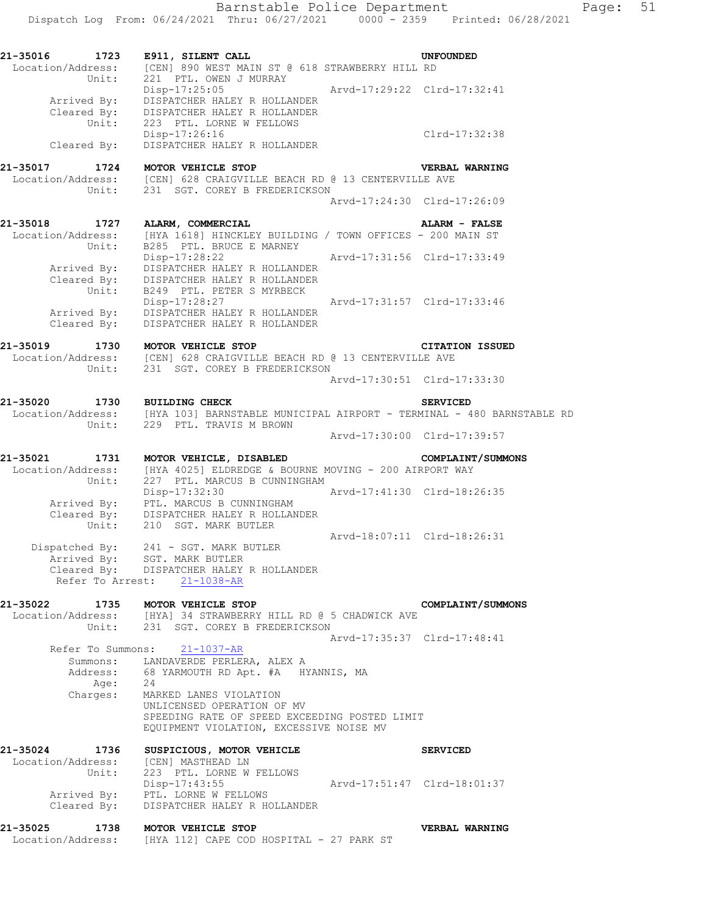```
21-35016      1723   E911, SILENT CALL                              UNFOUNDED
 Location/Address:   [CEN] 890 WEST MAIN ST @ 618 STRAWBERRY HILL RD
            Unit:    221  PTL. OWEN J MURRAY
                     Disp-17:25:05                 Arvd-17:29:22  Clrd-17:32:41
       Arrived By:   DISPATCHER HALEY R HOLLANDER
       Cleared By:   DISPATCHER HALEY R HOLLANDER
            Unit:    223  PTL. LORNE W FELLOWS
                     Disp-17:26:16                                Clrd-17:32:38
       Cleared By:   DISPATCHER HALEY R HOLLANDER

21-35017      1724   MOTOR VEHICLE STOP                             VERBAL WARNING
 Location/Address:   [CEN] 628 CRAIGVILLE BEACH RD @ 13 CENTERVILLE AVE
            Unit:    231  SGT. COREY B FREDERICKSON
                                                   Arvd-17:24:30  Clrd-17:26:09

21-35018      1727   ALARM, COMMERCIAL                              ALARM - FALSE
 Location/Address:   [HYA 1618] HINCKLEY BUILDING / TOWN OFFICES - 200 MAIN ST
            Unit:    B285  PTL. BRUCE E MARNEY
                     Disp-17:28:22                 Arvd-17:31:56  Clrd-17:33:49
       Arrived By:   DISPATCHER HALEY R HOLLANDER
       Cleared By:   DISPATCHER HALEY R HOLLANDER
            Unit:    B249  PTL. PETER S MYRBECK
                     Disp-17:28:27                 Arvd-17:31:57  Clrd-17:33:46
       Arrived By:   DISPATCHER HALEY R HOLLANDER
       Cleared By:   DISPATCHER HALEY R HOLLANDER

21-35019      1730   MOTOR VEHICLE STOP                             CITATION ISSUED
 Location/Address:   [CEN] 628 CRAIGVILLE BEACH RD @ 13 CENTERVILLE AVE
            Unit:    231  SGT. COREY B FREDERICKSON
                                                   Arvd-17:30:51  Clrd-17:33:30

21-35020      1730   BUILDING CHECK                                 SERVICED
 Location/Address:   [HYA 103] BARNSTABLE MUNICIPAL AIRPORT - TERMINAL - 480 BARNSTABLE RD
            Unit:    229  PTL. TRAVIS M BROWN
                                                   Arvd-17:30:00  Clrd-17:39:57

21-35021      1731   MOTOR VEHICLE, DISABLED                        COMPLAINT/SUMMONS
 Location/Address:   [HYA 4025] ELDREDGE & BOURNE MOVING - 200 AIRPORT WAY
            Unit:    227  PTL. MARCUS B CUNNINGHAM
                     Disp-17:32:30                 Arvd-17:41:30  Clrd-18:26:35
       Arrived By:   PTL. MARCUS B CUNNINGHAM
       Cleared By:   DISPATCHER HALEY R HOLLANDER
            Unit:    210  SGT. MARK BUTLER
                                                   Arvd-18:07:11  Clrd-18:26:31
    Dispatched By:   241 - SGT. MARK BUTLER
       Arrived By:   SGT. MARK BUTLER
       Cleared By:   DISPATCHER HALEY R HOLLANDER
   Refer To Arrest:   21-1038-AR

21-35022      1735   MOTOR VEHICLE STOP                             COMPLAINT/SUMMONS
 Location/Address:   [HYA] 34 STRAWBERRY HILL RD @ 5 CHADWICK AVE
            Unit:    231  SGT. COREY B FREDERICKSON
                                                   Arvd-17:35:37  Clrd-17:48:41
  Refer To Summons:   21-1037-AR
          Summons:   LANDAVERDE PERLERA, ALEX A
          Address:   68 YARMOUTH RD Apt. #A   HYANNIS, MA
              Age:   24
          Charges:   MARKED LANES VIOLATION
                     UNLICENSED OPERATION OF MV
                     SPEEDING RATE OF SPEED EXCEEDING POSTED LIMIT
                     EQUIPMENT VIOLATION, EXCESSIVE NOISE MV

21-35024      1736   SUSPICIOUS, MOTOR VEHICLE                      SERVICED
 Location/Address:   [CEN] MASTHEAD LN
            Unit:    223  PTL. LORNE W FELLOWS
                     Disp-17:43:55                 Arvd-17:51:47  Clrd-18:01:37
       Arrived By:   PTL. LORNE W FELLOWS
       Cleared By:   DISPATCHER HALEY R HOLLANDER

21-35025      1738   MOTOR VEHICLE STOP                             VERBAL WARNING
 Location/Address:   [HYA 112] CAPE COD HOSPITAL - 27 PARK ST
```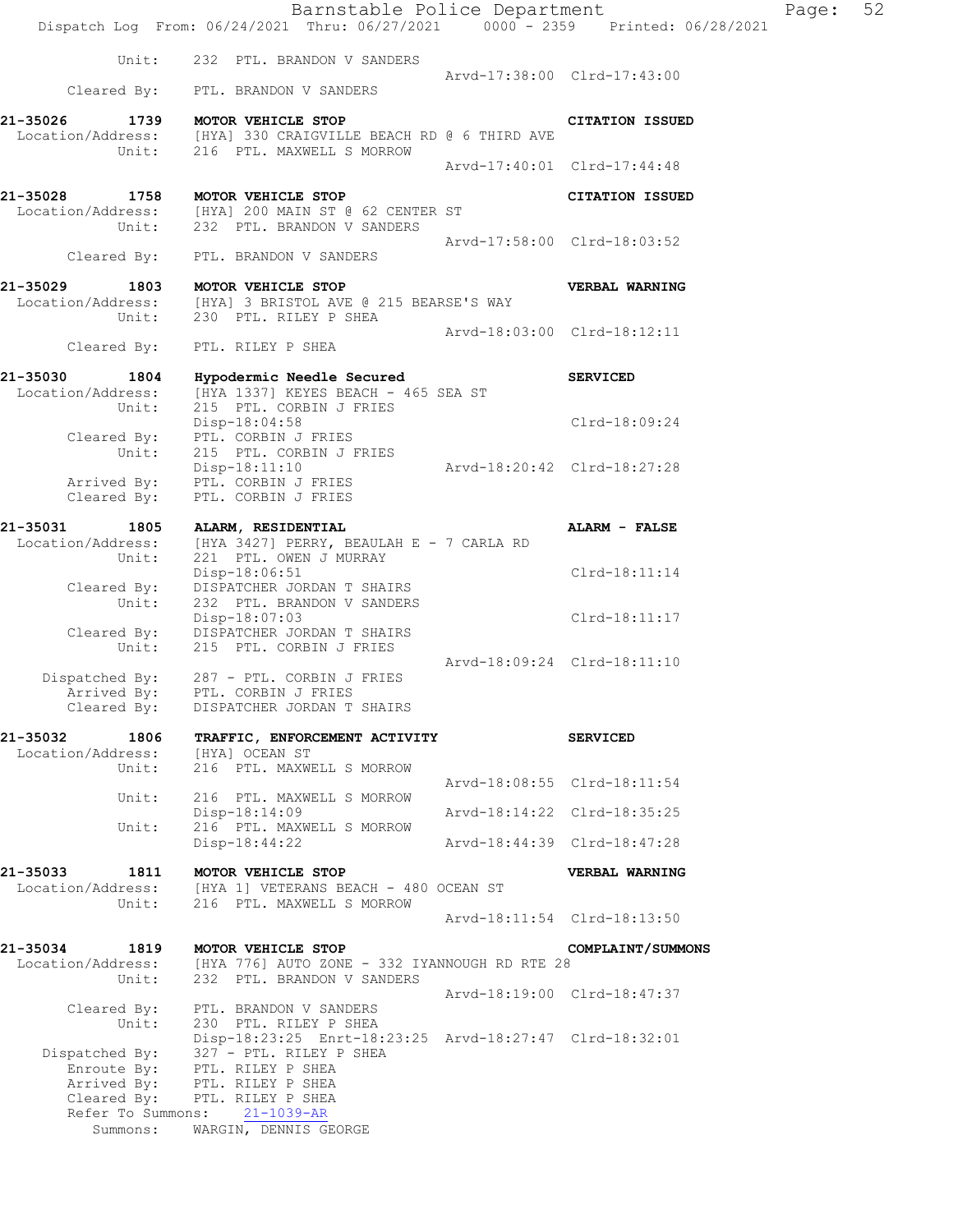```
        Unit:     232  PTL. BRANDON V SANDERS
                                                  Arvd-17:38:00  Clrd-17:43:00
   Cleared By:    PTL. BRANDON V SANDERS

21-35026      1739    MOTOR VEHICLE STOP                          CITATION ISSUED
 Location/Address:    [HYA] 330 CRAIGVILLE BEACH RD @ 6 THIRD AVE
            Unit:     216  PTL. MAXWELL S MORROW
                                                  Arvd-17:40:01  Clrd-17:44:48

21-35028      1758    MOTOR VEHICLE STOP                          CITATION ISSUED
 Location/Address:    [HYA] 200 MAIN ST @ 62 CENTER ST
            Unit:     232  PTL. BRANDON V SANDERS
                                                  Arvd-17:58:00  Clrd-18:03:52
       Cleared By:    PTL. BRANDON V SANDERS

21-35029      1803    MOTOR VEHICLE STOP                          VERBAL WARNING
 Location/Address:    [HYA] 3 BRISTOL AVE @ 215 BEARSE'S WAY
            Unit:     230  PTL. RILEY P SHEA
                                                  Arvd-18:03:00  Clrd-18:12:11
       Cleared By:    PTL. RILEY P SHEA

21-35030      1804    Hypodermic Needle Secured                   SERVICED
 Location/Address:    [HYA 1337] KEYES BEACH - 465 SEA ST
            Unit:     215  PTL. CORBIN J FRIES
                      Disp-18:04:58                               Clrd-18:09:24
       Cleared By:    PTL. CORBIN J FRIES
            Unit:     215  PTL. CORBIN J FRIES
                      Disp-18:11:10               Arvd-18:20:42  Clrd-18:27:28
       Arrived By:    PTL. CORBIN J FRIES
       Cleared By:    PTL. CORBIN J FRIES

21-35031      1805    ALARM, RESIDENTIAL                          ALARM - FALSE
 Location/Address:    [HYA 3427] PERRY, BEAULAH E - 7 CARLA RD
            Unit:     221  PTL. OWEN J MURRAY
                      Disp-18:06:51                               Clrd-18:11:14
       Cleared By:    DISPATCHER JORDAN T SHAIRS
            Unit:     232  PTL. BRANDON V SANDERS
                      Disp-18:07:03                               Clrd-18:11:17
       Cleared By:    DISPATCHER JORDAN T SHAIRS
            Unit:     215  PTL. CORBIN J FRIES
                                                  Arvd-18:09:24  Clrd-18:11:10
    Dispatched By:    287 - PTL. CORBIN J FRIES
       Arrived By:    PTL. CORBIN J FRIES
       Cleared By:    DISPATCHER JORDAN T SHAIRS

21-35032      1806    TRAFFIC, ENFORCEMENT ACTIVITY               SERVICED
 Location/Address:    [HYA] OCEAN ST
            Unit:     216  PTL. MAXWELL S MORROW
                                                  Arvd-18:08:55  Clrd-18:11:54
            Unit:     216  PTL. MAXWELL S MORROW
                      Disp-18:14:09               Arvd-18:14:22  Clrd-18:35:25
            Unit:     216  PTL. MAXWELL S MORROW
                      Disp-18:44:22               Arvd-18:44:39  Clrd-18:47:28

21-35033      1811    MOTOR VEHICLE STOP                          VERBAL WARNING
 Location/Address:    [HYA 1] VETERANS BEACH - 480 OCEAN ST
            Unit:     216  PTL. MAXWELL S MORROW
                                                  Arvd-18:11:54  Clrd-18:13:50

21-35034      1819    MOTOR VEHICLE STOP                          COMPLAINT/SUMMONS
 Location/Address:    [HYA 776] AUTO ZONE - 332 IYANNOUGH RD RTE 28
            Unit:     232  PTL. BRANDON V SANDERS
                                                  Arvd-18:19:00  Clrd-18:47:37
       Cleared By:    PTL. BRANDON V SANDERS
            Unit:     230  PTL. RILEY P SHEA
                      Disp-18:23:25  Enrt-18:23:25  Arvd-18:27:47  Clrd-18:32:01
    Dispatched By:    327 - PTL. RILEY P SHEA
       Enroute By:    PTL. RILEY P SHEA
       Arrived By:    PTL. RILEY P SHEA
       Cleared By:    PTL. RILEY P SHEA
   Refer To Summons:    21-1039-AR
         Summons:     WARGIN, DENNIS GEORGE
```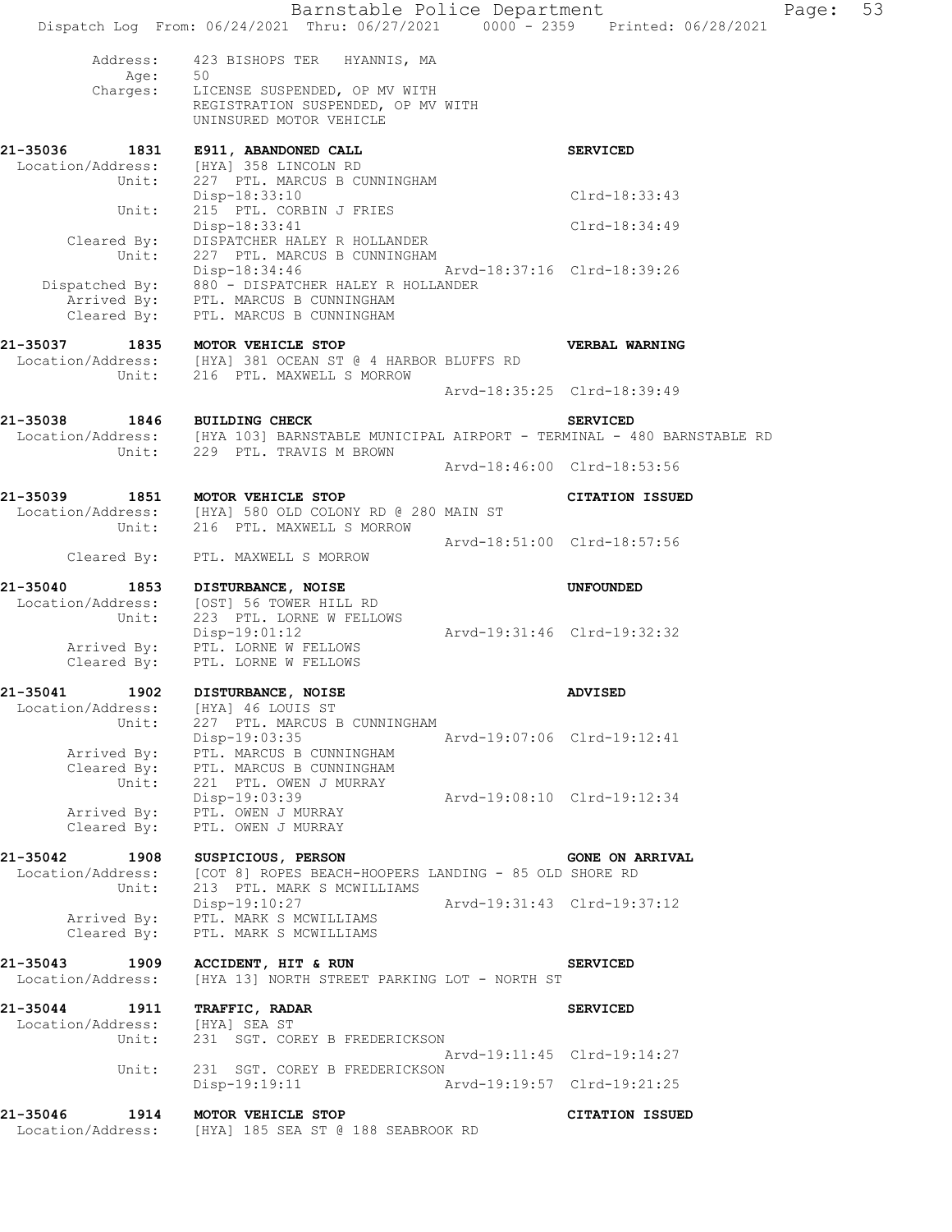Address: 423 BISHOPS TER HYANNIS, MA
Age: 50
Charges: LICENSE SUSPENDED, OP MV WITH
REGISTRATION SUSPENDED, OP MV WITH
UNINSURED MOTOR VEHICLE

**21-35036 1831 E911, ABANDONED CALL** **SERVICED**
Location/Address: [HYA] 358 LINCOLN RD
Unit: 227 PTL. MARCUS B CUNNINGHAM
Disp-18:33:10 Clrd-18:33:43
Unit: 215 PTL. CORBIN J FRIES
Disp-18:33:41 Clrd-18:34:49
Cleared By: DISPATCHER HALEY R HOLLANDER
Unit: 227 PTL. MARCUS B CUNNINGHAM
Disp-18:34:46 Arvd-18:37:16 Clrd-18:39:26
Dispatched By: 880 - DISPATCHER HALEY R HOLLANDER
Arrived By: PTL. MARCUS B CUNNINGHAM
Cleared By: PTL. MARCUS B CUNNINGHAM

**21-35037 1835 MOTOR VEHICLE STOP** **VERBAL WARNING**
Location/Address: [HYA] 381 OCEAN ST @ 4 HARBOR BLUFFS RD
Unit: 216 PTL. MAXWELL S MORROW
Arvd-18:35:25 Clrd-18:39:49

**21-35038 1846 BUILDING CHECK** **SERVICED**
Location/Address: [HYA 103] BARNSTABLE MUNICIPAL AIRPORT - TERMINAL - 480 BARNSTABLE RD
Unit: 229 PTL. TRAVIS M BROWN
Arvd-18:46:00 Clrd-18:53:56

**21-35039 1851 MOTOR VEHICLE STOP** **CITATION ISSUED**
Location/Address: [HYA] 580 OLD COLONY RD @ 280 MAIN ST
Unit: 216 PTL. MAXWELL S MORROW
Arvd-18:51:00 Clrd-18:57:56
Cleared By: PTL. MAXWELL S MORROW

**21-35040 1853 DISTURBANCE, NOISE** **UNFOUNDED**
Location/Address: [OST] 56 TOWER HILL RD
Unit: 223 PTL. LORNE W FELLOWS
Disp-19:01:12 Arvd-19:31:46 Clrd-19:32:32
Arrived By: PTL. LORNE W FELLOWS
Cleared By: PTL. LORNE W FELLOWS

**21-35041 1902 DISTURBANCE, NOISE** **ADVISED**
Location/Address: [HYA] 46 LOUIS ST
Unit: 227 PTL. MARCUS B CUNNINGHAM
Disp-19:03:35 Arvd-19:07:06 Clrd-19:12:41
Arrived By: PTL. MARCUS B CUNNINGHAM
Cleared By: PTL. MARCUS B CUNNINGHAM
Unit: 221 PTL. OWEN J MURRAY
Disp-19:03:39 Arvd-19:08:10 Clrd-19:12:34
Arrived By: PTL. OWEN J MURRAY
Cleared By: PTL. OWEN J MURRAY

**21-35042 1908 SUSPICIOUS, PERSON** **GONE ON ARRIVAL**
Location/Address: [COT 8] ROPES BEACH-HOOPERS LANDING - 85 OLD SHORE RD
Unit: 213 PTL. MARK S MCWILLIAMS
Disp-19:10:27 Arvd-19:31:43 Clrd-19:37:12
Arrived By: PTL. MARK S MCWILLIAMS
Cleared By: PTL. MARK S MCWILLIAMS

**21-35043 1909 ACCIDENT, HIT & RUN** **SERVICED**
Location/Address: [HYA 13] NORTH STREET PARKING LOT - NORTH ST

**21-35044 1911 TRAFFIC, RADAR** **SERVICED**
Location/Address: [HYA] SEA ST
Unit: 231 SGT. COREY B FREDERICKSON
Arvd-19:11:45 Clrd-19:14:27
Unit: 231 SGT. COREY B FREDERICKSON
Disp-19:19:11 Arvd-19:19:57 Clrd-19:21:25

**21-35046 1914 MOTOR VEHICLE STOP** **CITATION ISSUED**
Location/Address: [HYA] 185 SEA ST @ 188 SEABROOK RD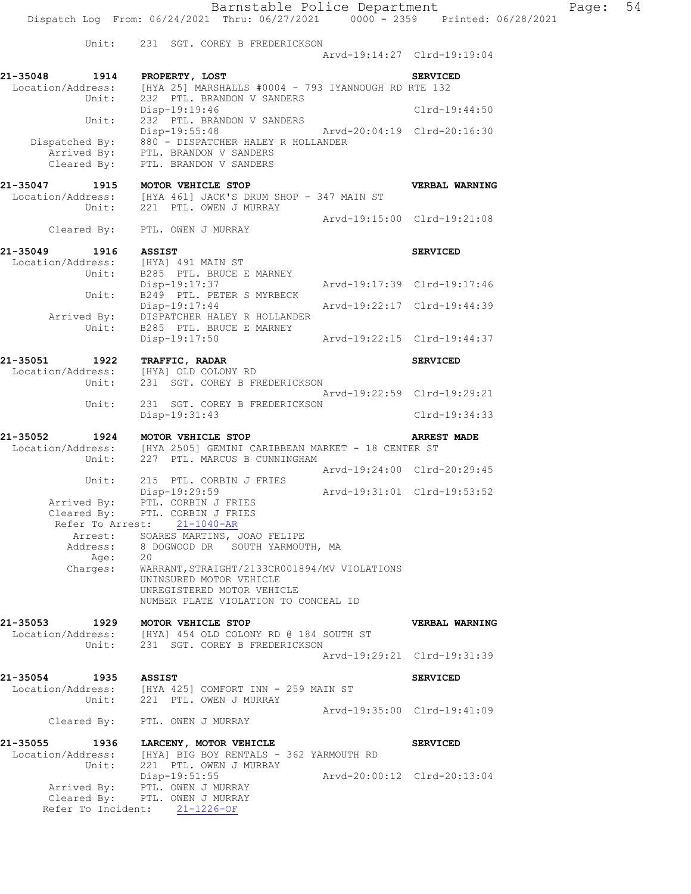```
          Unit:    231  SGT. COREY B FREDERICKSON
                                                 Arvd-19:14:27  Clrd-19:19:04

21-35048      1914    PROPERTY, LOST                                    SERVICED
  Location/Address:    [HYA 25] MARSHALLS #0004 - 793 IYANNOUGH RD RTE 132
          Unit:    232  PTL. BRANDON V SANDERS
                   Disp-19:19:46                                Clrd-19:44:50
          Unit:    232  PTL. BRANDON V SANDERS
                   Disp-19:55:48                 Arvd-20:04:19  Clrd-20:16:30
     Dispatched By:    880 - DISPATCHER HALEY R HOLLANDER
        Arrived By:    PTL. BRANDON V SANDERS
        Cleared By:    PTL. BRANDON V SANDERS

21-35047      1915    MOTOR VEHICLE STOP                                VERBAL WARNING
  Location/Address:    [HYA 461] JACK'S DRUM SHOP - 347 MAIN ST
          Unit:    221  PTL. OWEN J MURRAY
                                                 Arvd-19:15:00  Clrd-19:21:08
        Cleared By:    PTL. OWEN J MURRAY

21-35049      1916    ASSIST                                            SERVICED
  Location/Address:    [HYA] 491 MAIN ST
          Unit:    B285  PTL. BRUCE E MARNEY
                   Disp-19:17:37                 Arvd-19:17:39  Clrd-19:17:46
          Unit:    B249  PTL. PETER S MYRBECK
                   Disp-19:17:44                 Arvd-19:22:17  Clrd-19:44:39
        Arrived By:    DISPATCHER HALEY R HOLLANDER
          Unit:    B285  PTL. BRUCE E MARNEY
                   Disp-19:17:50                 Arvd-19:22:15  Clrd-19:44:37

21-35051      1922    TRAFFIC, RADAR                                    SERVICED
  Location/Address:    [HYA] OLD COLONY RD
          Unit:    231  SGT. COREY B FREDERICKSON
                                                 Arvd-19:22:59  Clrd-19:29:21
          Unit:    231  SGT. COREY B FREDERICKSON
                   Disp-19:31:43                                Clrd-19:34:33

21-35052      1924    MOTOR VEHICLE STOP                                ARREST MADE
  Location/Address:    [HYA 2505] GEMINI CARIBBEAN MARKET - 18 CENTER ST
          Unit:    227  PTL. MARCUS B CUNNINGHAM
                                                 Arvd-19:24:00  Clrd-20:29:45
          Unit:    215  PTL. CORBIN J FRIES
                   Disp-19:29:59                 Arvd-19:31:01  Clrd-19:53:52
        Arrived By:    PTL. CORBIN J FRIES
        Cleared By:    PTL. CORBIN J FRIES
     Refer To Arrest:    21-1040-AR
           Arrest:    SOARES MARTINS, JOAO FELIPE
          Address:    8 DOGWOOD DR   SOUTH YARMOUTH, MA
              Age:    20
          Charges:    WARRANT,STRAIGHT/2133CR001894/MV VIOLATIONS
                      UNINSURED MOTOR VEHICLE
                      UNREGISTERED MOTOR VEHICLE
                      NUMBER PLATE VIOLATION TO CONCEAL ID

21-35053      1929    MOTOR VEHICLE STOP                                VERBAL WARNING
  Location/Address:    [HYA] 454 OLD COLONY RD @ 184 SOUTH ST
          Unit:    231  SGT. COREY B FREDERICKSON
                                                 Arvd-19:29:21  Clrd-19:31:39

21-35054      1935    ASSIST                                            SERVICED
  Location/Address:    [HYA 425] COMFORT INN - 259 MAIN ST
          Unit:    221  PTL. OWEN J MURRAY
                                                 Arvd-19:35:00  Clrd-19:41:09
        Cleared By:    PTL. OWEN J MURRAY

21-35055      1936    LARCENY, MOTOR VEHICLE                            SERVICED
  Location/Address:    [HYA] BIG BOY RENTALS - 362 YARMOUTH RD
          Unit:    221  PTL. OWEN J MURRAY
                   Disp-19:51:55                 Arvd-20:00:12  Clrd-20:13:04
        Arrived By:    PTL. OWEN J MURRAY
        Cleared By:    PTL. OWEN J MURRAY
     Refer To Incident:    21-1226-OF
```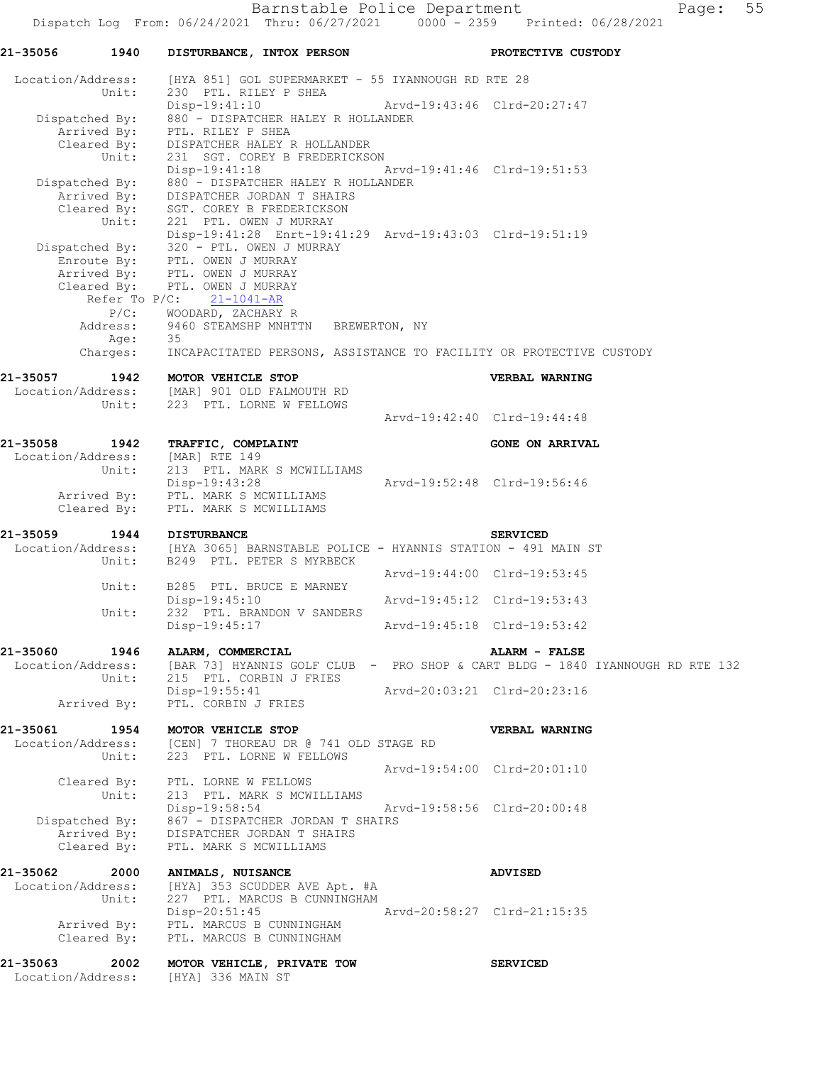**21-35056 1940 DISTURBANCE, INTOX PERSON — PROTECTIVE CUSTODY**

```
 Location/Address:    [HYA 851] GOL SUPERMARKET - 55 IYANNOUGH RD RTE 28
            Unit:     230  PTL. RILEY P SHEA
                      Disp-19:41:10                 Arvd-19:43:46  Clrd-20:27:47
    Dispatched By:    880 - DISPATCHER HALEY R HOLLANDER
       Arrived By:    PTL. RILEY P SHEA
       Cleared By:    DISPATCHER HALEY R HOLLANDER
            Unit:     231  SGT. COREY B FREDERICKSON
                      Disp-19:41:18                 Arvd-19:41:46  Clrd-19:51:53
    Dispatched By:    880 - DISPATCHER HALEY R HOLLANDER
       Arrived By:    DISPATCHER JORDAN T SHAIRS
       Cleared By:    SGT. COREY B FREDERICKSON
            Unit:     221  PTL. OWEN J MURRAY
                      Disp-19:41:28  Enrt-19:41:29  Arvd-19:43:03  Clrd-19:51:19
    Dispatched By:    320 - PTL. OWEN J MURRAY
        Enroute By:   PTL. OWEN J MURRAY
       Arrived By:    PTL. OWEN J MURRAY
       Cleared By:    PTL. OWEN J MURRAY
        Refer To P/C:    21-1041-AR
             P/C:     WOODARD, ZACHARY R
         Address:     9460 STEAMSHP MNHTTN   BREWERTON, NY
             Age:     35
         Charges:     INCAPACITATED PERSONS, ASSISTANCE TO FACILITY OR PROTECTIVE CUSTODY
```

**21-35057 1942 MOTOR VEHICLE STOP — VERBAL WARNING**

```
 Location/Address:    [MAR] 901 OLD FALMOUTH RD
            Unit:     223  PTL. LORNE W FELLOWS
                                                    Arvd-19:42:40  Clrd-19:44:48
```

**21-35058 1942 TRAFFIC, COMPLAINT — GONE ON ARRIVAL**

```
 Location/Address:    [MAR] RTE 149
            Unit:     213  PTL. MARK S MCWILLIAMS
                      Disp-19:43:28                 Arvd-19:52:48  Clrd-19:56:46
       Arrived By:    PTL. MARK S MCWILLIAMS
       Cleared By:    PTL. MARK S MCWILLIAMS
```

**21-35059 1944 DISTURBANCE — SERVICED**

```
 Location/Address:    [HYA 3065] BARNSTABLE POLICE - HYANNIS STATION - 491 MAIN ST
            Unit:     B249  PTL. PETER S MYRBECK
                                                    Arvd-19:44:00  Clrd-19:53:45
            Unit:     B285  PTL. BRUCE E MARNEY
                      Disp-19:45:10                 Arvd-19:45:12  Clrd-19:53:43
            Unit:     232  PTL. BRANDON V SANDERS
                      Disp-19:45:17                 Arvd-19:45:18  Clrd-19:53:42
```

**21-35060 1946 ALARM, COMMERCIAL — ALARM - FALSE**

```
 Location/Address:    [BAR 73] HYANNIS GOLF CLUB  -  PRO SHOP & CART BLDG - 1840 IYANNOUGH RD RTE 132
            Unit:     215  PTL. CORBIN J FRIES
                      Disp-19:55:41                 Arvd-20:03:21  Clrd-20:23:16
       Arrived By:    PTL. CORBIN J FRIES
```

**21-35061 1954 MOTOR VEHICLE STOP — VERBAL WARNING**

```
 Location/Address:    [CEN] 7 THOREAU DR @ 741 OLD STAGE RD
            Unit:     223  PTL. LORNE W FELLOWS
                                                    Arvd-19:54:00  Clrd-20:01:10
       Cleared By:    PTL. LORNE W FELLOWS
            Unit:     213  PTL. MARK S MCWILLIAMS
                      Disp-19:58:54                 Arvd-19:58:56  Clrd-20:00:48
    Dispatched By:    867 - DISPATCHER JORDAN T SHAIRS
       Arrived By:    DISPATCHER JORDAN T SHAIRS
       Cleared By:    PTL. MARK S MCWILLIAMS
```

**21-35062 2000 ANIMALS, NUISANCE — ADVISED**

```
 Location/Address:    [HYA] 353 SCUDDER AVE Apt. #A
            Unit:     227  PTL. MARCUS B CUNNINGHAM
                      Disp-20:51:45                 Arvd-20:58:27  Clrd-21:15:35
       Arrived By:    PTL. MARCUS B CUNNINGHAM
       Cleared By:    PTL. MARCUS B CUNNINGHAM
```

**21-35063 2002 MOTOR VEHICLE, PRIVATE TOW — SERVICED**

```
 Location/Address:    [HYA] 336 MAIN ST
```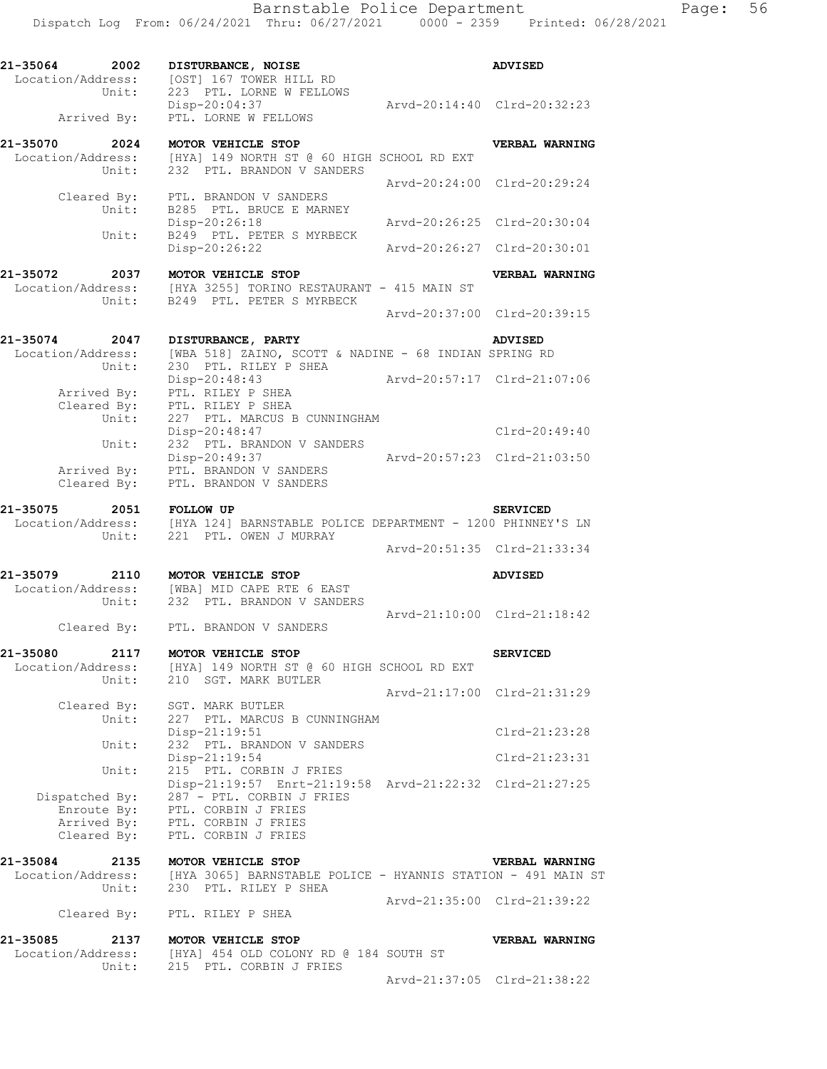```
21-35064     2002   DISTURBANCE, NOISE                                        ADVISED
  Location/Address:    [OST] 167 TOWER HILL RD
             Unit:     223  PTL. LORNE W FELLOWS
                       Disp-20:04:37                  Arvd-20:14:40  Clrd-20:32:23
       Arrived By:     PTL. LORNE W FELLOWS

21-35070     2024   MOTOR VEHICLE STOP                                        VERBAL WARNING
  Location/Address:    [HYA] 149 NORTH ST @ 60 HIGH SCHOOL RD EXT
             Unit:     232  PTL. BRANDON V SANDERS
                                                      Arvd-20:24:00  Clrd-20:29:24
       Cleared By:     PTL. BRANDON V SANDERS
             Unit:     B285  PTL. BRUCE E MARNEY
                       Disp-20:26:18                  Arvd-20:26:25  Clrd-20:30:04
             Unit:     B249  PTL. PETER S MYRBECK
                       Disp-20:26:22                  Arvd-20:26:27  Clrd-20:30:01

21-35072     2037   MOTOR VEHICLE STOP                                        VERBAL WARNING
  Location/Address:    [HYA 3255] TORINO RESTAURANT - 415 MAIN ST
             Unit:     B249  PTL. PETER S MYRBECK
                                                      Arvd-20:37:00  Clrd-20:39:15

21-35074     2047   DISTURBANCE, PARTY                                        ADVISED
  Location/Address:    [WBA 518] ZAINO, SCOTT & NADINE - 68 INDIAN SPRING RD
             Unit:     230  PTL. RILEY P SHEA
                       Disp-20:48:43                  Arvd-20:57:17  Clrd-21:07:06
       Arrived By:     PTL. RILEY P SHEA
       Cleared By:     PTL. RILEY P SHEA
             Unit:     227  PTL. MARCUS B CUNNINGHAM
                       Disp-20:48:47                                 Clrd-20:49:40
             Unit:     232  PTL. BRANDON V SANDERS
                       Disp-20:49:37                  Arvd-20:57:23  Clrd-21:03:50
       Arrived By:     PTL. BRANDON V SANDERS
       Cleared By:     PTL. BRANDON V SANDERS

21-35075     2051   FOLLOW UP                                                 SERVICED
  Location/Address:    [HYA 124] BARNSTABLE POLICE DEPARTMENT - 1200 PHINNEY'S LN
             Unit:     221  PTL. OWEN J MURRAY
                                                      Arvd-20:51:35  Clrd-21:33:34

21-35079     2110   MOTOR VEHICLE STOP                                        ADVISED
  Location/Address:    [WBA] MID CAPE RTE 6 EAST
             Unit:     232  PTL. BRANDON V SANDERS
                                                      Arvd-21:10:00  Clrd-21:18:42
       Cleared By:     PTL. BRANDON V SANDERS

21-35080     2117   MOTOR VEHICLE STOP                                        SERVICED
  Location/Address:    [HYA] 149 NORTH ST @ 60 HIGH SCHOOL RD EXT
             Unit:     210  SGT. MARK BUTLER
                                                      Arvd-21:17:00  Clrd-21:31:29
       Cleared By:     SGT. MARK BUTLER
             Unit:     227  PTL. MARCUS B CUNNINGHAM
                       Disp-21:19:51                                 Clrd-21:23:28
             Unit:     232  PTL. BRANDON V SANDERS
                       Disp-21:19:54                                 Clrd-21:23:31
             Unit:     215  PTL. CORBIN J FRIES
                       Disp-21:19:57  Enrt-21:19:58  Arvd-21:22:32  Clrd-21:27:25
   Dispatched By:      287 - PTL. CORBIN J FRIES
       Enroute By:     PTL. CORBIN J FRIES
       Arrived By:     PTL. CORBIN J FRIES
       Cleared By:     PTL. CORBIN J FRIES

21-35084     2135   MOTOR VEHICLE STOP                                        VERBAL WARNING
  Location/Address:    [HYA 3065] BARNSTABLE POLICE - HYANNIS STATION - 491 MAIN ST
             Unit:     230  PTL. RILEY P SHEA
                                                      Arvd-21:35:00  Clrd-21:39:22
       Cleared By:     PTL. RILEY P SHEA

21-35085     2137   MOTOR VEHICLE STOP                                        VERBAL WARNING
  Location/Address:    [HYA] 454 OLD COLONY RD @ 184 SOUTH ST
             Unit:     215  PTL. CORBIN J FRIES
                                                      Arvd-21:37:05  Clrd-21:38:22
```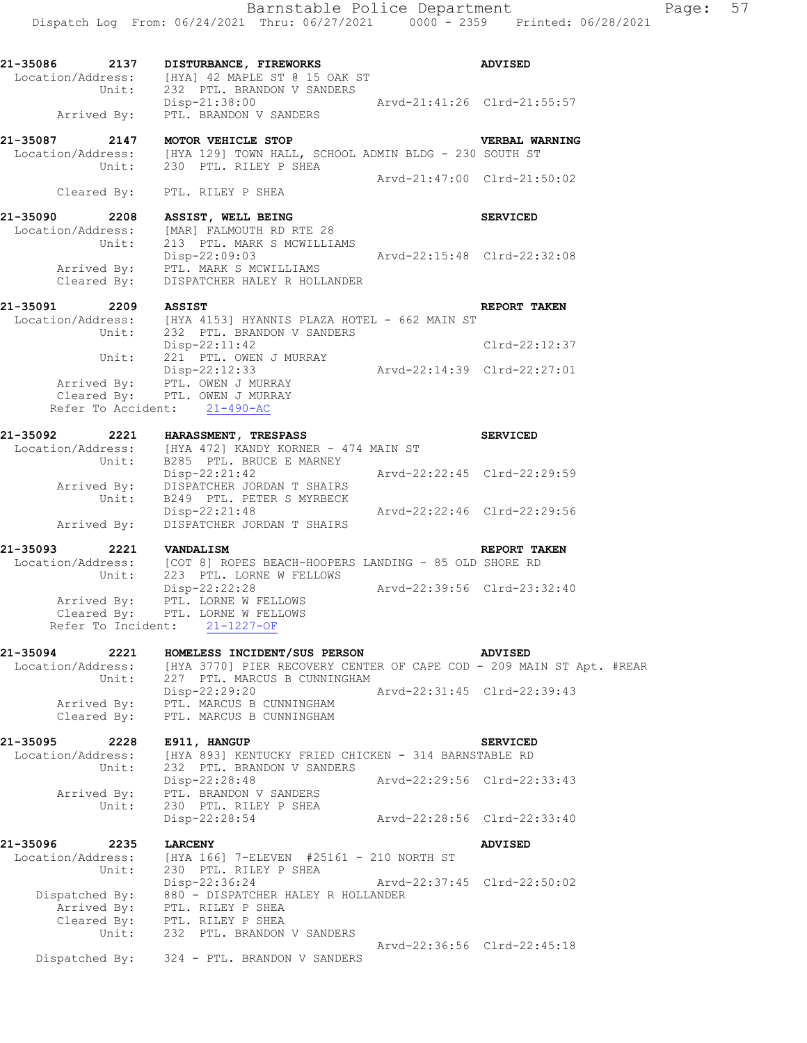```
21-35086    2137    DISTURBANCE, FIREWORKS                          ADVISED
 Location/Address:    [HYA] 42 MAPLE ST @ 15 OAK ST
            Unit:    232  PTL. BRANDON V SANDERS
                     Disp-21:38:00                 Arvd-21:41:26  Clrd-21:55:57
     Arrived By:     PTL. BRANDON V SANDERS

21-35087    2147    MOTOR VEHICLE STOP                              VERBAL WARNING
 Location/Address:    [HYA 129] TOWN HALL, SCHOOL ADMIN BLDG - 230 SOUTH ST
            Unit:    230  PTL. RILEY P SHEA
                                                   Arvd-21:47:00  Clrd-21:50:02
     Cleared By:     PTL. RILEY P SHEA

21-35090    2208    ASSIST, WELL BEING                              SERVICED
 Location/Address:    [MAR] FALMOUTH RD RTE 28
            Unit:    213  PTL. MARK S MCWILLIAMS
                     Disp-22:09:03                 Arvd-22:15:48  Clrd-22:32:08
     Arrived By:     PTL. MARK S MCWILLIAMS
     Cleared By:     DISPATCHER HALEY R HOLLANDER

21-35091    2209    ASSIST                                          REPORT TAKEN
 Location/Address:    [HYA 4153] HYANNIS PLAZA HOTEL - 662 MAIN ST
            Unit:    232  PTL. BRANDON V SANDERS
                     Disp-22:11:42                                Clrd-22:12:37
            Unit:    221  PTL. OWEN J MURRAY
                     Disp-22:12:33                 Arvd-22:14:39  Clrd-22:27:01
     Arrived By:     PTL. OWEN J MURRAY
     Cleared By:     PTL. OWEN J MURRAY
  Refer To Accident:    21-490-AC

21-35092    2221    HARASSMENT, TRESPASS                            SERVICED
 Location/Address:    [HYA 472] KANDY KORNER - 474 MAIN ST
            Unit:    B285  PTL. BRUCE E MARNEY
                     Disp-22:21:42                 Arvd-22:22:45  Clrd-22:29:59
     Arrived By:     DISPATCHER JORDAN T SHAIRS
            Unit:    B249  PTL. PETER S MYRBECK
                     Disp-22:21:48                 Arvd-22:22:46  Clrd-22:29:56
     Arrived By:     DISPATCHER JORDAN T SHAIRS

21-35093    2221    VANDALISM                                       REPORT TAKEN
 Location/Address:    [COT 8] ROPES BEACH-HOOPERS LANDING - 85 OLD SHORE RD
            Unit:    223  PTL. LORNE W FELLOWS
                     Disp-22:22:28                 Arvd-22:39:56  Clrd-23:32:40
     Arrived By:     PTL. LORNE W FELLOWS
     Cleared By:     PTL. LORNE W FELLOWS
  Refer To Incident:    21-1227-OF

21-35094    2221    HOMELESS INCIDENT/SUS PERSON                    ADVISED
 Location/Address:    [HYA 3770] PIER RECOVERY CENTER OF CAPE COD - 209 MAIN ST Apt. #REAR
            Unit:    227  PTL. MARCUS B CUNNINGHAM
                     Disp-22:29:20                 Arvd-22:31:45  Clrd-22:39:43
     Arrived By:     PTL. MARCUS B CUNNINGHAM
     Cleared By:     PTL. MARCUS B CUNNINGHAM

21-35095    2228    E911, HANGUP                                    SERVICED
 Location/Address:    [HYA 893] KENTUCKY FRIED CHICKEN - 314 BARNSTABLE RD
            Unit:    232  PTL. BRANDON V SANDERS
                     Disp-22:28:48                 Arvd-22:29:56  Clrd-22:33:43
     Arrived By:     PTL. BRANDON V SANDERS
            Unit:    230  PTL. RILEY P SHEA
                     Disp-22:28:54                 Arvd-22:28:56  Clrd-22:33:40

21-35096    2235    LARCENY                                         ADVISED
 Location/Address:    [HYA 166] 7-ELEVEN  #25161 - 210 NORTH ST
            Unit:    230  PTL. RILEY P SHEA
                     Disp-22:36:24                 Arvd-22:37:45  Clrd-22:50:02
  Dispatched By:     880 - DISPATCHER HALEY R HOLLANDER
     Arrived By:     PTL. RILEY P SHEA
     Cleared By:     PTL. RILEY P SHEA
            Unit:    232  PTL. BRANDON V SANDERS
                                                   Arvd-22:36:56  Clrd-22:45:18
  Dispatched By:     324 - PTL. BRANDON V SANDERS
```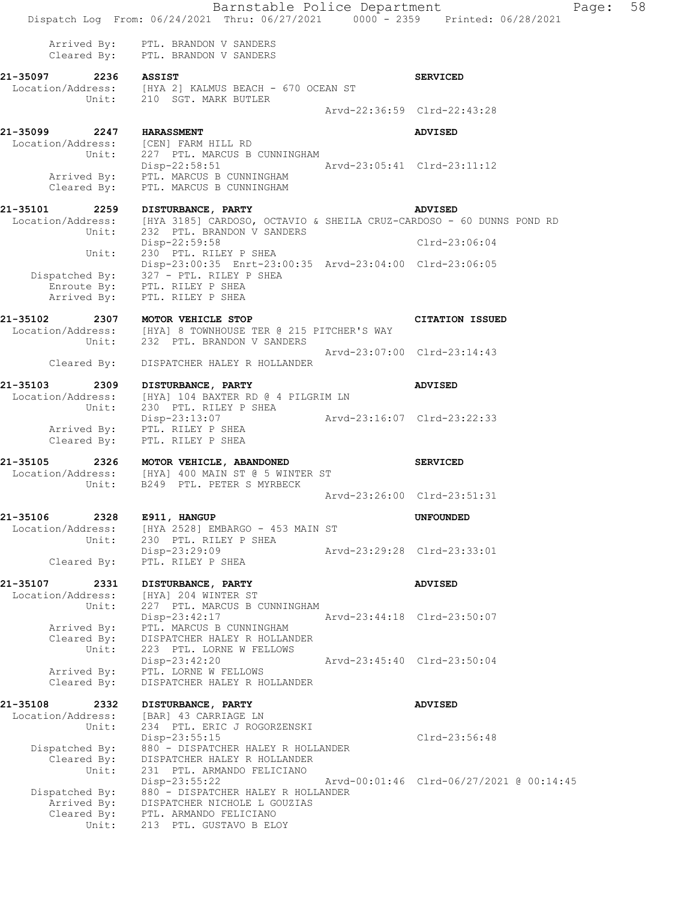```
        Arrived By:   PTL. BRANDON V SANDERS
        Cleared By:   PTL. BRANDON V SANDERS

21-35097     2236   ASSIST                                              SERVICED
 Location/Address:    [HYA 2] KALMUS BEACH - 670 OCEAN ST
            Unit:     210  SGT. MARK BUTLER
                                                   Arvd-22:36:59  Clrd-22:43:28

21-35099     2247   HARASSMENT                                          ADVISED
 Location/Address:    [CEN] FARM HILL RD
            Unit:     227  PTL. MARCUS B CUNNINGHAM
                      Disp-22:58:51                Arvd-23:05:41  Clrd-23:11:12
        Arrived By:   PTL. MARCUS B CUNNINGHAM
        Cleared By:   PTL. MARCUS B CUNNINGHAM

21-35101     2259   DISTURBANCE, PARTY                                  ADVISED
 Location/Address:    [HYA 3185] CARDOSO, OCTAVIO & SHEILA CRUZ-CARDOSO - 60 DUNNS POND RD
            Unit:     232  PTL. BRANDON V SANDERS
                      Disp-22:59:58                               Clrd-23:06:04
            Unit:     230  PTL. RILEY P SHEA
                      Disp-23:00:35  Enrt-23:00:35  Arvd-23:04:00  Clrd-23:06:05
    Dispatched By:    327 - PTL. RILEY P SHEA
       Enroute By:    PTL. RILEY P SHEA
       Arrived By:    PTL. RILEY P SHEA

21-35102     2307   MOTOR VEHICLE STOP                                  CITATION ISSUED
 Location/Address:    [HYA] 8 TOWNHOUSE TER @ 215 PITCHER'S WAY
            Unit:     232  PTL. BRANDON V SANDERS
                                                   Arvd-23:07:00  Clrd-23:14:43
       Cleared By:    DISPATCHER HALEY R HOLLANDER

21-35103     2309   DISTURBANCE, PARTY                                  ADVISED
 Location/Address:    [HYA] 104 BAXTER RD @ 4 PILGRIM LN
            Unit:     230  PTL. RILEY P SHEA
                      Disp-23:13:07                Arvd-23:16:07  Clrd-23:22:33
       Arrived By:    PTL. RILEY P SHEA
       Cleared By:    PTL. RILEY P SHEA

21-35105     2326   MOTOR VEHICLE, ABANDONED                            SERVICED
 Location/Address:    [HYA] 400 MAIN ST @ 5 WINTER ST
            Unit:     B249  PTL. PETER S MYRBECK
                                                   Arvd-23:26:00  Clrd-23:51:31

21-35106     2328   E911, HANGUP                                        UNFOUNDED
 Location/Address:    [HYA 2528] EMBARGO - 453 MAIN ST
            Unit:     230  PTL. RILEY P SHEA
                      Disp-23:29:09                Arvd-23:29:28  Clrd-23:33:01
       Cleared By:    PTL. RILEY P SHEA

21-35107     2331   DISTURBANCE, PARTY                                  ADVISED
 Location/Address:    [HYA] 204 WINTER ST
            Unit:     227  PTL. MARCUS B CUNNINGHAM
                      Disp-23:42:17                Arvd-23:44:18  Clrd-23:50:07
       Arrived By:    PTL. MARCUS B CUNNINGHAM
       Cleared By:    DISPATCHER HALEY R HOLLANDER
            Unit:     223  PTL. LORNE W FELLOWS
                      Disp-23:42:20                Arvd-23:45:40  Clrd-23:50:04
       Arrived By:    PTL. LORNE W FELLOWS
       Cleared By:    DISPATCHER HALEY R HOLLANDER

21-35108     2332   DISTURBANCE, PARTY                                  ADVISED
 Location/Address:    [BAR] 43 CARRIAGE LN
            Unit:     234  PTL. ERIC J ROGORZENSKI
                      Disp-23:55:15                               Clrd-23:56:48
    Dispatched By:    880 - DISPATCHER HALEY R HOLLANDER
       Cleared By:    DISPATCHER HALEY R HOLLANDER
            Unit:     231  PTL. ARMANDO FELICIANO
                      Disp-23:55:22                Arvd-00:01:46  Clrd-06/27/2021 @ 00:14:45
    Dispatched By:    880 - DISPATCHER HALEY R HOLLANDER
       Arrived By:    DISPATCHER NICHOLE L GOUZIAS
       Cleared By:    PTL. ARMANDO FELICIANO
            Unit:     213  PTL. GUSTAVO B ELOY
```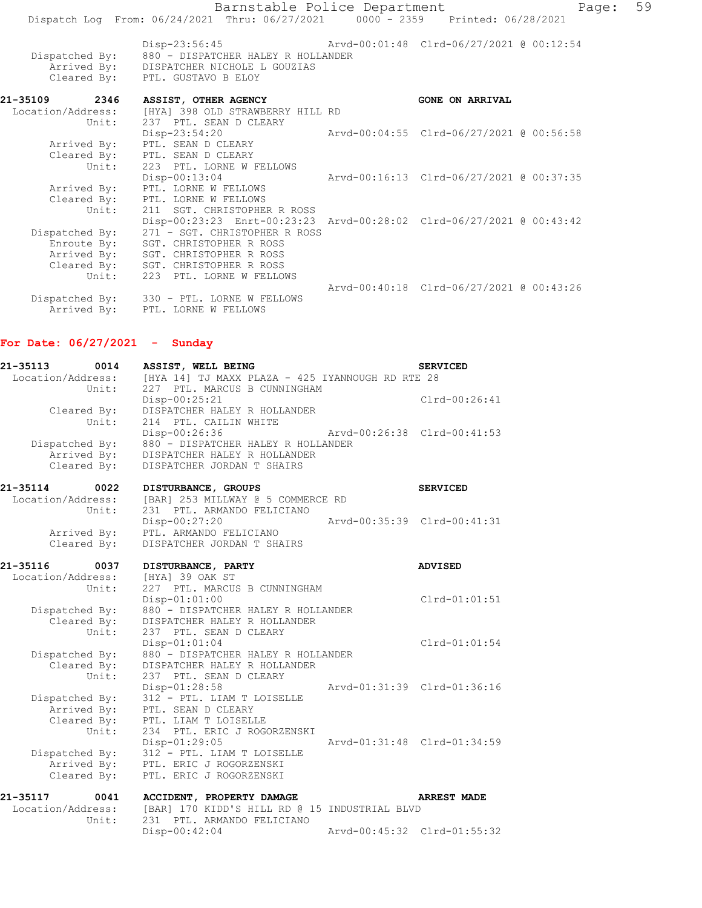```
                Disp-23:56:45                  Arvd-00:01:48  Clrd-06/27/2021 @ 00:12:54
 Dispatched By:  880 - DISPATCHER HALEY R HOLLANDER
    Arrived By:  DISPATCHER NICHOLE L GOUZIAS
    Cleared By:  PTL. GUSTAVO B ELOY

21-35109      2346   ASSIST, OTHER AGENCY                        GONE ON ARRIVAL
 Location/Address:   [HYA] 398 OLD STRAWBERRY HILL RD
            Unit:    237  PTL. SEAN D CLEARY
                     Disp-23:54:20                 Arvd-00:04:55  Clrd-06/27/2021 @ 00:56:58
      Arrived By:    PTL. SEAN D CLEARY
      Cleared By:    PTL. SEAN D CLEARY
            Unit:    223  PTL. LORNE W FELLOWS
                     Disp-00:13:04                 Arvd-00:16:13  Clrd-06/27/2021 @ 00:37:35
      Arrived By:    PTL. LORNE W FELLOWS
      Cleared By:    PTL. LORNE W FELLOWS
            Unit:    211  SGT. CHRISTOPHER R ROSS
                     Disp-00:23:23  Enrt-00:23:23  Arvd-00:28:02  Clrd-06/27/2021 @ 00:43:42
   Dispatched By:    271 - SGT. CHRISTOPHER R ROSS
      Enroute By:    SGT. CHRISTOPHER R ROSS
      Arrived By:    SGT. CHRISTOPHER R ROSS
      Cleared By:    SGT. CHRISTOPHER R ROSS
            Unit:    223  PTL. LORNE W FELLOWS
                                                   Arvd-00:40:18  Clrd-06/27/2021 @ 00:43:26
   Dispatched By:    330 - PTL. LORNE W FELLOWS
      Arrived By:    PTL. LORNE W FELLOWS
```

**For Date: 06/27/2021 - Sunday**

```
21-35113      0014   ASSIST, WELL BEING                          SERVICED
 Location/Address:   [HYA 14] TJ MAXX PLAZA - 425 IYANNOUGH RD RTE 28
            Unit:    227  PTL. MARCUS B CUNNINGHAM
                     Disp-00:25:21                                Clrd-00:26:41
      Cleared By:    DISPATCHER HALEY R HOLLANDER
            Unit:    214  PTL. CAILIN WHITE
                     Disp-00:26:36                 Arvd-00:26:38  Clrd-00:41:53
   Dispatched By:    880 - DISPATCHER HALEY R HOLLANDER
      Arrived By:    DISPATCHER HALEY R HOLLANDER
      Cleared By:    DISPATCHER JORDAN T SHAIRS

21-35114      0022   DISTURBANCE, GROUPS                         SERVICED
 Location/Address:   [BAR] 253 MILLWAY @ 5 COMMERCE RD
            Unit:    231  PTL. ARMANDO FELICIANO
                     Disp-00:27:20                 Arvd-00:35:39  Clrd-00:41:31
      Arrived By:    PTL. ARMANDO FELICIANO
      Cleared By:    DISPATCHER JORDAN T SHAIRS

21-35116      0037   DISTURBANCE, PARTY                          ADVISED
 Location/Address:   [HYA] 39 OAK ST
            Unit:    227  PTL. MARCUS B CUNNINGHAM
                     Disp-01:01:00                                Clrd-01:01:51
   Dispatched By:    880 - DISPATCHER HALEY R HOLLANDER
      Cleared By:    DISPATCHER HALEY R HOLLANDER
            Unit:    237  PTL. SEAN D CLEARY
                     Disp-01:01:04                                Clrd-01:01:54
   Dispatched By:    880 - DISPATCHER HALEY R HOLLANDER
      Cleared By:    DISPATCHER HALEY R HOLLANDER
            Unit:    237  PTL. SEAN D CLEARY
                     Disp-01:28:58                 Arvd-01:31:39  Clrd-01:36:16
   Dispatched By:    312 - PTL. LIAM T LOISELLE
      Arrived By:    PTL. SEAN D CLEARY
      Cleared By:    PTL. LIAM T LOISELLE
            Unit:    234  PTL. ERIC J ROGORZENSKI
                     Disp-01:29:05                 Arvd-01:31:48  Clrd-01:34:59
   Dispatched By:    312 - PTL. LIAM T LOISELLE
      Arrived By:    PTL. ERIC J ROGORZENSKI
      Cleared By:    PTL. ERIC J ROGORZENSKI

21-35117      0041   ACCIDENT, PROPERTY DAMAGE                   ARREST MADE
 Location/Address:   [BAR] 170 KIDD'S HILL RD @ 15 INDUSTRIAL BLVD
            Unit:    231  PTL. ARMANDO FELICIANO
                     Disp-00:42:04                 Arvd-00:45:32  Clrd-01:55:32
```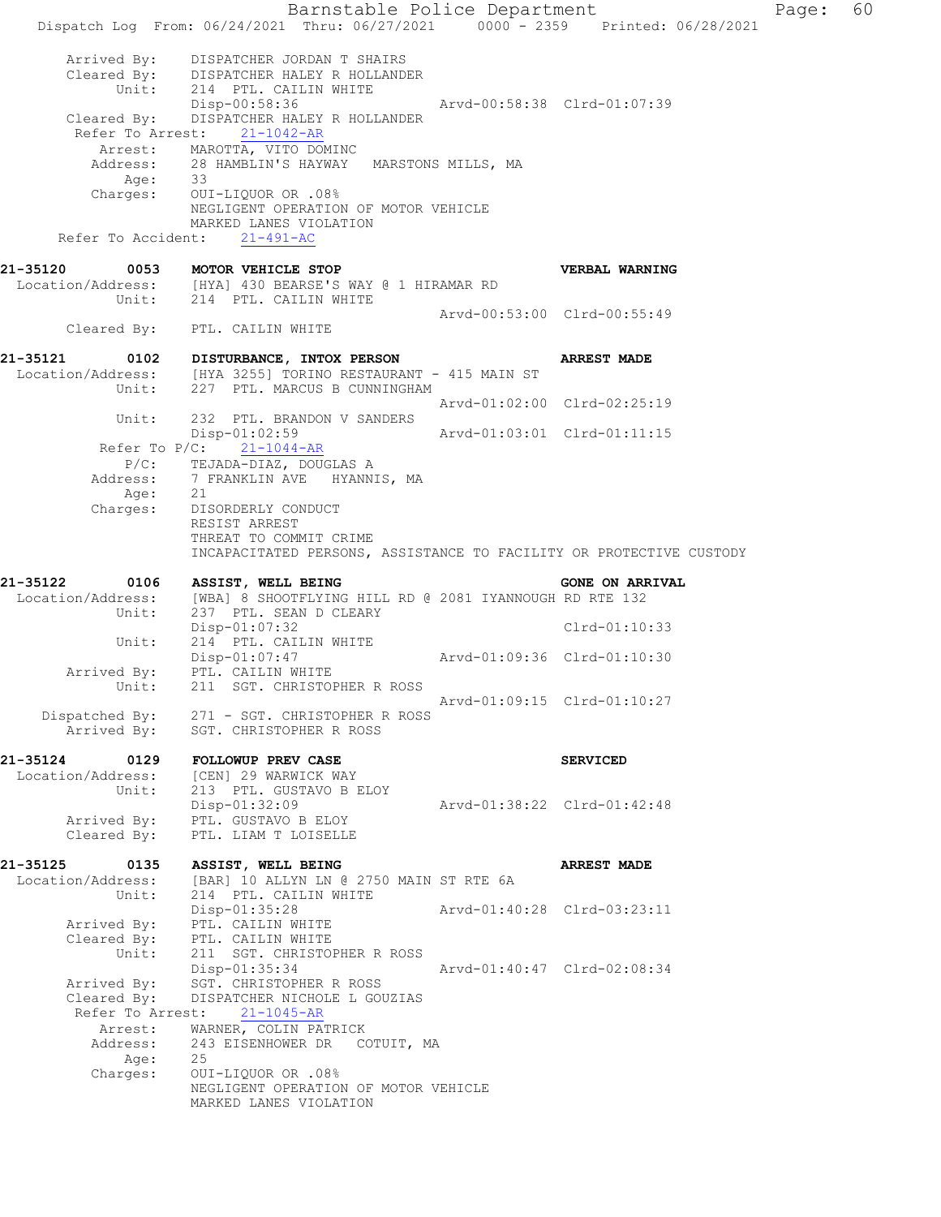```
        Arrived By:    DISPATCHER JORDAN T SHAIRS
        Cleared By:    DISPATCHER HALEY R HOLLANDER
              Unit:    214  PTL. CAILIN WHITE
                       Disp-00:58:36                 Arvd-00:58:38  Clrd-01:07:39
        Cleared By:    DISPATCHER HALEY R HOLLANDER
         Refer To Arrest:    21-1042-AR
            Arrest:    MAROTTA, VITO DOMINC
           Address:    28 HAMBLIN'S HAYWAY   MARSTONS MILLS, MA
               Age:    33
           Charges:    OUI-LIQUOR OR .08%
                       NEGLIGENT OPERATION OF MOTOR VEHICLE
                       MARKED LANES VIOLATION
       Refer To Accident:    21-491-AC

21-35120        0053    MOTOR VEHICLE STOP                              VERBAL WARNING
  Location/Address:    [HYA] 430 BEARSE'S WAY @ 1 HIRAMAR RD
              Unit:    214  PTL. CAILIN WHITE
                                                     Arvd-00:53:00  Clrd-00:55:49
        Cleared By:    PTL. CAILIN WHITE

21-35121        0102    DISTURBANCE, INTOX PERSON                       ARREST MADE
  Location/Address:    [HYA 3255] TORINO RESTAURANT - 415 MAIN ST
              Unit:    227  PTL. MARCUS B CUNNINGHAM
                                                     Arvd-01:02:00  Clrd-02:25:19
              Unit:    232  PTL. BRANDON V SANDERS
                       Disp-01:02:59                 Arvd-01:03:01  Clrd-01:11:15
          Refer To P/C:    21-1044-AR
               P/C:    TEJADA-DIAZ, DOUGLAS A
           Address:    7 FRANKLIN AVE   HYANNIS, MA
               Age:    21
           Charges:    DISORDERLY CONDUCT
                       RESIST ARREST
                       THREAT TO COMMIT CRIME
                       INCAPACITATED PERSONS, ASSISTANCE TO FACILITY OR PROTECTIVE CUSTODY

21-35122        0106    ASSIST, WELL BEING                              GONE ON ARRIVAL
  Location/Address:    [WBA] 8 SHOOTFLYING HILL RD @ 2081 IYANNOUGH RD RTE 132
              Unit:    237  PTL. SEAN D CLEARY
                       Disp-01:07:32                                Clrd-01:10:33
              Unit:    214  PTL. CAILIN WHITE
                       Disp-01:07:47                 Arvd-01:09:36  Clrd-01:10:30
        Arrived By:    PTL. CAILIN WHITE
              Unit:    211  SGT. CHRISTOPHER R ROSS
                                                     Arvd-01:09:15  Clrd-01:10:27
     Dispatched By:    271 - SGT. CHRISTOPHER R ROSS
        Arrived By:    SGT. CHRISTOPHER R ROSS

21-35124        0129    FOLLOWUP PREV CASE                              SERVICED
  Location/Address:    [CEN] 29 WARWICK WAY
              Unit:    213  PTL. GUSTAVO B ELOY
                       Disp-01:32:09                 Arvd-01:38:22  Clrd-01:42:48
        Arrived By:    PTL. GUSTAVO B ELOY
        Cleared By:    PTL. LIAM T LOISELLE

21-35125        0135    ASSIST, WELL BEING                              ARREST MADE
  Location/Address:    [BAR] 10 ALLYN LN @ 2750 MAIN ST RTE 6A
              Unit:    214  PTL. CAILIN WHITE
                       Disp-01:35:28                 Arvd-01:40:28  Clrd-03:23:11
        Arrived By:    PTL. CAILIN WHITE
        Cleared By:    PTL. CAILIN WHITE
              Unit:    211  SGT. CHRISTOPHER R ROSS
                       Disp-01:35:34                 Arvd-01:40:47  Clrd-02:08:34
        Arrived By:    SGT. CHRISTOPHER R ROSS
        Cleared By:    DISPATCHER NICHOLE L GOUZIAS
         Refer To Arrest:    21-1045-AR
            Arrest:    WARNER, COLIN PATRICK
           Address:    243 EISENHOWER DR   COTUIT, MA
               Age:    25
           Charges:    OUI-LIQUOR OR .08%
                       NEGLIGENT OPERATION OF MOTOR VEHICLE
                       MARKED LANES VIOLATION
```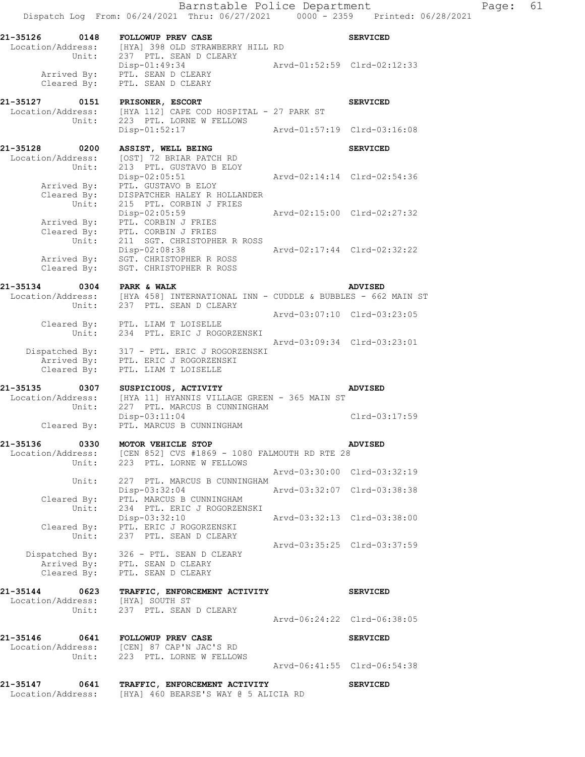```
21-35126    0148    FOLLOWUP PREV CASE                              SERVICED
 Location/Address:    [HYA] 398 OLD STRAWBERRY HILL RD
            Unit:     237  PTL. SEAN D CLEARY
                      Disp-01:49:34                 Arvd-01:52:59  Clrd-02:12:33
      Arrived By:     PTL. SEAN D CLEARY
      Cleared By:     PTL. SEAN D CLEARY

21-35127    0151    PRISONER, ESCORT                                SERVICED
 Location/Address:    [HYA 112] CAPE COD HOSPITAL - 27 PARK ST
            Unit:     223  PTL. LORNE W FELLOWS
                      Disp-01:52:17                 Arvd-01:57:19  Clrd-03:16:08

21-35128    0200    ASSIST, WELL BEING                              SERVICED
 Location/Address:    [OST] 72 BRIAR PATCH RD
            Unit:     213  PTL. GUSTAVO B ELOY
                      Disp-02:05:51                 Arvd-02:14:14  Clrd-02:54:36
      Arrived By:     PTL. GUSTAVO B ELOY
      Cleared By:     DISPATCHER HALEY R HOLLANDER
            Unit:     215  PTL. CORBIN J FRIES
                      Disp-02:05:59                 Arvd-02:15:00  Clrd-02:27:32
      Arrived By:     PTL. CORBIN J FRIES
      Cleared By:     PTL. CORBIN J FRIES
            Unit:     211  SGT. CHRISTOPHER R ROSS
                      Disp-02:08:38                 Arvd-02:17:44  Clrd-02:32:22
      Arrived By:     SGT. CHRISTOPHER R ROSS
      Cleared By:     SGT. CHRISTOPHER R ROSS

21-35134    0304    PARK & WALK                                     ADVISED
 Location/Address:    [HYA 458] INTERNATIONAL INN - CUDDLE & BUBBLES - 662 MAIN ST
            Unit:     237  PTL. SEAN D CLEARY
                                                    Arvd-03:07:10  Clrd-03:23:05
      Cleared By:     PTL. LIAM T LOISELLE
            Unit:     234  PTL. ERIC J ROGORZENSKI
                                                    Arvd-03:09:34  Clrd-03:23:01
   Dispatched By:     317 - PTL. ERIC J ROGORZENSKI
      Arrived By:     PTL. ERIC J ROGORZENSKI
      Cleared By:     PTL. LIAM T LOISELLE

21-35135    0307    SUSPICIOUS, ACTIVITY                            ADVISED
 Location/Address:    [HYA 11] HYANNIS VILLAGE GREEN - 365 MAIN ST
            Unit:     227  PTL. MARCUS B CUNNINGHAM
                      Disp-03:11:04                                Clrd-03:17:59
      Cleared By:     PTL. MARCUS B CUNNINGHAM

21-35136    0330    MOTOR VEHICLE STOP                              ADVISED
 Location/Address:    [CEN 852] CVS #1869 - 1080 FALMOUTH RD RTE 28
            Unit:     223  PTL. LORNE W FELLOWS
                                                    Arvd-03:30:00  Clrd-03:32:19
            Unit:     227  PTL. MARCUS B CUNNINGHAM
                      Disp-03:32:04                 Arvd-03:32:07  Clrd-03:38:38
      Cleared By:     PTL. MARCUS B CUNNINGHAM
            Unit:     234  PTL. ERIC J ROGORZENSKI
                      Disp-03:32:10                 Arvd-03:32:13  Clrd-03:38:00
      Cleared By:     PTL. ERIC J ROGORZENSKI
            Unit:     237  PTL. SEAN D CLEARY
                                                    Arvd-03:35:25  Clrd-03:37:59
   Dispatched By:     326 - PTL. SEAN D CLEARY
      Arrived By:     PTL. SEAN D CLEARY
      Cleared By:     PTL. SEAN D CLEARY

21-35144    0623    TRAFFIC, ENFORCEMENT ACTIVITY                   SERVICED
 Location/Address:    [HYA] SOUTH ST
            Unit:     237  PTL. SEAN D CLEARY
                                                    Arvd-06:24:22  Clrd-06:38:05

21-35146    0641    FOLLOWUP PREV CASE                              SERVICED
 Location/Address:    [CEN] 87 CAP'N JAC'S RD
            Unit:     223  PTL. LORNE W FELLOWS
                                                    Arvd-06:41:55  Clrd-06:54:38

21-35147    0641    TRAFFIC, ENFORCEMENT ACTIVITY                   SERVICED
 Location/Address:    [HYA] 460 BEARSE'S WAY @ 5 ALICIA RD
```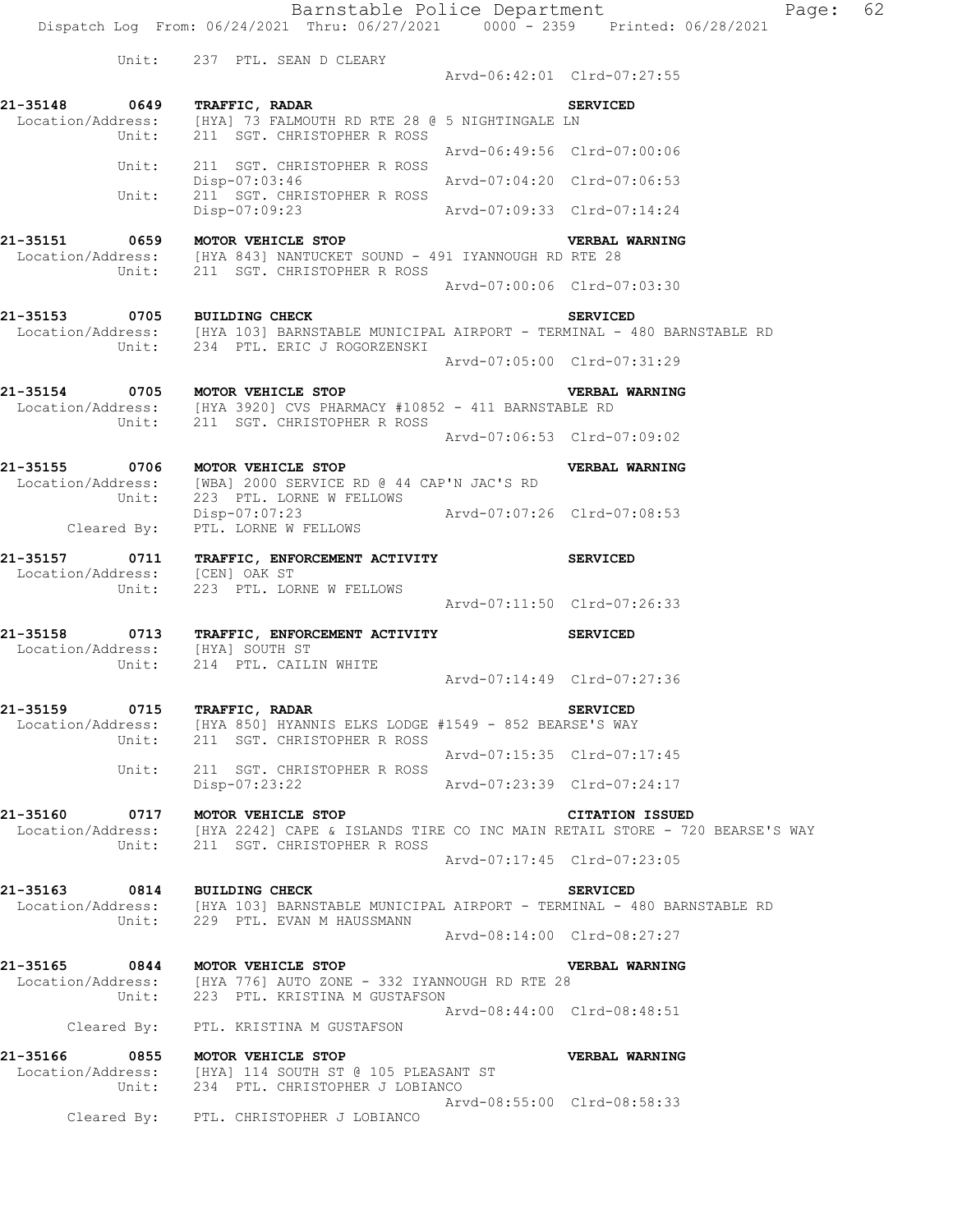```
           Unit:    237  PTL. SEAN D CLEARY
                                                  Arvd-06:42:01  Clrd-07:27:55

21-35148       0649    TRAFFIC, RADAR                                      SERVICED
  Location/Address:    [HYA] 73 FALMOUTH RD RTE 28 @ 5 NIGHTINGALE LN
           Unit:    211  SGT. CHRISTOPHER R ROSS
                                                  Arvd-06:49:56  Clrd-07:00:06
           Unit:    211  SGT. CHRISTOPHER R ROSS
                    Disp-07:03:46                 Arvd-07:04:20  Clrd-07:06:53
           Unit:    211  SGT. CHRISTOPHER R ROSS
                    Disp-07:09:23                 Arvd-07:09:33  Clrd-07:14:24

21-35151       0659    MOTOR VEHICLE STOP                                  VERBAL WARNING
  Location/Address:    [HYA 843] NANTUCKET SOUND - 491 IYANNOUGH RD RTE 28
           Unit:    211  SGT. CHRISTOPHER R ROSS
                                                  Arvd-07:00:06  Clrd-07:03:30

21-35153       0705    BUILDING CHECK                                      SERVICED
  Location/Address:    [HYA 103] BARNSTABLE MUNICIPAL AIRPORT - TERMINAL - 480 BARNSTABLE RD
           Unit:    234  PTL. ERIC J ROGORZENSKI
                                                  Arvd-07:05:00  Clrd-07:31:29

21-35154       0705    MOTOR VEHICLE STOP                                  VERBAL WARNING
  Location/Address:    [HYA 3920] CVS PHARMACY #10852 - 411 BARNSTABLE RD
           Unit:    211  SGT. CHRISTOPHER R ROSS
                                                  Arvd-07:06:53  Clrd-07:09:02

21-35155       0706    MOTOR VEHICLE STOP                                  VERBAL WARNING
  Location/Address:    [WBA] 2000 SERVICE RD @ 44 CAP'N JAC'S RD
           Unit:    223  PTL. LORNE W FELLOWS
                    Disp-07:07:23                 Arvd-07:07:26  Clrd-07:08:53
     Cleared By:    PTL. LORNE W FELLOWS

21-35157       0711    TRAFFIC, ENFORCEMENT ACTIVITY                       SERVICED
  Location/Address:    [CEN] OAK ST
           Unit:    223  PTL. LORNE W FELLOWS
                                                  Arvd-07:11:50  Clrd-07:26:33

21-35158       0713    TRAFFIC, ENFORCEMENT ACTIVITY                       SERVICED
  Location/Address:    [HYA] SOUTH ST
           Unit:    214  PTL. CAILIN WHITE
                                                  Arvd-07:14:49  Clrd-07:27:36

21-35159       0715    TRAFFIC, RADAR                                      SERVICED
  Location/Address:    [HYA 850] HYANNIS ELKS LODGE #1549 - 852 BEARSE'S WAY
           Unit:    211  SGT. CHRISTOPHER R ROSS
                                                  Arvd-07:15:35  Clrd-07:17:45
           Unit:    211  SGT. CHRISTOPHER R ROSS
                    Disp-07:23:22                 Arvd-07:23:39  Clrd-07:24:17

21-35160       0717    MOTOR VEHICLE STOP                                  CITATION ISSUED
  Location/Address:    [HYA 2242] CAPE & ISLANDS TIRE CO INC MAIN RETAIL STORE - 720 BEARSE'S WAY
           Unit:    211  SGT. CHRISTOPHER R ROSS
                                                  Arvd-07:17:45  Clrd-07:23:05

21-35163       0814    BUILDING CHECK                                      SERVICED
  Location/Address:    [HYA 103] BARNSTABLE MUNICIPAL AIRPORT - TERMINAL - 480 BARNSTABLE RD
           Unit:    229  PTL. EVAN M HAUSSMANN
                                                  Arvd-08:14:00  Clrd-08:27:27

21-35165       0844    MOTOR VEHICLE STOP                                  VERBAL WARNING
  Location/Address:    [HYA 776] AUTO ZONE - 332 IYANNOUGH RD RTE 28
           Unit:    223  PTL. KRISTINA M GUSTAFSON
                                                  Arvd-08:44:00  Clrd-08:48:51
     Cleared By:    PTL. KRISTINA M GUSTAFSON

21-35166       0855    MOTOR VEHICLE STOP                                  VERBAL WARNING
  Location/Address:    [HYA] 114 SOUTH ST @ 105 PLEASANT ST
           Unit:    234  PTL. CHRISTOPHER J LOBIANCO
                                                  Arvd-08:55:00  Clrd-08:58:33
     Cleared By:    PTL. CHRISTOPHER J LOBIANCO
```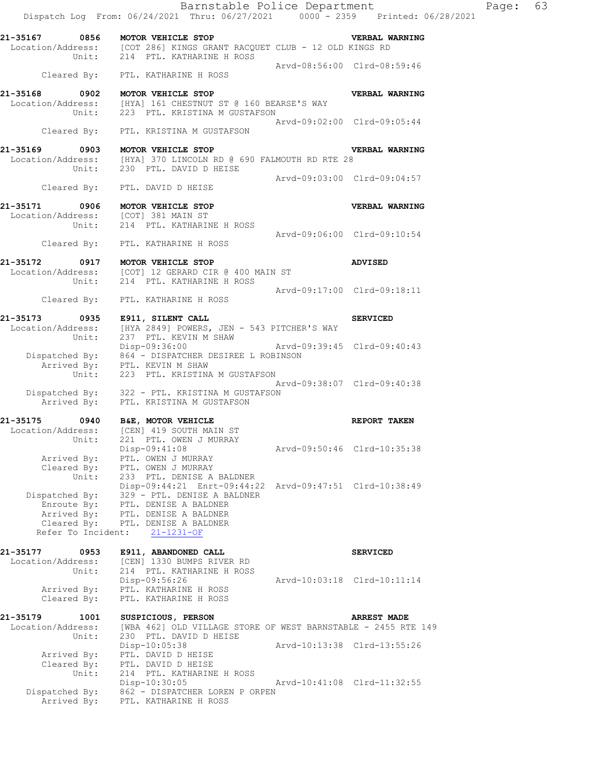21-35167 0856 MOTOR VEHICLE STOP VERBAL WARNING
Location/Address: [COT 286] KINGS GRANT RACQUET CLUB - 12 OLD KINGS RD
Unit: 214 PTL. KATHARINE H ROSS
Arvd-08:56:00 Clrd-08:59:46
Cleared By: PTL. KATHARINE H ROSS

21-35168 0902 MOTOR VEHICLE STOP VERBAL WARNING
Location/Address: [HYA] 161 CHESTNUT ST @ 160 BEARSE'S WAY
Unit: 223 PTL. KRISTINA M GUSTAFSON
Arvd-09:02:00 Clrd-09:05:44
Cleared By: PTL. KRISTINA M GUSTAFSON

21-35169 0903 MOTOR VEHICLE STOP VERBAL WARNING
Location/Address: [HYA] 370 LINCOLN RD @ 690 FALMOUTH RD RTE 28
Unit: 230 PTL. DAVID D HEISE
Arvd-09:03:00 Clrd-09:04:57
Cleared By: PTL. DAVID D HEISE

21-35171 0906 MOTOR VEHICLE STOP VERBAL WARNING
Location/Address: [COT] 381 MAIN ST
Unit: 214 PTL. KATHARINE H ROSS
Arvd-09:06:00 Clrd-09:10:54
Cleared By: PTL. KATHARINE H ROSS

21-35172 0917 MOTOR VEHICLE STOP ADVISED
Location/Address: [COT] 12 GERARD CIR @ 400 MAIN ST
Unit: 214 PTL. KATHARINE H ROSS
Arvd-09:17:00 Clrd-09:18:11
Cleared By: PTL. KATHARINE H ROSS

21-35173 0935 E911, SILENT CALL SERVICED
Location/Address: [HYA 2849] POWERS, JEN - 543 PITCHER'S WAY
Unit: 237 PTL. KEVIN M SHAW
Disp-09:36:00 Arvd-09:39:45 Clrd-09:40:43
Dispatched By: 864 - DISPATCHER DESIREE L ROBINSON
Arrived By: PTL. KEVIN M SHAW
Unit: 223 PTL. KRISTINA M GUSTAFSON
Arvd-09:38:07 Clrd-09:40:38
Dispatched By: 322 - PTL. KRISTINA M GUSTAFSON
Arrived By: PTL. KRISTINA M GUSTAFSON

21-35175 0940 B&E, MOTOR VEHICLE REPORT TAKEN
Location/Address: [CEN] 419 SOUTH MAIN ST
Unit: 221 PTL. OWEN J MURRAY
Disp-09:41:08 Arvd-09:50:46 Clrd-10:35:38
Arrived By: PTL. OWEN J MURRAY
Cleared By: PTL. OWEN J MURRAY
Unit: 233 PTL. DENISE A BALDNER
Disp-09:44:21 Enrt-09:44:22 Arvd-09:47:51 Clrd-10:38:49
Dispatched By: 329 - PTL. DENISE A BALDNER
Enroute By: PTL. DENISE A BALDNER
Arrived By: PTL. DENISE A BALDNER
Cleared By: PTL. DENISE A BALDNER
Refer To Incident: 21-1231-OF

21-35177 0953 E911, ABANDONED CALL SERVICED
Location/Address: [CEN] 1330 BUMPS RIVER RD
Unit: 214 PTL. KATHARINE H ROSS
Disp-09:56:26 Arvd-10:03:18 Clrd-10:11:14
Arrived By: PTL. KATHARINE H ROSS
Cleared By: PTL. KATHARINE H ROSS

21-35179 1001 SUSPICIOUS, PERSON ARREST MADE
Location/Address: [WBA 462] OLD VILLAGE STORE OF WEST BARNSTABLE - 2455 RTE 149
Unit: 230 PTL. DAVID D HEISE
Disp-10:05:38 Arvd-10:13:38 Clrd-13:55:26
Arrived By: PTL. DAVID D HEISE
Cleared By: PTL. DAVID D HEISE
Unit: 214 PTL. KATHARINE H ROSS
Disp-10:30:05 Arvd-10:41:08 Clrd-11:32:55
Dispatched By: 862 - DISPATCHER LOREN P ORPEN
Arrived By: PTL. KATHARINE H ROSS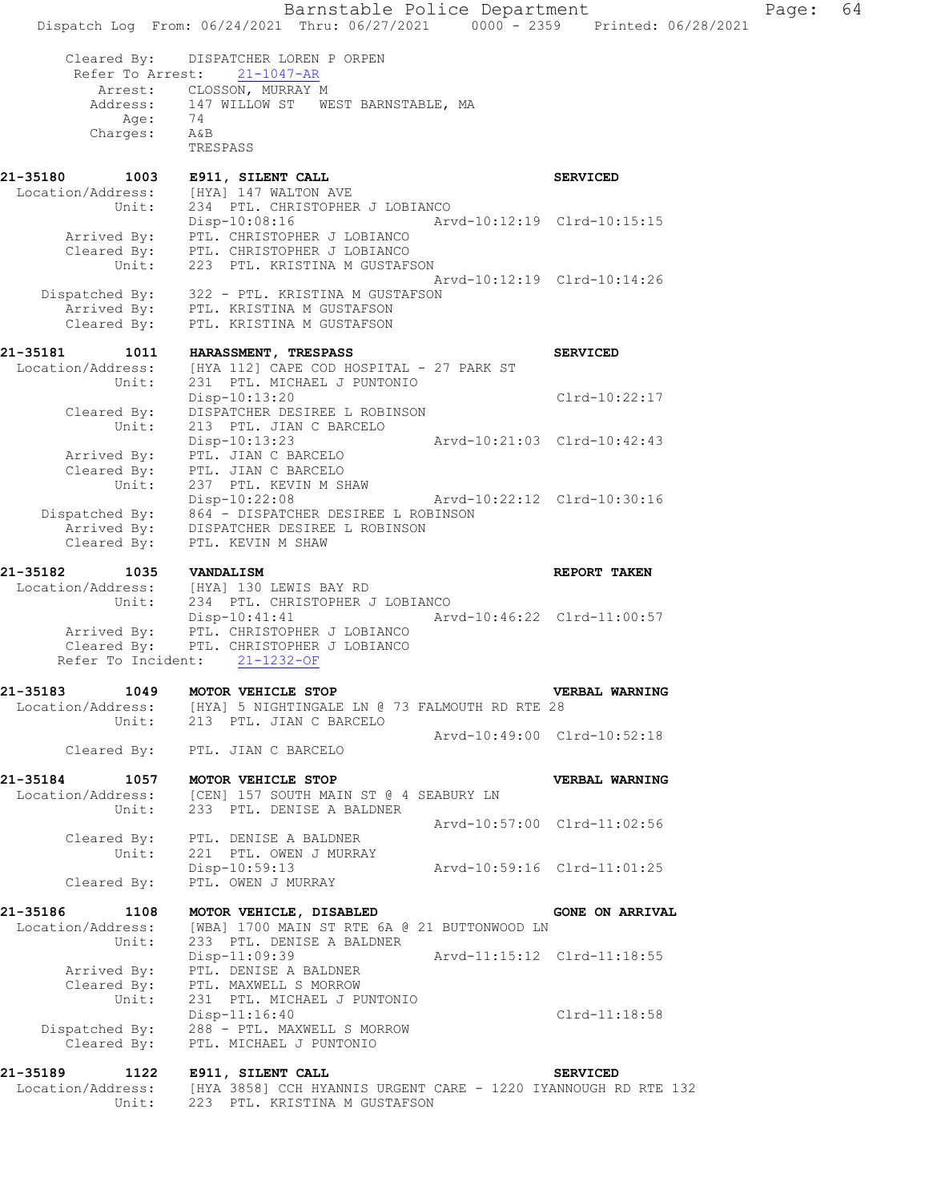```
    Cleared By:    DISPATCHER LOREN P ORPEN
   Refer To Arrest:    21-1047-AR
        Arrest:    CLOSSON, MURRAY M
       Address:    147 WILLOW ST   WEST BARNSTABLE, MA
           Age:    74
       Charges:    A&B
                   TRESPASS

21-35180        1003    E911, SILENT CALL                                  SERVICED
 Location/Address:      [HYA] 147 WALTON AVE
            Unit:       234  PTL. CHRISTOPHER J LOBIANCO
                        Disp-10:08:16              Arvd-10:12:19  Clrd-10:15:15
      Arrived By:       PTL. CHRISTOPHER J LOBIANCO
      Cleared By:       PTL. CHRISTOPHER J LOBIANCO
            Unit:       223  PTL. KRISTINA M GUSTAFSON
                                                   Arvd-10:12:19  Clrd-10:14:26
   Dispatched By:       322 - PTL. KRISTINA M GUSTAFSON
      Arrived By:       PTL. KRISTINA M GUSTAFSON
      Cleared By:       PTL. KRISTINA M GUSTAFSON

21-35181        1011    HARASSMENT, TRESPASS                               SERVICED
 Location/Address:      [HYA 112] CAPE COD HOSPITAL - 27 PARK ST
            Unit:       231  PTL. MICHAEL J PUNTONIO
                        Disp-10:13:20                             Clrd-10:22:17
      Cleared By:       DISPATCHER DESIREE L ROBINSON
            Unit:       213  PTL. JIAN C BARCELO
                        Disp-10:13:23              Arvd-10:21:03  Clrd-10:42:43
      Arrived By:       PTL. JIAN C BARCELO
      Cleared By:       PTL. JIAN C BARCELO
            Unit:       237  PTL. KEVIN M SHAW
                        Disp-10:22:08              Arvd-10:22:12  Clrd-10:30:16
   Dispatched By:       864 - DISPATCHER DESIREE L ROBINSON
      Arrived By:       DISPATCHER DESIREE L ROBINSON
      Cleared By:       PTL. KEVIN M SHAW

21-35182        1035    VANDALISM                                          REPORT TAKEN
 Location/Address:      [HYA] 130 LEWIS BAY RD
            Unit:       234  PTL. CHRISTOPHER J LOBIANCO
                        Disp-10:41:41              Arvd-10:46:22  Clrd-11:00:57
      Arrived By:       PTL. CHRISTOPHER J LOBIANCO
      Cleared By:       PTL. CHRISTOPHER J LOBIANCO
  Refer To Incident:    21-1232-OF

21-35183        1049    MOTOR VEHICLE STOP                                 VERBAL WARNING
 Location/Address:      [HYA] 5 NIGHTINGALE LN @ 73 FALMOUTH RD RTE 28
            Unit:       213  PTL. JIAN C BARCELO
                                                   Arvd-10:49:00  Clrd-10:52:18
      Cleared By:       PTL. JIAN C BARCELO

21-35184        1057    MOTOR VEHICLE STOP                                 VERBAL WARNING
 Location/Address:      [CEN] 157 SOUTH MAIN ST @ 4 SEABURY LN
            Unit:       233  PTL. DENISE A BALDNER
                                                   Arvd-10:57:00  Clrd-11:02:56
      Cleared By:       PTL. DENISE A BALDNER
            Unit:       221  PTL. OWEN J MURRAY
                        Disp-10:59:13              Arvd-10:59:16  Clrd-11:01:25
      Cleared By:       PTL. OWEN J MURRAY

21-35186        1108    MOTOR VEHICLE, DISABLED                            GONE ON ARRIVAL
 Location/Address:      [WBA] 1700 MAIN ST RTE 6A @ 21 BUTTONWOOD LN
            Unit:       233  PTL. DENISE A BALDNER
                        Disp-11:09:39              Arvd-11:15:12  Clrd-11:18:55
      Arrived By:       PTL. DENISE A BALDNER
      Cleared By:       PTL. MAXWELL S MORROW
            Unit:       231  PTL. MICHAEL J PUNTONIO
                        Disp-11:16:40                             Clrd-11:18:58
   Dispatched By:       288 - PTL. MAXWELL S MORROW
      Cleared By:       PTL. MICHAEL J PUNTONIO

21-35189        1122    E911, SILENT CALL                                  SERVICED
 Location/Address:      [HYA 3858] CCH HYANNIS URGENT CARE - 1220 IYANNOUGH RD RTE 132
            Unit:       223  PTL. KRISTINA M GUSTAFSON
```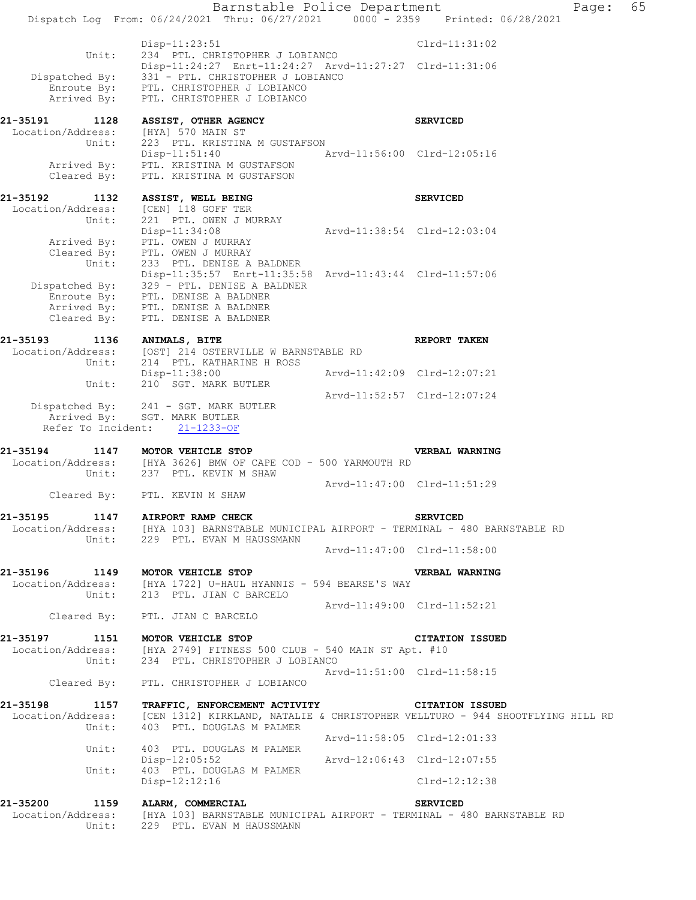```
                Disp-11:23:51                                   Clrd-11:31:02
         Unit:  234  PTL. CHRISTOPHER J LOBIANCO
                Disp-11:24:27  Enrt-11:24:27  Arvd-11:27:27  Clrd-11:31:06
  Dispatched By:  331 - PTL. CHRISTOPHER J LOBIANCO
     Enroute By:  PTL. CHRISTOPHER J LOBIANCO
     Arrived By:  PTL. CHRISTOPHER J LOBIANCO

21-35191      1128  ASSIST, OTHER AGENCY                         SERVICED
 Location/Address:  [HYA] 570 MAIN ST
             Unit:  223  PTL. KRISTINA M GUSTAFSON
                    Disp-11:51:40                 Arvd-11:56:00  Clrd-12:05:16
      Arrived By:  PTL. KRISTINA M GUSTAFSON
      Cleared By:  PTL. KRISTINA M GUSTAFSON

21-35192      1132  ASSIST, WELL BEING                           SERVICED
 Location/Address:  [CEN] 118 GOFF TER
             Unit:  221  PTL. OWEN J MURRAY
                    Disp-11:34:08                 Arvd-11:38:54  Clrd-12:03:04
      Arrived By:  PTL. OWEN J MURRAY
      Cleared By:  PTL. OWEN J MURRAY
             Unit:  233  PTL. DENISE A BALDNER
                    Disp-11:35:57  Enrt-11:35:58  Arvd-11:43:44  Clrd-11:57:06
   Dispatched By:  329 - PTL. DENISE A BALDNER
      Enroute By:  PTL. DENISE A BALDNER
      Arrived By:  PTL. DENISE A BALDNER
      Cleared By:  PTL. DENISE A BALDNER

21-35193      1136  ANIMALS, BITE                                REPORT TAKEN
 Location/Address:  [OST] 214 OSTERVILLE W BARNSTABLE RD
             Unit:  214  PTL. KATHARINE H ROSS
                    Disp-11:38:00                 Arvd-11:42:09  Clrd-12:07:21
             Unit:  210  SGT. MARK BUTLER
                                                  Arvd-11:52:57  Clrd-12:07:24
   Dispatched By:  241 - SGT. MARK BUTLER
      Arrived By:  SGT. MARK BUTLER
   Refer To Incident:  21-1233-OF

21-35194      1147  MOTOR VEHICLE STOP                           VERBAL WARNING
 Location/Address:  [HYA 3626] BMW OF CAPE COD - 500 YARMOUTH RD
             Unit:  237  PTL. KEVIN M SHAW
                                                  Arvd-11:47:00  Clrd-11:51:29
      Cleared By:  PTL. KEVIN M SHAW

21-35195      1147  AIRPORT RAMP CHECK                           SERVICED
 Location/Address:  [HYA 103] BARNSTABLE MUNICIPAL AIRPORT - TERMINAL - 480 BARNSTABLE RD
             Unit:  229  PTL. EVAN M HAUSSMANN
                                                  Arvd-11:47:00  Clrd-11:58:00

21-35196      1149  MOTOR VEHICLE STOP                           VERBAL WARNING
 Location/Address:  [HYA 1722] U-HAUL HYANNIS - 594 BEARSE'S WAY
             Unit:  213  PTL. JIAN C BARCELO
                                                  Arvd-11:49:00  Clrd-11:52:21
      Cleared By:  PTL. JIAN C BARCELO

21-35197      1151  MOTOR VEHICLE STOP                           CITATION ISSUED
 Location/Address:  [HYA 2749] FITNESS 500 CLUB - 540 MAIN ST Apt. #10
             Unit:  234  PTL. CHRISTOPHER J LOBIANCO
                                                  Arvd-11:51:00  Clrd-11:58:15
      Cleared By:  PTL. CHRISTOPHER J LOBIANCO

21-35198      1157  TRAFFIC, ENFORCEMENT ACTIVITY                CITATION ISSUED
 Location/Address:  [CEN 1312] KIRKLAND, NATALIE & CHRISTOPHER VELLTURO - 944 SHOOTFLYING HILL RD
             Unit:  403  PTL. DOUGLAS M PALMER
                                                  Arvd-11:58:05  Clrd-12:01:33
             Unit:  403  PTL. DOUGLAS M PALMER
                    Disp-12:05:52                 Arvd-12:06:43  Clrd-12:07:55
             Unit:  403  PTL. DOUGLAS M PALMER
                    Disp-12:12:16                                Clrd-12:12:38

21-35200      1159  ALARM, COMMERCIAL                            SERVICED
 Location/Address:  [HYA 103] BARNSTABLE MUNICIPAL AIRPORT - TERMINAL - 480 BARNSTABLE RD
             Unit:  229  PTL. EVAN M HAUSSMANN
```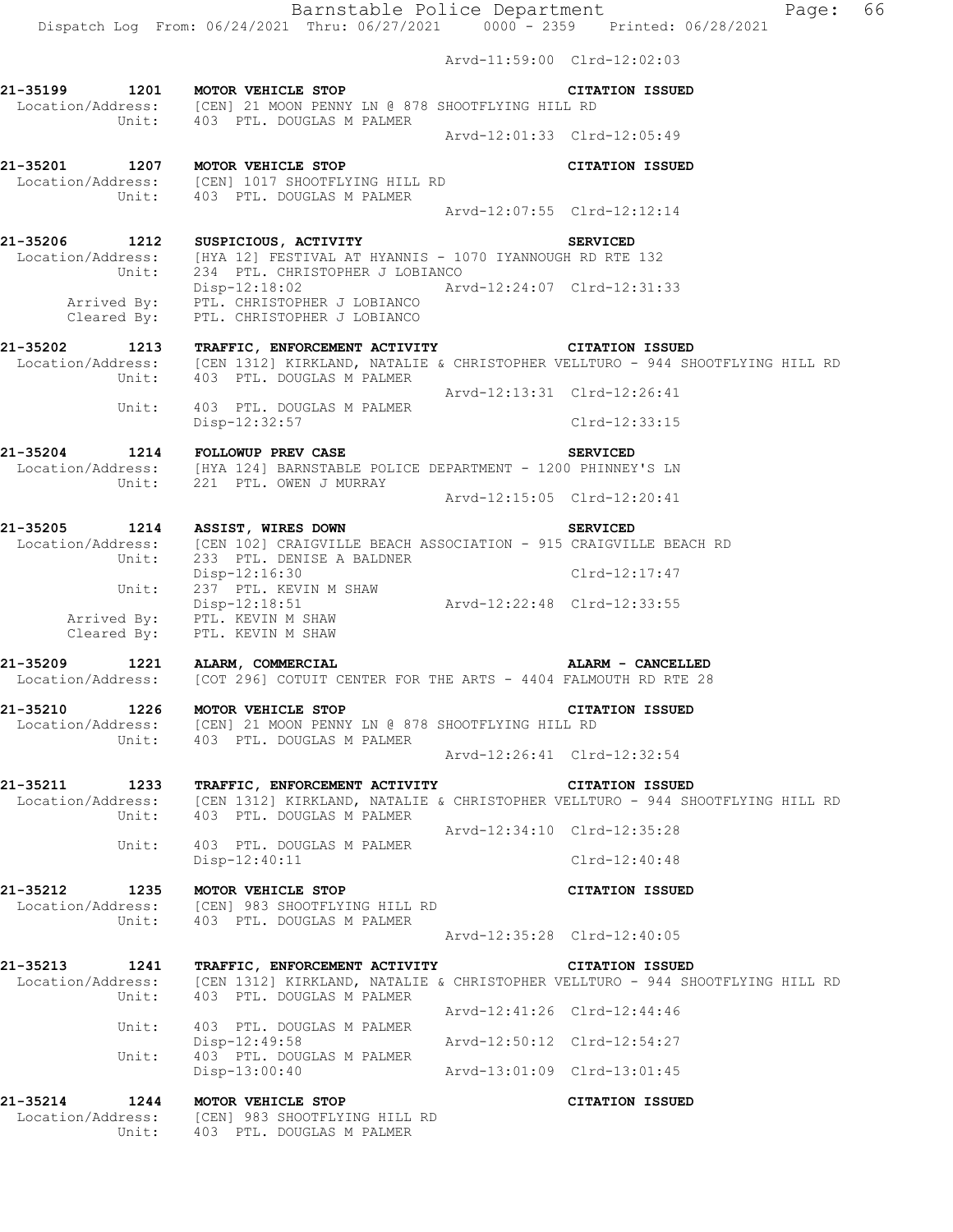Arvd-11:59:00 Clrd-12:02:03

**21-35199 1201 MOTOR VEHICLE STOP** **CITATION ISSUED**
Location/Address: [CEN] 21 MOON PENNY LN @ 878 SHOOTFLYING HILL RD
Unit: 403 PTL. DOUGLAS M PALMER
Arvd-12:01:33 Clrd-12:05:49

**21-35201 1207 MOTOR VEHICLE STOP** **CITATION ISSUED**
Location/Address: [CEN] 1017 SHOOTFLYING HILL RD
Unit: 403 PTL. DOUGLAS M PALMER
Arvd-12:07:55 Clrd-12:12:14

**21-35206 1212 SUSPICIOUS, ACTIVITY** **SERVICED**
Location/Address: [HYA 12] FESTIVAL AT HYANNIS - 1070 IYANNOUGH RD RTE 132
Unit: 234 PTL. CHRISTOPHER J LOBIANCO
Disp-12:18:02 Arvd-12:24:07 Clrd-12:31:33
Arrived By: PTL. CHRISTOPHER J LOBIANCO
Cleared By: PTL. CHRISTOPHER J LOBIANCO

**21-35202 1213 TRAFFIC, ENFORCEMENT ACTIVITY** **CITATION ISSUED**
Location/Address: [CEN 1312] KIRKLAND, NATALIE & CHRISTOPHER VELLTURO - 944 SHOOTFLYING HILL RD
Unit: 403 PTL. DOUGLAS M PALMER
Arvd-12:13:31 Clrd-12:26:41
Unit: 403 PTL. DOUGLAS M PALMER
Disp-12:32:57 Clrd-12:33:15

**21-35204 1214 FOLLOWUP PREV CASE** **SERVICED**
Location/Address: [HYA 124] BARNSTABLE POLICE DEPARTMENT - 1200 PHINNEY'S LN
Unit: 221 PTL. OWEN J MURRAY
Arvd-12:15:05 Clrd-12:20:41

**21-35205 1214 ASSIST, WIRES DOWN** **SERVICED**
Location/Address: [CEN 102] CRAIGVILLE BEACH ASSOCIATION - 915 CRAIGVILLE BEACH RD
Unit: 233 PTL. DENISE A BALDNER
Disp-12:16:30 Clrd-12:17:47
Unit: 237 PTL. KEVIN M SHAW
Disp-12:18:51 Arvd-12:22:48 Clrd-12:33:55
Arrived By: PTL. KEVIN M SHAW
Cleared By: PTL. KEVIN M SHAW

**21-35209 1221 ALARM, COMMERCIAL** **ALARM - CANCELLED**
Location/Address: [COT 296] COTUIT CENTER FOR THE ARTS - 4404 FALMOUTH RD RTE 28

**21-35210 1226 MOTOR VEHICLE STOP** **CITATION ISSUED**
Location/Address: [CEN] 21 MOON PENNY LN @ 878 SHOOTFLYING HILL RD
Unit: 403 PTL. DOUGLAS M PALMER
Arvd-12:26:41 Clrd-12:32:54

**21-35211 1233 TRAFFIC, ENFORCEMENT ACTIVITY** **CITATION ISSUED**
Location/Address: [CEN 1312] KIRKLAND, NATALIE & CHRISTOPHER VELLTURO - 944 SHOOTFLYING HILL RD
Unit: 403 PTL. DOUGLAS M PALMER
Arvd-12:34:10 Clrd-12:35:28
Unit: 403 PTL. DOUGLAS M PALMER
Disp-12:40:11 Clrd-12:40:48

**21-35212 1235 MOTOR VEHICLE STOP** **CITATION ISSUED**
Location/Address: [CEN] 983 SHOOTFLYING HILL RD
Unit: 403 PTL. DOUGLAS M PALMER
Arvd-12:35:28 Clrd-12:40:05

**21-35213 1241 TRAFFIC, ENFORCEMENT ACTIVITY** **CITATION ISSUED**
Location/Address: [CEN 1312] KIRKLAND, NATALIE & CHRISTOPHER VELLTURO - 944 SHOOTFLYING HILL RD
Unit: 403 PTL. DOUGLAS M PALMER
Arvd-12:41:26 Clrd-12:44:46
Unit: 403 PTL. DOUGLAS M PALMER
Disp-12:49:58 Arvd-12:50:12 Clrd-12:54:27
Unit: 403 PTL. DOUGLAS M PALMER
Disp-13:00:40 Arvd-13:01:09 Clrd-13:01:45

**21-35214 1244 MOTOR VEHICLE STOP** **CITATION ISSUED**
Location/Address: [CEN] 983 SHOOTFLYING HILL RD
Unit: 403 PTL. DOUGLAS M PALMER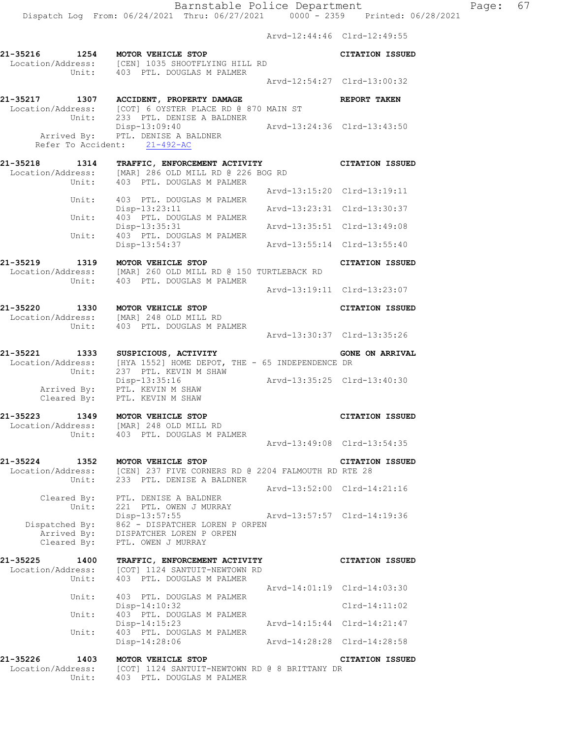Arvd-12:44:46 Clrd-12:49:55

```
21-35216      1254   MOTOR VEHICLE STOP                              CITATION ISSUED
 Location/Address:   [CEN] 1035 SHOOTFLYING HILL RD
            Unit:    403  PTL. DOUGLAS M PALMER
                                                   Arvd-12:54:27  Clrd-13:00:32

21-35217      1307   ACCIDENT, PROPERTY DAMAGE                       REPORT TAKEN
 Location/Address:   [COT] 6 OYSTER PLACE RD @ 870 MAIN ST
            Unit:    233  PTL. DENISE A BALDNER
                     Disp-13:09:40                 Arvd-13:24:36  Clrd-13:43:50
      Arrived By:    PTL. DENISE A BALDNER
   Refer To Accident:    21-492-AC

21-35218      1314   TRAFFIC, ENFORCEMENT ACTIVITY                   CITATION ISSUED
 Location/Address:   [MAR] 286 OLD MILL RD @ 226 BOG RD
            Unit:    403  PTL. DOUGLAS M PALMER
                                                   Arvd-13:15:20  Clrd-13:19:11
            Unit:    403  PTL. DOUGLAS M PALMER
                     Disp-13:23:11                 Arvd-13:23:31  Clrd-13:30:37
            Unit:    403  PTL. DOUGLAS M PALMER
                     Disp-13:35:31                 Arvd-13:35:51  Clrd-13:49:08
            Unit:    403  PTL. DOUGLAS M PALMER
                     Disp-13:54:37                 Arvd-13:55:14  Clrd-13:55:40

21-35219      1319   MOTOR VEHICLE STOP                              CITATION ISSUED
 Location/Address:   [MAR] 260 OLD MILL RD @ 150 TURTLEBACK RD
            Unit:    403  PTL. DOUGLAS M PALMER
                                                   Arvd-13:19:11  Clrd-13:23:07

21-35220      1330   MOTOR VEHICLE STOP                              CITATION ISSUED
 Location/Address:   [MAR] 248 OLD MILL RD
            Unit:    403  PTL. DOUGLAS M PALMER
                                                   Arvd-13:30:37  Clrd-13:35:26

21-35221      1333   SUSPICIOUS, ACTIVITY                            GONE ON ARRIVAL
 Location/Address:   [HYA 1552] HOME DEPOT, THE - 65 INDEPENDENCE DR
            Unit:    237  PTL. KEVIN M SHAW
                     Disp-13:35:16                 Arvd-13:35:25  Clrd-13:40:30
      Arrived By:    PTL. KEVIN M SHAW
      Cleared By:    PTL. KEVIN M SHAW

21-35223      1349   MOTOR VEHICLE STOP                              CITATION ISSUED
 Location/Address:   [MAR] 248 OLD MILL RD
            Unit:    403  PTL. DOUGLAS M PALMER
                                                   Arvd-13:49:08  Clrd-13:54:35

21-35224      1352   MOTOR VEHICLE STOP                              CITATION ISSUED
 Location/Address:   [CEN] 237 FIVE CORNERS RD @ 2204 FALMOUTH RD RTE 28
            Unit:    233  PTL. DENISE A BALDNER
                                                   Arvd-13:52:00  Clrd-14:21:16
      Cleared By:    PTL. DENISE A BALDNER
            Unit:    221  PTL. OWEN J MURRAY
                     Disp-13:57:55                 Arvd-13:57:57  Clrd-14:19:36
   Dispatched By:    862 - DISPATCHER LOREN P ORPEN
      Arrived By:    DISPATCHER LOREN P ORPEN
      Cleared By:    PTL. OWEN J MURRAY

21-35225      1400   TRAFFIC, ENFORCEMENT ACTIVITY                   CITATION ISSUED
 Location/Address:   [COT] 1124 SANTUIT-NEWTOWN RD
            Unit:    403  PTL. DOUGLAS M PALMER
                                                   Arvd-14:01:19  Clrd-14:03:30
            Unit:    403  PTL. DOUGLAS M PALMER
                     Disp-14:10:32                                Clrd-14:11:02
            Unit:    403  PTL. DOUGLAS M PALMER
                     Disp-14:15:23                 Arvd-14:15:44  Clrd-14:21:47
            Unit:    403  PTL. DOUGLAS M PALMER
                     Disp-14:28:06                 Arvd-14:28:28  Clrd-14:28:58

21-35226      1403   MOTOR VEHICLE STOP                              CITATION ISSUED
 Location/Address:   [COT] 1124 SANTUIT-NEWTOWN RD @ 8 BRITTANY DR
            Unit:    403  PTL. DOUGLAS M PALMER
```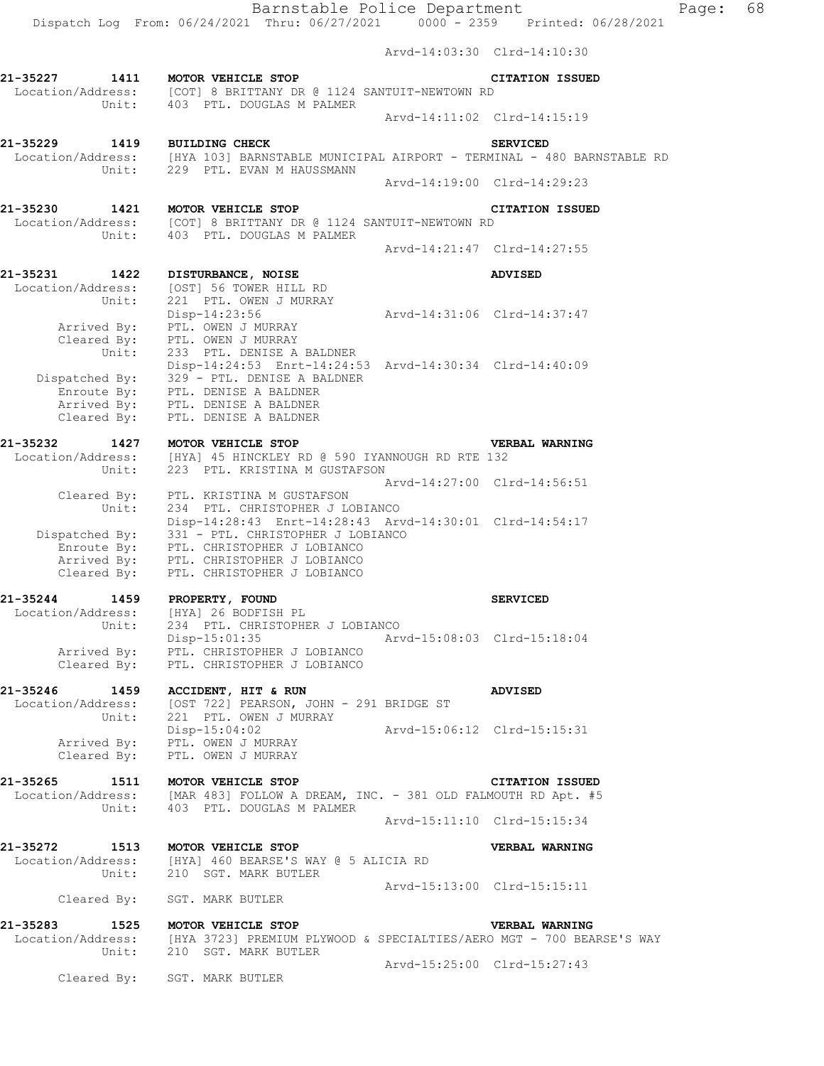```
                                                   Arvd-14:03:30  Clrd-14:10:30

21-35227       1411   MOTOR VEHICLE STOP                              CITATION ISSUED
 Location/Address:    [COT] 8 BRITTANY DR @ 1124 SANTUIT-NEWTOWN RD
            Unit:     403  PTL. DOUGLAS M PALMER
                                                   Arvd-14:11:02  Clrd-14:15:19

21-35229       1419   BUILDING CHECK                                  SERVICED
 Location/Address:    [HYA 103] BARNSTABLE MUNICIPAL AIRPORT - TERMINAL - 480 BARNSTABLE RD
            Unit:     229  PTL. EVAN M HAUSSMANN
                                                   Arvd-14:19:00  Clrd-14:29:23

21-35230       1421   MOTOR VEHICLE STOP                              CITATION ISSUED
 Location/Address:    [COT] 8 BRITTANY DR @ 1124 SANTUIT-NEWTOWN RD
            Unit:     403  PTL. DOUGLAS M PALMER
                                                   Arvd-14:21:47  Clrd-14:27:55

21-35231       1422   DISTURBANCE, NOISE                              ADVISED
 Location/Address:    [OST] 56 TOWER HILL RD
            Unit:     221  PTL. OWEN J MURRAY
                      Disp-14:23:56                Arvd-14:31:06  Clrd-14:37:47
      Arrived By:     PTL. OWEN J MURRAY
      Cleared By:     PTL. OWEN J MURRAY
            Unit:     233  PTL. DENISE A BALDNER
                      Disp-14:24:53  Enrt-14:24:53  Arvd-14:30:34  Clrd-14:40:09
   Dispatched By:     329 - PTL. DENISE A BALDNER
      Enroute By:     PTL. DENISE A BALDNER
      Arrived By:     PTL. DENISE A BALDNER
      Cleared By:     PTL. DENISE A BALDNER

21-35232       1427   MOTOR VEHICLE STOP                              VERBAL WARNING
 Location/Address:    [HYA] 45 HINCKLEY RD @ 590 IYANNOUGH RD RTE 132
            Unit:     223  PTL. KRISTINA M GUSTAFSON
                                                   Arvd-14:27:00  Clrd-14:56:51
      Cleared By:     PTL. KRISTINA M GUSTAFSON
            Unit:     234  PTL. CHRISTOPHER J LOBIANCO
                      Disp-14:28:43  Enrt-14:28:43  Arvd-14:30:01  Clrd-14:54:17
   Dispatched By:     331 - PTL. CHRISTOPHER J LOBIANCO
      Enroute By:     PTL. CHRISTOPHER J LOBIANCO
      Arrived By:     PTL. CHRISTOPHER J LOBIANCO
      Cleared By:     PTL. CHRISTOPHER J LOBIANCO

21-35244       1459   PROPERTY, FOUND                                 SERVICED
 Location/Address:    [HYA] 26 BODFISH PL
            Unit:     234  PTL. CHRISTOPHER J LOBIANCO
                      Disp-15:01:35                Arvd-15:08:03  Clrd-15:18:04
      Arrived By:     PTL. CHRISTOPHER J LOBIANCO
      Cleared By:     PTL. CHRISTOPHER J LOBIANCO

21-35246       1459   ACCIDENT, HIT & RUN                             ADVISED
 Location/Address:    [OST 722] PEARSON, JOHN - 291 BRIDGE ST
            Unit:     221  PTL. OWEN J MURRAY
                      Disp-15:04:02                Arvd-15:06:12  Clrd-15:15:31
      Arrived By:     PTL. OWEN J MURRAY
      Cleared By:     PTL. OWEN J MURRAY

21-35265       1511   MOTOR VEHICLE STOP                              CITATION ISSUED
 Location/Address:    [MAR 483] FOLLOW A DREAM, INC. - 381 OLD FALMOUTH RD Apt. #5
            Unit:     403  PTL. DOUGLAS M PALMER
                                                   Arvd-15:11:10  Clrd-15:15:34

21-35272       1513   MOTOR VEHICLE STOP                              VERBAL WARNING
 Location/Address:    [HYA] 460 BEARSE'S WAY @ 5 ALICIA RD
            Unit:     210  SGT. MARK BUTLER
                                                   Arvd-15:13:00  Clrd-15:15:11
      Cleared By:     SGT. MARK BUTLER

21-35283       1525   MOTOR VEHICLE STOP                              VERBAL WARNING
 Location/Address:    [HYA 3723] PREMIUM PLYWOOD & SPECIALTIES/AERO MGT - 700 BEARSE'S WAY
            Unit:     210  SGT. MARK BUTLER
                                                   Arvd-15:25:00  Clrd-15:27:43
      Cleared By:     SGT. MARK BUTLER
```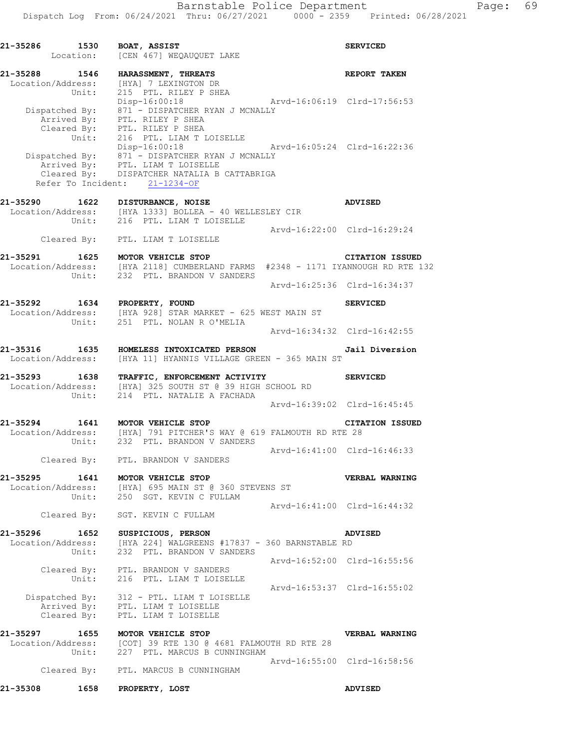```
21-35286        1530    BOAT, ASSIST                                        SERVICED
        Location:       [CEN 467] WEQAUQUET LAKE

21-35288        1546    HARASSMENT, THREATS                                 REPORT TAKEN
 Location/Address:      [HYA] 7 LEXINGTON DR
            Unit:       215  PTL. RILEY P SHEA
                        Disp-16:00:18                   Arvd-16:06:19  Clrd-17:56:53
    Dispatched By:      871 - DISPATCHER RYAN J MCNALLY
       Arrived By:      PTL. RILEY P SHEA
       Cleared By:      PTL. RILEY P SHEA
            Unit:       216  PTL. LIAM T LOISELLE
                        Disp-16:00:18                   Arvd-16:05:24  Clrd-16:22:36
    Dispatched By:      871 - DISPATCHER RYAN J MCNALLY
       Arrived By:      PTL. LIAM T LOISELLE
       Cleared By:      DISPATCHER NATALIA B CATTABRIGA
  Refer To Incident:    21-1234-OF

21-35290        1622    DISTURBANCE, NOISE                                  ADVISED
 Location/Address:      [HYA 1333] BOLLEA - 40 WELLESLEY CIR
            Unit:       216  PTL. LIAM T LOISELLE
                                                        Arvd-16:22:00  Clrd-16:29:24
       Cleared By:      PTL. LIAM T LOISELLE

21-35291        1625    MOTOR VEHICLE STOP                                  CITATION ISSUED
 Location/Address:      [HYA 2118] CUMBERLAND FARMS  #2348 - 1171 IYANNOUGH RD RTE 132
            Unit:       232  PTL. BRANDON V SANDERS
                                                        Arvd-16:25:36  Clrd-16:34:37

21-35292        1634    PROPERTY, FOUND                                     SERVICED
 Location/Address:      [HYA 928] STAR MARKET - 625 WEST MAIN ST
            Unit:       251  PTL. NOLAN R O'MELIA
                                                        Arvd-16:34:32  Clrd-16:42:55

21-35316        1635    HOMELESS INTOXICATED PERSON                         Jail Diversion
 Location/Address:      [HYA 11] HYANNIS VILLAGE GREEN - 365 MAIN ST

21-35293        1638    TRAFFIC, ENFORCEMENT ACTIVITY                       SERVICED
 Location/Address:      [HYA] 325 SOUTH ST @ 39 HIGH SCHOOL RD
            Unit:       214  PTL. NATALIE A FACHADA
                                                        Arvd-16:39:02  Clrd-16:45:45

21-35294        1641    MOTOR VEHICLE STOP                                  CITATION ISSUED
 Location/Address:      [HYA] 791 PITCHER'S WAY @ 619 FALMOUTH RD RTE 28
            Unit:       232  PTL. BRANDON V SANDERS
                                                        Arvd-16:41:00  Clrd-16:46:33
       Cleared By:      PTL. BRANDON V SANDERS

21-35295        1641    MOTOR VEHICLE STOP                                  VERBAL WARNING
 Location/Address:      [HYA] 695 MAIN ST @ 360 STEVENS ST
            Unit:       250  SGT. KEVIN C FULLAM
                                                        Arvd-16:41:00  Clrd-16:44:32
       Cleared By:      SGT. KEVIN C FULLAM

21-35296        1652    SUSPICIOUS, PERSON                                  ADVISED
 Location/Address:      [HYA 224] WALGREENS #17837 - 360 BARNSTABLE RD
            Unit:       232  PTL. BRANDON V SANDERS
                                                        Arvd-16:52:00  Clrd-16:55:56
       Cleared By:      PTL. BRANDON V SANDERS
            Unit:       216  PTL. LIAM T LOISELLE
                                                        Arvd-16:53:37  Clrd-16:55:02
    Dispatched By:      312 - PTL. LIAM T LOISELLE
       Arrived By:      PTL. LIAM T LOISELLE
       Cleared By:      PTL. LIAM T LOISELLE

21-35297        1655    MOTOR VEHICLE STOP                                  VERBAL WARNING
 Location/Address:      [COT] 39 RTE 130 @ 4681 FALMOUTH RD RTE 28
            Unit:       227  PTL. MARCUS B CUNNINGHAM
                                                        Arvd-16:55:00  Clrd-16:58:56
       Cleared By:      PTL. MARCUS B CUNNINGHAM

21-35308        1658    PROPERTY, LOST                                      ADVISED
```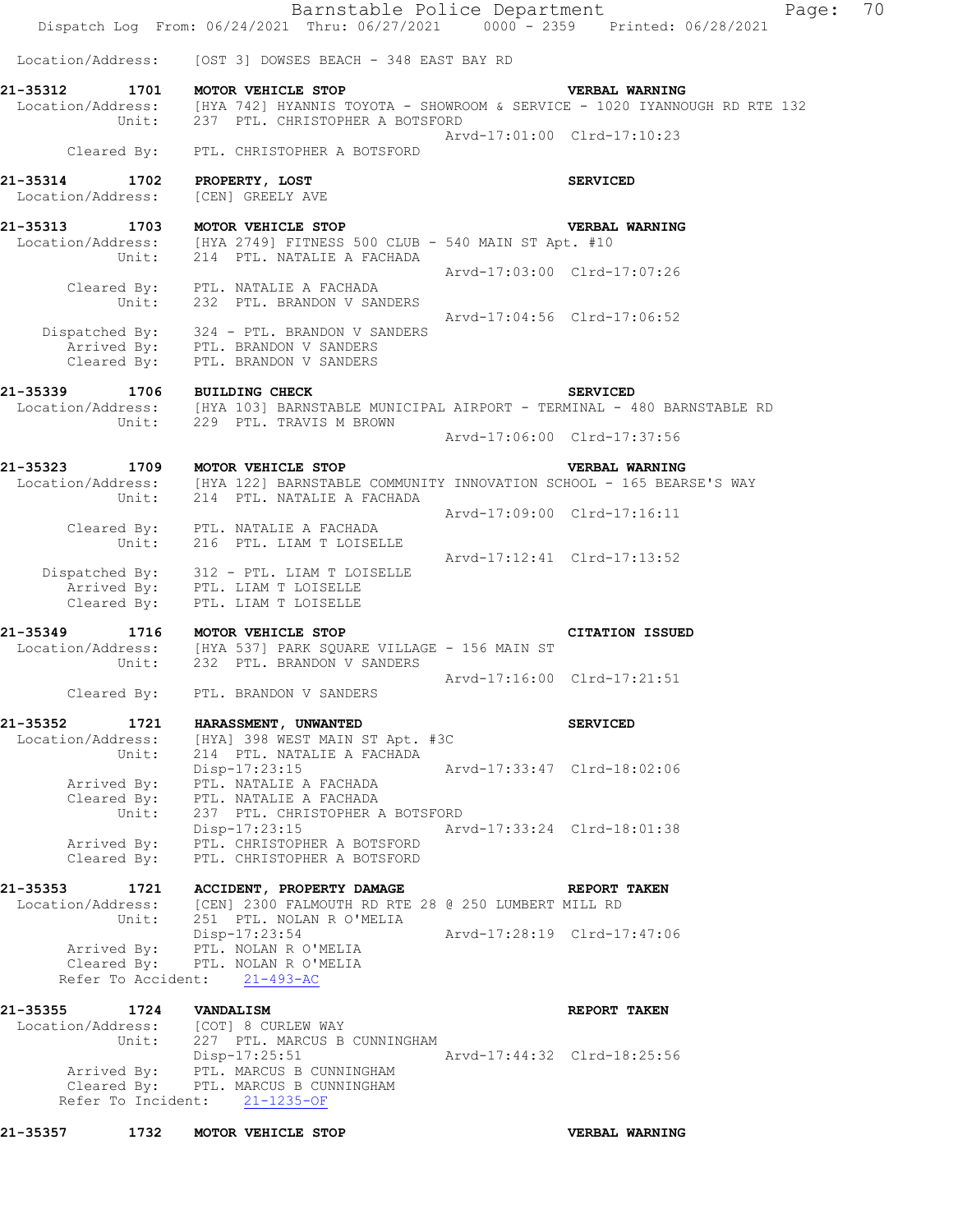Location/Address: [OST 3] DOWSES BEACH - 348 EAST BAY RD

**21-35312 1701 MOTOR VEHICLE STOP** **VERBAL WARNING**
Location/Address: [HYA 742] HYANNIS TOYOTA - SHOWROOM & SERVICE - 1020 IYANNOUGH RD RTE 132
Unit: 237 PTL. CHRISTOPHER A BOTSFORD
Arvd-17:01:00 Clrd-17:10:23
Cleared By: PTL. CHRISTOPHER A BOTSFORD

**21-35314 1702 PROPERTY, LOST** **SERVICED**
Location/Address: [CEN] GREELY AVE

**21-35313 1703 MOTOR VEHICLE STOP** **VERBAL WARNING**
Location/Address: [HYA 2749] FITNESS 500 CLUB - 540 MAIN ST Apt. #10
Unit: 214 PTL. NATALIE A FACHADA
Arvd-17:03:00 Clrd-17:07:26
Cleared By: PTL. NATALIE A FACHADA
Unit: 232 PTL. BRANDON V SANDERS
Arvd-17:04:56 Clrd-17:06:52
Dispatched By: 324 - PTL. BRANDON V SANDERS
Arrived By: PTL. BRANDON V SANDERS
Cleared By: PTL. BRANDON V SANDERS

**21-35339 1706 BUILDING CHECK** **SERVICED**
Location/Address: [HYA 103] BARNSTABLE MUNICIPAL AIRPORT - TERMINAL - 480 BARNSTABLE RD
Unit: 229 PTL. TRAVIS M BROWN
Arvd-17:06:00 Clrd-17:37:56

**21-35323 1709 MOTOR VEHICLE STOP** **VERBAL WARNING**
Location/Address: [HYA 122] BARNSTABLE COMMUNITY INNOVATION SCHOOL - 165 BEARSE'S WAY
Unit: 214 PTL. NATALIE A FACHADA
Arvd-17:09:00 Clrd-17:16:11
Cleared By: PTL. NATALIE A FACHADA
Unit: 216 PTL. LIAM T LOISELLE
Arvd-17:12:41 Clrd-17:13:52
Dispatched By: 312 - PTL. LIAM T LOISELLE
Arrived By: PTL. LIAM T LOISELLE
Cleared By: PTL. LIAM T LOISELLE

**21-35349 1716 MOTOR VEHICLE STOP** **CITATION ISSUED**
Location/Address: [HYA 537] PARK SQUARE VILLAGE - 156 MAIN ST
Unit: 232 PTL. BRANDON V SANDERS
Arvd-17:16:00 Clrd-17:21:51
Cleared By: PTL. BRANDON V SANDERS

**21-35352 1721 HARASSMENT, UNWANTED** **SERVICED**
Location/Address: [HYA] 398 WEST MAIN ST Apt. #3C
Unit: 214 PTL. NATALIE A FACHADA
Disp-17:23:15 Arvd-17:33:47 Clrd-18:02:06
Arrived By: PTL. NATALIE A FACHADA
Cleared By: PTL. NATALIE A FACHADA
Unit: 237 PTL. CHRISTOPHER A BOTSFORD
Disp-17:23:15 Arvd-17:33:24 Clrd-18:01:38
Arrived By: PTL. CHRISTOPHER A BOTSFORD
Cleared By: PTL. CHRISTOPHER A BOTSFORD

**21-35353 1721 ACCIDENT, PROPERTY DAMAGE** **REPORT TAKEN**
Location/Address: [CEN] 2300 FALMOUTH RD RTE 28 @ 250 LUMBERT MILL RD
Unit: 251 PTL. NOLAN R O'MELIA
Disp-17:23:54 Arvd-17:28:19 Clrd-17:47:06
Arrived By: PTL. NOLAN R O'MELIA
Cleared By: PTL. NOLAN R O'MELIA
Refer To Accident: 21-493-AC

**21-35355 1724 VANDALISM** **REPORT TAKEN**
Location/Address: [COT] 8 CURLEW WAY
Unit: 227 PTL. MARCUS B CUNNINGHAM
Disp-17:25:51 Arvd-17:44:32 Clrd-18:25:56
Arrived By: PTL. MARCUS B CUNNINGHAM
Cleared By: PTL. MARCUS B CUNNINGHAM
Refer To Incident: 21-1235-OF

**21-35357 1732 MOTOR VEHICLE STOP** **VERBAL WARNING**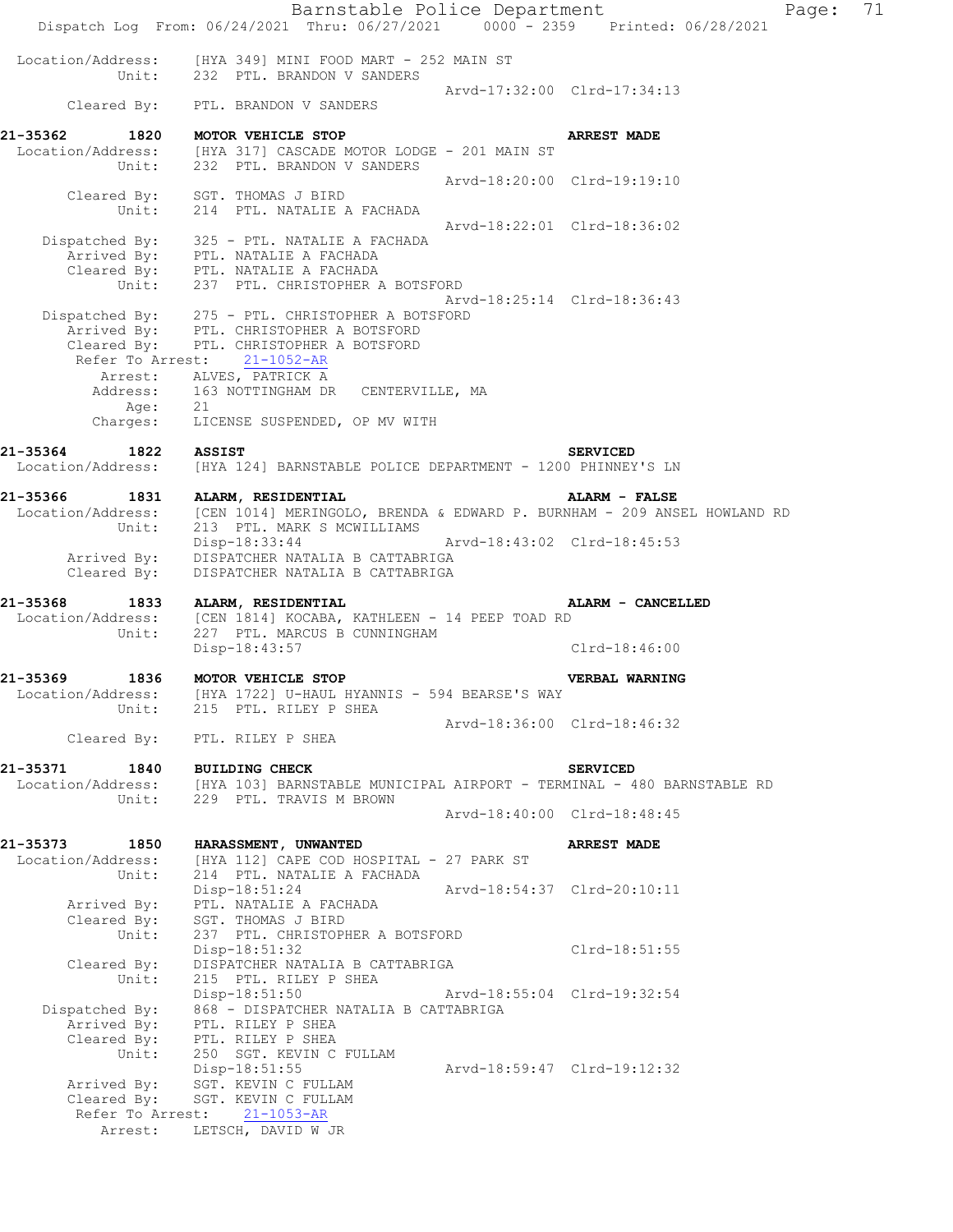```
Location/Address:    [HYA 349] MINI FOOD MART - 252 MAIN ST
           Unit:    232  PTL. BRANDON V SANDERS
                                              Arvd-17:32:00  Clrd-17:34:13
      Cleared By:   PTL. BRANDON V SANDERS

21-35362      1820   MOTOR VEHICLE STOP                              ARREST MADE
 Location/Address:   [HYA 317] CASCADE MOTOR LODGE - 201 MAIN ST
           Unit:    232  PTL. BRANDON V SANDERS
                                              Arvd-18:20:00  Clrd-19:19:10
      Cleared By:   SGT. THOMAS J BIRD
           Unit:    214  PTL. NATALIE A FACHADA
                                              Arvd-18:22:01  Clrd-18:36:02
   Dispatched By:   325 - PTL. NATALIE A FACHADA
      Arrived By:   PTL. NATALIE A FACHADA
      Cleared By:   PTL. NATALIE A FACHADA
           Unit:    237  PTL. CHRISTOPHER A BOTSFORD
                                              Arvd-18:25:14  Clrd-18:36:43
   Dispatched By:   275 - PTL. CHRISTOPHER A BOTSFORD
      Arrived By:   PTL. CHRISTOPHER A BOTSFORD
      Cleared By:   PTL. CHRISTOPHER A BOTSFORD
  Refer To Arrest:   21-1052-AR
         Arrest:    ALVES, PATRICK A
        Address:    163 NOTTINGHAM DR   CENTERVILLE, MA
            Age:    21
        Charges:    LICENSE SUSPENDED, OP MV WITH

21-35364      1822   ASSIST                                          SERVICED
 Location/Address:   [HYA 124] BARNSTABLE POLICE DEPARTMENT - 1200 PHINNEY'S LN

21-35366      1831   ALARM, RESIDENTIAL                              ALARM - FALSE
 Location/Address:   [CEN 1014] MERINGOLO, BRENDA & EDWARD P. BURNHAM - 209 ANSEL HOWLAND RD
           Unit:    213  PTL. MARK S MCWILLIAMS
                    Disp-18:33:44             Arvd-18:43:02  Clrd-18:45:53
      Arrived By:   DISPATCHER NATALIA B CATTABRIGA
      Cleared By:   DISPATCHER NATALIA B CATTABRIGA

21-35368      1833   ALARM, RESIDENTIAL                              ALARM - CANCELLED
 Location/Address:   [CEN 1814] KOCABA, KATHLEEN - 14 PEEP TOAD RD
           Unit:    227  PTL. MARCUS B CUNNINGHAM
                    Disp-18:43:57                            Clrd-18:46:00

21-35369      1836   MOTOR VEHICLE STOP                              VERBAL WARNING
 Location/Address:   [HYA 1722] U-HAUL HYANNIS - 594 BEARSE'S WAY
           Unit:    215  PTL. RILEY P SHEA
                                              Arvd-18:36:00  Clrd-18:46:32
      Cleared By:   PTL. RILEY P SHEA

21-35371      1840   BUILDING CHECK                                  SERVICED
 Location/Address:   [HYA 103] BARNSTABLE MUNICIPAL AIRPORT - TERMINAL - 480 BARNSTABLE RD
           Unit:    229  PTL. TRAVIS M BROWN
                                              Arvd-18:40:00  Clrd-18:48:45

21-35373      1850   HARASSMENT, UNWANTED                            ARREST MADE
 Location/Address:   [HYA 112] CAPE COD HOSPITAL - 27 PARK ST
           Unit:    214  PTL. NATALIE A FACHADA
                    Disp-18:51:24             Arvd-18:54:37  Clrd-20:10:11
      Arrived By:   PTL. NATALIE A FACHADA
      Cleared By:   SGT. THOMAS J BIRD
           Unit:    237  PTL. CHRISTOPHER A BOTSFORD
                    Disp-18:51:32                            Clrd-18:51:55
      Cleared By:   DISPATCHER NATALIA B CATTABRIGA
           Unit:    215  PTL. RILEY P SHEA
                    Disp-18:51:50             Arvd-18:55:04  Clrd-19:32:54
   Dispatched By:   868 - DISPATCHER NATALIA B CATTABRIGA
      Arrived By:   PTL. RILEY P SHEA
      Cleared By:   PTL. RILEY P SHEA
           Unit:    250  SGT. KEVIN C FULLAM
                    Disp-18:51:55             Arvd-18:59:47  Clrd-19:12:32
      Arrived By:   SGT. KEVIN C FULLAM
      Cleared By:   SGT. KEVIN C FULLAM
  Refer To Arrest:   21-1053-AR
         Arrest:    LETSCH, DAVID W JR
```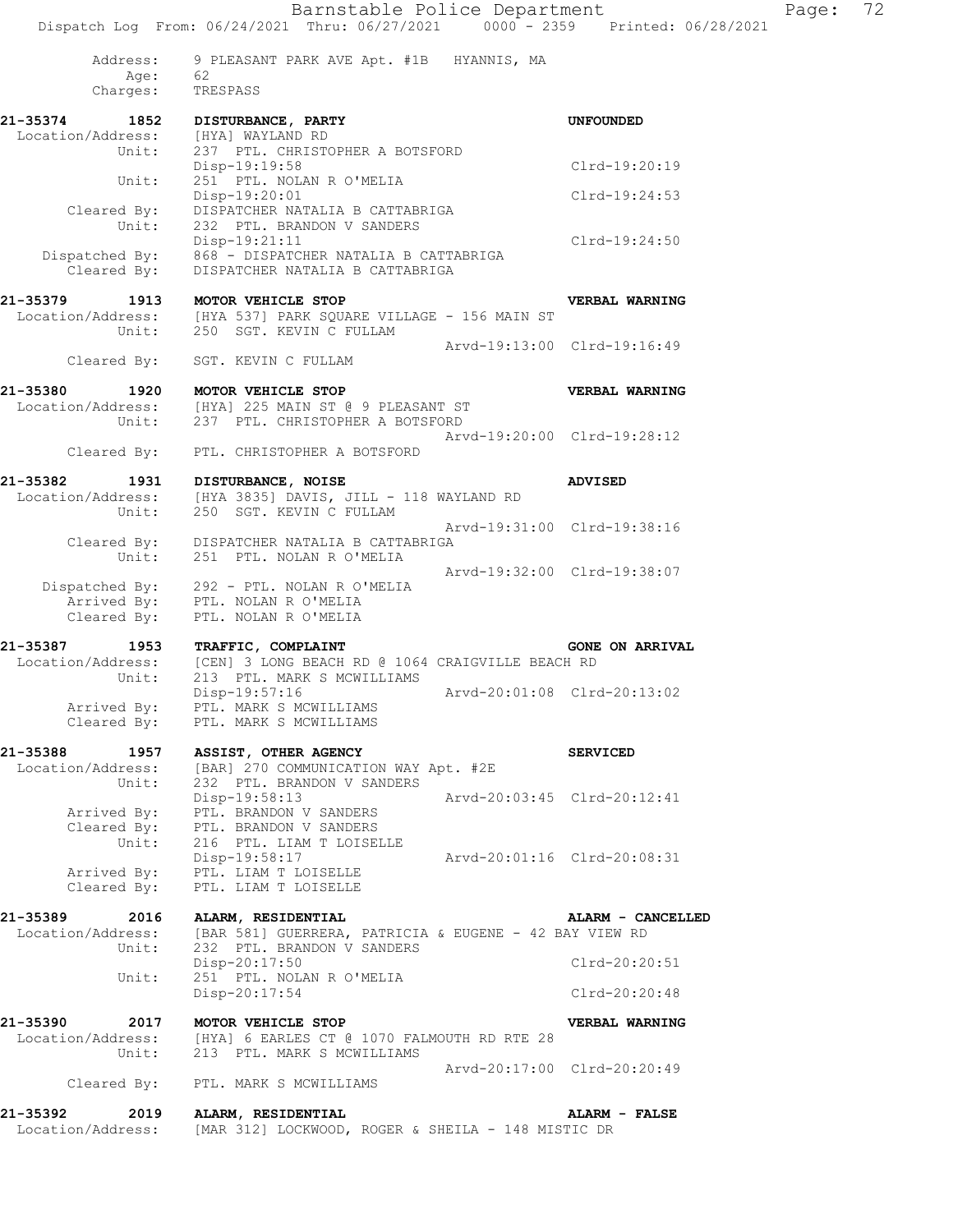```
        Address:    9 PLEASANT PARK AVE Apt. #1B   HYANNIS, MA
            Age:    62
        Charges:    TRESPASS

21-35374     1852   DISTURBANCE, PARTY                                    UNFOUNDED
 Location/Address:  [HYA] WAYLAND RD
            Unit:   237  PTL. CHRISTOPHER A BOTSFORD
                    Disp-19:19:58                                         Clrd-19:20:19
            Unit:   251  PTL. NOLAN R O'MELIA
                    Disp-19:20:01                                         Clrd-19:24:53
      Cleared By:   DISPATCHER NATALIA B CATTABRIGA
            Unit:   232  PTL. BRANDON V SANDERS
                    Disp-19:21:11                                         Clrd-19:24:50
   Dispatched By:   868 - DISPATCHER NATALIA B CATTABRIGA
      Cleared By:   DISPATCHER NATALIA B CATTABRIGA

21-35379     1913   MOTOR VEHICLE STOP                                    VERBAL WARNING
 Location/Address:  [HYA 537] PARK SQUARE VILLAGE - 156 MAIN ST
            Unit:   250  SGT. KEVIN C FULLAM
                                                   Arvd-19:13:00  Clrd-19:16:49
      Cleared By:   SGT. KEVIN C FULLAM

21-35380     1920   MOTOR VEHICLE STOP                                    VERBAL WARNING
 Location/Address:  [HYA] 225 MAIN ST @ 9 PLEASANT ST
            Unit:   237  PTL. CHRISTOPHER A BOTSFORD
                                                   Arvd-19:20:00  Clrd-19:28:12
      Cleared By:   PTL. CHRISTOPHER A BOTSFORD

21-35382     1931   DISTURBANCE, NOISE                                    ADVISED
 Location/Address:  [HYA 3835] DAVIS, JILL - 118 WAYLAND RD
            Unit:   250  SGT. KEVIN C FULLAM
                                                   Arvd-19:31:00  Clrd-19:38:16
      Cleared By:   DISPATCHER NATALIA B CATTABRIGA
            Unit:   251  PTL. NOLAN R O'MELIA
                                                   Arvd-19:32:00  Clrd-19:38:07
   Dispatched By:   292 - PTL. NOLAN R O'MELIA
      Arrived By:   PTL. NOLAN R O'MELIA
      Cleared By:   PTL. NOLAN R O'MELIA

21-35387     1953   TRAFFIC, COMPLAINT                                    GONE ON ARRIVAL
 Location/Address:  [CEN] 3 LONG BEACH RD @ 1064 CRAIGVILLE BEACH RD
            Unit:   213  PTL. MARK S MCWILLIAMS
                    Disp-19:57:16                  Arvd-20:01:08  Clrd-20:13:02
      Arrived By:   PTL. MARK S MCWILLIAMS
      Cleared By:   PTL. MARK S MCWILLIAMS

21-35388     1957   ASSIST, OTHER AGENCY                                  SERVICED
 Location/Address:  [BAR] 270 COMMUNICATION WAY Apt. #2E
            Unit:   232  PTL. BRANDON V SANDERS
                    Disp-19:58:13                  Arvd-20:03:45  Clrd-20:12:41
      Arrived By:   PTL. BRANDON V SANDERS
      Cleared By:   PTL. BRANDON V SANDERS
            Unit:   216  PTL. LIAM T LOISELLE
                    Disp-19:58:17                  Arvd-20:01:16  Clrd-20:08:31
      Arrived By:   PTL. LIAM T LOISELLE
      Cleared By:   PTL. LIAM T LOISELLE

21-35389     2016   ALARM, RESIDENTIAL                                    ALARM - CANCELLED
 Location/Address:  [BAR 581] GUERRERA, PATRICIA & EUGENE - 42 BAY VIEW RD
            Unit:   232  PTL. BRANDON V SANDERS
                    Disp-20:17:50                                         Clrd-20:20:51
            Unit:   251  PTL. NOLAN R O'MELIA
                    Disp-20:17:54                                         Clrd-20:20:48

21-35390     2017   MOTOR VEHICLE STOP                                    VERBAL WARNING
 Location/Address:  [HYA] 6 EARLES CT @ 1070 FALMOUTH RD RTE 28
            Unit:   213  PTL. MARK S MCWILLIAMS
                                                   Arvd-20:17:00  Clrd-20:20:49
      Cleared By:   PTL. MARK S MCWILLIAMS

21-35392     2019   ALARM, RESIDENTIAL                                    ALARM - FALSE
 Location/Address:  [MAR 312] LOCKWOOD, ROGER & SHEILA - 148 MISTIC DR
```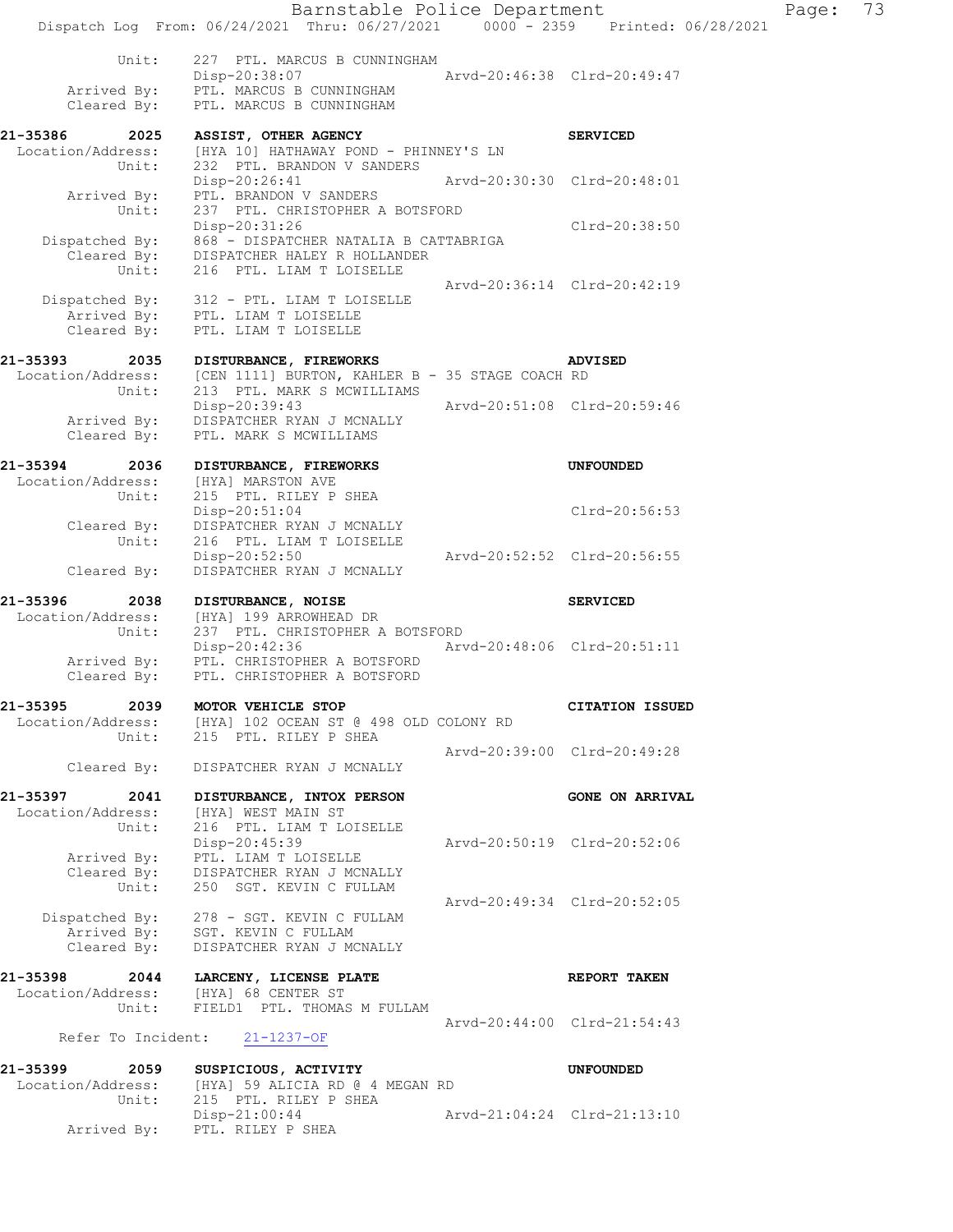```
          Unit:     227  PTL. MARCUS B CUNNINGHAM
                    Disp-20:38:07                  Arvd-20:46:38  Clrd-20:49:47
     Arrived By:    PTL. MARCUS B CUNNINGHAM
     Cleared By:    PTL. MARCUS B CUNNINGHAM

21-35386      2025  ASSIST, OTHER AGENCY                          SERVICED
 Location/Address:  [HYA 10] HATHAWAY POND - PHINNEY'S LN
            Unit:   232  PTL. BRANDON V SANDERS
                    Disp-20:26:41                  Arvd-20:30:30  Clrd-20:48:01
     Arrived By:    PTL. BRANDON V SANDERS
            Unit:   237  PTL. CHRISTOPHER A BOTSFORD
                    Disp-20:31:26                                 Clrd-20:38:50
  Dispatched By:    868 - DISPATCHER NATALIA B CATTABRIGA
     Cleared By:    DISPATCHER HALEY R HOLLANDER
            Unit:   216  PTL. LIAM T LOISELLE
                                                   Arvd-20:36:14  Clrd-20:42:19
  Dispatched By:    312 - PTL. LIAM T LOISELLE
     Arrived By:    PTL. LIAM T LOISELLE
     Cleared By:    PTL. LIAM T LOISELLE

21-35393      2035  DISTURBANCE, FIREWORKS                        ADVISED
 Location/Address:  [CEN 1111] BURTON, KAHLER B - 35 STAGE COACH RD
            Unit:   213  PTL. MARK S MCWILLIAMS
                    Disp-20:39:43                  Arvd-20:51:08  Clrd-20:59:46
     Arrived By:    DISPATCHER RYAN J MCNALLY
     Cleared By:    PTL. MARK S MCWILLIAMS

21-35394      2036  DISTURBANCE, FIREWORKS                        UNFOUNDED
 Location/Address:  [HYA] MARSTON AVE
            Unit:   215  PTL. RILEY P SHEA
                    Disp-20:51:04                                 Clrd-20:56:53
     Cleared By:    DISPATCHER RYAN J MCNALLY
            Unit:   216  PTL. LIAM T LOISELLE
                    Disp-20:52:50                  Arvd-20:52:52  Clrd-20:56:55
     Cleared By:    DISPATCHER RYAN J MCNALLY

21-35396      2038  DISTURBANCE, NOISE                            SERVICED
 Location/Address:  [HYA] 199 ARROWHEAD DR
            Unit:   237  PTL. CHRISTOPHER A BOTSFORD
                    Disp-20:42:36                  Arvd-20:48:06  Clrd-20:51:11
     Arrived By:    PTL. CHRISTOPHER A BOTSFORD
     Cleared By:    PTL. CHRISTOPHER A BOTSFORD

21-35395      2039  MOTOR VEHICLE STOP                            CITATION ISSUED
 Location/Address:  [HYA] 102 OCEAN ST @ 498 OLD COLONY RD
            Unit:   215  PTL. RILEY P SHEA
                                                   Arvd-20:39:00  Clrd-20:49:28
     Cleared By:    DISPATCHER RYAN J MCNALLY

21-35397      2041  DISTURBANCE, INTOX PERSON                     GONE ON ARRIVAL
 Location/Address:  [HYA] WEST MAIN ST
            Unit:   216  PTL. LIAM T LOISELLE
                    Disp-20:45:39                  Arvd-20:50:19  Clrd-20:52:06
     Arrived By:    PTL. LIAM T LOISELLE
     Cleared By:    DISPATCHER RYAN J MCNALLY
            Unit:   250  SGT. KEVIN C FULLAM
                                                   Arvd-20:49:34  Clrd-20:52:05
  Dispatched By:    278 - SGT. KEVIN C FULLAM
     Arrived By:    SGT. KEVIN C FULLAM
     Cleared By:    DISPATCHER RYAN J MCNALLY

21-35398      2044  LARCENY, LICENSE PLATE                        REPORT TAKEN
 Location/Address:  [HYA] 68 CENTER ST
            Unit:   FIELD1  PTL. THOMAS M FULLAM
                                                   Arvd-20:44:00  Clrd-21:54:43
     Refer To Incident:   21-1237-OF

21-35399      2059  SUSPICIOUS, ACTIVITY                          UNFOUNDED
 Location/Address:  [HYA] 59 ALICIA RD @ 4 MEGAN RD
            Unit:   215  PTL. RILEY P SHEA
                    Disp-21:00:44                  Arvd-21:04:24  Clrd-21:13:10
     Arrived By:    PTL. RILEY P SHEA
```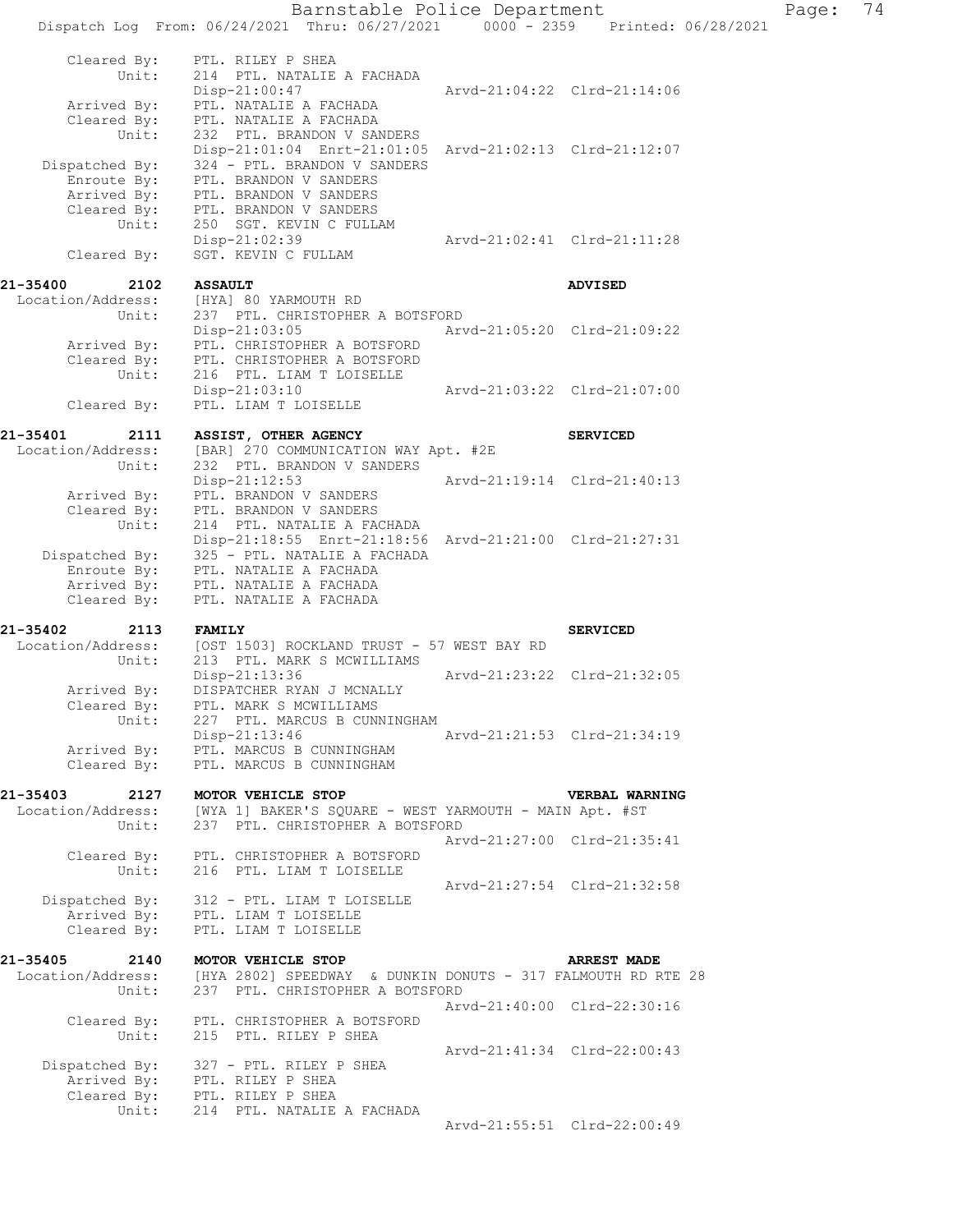```
        Cleared By:    PTL. RILEY P SHEA
             Unit:     214  PTL. NATALIE A FACHADA
                       Disp-21:00:47                   Arvd-21:04:22  Clrd-21:14:06
        Arrived By:    PTL. NATALIE A FACHADA
        Cleared By:    PTL. NATALIE A FACHADA
             Unit:     232  PTL. BRANDON V SANDERS
                       Disp-21:01:04  Enrt-21:01:05  Arvd-21:02:13  Clrd-21:12:07
     Dispatched By:    324 - PTL. BRANDON V SANDERS
        Enroute By:    PTL. BRANDON V SANDERS
        Arrived By:    PTL. BRANDON V SANDERS
        Cleared By:    PTL. BRANDON V SANDERS
             Unit:     250  SGT. KEVIN C FULLAM
                       Disp-21:02:39                   Arvd-21:02:41  Clrd-21:11:28
        Cleared By:    SGT. KEVIN C FULLAM

21-35400     2102    ASSAULT                                        ADVISED
  Location/Address:    [HYA] 80 YARMOUTH RD
             Unit:     237  PTL. CHRISTOPHER A BOTSFORD
                       Disp-21:03:05                   Arvd-21:05:20  Clrd-21:09:22
        Arrived By:    PTL. CHRISTOPHER A BOTSFORD
        Cleared By:    PTL. CHRISTOPHER A BOTSFORD
             Unit:     216  PTL. LIAM T LOISELLE
                       Disp-21:03:10                   Arvd-21:03:22  Clrd-21:07:00
        Cleared By:    PTL. LIAM T LOISELLE

21-35401     2111    ASSIST, OTHER AGENCY                           SERVICED
  Location/Address:    [BAR] 270 COMMUNICATION WAY Apt. #2E
             Unit:     232  PTL. BRANDON V SANDERS
                       Disp-21:12:53                   Arvd-21:19:14  Clrd-21:40:13
        Arrived By:    PTL. BRANDON V SANDERS
        Cleared By:    PTL. BRANDON V SANDERS
             Unit:     214  PTL. NATALIE A FACHADA
                       Disp-21:18:55  Enrt-21:18:56  Arvd-21:21:00  Clrd-21:27:31
     Dispatched By:    325 - PTL. NATALIE A FACHADA
        Enroute By:    PTL. NATALIE A FACHADA
        Arrived By:    PTL. NATALIE A FACHADA
        Cleared By:    PTL. NATALIE A FACHADA

21-35402     2113    FAMILY                                         SERVICED
  Location/Address:    [OST 1503] ROCKLAND TRUST - 57 WEST BAY RD
             Unit:     213  PTL. MARK S MCWILLIAMS
                       Disp-21:13:36                   Arvd-21:23:22  Clrd-21:32:05
        Arrived By:    DISPATCHER RYAN J MCNALLY
        Cleared By:    PTL. MARK S MCWILLIAMS
             Unit:     227  PTL. MARCUS B CUNNINGHAM
                       Disp-21:13:46                   Arvd-21:21:53  Clrd-21:34:19
        Arrived By:    PTL. MARCUS B CUNNINGHAM
        Cleared By:    PTL. MARCUS B CUNNINGHAM

21-35403     2127    MOTOR VEHICLE STOP                             VERBAL WARNING
  Location/Address:    [WYA 1] BAKER'S SQUARE - WEST YARMOUTH - MAIN Apt. #ST
             Unit:     237  PTL. CHRISTOPHER A BOTSFORD
                                                       Arvd-21:27:00  Clrd-21:35:41
        Cleared By:    PTL. CHRISTOPHER A BOTSFORD
             Unit:     216  PTL. LIAM T LOISELLE
                                                       Arvd-21:27:54  Clrd-21:32:58
     Dispatched By:    312 - PTL. LIAM T LOISELLE
        Arrived By:    PTL. LIAM T LOISELLE
        Cleared By:    PTL. LIAM T LOISELLE

21-35405     2140    MOTOR VEHICLE STOP                             ARREST MADE
  Location/Address:    [HYA 2802] SPEEDWAY  & DUNKIN DONUTS - 317 FALMOUTH RD RTE 28
             Unit:     237  PTL. CHRISTOPHER A BOTSFORD
                                                       Arvd-21:40:00  Clrd-22:30:16
        Cleared By:    PTL. CHRISTOPHER A BOTSFORD
             Unit:     215  PTL. RILEY P SHEA
                                                       Arvd-21:41:34  Clrd-22:00:43
     Dispatched By:    327 - PTL. RILEY P SHEA
        Arrived By:    PTL. RILEY P SHEA
        Cleared By:    PTL. RILEY P SHEA
             Unit:     214  PTL. NATALIE A FACHADA
                                                       Arvd-21:55:51  Clrd-22:00:49
```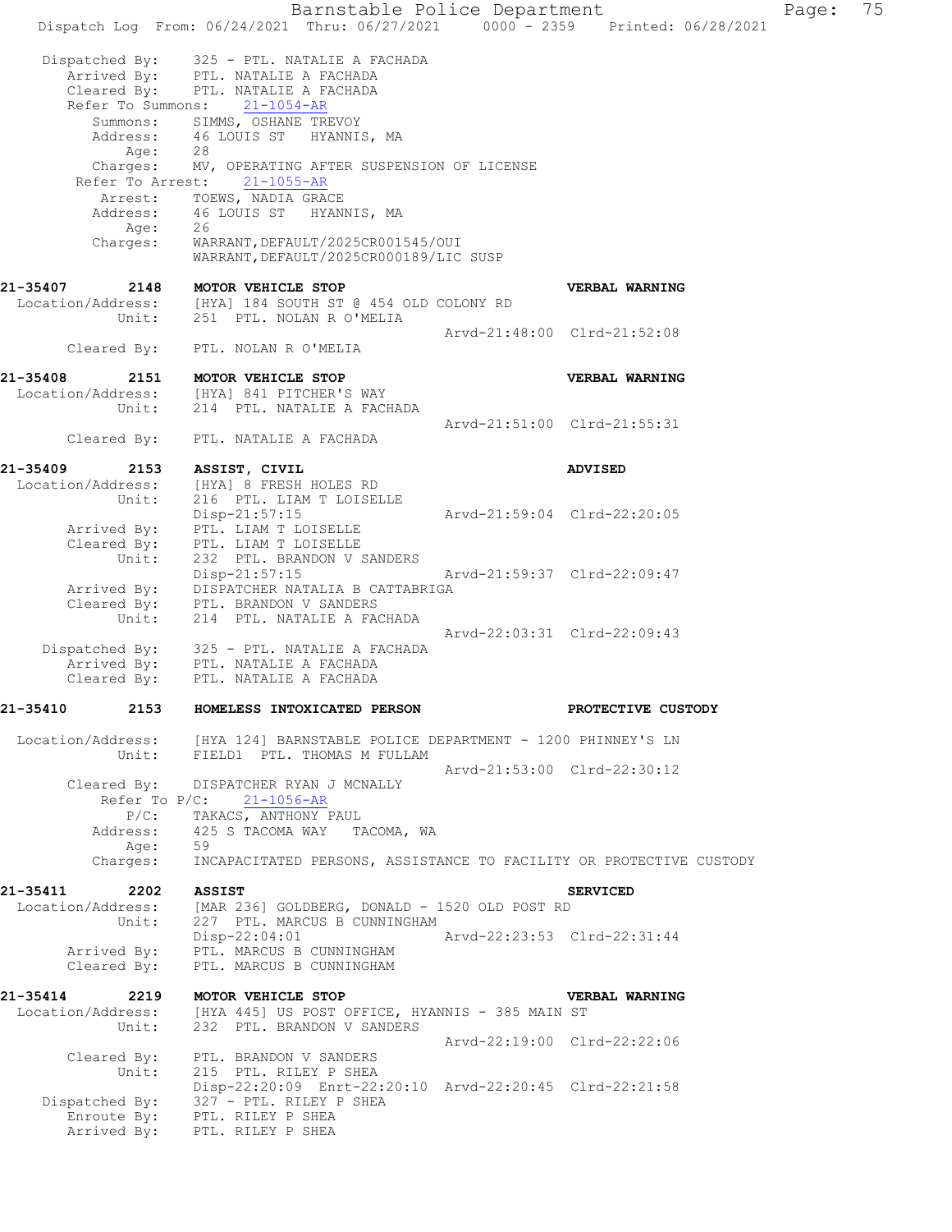```
    Dispatched By:    325 - PTL. NATALIE A FACHADA
       Arrived By:    PTL. NATALIE A FACHADA
       Cleared By:    PTL. NATALIE A FACHADA
    Refer To Summons:    21-1054-AR
         Summons:     SIMMS, OSHANE TREVOY
         Address:     46 LOUIS ST   HYANNIS, MA
             Age:     28
         Charges:     MV, OPERATING AFTER SUSPENSION OF LICENSE
     Refer To Arrest:    21-1055-AR
          Arrest:     TOEWS, NADIA GRACE
         Address:     46 LOUIS ST   HYANNIS, MA
             Age:     26
         Charges:     WARRANT,DEFAULT/2025CR001545/OUI
                      WARRANT,DEFAULT/2025CR000189/LIC SUSP

21-35407      2148    MOTOR VEHICLE STOP                              VERBAL WARNING
  Location/Address:   [HYA] 184 SOUTH ST @ 454 OLD COLONY RD
             Unit:    251  PTL. NOLAN R O'MELIA
                                                 Arvd-21:48:00  Clrd-21:52:08
       Cleared By:    PTL. NOLAN R O'MELIA

21-35408      2151    MOTOR VEHICLE STOP                              VERBAL WARNING
  Location/Address:   [HYA] 841 PITCHER'S WAY
             Unit:    214  PTL. NATALIE A FACHADA
                                                 Arvd-21:51:00  Clrd-21:55:31
       Cleared By:    PTL. NATALIE A FACHADA

21-35409      2153    ASSIST, CIVIL                                   ADVISED
  Location/Address:   [HYA] 8 FRESH HOLES RD
             Unit:    216  PTL. LIAM T LOISELLE
                      Disp-21:57:15              Arvd-21:59:04  Clrd-22:20:05
       Arrived By:    PTL. LIAM T LOISELLE
       Cleared By:    PTL. LIAM T LOISELLE
             Unit:    232  PTL. BRANDON V SANDERS
                      Disp-21:57:15              Arvd-21:59:37  Clrd-22:09:47
       Arrived By:    DISPATCHER NATALIA B CATTABRIGA
       Cleared By:    PTL. BRANDON V SANDERS
             Unit:    214  PTL. NATALIE A FACHADA
                                                 Arvd-22:03:31  Clrd-22:09:43
    Dispatched By:    325 - PTL. NATALIE A FACHADA
       Arrived By:    PTL. NATALIE A FACHADA
       Cleared By:    PTL. NATALIE A FACHADA

21-35410      2153    HOMELESS INTOXICATED PERSON                     PROTECTIVE CUSTODY

  Location/Address:   [HYA 124] BARNSTABLE POLICE DEPARTMENT - 1200 PHINNEY'S LN
             Unit:    FIELD1  PTL. THOMAS M FULLAM
                                                 Arvd-21:53:00  Clrd-22:30:12
       Cleared By:    DISPATCHER RYAN J MCNALLY
        Refer To P/C:    21-1056-AR
             P/C:     TAKACS, ANTHONY PAUL
         Address:     425 S TACOMA WAY   TACOMA, WA
             Age:     59
         Charges:     INCAPACITATED PERSONS, ASSISTANCE TO FACILITY OR PROTECTIVE CUSTODY

21-35411      2202    ASSIST                                          SERVICED
  Location/Address:   [MAR 236] GOLDBERG, DONALD - 1520 OLD POST RD
             Unit:    227  PTL. MARCUS B CUNNINGHAM
                      Disp-22:04:01              Arvd-22:23:53  Clrd-22:31:44
       Arrived By:    PTL. MARCUS B CUNNINGHAM
       Cleared By:    PTL. MARCUS B CUNNINGHAM

21-35414      2219    MOTOR VEHICLE STOP                              VERBAL WARNING
  Location/Address:   [HYA 445] US POST OFFICE, HYANNIS - 385 MAIN ST
             Unit:    232  PTL. BRANDON V SANDERS
                                                 Arvd-22:19:00  Clrd-22:22:06
       Cleared By:    PTL. BRANDON V SANDERS
             Unit:    215  PTL. RILEY P SHEA
                      Disp-22:20:09  Enrt-22:20:10  Arvd-22:20:45  Clrd-22:21:58
    Dispatched By:    327 - PTL. RILEY P SHEA
       Enroute By:    PTL. RILEY P SHEA
       Arrived By:    PTL. RILEY P SHEA
```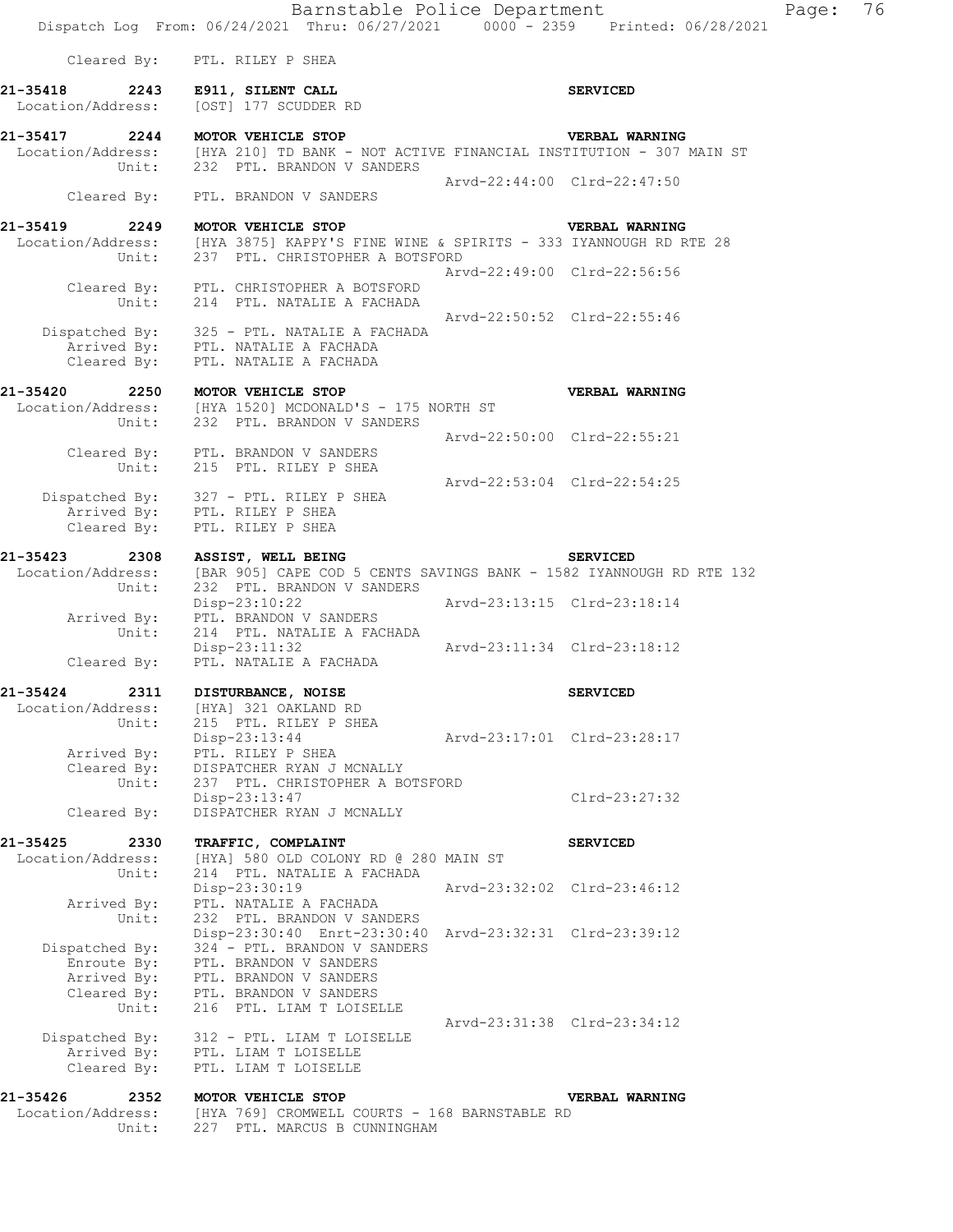```
        Cleared By:    PTL. RILEY P SHEA

21-35418      2243    E911, SILENT CALL                                     SERVICED
 Location/Address:    [OST] 177 SCUDDER RD

21-35417      2244    MOTOR VEHICLE STOP                                    VERBAL WARNING
 Location/Address:    [HYA 210] TD BANK - NOT ACTIVE FINANCIAL INSTITUTION - 307 MAIN ST
            Unit:     232  PTL. BRANDON V SANDERS
                                                     Arvd-22:44:00  Clrd-22:47:50
        Cleared By:    PTL. BRANDON V SANDERS

21-35419      2249    MOTOR VEHICLE STOP                                    VERBAL WARNING
 Location/Address:    [HYA 3875] KAPPY'S FINE WINE & SPIRITS - 333 IYANNOUGH RD RTE 28
            Unit:     237  PTL. CHRISTOPHER A BOTSFORD
                                                     Arvd-22:49:00  Clrd-22:56:56
        Cleared By:    PTL. CHRISTOPHER A BOTSFORD
            Unit:     214  PTL. NATALIE A FACHADA
                                                     Arvd-22:50:52  Clrd-22:55:46
     Dispatched By:    325 - PTL. NATALIE A FACHADA
        Arrived By:    PTL. NATALIE A FACHADA
        Cleared By:    PTL. NATALIE A FACHADA

21-35420      2250    MOTOR VEHICLE STOP                                    VERBAL WARNING
 Location/Address:    [HYA 1520] MCDONALD'S - 175 NORTH ST
            Unit:     232  PTL. BRANDON V SANDERS
                                                     Arvd-22:50:00  Clrd-22:55:21
        Cleared By:    PTL. BRANDON V SANDERS
            Unit:     215  PTL. RILEY P SHEA
                                                     Arvd-22:53:04  Clrd-22:54:25
     Dispatched By:    327 - PTL. RILEY P SHEA
        Arrived By:    PTL. RILEY P SHEA
        Cleared By:    PTL. RILEY P SHEA

21-35423      2308    ASSIST, WELL BEING                                    SERVICED
 Location/Address:    [BAR 905] CAPE COD 5 CENTS SAVINGS BANK - 1582 IYANNOUGH RD RTE 132
            Unit:     232  PTL. BRANDON V SANDERS
                      Disp-23:10:22                  Arvd-23:13:15  Clrd-23:18:14
        Arrived By:    PTL. BRANDON V SANDERS
            Unit:     214  PTL. NATALIE A FACHADA
                      Disp-23:11:32                  Arvd-23:11:34  Clrd-23:18:12
        Cleared By:    PTL. NATALIE A FACHADA

21-35424      2311    DISTURBANCE, NOISE                                    SERVICED
 Location/Address:    [HYA] 321 OAKLAND RD
            Unit:     215  PTL. RILEY P SHEA
                      Disp-23:13:44                  Arvd-23:17:01  Clrd-23:28:17
        Arrived By:    PTL. RILEY P SHEA
        Cleared By:    DISPATCHER RYAN J MCNALLY
            Unit:     237  PTL. CHRISTOPHER A BOTSFORD
                      Disp-23:13:47                                 Clrd-23:27:32
        Cleared By:    DISPATCHER RYAN J MCNALLY

21-35425      2330    TRAFFIC, COMPLAINT                                    SERVICED
 Location/Address:    [HYA] 580 OLD COLONY RD @ 280 MAIN ST
            Unit:     214  PTL. NATALIE A FACHADA
                      Disp-23:30:19                  Arvd-23:32:02  Clrd-23:46:12
        Arrived By:    PTL. NATALIE A FACHADA
            Unit:     232  PTL. BRANDON V SANDERS
                      Disp-23:30:40  Enrt-23:30:40  Arvd-23:32:31  Clrd-23:39:12
     Dispatched By:    324 - PTL. BRANDON V SANDERS
        Enroute By:    PTL. BRANDON V SANDERS
        Arrived By:    PTL. BRANDON V SANDERS
        Cleared By:    PTL. BRANDON V SANDERS
            Unit:     216  PTL. LIAM T LOISELLE
                                                     Arvd-23:31:38  Clrd-23:34:12
     Dispatched By:    312 - PTL. LIAM T LOISELLE
        Arrived By:    PTL. LIAM T LOISELLE
        Cleared By:    PTL. LIAM T LOISELLE

21-35426      2352    MOTOR VEHICLE STOP                                    VERBAL WARNING
 Location/Address:    [HYA 769] CROMWELL COURTS - 168 BARNSTABLE RD
            Unit:     227  PTL. MARCUS B CUNNINGHAM
```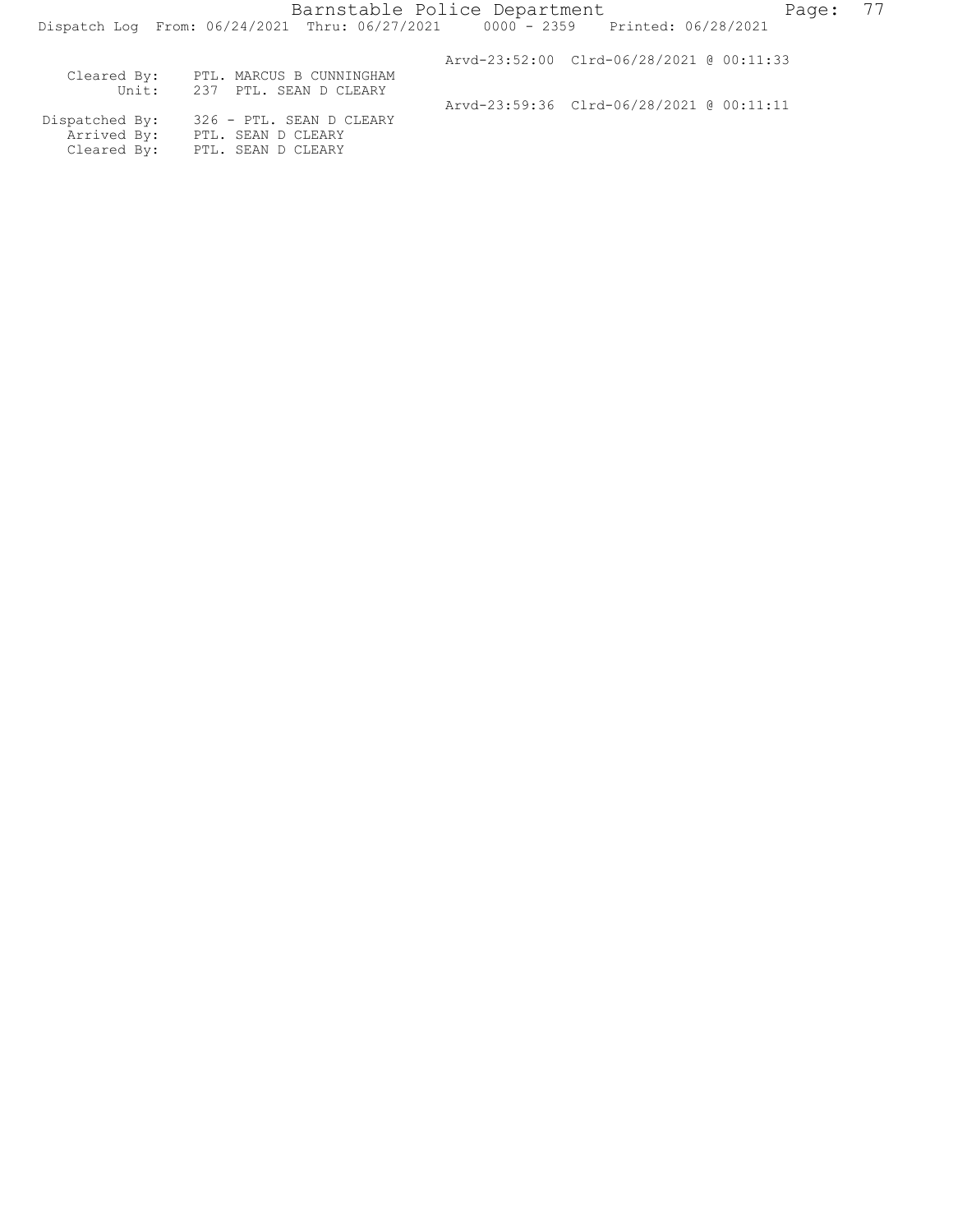Arvd-23:52:00 Clrd-06/28/2021 @ 00:11:33

Cleared By: PTL. MARCUS B CUNNINGHAM
Unit: 237 PTL. SEAN D CLEARY

Arvd-23:59:36 Clrd-06/28/2021 @ 00:11:11

Dispatched By: 326 - PTL. SEAN D CLEARY
Arrived By: PTL. SEAN D CLEARY
Cleared By: PTL. SEAN D CLEARY